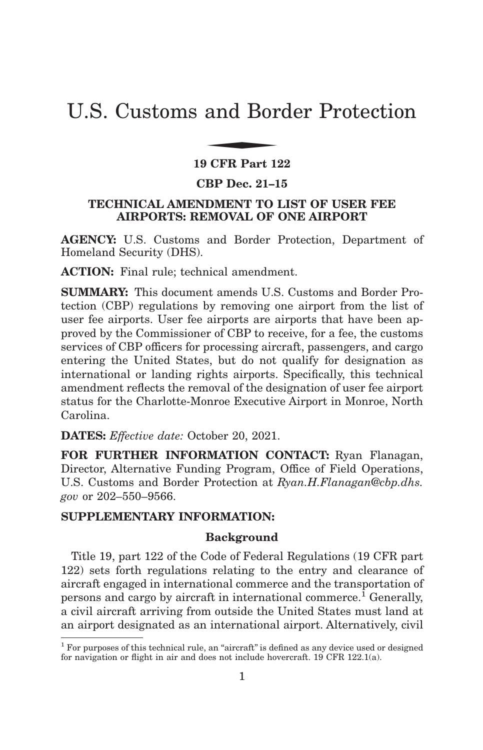# U.S. Customs and Border Protection

**19 CFR Part 122**

**CBP Dec. 21–15**

**TECHNICAL AMENDMENT TO LIST OF USER FEE AIRPORTS: REMOVAL OF ONE AIRPORT**

**AGENCY:** U.S. Customs and Border Protection, Department of Homeland Security (DHS).

**ACTION:** Final rule; technical amendment.

**SUMMARY:** This document amends U.S. Customs and Border Protection (CBP) regulations by removing one airport from the list of user fee airports. User fee airports are airports that have been approved by the Commissioner of CBP to receive, for a fee, the customs services of CBP officers for processing aircraft, passengers, and cargo entering the United States, but do not qualify for designation as international or landing rights airports. Specifically, this technical amendment reflects the removal of the designation of user fee airport status for the Charlotte-Monroe Executive Airport in Monroe, North Carolina.

**DATES:** *Effective date:* October 20, 2021.

**FOR FURTHER INFORMATION CONTACT:** Ryan Flanagan, Director, Alternative Funding Program, Office of Field Operations, U.S. Customs and Border Protection at *Ryan.H.Flanagan@cbp.dhs.gov* or 202–550–9566.

**SUPPLEMENTARY INFORMATION:**

**Background**

Title 19, part 122 of the Code of Federal Regulations (19 CFR part 122) sets forth regulations relating to the entry and clearance of aircraft engaged in international commerce and the transportation of persons and cargo by aircraft in international commerce.[1] Generally, a civil aircraft arriving from outside the United States must land at an airport designated as an international airport. Alternatively, civil

[1] For purposes of this technical rule, an "aircraft" is defined as any device used or designed for navigation or flight in air and does not include hovercraft. 19 CFR 122.1(a).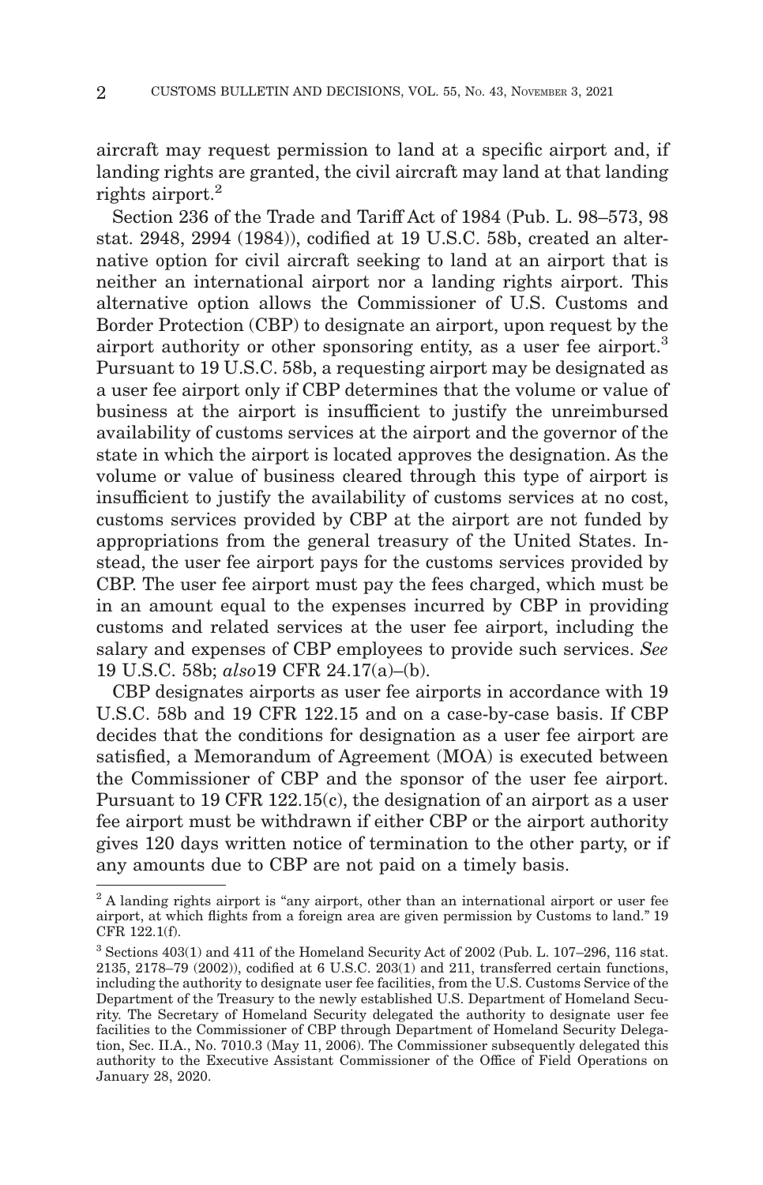aircraft may request permission to land at a specific airport and, if landing rights are granted, the civil aircraft may land at that landing rights airport.[2]

Section 236 of the Trade and Tariff Act of 1984 (Pub. L. 98–573, 98 stat. 2948, 2994 (1984)), codified at 19 U.S.C. 58b, created an alternative option for civil aircraft seeking to land at an airport that is neither an international airport nor a landing rights airport. This alternative option allows the Commissioner of U.S. Customs and Border Protection (CBP) to designate an airport, upon request by the airport authority or other sponsoring entity, as a user fee airport.[3] Pursuant to 19 U.S.C. 58b, a requesting airport may be designated as a user fee airport only if CBP determines that the volume or value of business at the airport is insufficient to justify the unreimbursed availability of customs services at the airport and the governor of the state in which the airport is located approves the designation. As the volume or value of business cleared through this type of airport is insufficient to justify the availability of customs services at no cost, customs services provided by CBP at the airport are not funded by appropriations from the general treasury of the United States. Instead, the user fee airport pays for the customs services provided by CBP. The user fee airport must pay the fees charged, which must be in an amount equal to the expenses incurred by CBP in providing customs and related services at the user fee airport, including the salary and expenses of CBP employees to provide such services. *See* 19 U.S.C. 58b; *also*19 CFR 24.17(a)–(b).

CBP designates airports as user fee airports in accordance with 19 U.S.C. 58b and 19 CFR 122.15 and on a case-by-case basis. If CBP decides that the conditions for designation as a user fee airport are satisfied, a Memorandum of Agreement (MOA) is executed between the Commissioner of CBP and the sponsor of the user fee airport. Pursuant to 19 CFR 122.15(c), the designation of an airport as a user fee airport must be withdrawn if either CBP or the airport authority gives 120 days written notice of termination to the other party, or if any amounts due to CBP are not paid on a timely basis.

[2] A landing rights airport is "any airport, other than an international airport or user fee airport, at which flights from a foreign area are given permission by Customs to land." 19 CFR 122.1(f).

[3] Sections 403(1) and 411 of the Homeland Security Act of 2002 (Pub. L. 107–296, 116 stat. 2135, 2178–79 (2002)), codified at 6 U.S.C. 203(1) and 211, transferred certain functions, including the authority to designate user fee facilities, from the U.S. Customs Service of the Department of the Treasury to the newly established U.S. Department of Homeland Security. The Secretary of Homeland Security delegated the authority to designate user fee facilities to the Commissioner of CBP through Department of Homeland Security Delegation, Sec. II.A., No. 7010.3 (May 11, 2006). The Commissioner subsequently delegated this authority to the Executive Assistant Commissioner of the Office of Field Operations on January 28, 2020.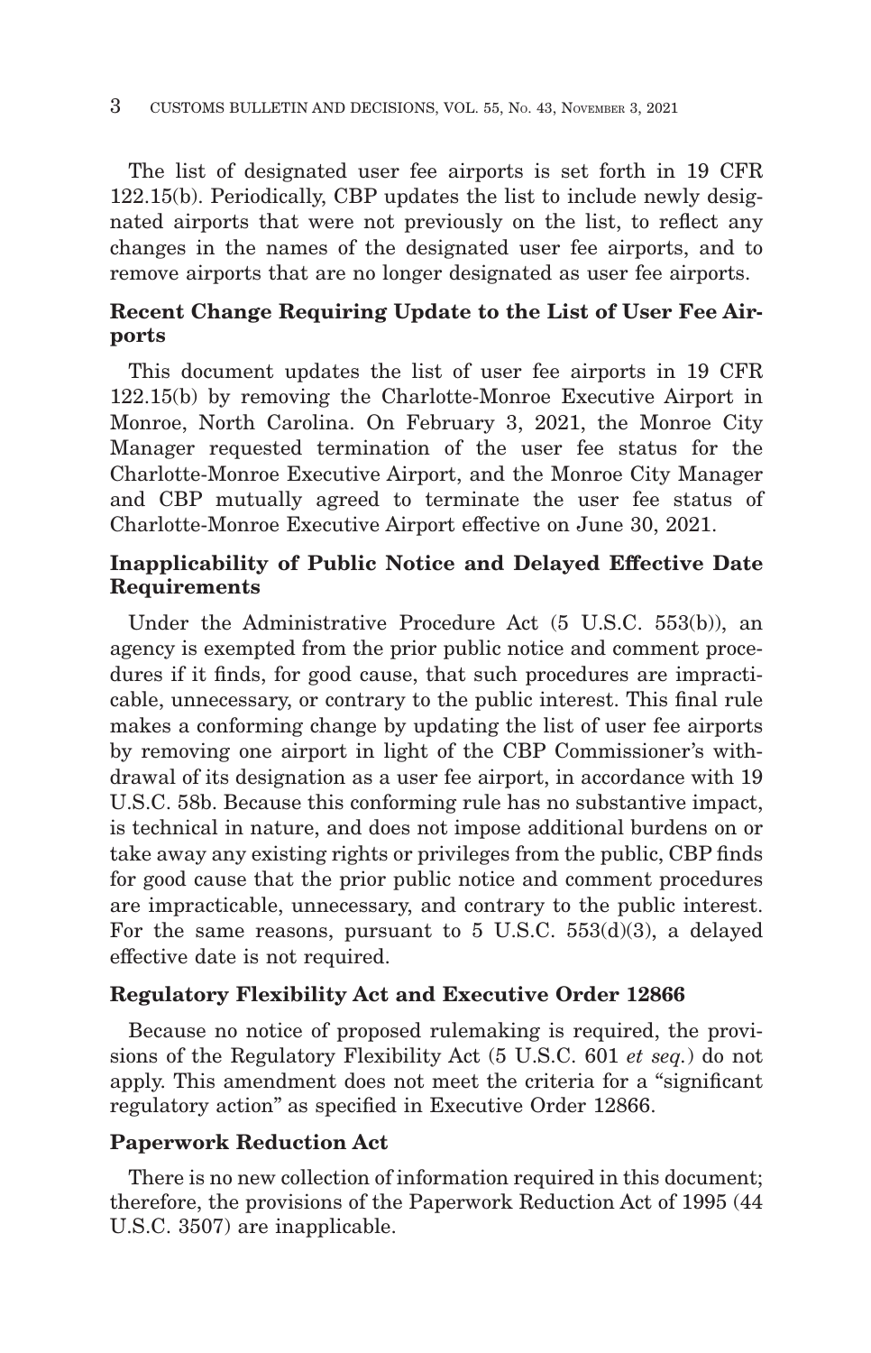The list of designated user fee airports is set forth in 19 CFR 122.15(b). Periodically, CBP updates the list to include newly designated airports that were not previously on the list, to reflect any changes in the names of the designated user fee airports, and to remove airports that are no longer designated as user fee airports.

## Recent Change Requiring Update to the List of User Fee Airports

This document updates the list of user fee airports in 19 CFR 122.15(b) by removing the Charlotte-Monroe Executive Airport in Monroe, North Carolina. On February 3, 2021, the Monroe City Manager requested termination of the user fee status for the Charlotte-Monroe Executive Airport, and the Monroe City Manager and CBP mutually agreed to terminate the user fee status of Charlotte-Monroe Executive Airport effective on June 30, 2021.

## Inapplicability of Public Notice and Delayed Effective Date Requirements

Under the Administrative Procedure Act (5 U.S.C. 553(b)), an agency is exempted from the prior public notice and comment procedures if it finds, for good cause, that such procedures are impracticable, unnecessary, or contrary to the public interest. This final rule makes a conforming change by updating the list of user fee airports by removing one airport in light of the CBP Commissioner's withdrawal of its designation as a user fee airport, in accordance with 19 U.S.C. 58b. Because this conforming rule has no substantive impact, is technical in nature, and does not impose additional burdens on or take away any existing rights or privileges from the public, CBP finds for good cause that the prior public notice and comment procedures are impracticable, unnecessary, and contrary to the public interest. For the same reasons, pursuant to 5 U.S.C. 553(d)(3), a delayed effective date is not required.

## Regulatory Flexibility Act and Executive Order 12866

Because no notice of proposed rulemaking is required, the provisions of the Regulatory Flexibility Act (5 U.S.C. 601 *et seq.*) do not apply. This amendment does not meet the criteria for a "significant regulatory action" as specified in Executive Order 12866.

## Paperwork Reduction Act

There is no new collection of information required in this document; therefore, the provisions of the Paperwork Reduction Act of 1995 (44 U.S.C. 3507) are inapplicable.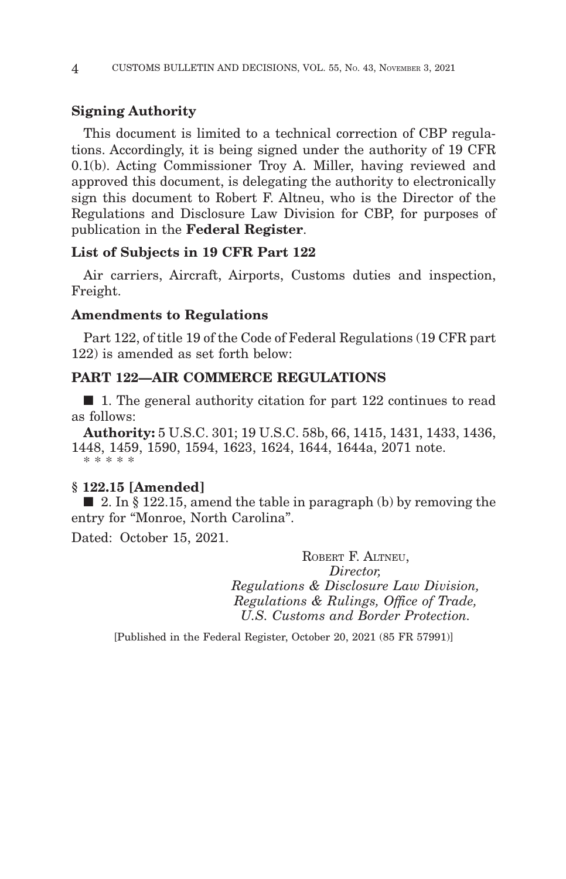## Signing Authority

This document is limited to a technical correction of CBP regulations. Accordingly, it is being signed under the authority of 19 CFR 0.1(b). Acting Commissioner Troy A. Miller, having reviewed and approved this document, is delegating the authority to electronically sign this document to Robert F. Altneu, who is the Director of the Regulations and Disclosure Law Division for CBP, for purposes of publication in the **Federal Register**.

## List of Subjects in 19 CFR Part 122

Air carriers, Aircraft, Airports, Customs duties and inspection, Freight.

## Amendments to Regulations

Part 122, of title 19 of the Code of Federal Regulations (19 CFR part 122) is amended as set forth below:

## PART 122—AIR COMMERCE REGULATIONS

■ 1. The general authority citation for part 122 continues to read as follows:

**Authority:** 5 U.S.C. 301; 19 U.S.C. 58b, 66, 1415, 1431, 1433, 1436, 1448, 1459, 1590, 1594, 1623, 1624, 1644, 1644a, 2071 note.

* * * * *

### § 122.15 [Amended]

■ 2. In § 122.15, amend the table in paragraph (b) by removing the entry for "Monroe, North Carolina".

Dated: October 15, 2021.

ROBERT F. ALTNEU,
*Director,*
*Regulations & Disclosure Law Division,*
*Regulations & Rulings, Office of Trade,*
*U.S. Customs and Border Protection.*

[Published in the Federal Register, October 20, 2021 (85 FR 57991)]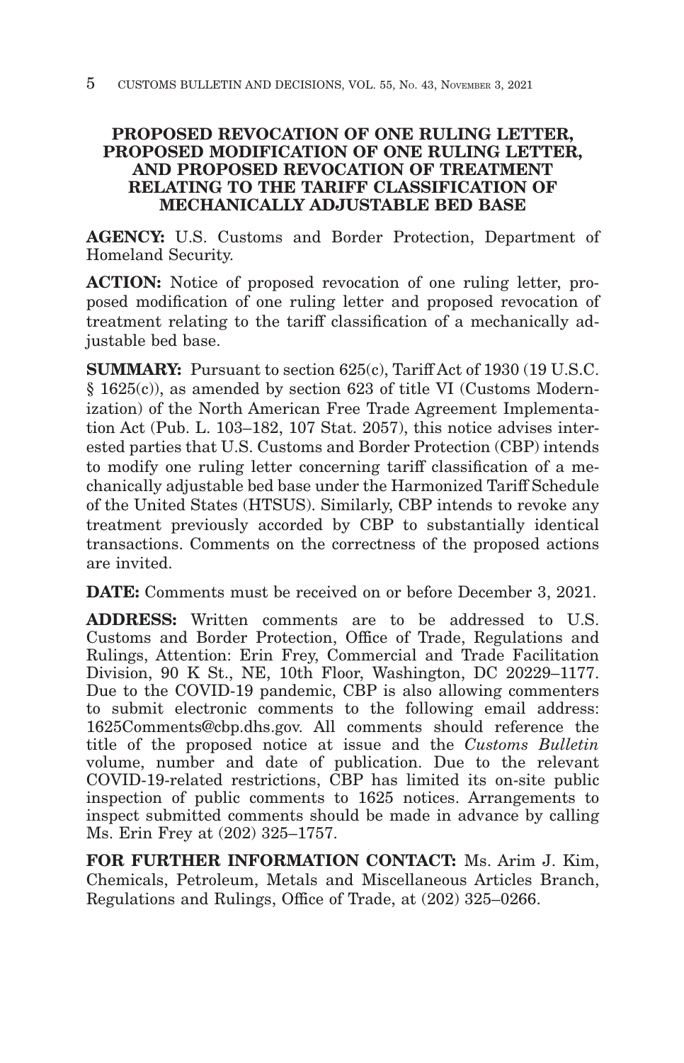# PROPOSED REVOCATION OF ONE RULING LETTER, PROPOSED MODIFICATION OF ONE RULING LETTER, AND PROPOSED REVOCATION OF TREATMENT RELATING TO THE TARIFF CLASSIFICATION OF MECHANICALLY ADJUSTABLE BED BASE

**AGENCY:** U.S. Customs and Border Protection, Department of Homeland Security.

**ACTION:** Notice of proposed revocation of one ruling letter, proposed modification of one ruling letter and proposed revocation of treatment relating to the tariff classification of a mechanically adjustable bed base.

**SUMMARY:** Pursuant to section 625(c), Tariff Act of 1930 (19 U.S.C. § 1625(c)), as amended by section 623 of title VI (Customs Modernization) of the North American Free Trade Agreement Implementation Act (Pub. L. 103–182, 107 Stat. 2057), this notice advises interested parties that U.S. Customs and Border Protection (CBP) intends to modify one ruling letter concerning tariff classification of a mechanically adjustable bed base under the Harmonized Tariff Schedule of the United States (HTSUS). Similarly, CBP intends to revoke any treatment previously accorded by CBP to substantially identical transactions. Comments on the correctness of the proposed actions are invited.

**DATE:** Comments must be received on or before December 3, 2021.

**ADDRESS:** Written comments are to be addressed to U.S. Customs and Border Protection, Office of Trade, Regulations and Rulings, Attention: Erin Frey, Commercial and Trade Facilitation Division, 90 K St., NE, 10th Floor, Washington, DC 20229–1177. Due to the COVID-19 pandemic, CBP is also allowing commenters to submit electronic comments to the following email address: 1625Comments@cbp.dhs.gov. All comments should reference the title of the proposed notice at issue and the *Customs Bulletin* volume, number and date of publication. Due to the relevant COVID-19-related restrictions, CBP has limited its on-site public inspection of public comments to 1625 notices. Arrangements to inspect submitted comments should be made in advance by calling Ms. Erin Frey at (202) 325–1757.

**FOR FURTHER INFORMATION CONTACT:** Ms. Arim J. Kim, Chemicals, Petroleum, Metals and Miscellaneous Articles Branch, Regulations and Rulings, Office of Trade, at (202) 325–0266.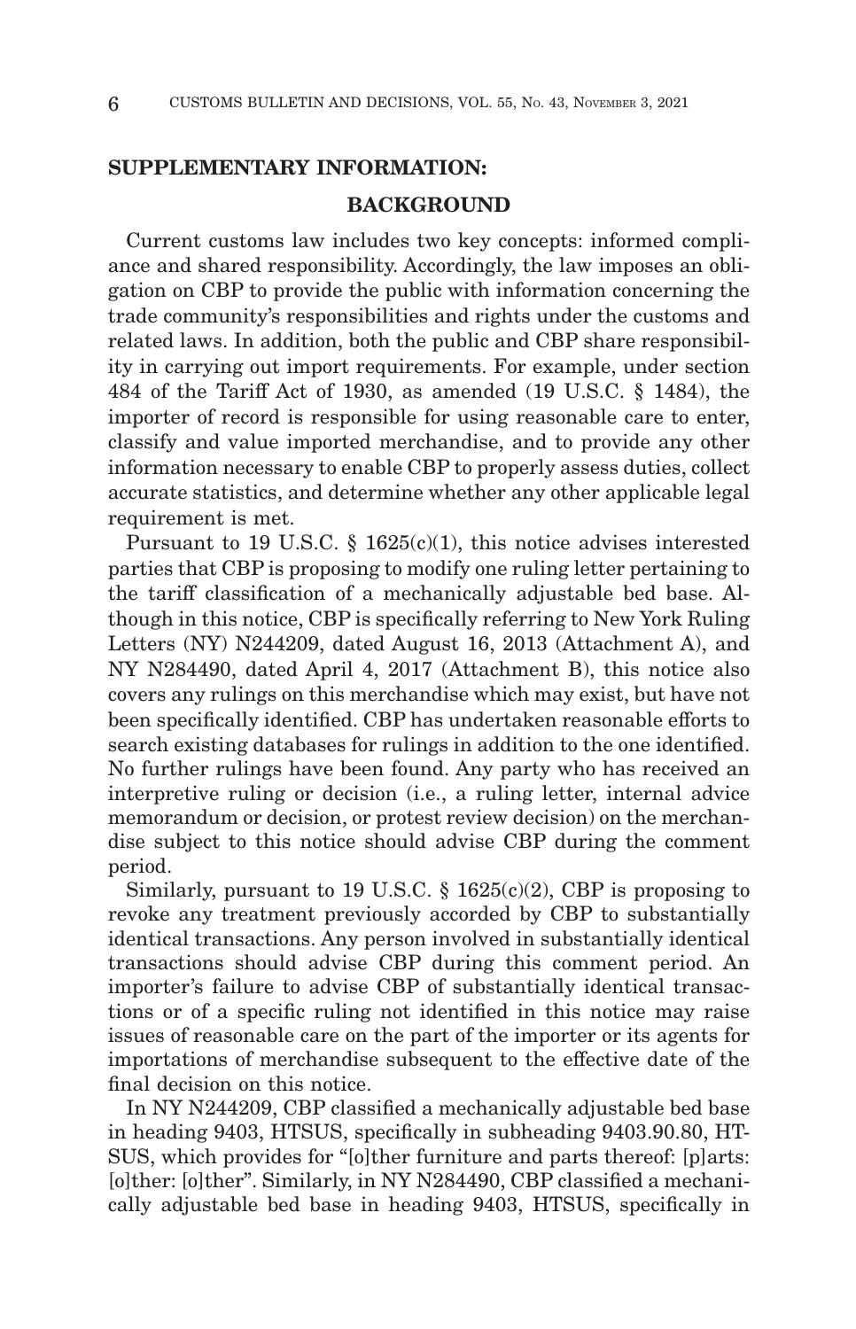## SUPPLEMENTARY INFORMATION:

### BACKGROUND

Current customs law includes two key concepts: informed compliance and shared responsibility. Accordingly, the law imposes an obligation on CBP to provide the public with information concerning the trade community's responsibilities and rights under the customs and related laws. In addition, both the public and CBP share responsibility in carrying out import requirements. For example, under section 484 of the Tariff Act of 1930, as amended (19 U.S.C. § 1484), the importer of record is responsible for using reasonable care to enter, classify and value imported merchandise, and to provide any other information necessary to enable CBP to properly assess duties, collect accurate statistics, and determine whether any other applicable legal requirement is met.

Pursuant to 19 U.S.C. § 1625(c)(1), this notice advises interested parties that CBP is proposing to modify one ruling letter pertaining to the tariff classification of a mechanically adjustable bed base. Although in this notice, CBP is specifically referring to New York Ruling Letters (NY) N244209, dated August 16, 2013 (Attachment A), and NY N284490, dated April 4, 2017 (Attachment B), this notice also covers any rulings on this merchandise which may exist, but have not been specifically identified. CBP has undertaken reasonable efforts to search existing databases for rulings in addition to the one identified. No further rulings have been found. Any party who has received an interpretive ruling or decision (i.e., a ruling letter, internal advice memorandum or decision, or protest review decision) on the merchandise subject to this notice should advise CBP during the comment period.

Similarly, pursuant to 19 U.S.C. § 1625(c)(2), CBP is proposing to revoke any treatment previously accorded by CBP to substantially identical transactions. Any person involved in substantially identical transactions should advise CBP during this comment period. An importer's failure to advise CBP of substantially identical transactions or of a specific ruling not identified in this notice may raise issues of reasonable care on the part of the importer or its agents for importations of merchandise subsequent to the effective date of the final decision on this notice.

In NY N244209, CBP classified a mechanically adjustable bed base in heading 9403, HTSUS, specifically in subheading 9403.90.80, HTSUS, which provides for "[o]ther furniture and parts thereof: [p]arts: [o]ther: [o]ther". Similarly, in NY N284490, CBP classified a mechanically adjustable bed base in heading 9403, HTSUS, specifically in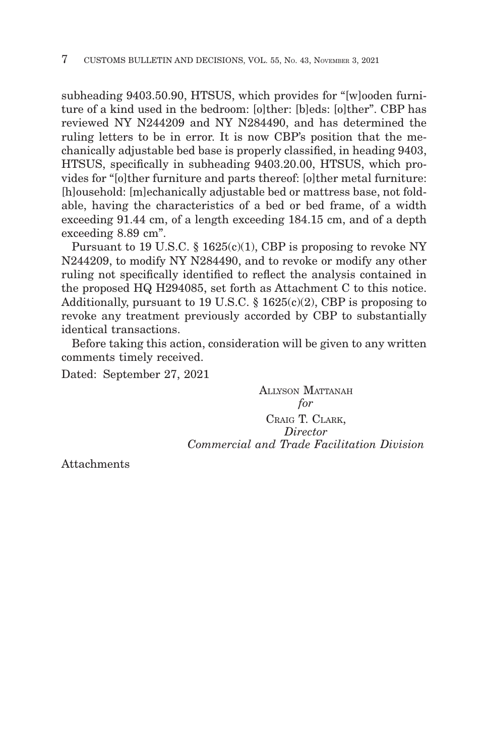subheading 9403.50.90, HTSUS, which provides for "[w]ooden furniture of a kind used in the bedroom: [o]ther: [b]eds: [o]ther". CBP has reviewed NY N244209 and NY N284490, and has determined the ruling letters to be in error. It is now CBP's position that the mechanically adjustable bed base is properly classified, in heading 9403, HTSUS, specifically in subheading 9403.20.00, HTSUS, which provides for "[o]ther furniture and parts thereof: [o]ther metal furniture: [h]ousehold: [m]echanically adjustable bed or mattress base, not foldable, having the characteristics of a bed or bed frame, of a width exceeding 91.44 cm, of a length exceeding 184.15 cm, and of a depth exceeding 8.89 cm".

Pursuant to 19 U.S.C. § 1625(c)(1), CBP is proposing to revoke NY N244209, to modify NY N284490, and to revoke or modify any other ruling not specifically identified to reflect the analysis contained in the proposed HQ H294085, set forth as Attachment C to this notice. Additionally, pursuant to 19 U.S.C. § 1625(c)(2), CBP is proposing to revoke any treatment previously accorded by CBP to substantially identical transactions.

Before taking this action, consideration will be given to any written comments timely received.

Dated: September 27, 2021

ALLYSON MATTANAH
*for*
CRAIG T. CLARK,
*Director*
*Commercial and Trade Facilitation Division*

Attachments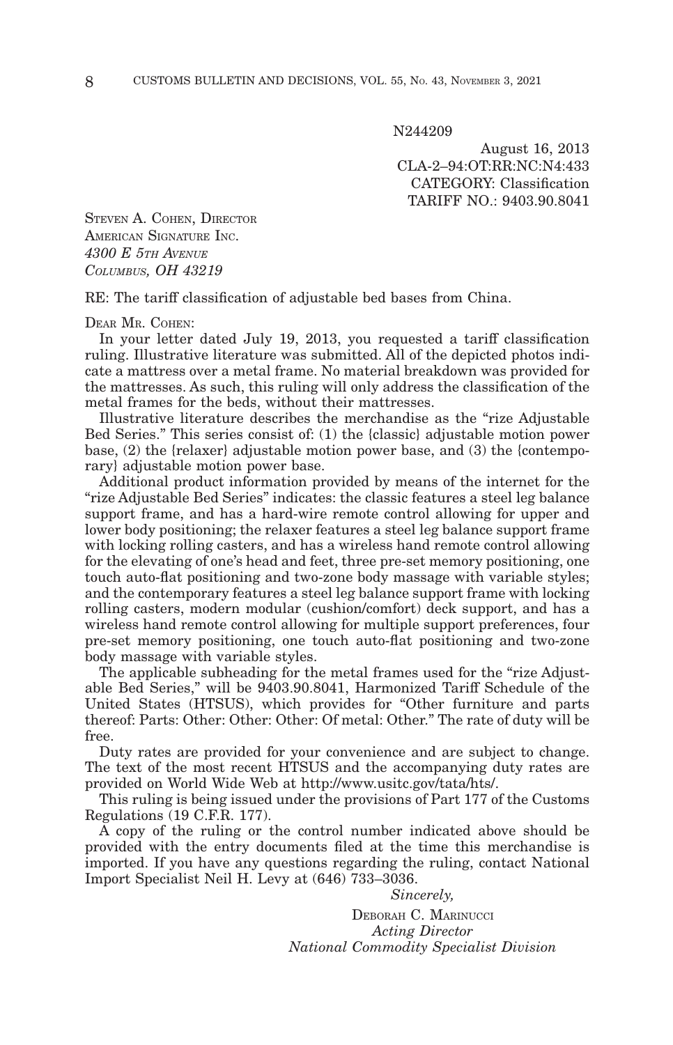N244209

August 16, 2013
CLA-2–94:OT:RR:NC:N4:433
CATEGORY: Classification
TARIFF NO.: 9403.90.8041

STEVEN A. COHEN, DIRECTOR
AMERICAN SIGNATURE INC.
*4300 E 5TH AVENUE*
*COLUMBUS, OH 43219*

RE: The tariff classification of adjustable bed bases from China.

DEAR MR. COHEN:

In your letter dated July 19, 2013, you requested a tariff classification ruling. Illustrative literature was submitted. All of the depicted photos indicate a mattress over a metal frame. No material breakdown was provided for the mattresses. As such, this ruling will only address the classification of the metal frames for the beds, without their mattresses.

Illustrative literature describes the merchandise as the "rize Adjustable Bed Series." This series consist of: (1) the {classic} adjustable motion power base, (2) the {relaxer} adjustable motion power base, and (3) the {contemporary} adjustable motion power base.

Additional product information provided by means of the internet for the "rize Adjustable Bed Series" indicates: the classic features a steel leg balance support frame, and has a hard-wire remote control allowing for upper and lower body positioning; the relaxer features a steel leg balance support frame with locking rolling casters, and has a wireless hand remote control allowing for the elevating of one's head and feet, three pre-set memory positioning, one touch auto-flat positioning and two-zone body massage with variable styles; and the contemporary features a steel leg balance support frame with locking rolling casters, modern modular (cushion/comfort) deck support, and has a wireless hand remote control allowing for multiple support preferences, four pre-set memory positioning, one touch auto-flat positioning and two-zone body massage with variable styles.

The applicable subheading for the metal frames used for the "rize Adjustable Bed Series," will be 9403.90.8041, Harmonized Tariff Schedule of the United States (HTSUS), which provides for "Other furniture and parts thereof: Parts: Other: Other: Other: Of metal: Other." The rate of duty will be free.

Duty rates are provided for your convenience and are subject to change. The text of the most recent HTSUS and the accompanying duty rates are provided on World Wide Web at http://www.usitc.gov/tata/hts/.

This ruling is being issued under the provisions of Part 177 of the Customs Regulations (19 C.F.R. 177).

A copy of the ruling or the control number indicated above should be provided with the entry documents filed at the time this merchandise is imported. If you have any questions regarding the ruling, contact National Import Specialist Neil H. Levy at (646) 733–3036.

*Sincerely,*

DEBORAH C. MARINUCCI
*Acting Director*
*National Commodity Specialist Division*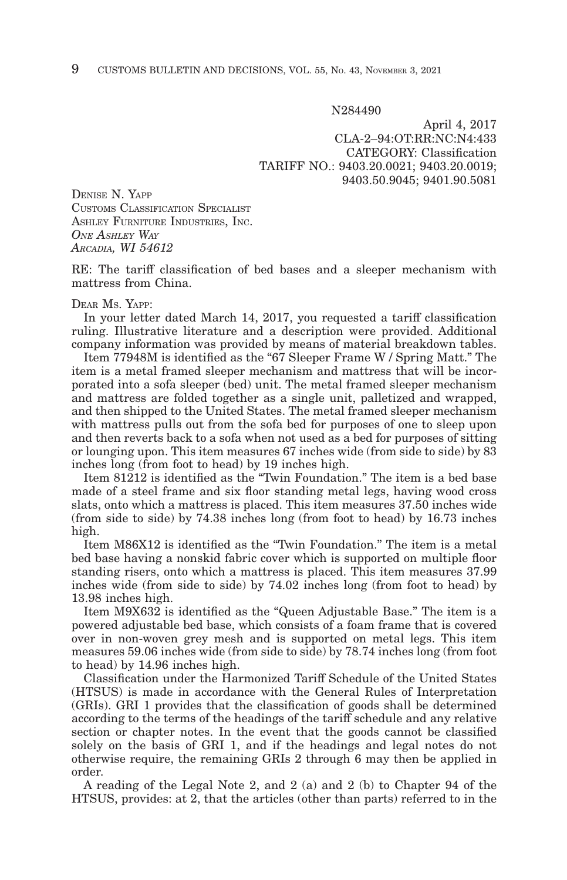N284490

April 4, 2017
CLA-2–94:OT:RR:NC:N4:433
CATEGORY: Classification
TARIFF NO.: 9403.20.0021; 9403.20.0019; 9403.50.9045; 9401.90.5081

DENISE N. YAPP
CUSTOMS CLASSIFICATION SPECIALIST
ASHLEY FURNITURE INDUSTRIES, INC.
*ONE ASHLEY WAY*
*ARCADIA, WI 54612*

RE: The tariff classification of bed bases and a sleeper mechanism with mattress from China.

DEAR MS. YAPP:

In your letter dated March 14, 2017, you requested a tariff classification ruling. Illustrative literature and a description were provided. Additional company information was provided by means of material breakdown tables.

Item 77948M is identified as the "67 Sleeper Frame W / Spring Matt." The item is a metal framed sleeper mechanism and mattress that will be incorporated into a sofa sleeper (bed) unit. The metal framed sleeper mechanism and mattress are folded together as a single unit, palletized and wrapped, and then shipped to the United States. The metal framed sleeper mechanism with mattress pulls out from the sofa bed for purposes of one to sleep upon and then reverts back to a sofa when not used as a bed for purposes of sitting or lounging upon. This item measures 67 inches wide (from side to side) by 83 inches long (from foot to head) by 19 inches high.

Item 81212 is identified as the "Twin Foundation." The item is a bed base made of a steel frame and six floor standing metal legs, having wood cross slats, onto which a mattress is placed. This item measures 37.50 inches wide (from side to side) by 74.38 inches long (from foot to head) by 16.73 inches high.

Item M86X12 is identified as the "Twin Foundation." The item is a metal bed base having a nonskid fabric cover which is supported on multiple floor standing risers, onto which a mattress is placed. This item measures 37.99 inches wide (from side to side) by 74.02 inches long (from foot to head) by 13.98 inches high.

Item M9X632 is identified as the "Queen Adjustable Base." The item is a powered adjustable bed base, which consists of a foam frame that is covered over in non-woven grey mesh and is supported on metal legs. This item measures 59.06 inches wide (from side to side) by 78.74 inches long (from foot to head) by 14.96 inches high.

Classification under the Harmonized Tariff Schedule of the United States (HTSUS) is made in accordance with the General Rules of Interpretation (GRIs). GRI 1 provides that the classification of goods shall be determined according to the terms of the headings of the tariff schedule and any relative section or chapter notes. In the event that the goods cannot be classified solely on the basis of GRI 1, and if the headings and legal notes do not otherwise require, the remaining GRIs 2 through 6 may then be applied in order.

A reading of the Legal Note 2, and 2 (a) and 2 (b) to Chapter 94 of the HTSUS, provides: at 2, that the articles (other than parts) referred to in the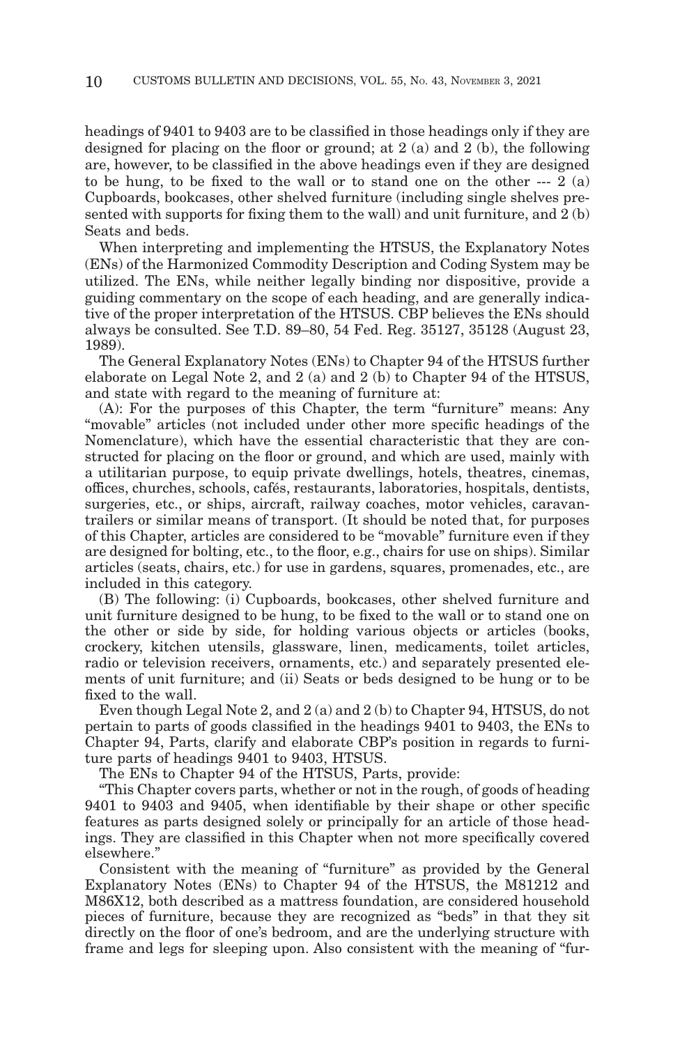headings of 9401 to 9403 are to be classified in those headings only if they are designed for placing on the floor or ground; at 2 (a) and 2 (b), the following are, however, to be classified in the above headings even if they are designed to be hung, to be fixed to the wall or to stand one on the other --- 2 (a) Cupboards, bookcases, other shelved furniture (including single shelves presented with supports for fixing them to the wall) and unit furniture, and 2 (b) Seats and beds.

When interpreting and implementing the HTSUS, the Explanatory Notes (ENs) of the Harmonized Commodity Description and Coding System may be utilized. The ENs, while neither legally binding nor dispositive, provide a guiding commentary on the scope of each heading, and are generally indicative of the proper interpretation of the HTSUS. CBP believes the ENs should always be consulted. See T.D. 89–80, 54 Fed. Reg. 35127, 35128 (August 23, 1989).

The General Explanatory Notes (ENs) to Chapter 94 of the HTSUS further elaborate on Legal Note 2, and 2 (a) and 2 (b) to Chapter 94 of the HTSUS, and state with regard to the meaning of furniture at:

(A): For the purposes of this Chapter, the term "furniture" means: Any "movable" articles (not included under other more specific headings of the Nomenclature), which have the essential characteristic that they are constructed for placing on the floor or ground, and which are used, mainly with a utilitarian purpose, to equip private dwellings, hotels, theatres, cinemas, offices, churches, schools, cafés, restaurants, laboratories, hospitals, dentists, surgeries, etc., or ships, aircraft, railway coaches, motor vehicles, caravan-trailers or similar means of transport. (It should be noted that, for purposes of this Chapter, articles are considered to be "movable" furniture even if they are designed for bolting, etc., to the floor, e.g., chairs for use on ships). Similar articles (seats, chairs, etc.) for use in gardens, squares, promenades, etc., are included in this category.

(B) The following: (i) Cupboards, bookcases, other shelved furniture and unit furniture designed to be hung, to be fixed to the wall or to stand one on the other or side by side, for holding various objects or articles (books, crockery, kitchen utensils, glassware, linen, medicaments, toilet articles, radio or television receivers, ornaments, etc.) and separately presented elements of unit furniture; and (ii) Seats or beds designed to be hung or to be fixed to the wall.

Even though Legal Note 2, and 2 (a) and 2 (b) to Chapter 94, HTSUS, do not pertain to parts of goods classified in the headings 9401 to 9403, the ENs to Chapter 94, Parts, clarify and elaborate CBP's position in regards to furniture parts of headings 9401 to 9403, HTSUS.

The ENs to Chapter 94 of the HTSUS, Parts, provide:

"This Chapter covers parts, whether or not in the rough, of goods of heading 9401 to 9403 and 9405, when identifiable by their shape or other specific features as parts designed solely or principally for an article of those headings. They are classified in this Chapter when not more specifically covered elsewhere."

Consistent with the meaning of "furniture" as provided by the General Explanatory Notes (ENs) to Chapter 94 of the HTSUS, the M81212 and M86X12, both described as a mattress foundation, are considered household pieces of furniture, because they are recognized as "beds" in that they sit directly on the floor of one's bedroom, and are the underlying structure with frame and legs for sleeping upon. Also consistent with the meaning of "fur-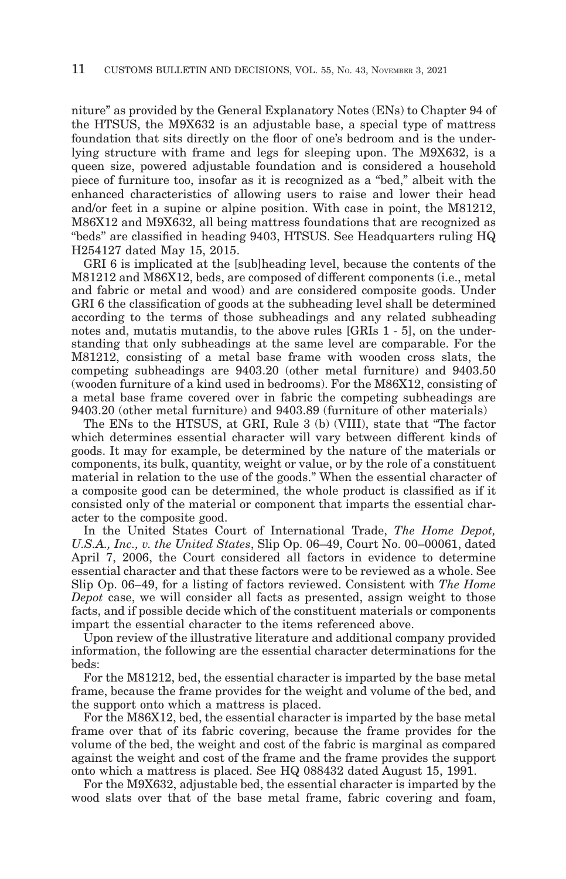niture" as provided by the General Explanatory Notes (ENs) to Chapter 94 of the HTSUS, the M9X632 is an adjustable base, a special type of mattress foundation that sits directly on the floor of one's bedroom and is the underlying structure with frame and legs for sleeping upon. The M9X632, is a queen size, powered adjustable foundation and is considered a household piece of furniture too, insofar as it is recognized as a "bed," albeit with the enhanced characteristics of allowing users to raise and lower their head and/or feet in a supine or alpine position. With case in point, the M81212, M86X12 and M9X632, all being mattress foundations that are recognized as "beds" are classified in heading 9403, HTSUS. See Headquarters ruling HQ H254127 dated May 15, 2015.

GRI 6 is implicated at the [sub]heading level, because the contents of the M81212 and M86X12, beds, are composed of different components (i.e., metal and fabric or metal and wood) and are considered composite goods. Under GRI 6 the classification of goods at the subheading level shall be determined according to the terms of those subheadings and any related subheading notes and, mutatis mutandis, to the above rules [GRIs 1 - 5], on the understanding that only subheadings at the same level are comparable. For the M81212, consisting of a metal base frame with wooden cross slats, the competing subheadings are 9403.20 (other metal furniture) and 9403.50 (wooden furniture of a kind used in bedrooms). For the M86X12, consisting of a metal base frame covered over in fabric the competing subheadings are 9403.20 (other metal furniture) and 9403.89 (furniture of other materials)

The ENs to the HTSUS, at GRI, Rule 3 (b) (VIII), state that "The factor which determines essential character will vary between different kinds of goods. It may for example, be determined by the nature of the materials or components, its bulk, quantity, weight or value, or by the role of a constituent material in relation to the use of the goods." When the essential character of a composite good can be determined, the whole product is classified as if it consisted only of the material or component that imparts the essential character to the composite good.

In the United States Court of International Trade, *The Home Depot, U.S.A., Inc., v. the United States*, Slip Op. 06–49, Court No. 00–00061, dated April 7, 2006, the Court considered all factors in evidence to determine essential character and that these factors were to be reviewed as a whole. See Slip Op. 06–49, for a listing of factors reviewed. Consistent with *The Home Depot* case, we will consider all facts as presented, assign weight to those facts, and if possible decide which of the constituent materials or components impart the essential character to the items referenced above.

Upon review of the illustrative literature and additional company provided information, the following are the essential character determinations for the beds:

For the M81212, bed, the essential character is imparted by the base metal frame, because the frame provides for the weight and volume of the bed, and the support onto which a mattress is placed.

For the M86X12, bed, the essential character is imparted by the base metal frame over that of its fabric covering, because the frame provides for the volume of the bed, the weight and cost of the fabric is marginal as compared against the weight and cost of the frame and the frame provides the support onto which a mattress is placed. See HQ 088432 dated August 15, 1991.

For the M9X632, adjustable bed, the essential character is imparted by the wood slats over that of the base metal frame, fabric covering and foam,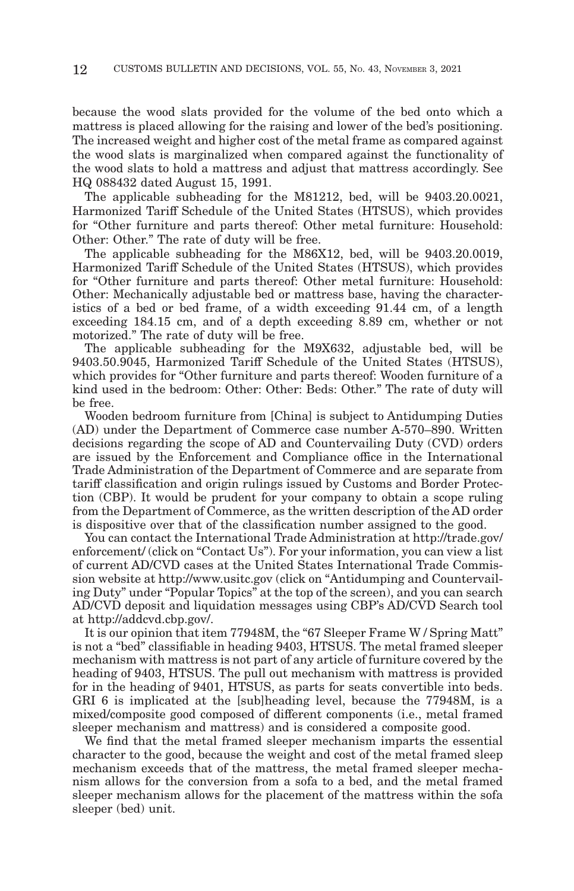because the wood slats provided for the volume of the bed onto which a mattress is placed allowing for the raising and lower of the bed's positioning. The increased weight and higher cost of the metal frame as compared against the wood slats is marginalized when compared against the functionality of the wood slats to hold a mattress and adjust that mattress accordingly. See HQ 088432 dated August 15, 1991.

The applicable subheading for the M81212, bed, will be 9403.20.0021, Harmonized Tariff Schedule of the United States (HTSUS), which provides for "Other furniture and parts thereof: Other metal furniture: Household: Other: Other." The rate of duty will be free.

The applicable subheading for the M86X12, bed, will be 9403.20.0019, Harmonized Tariff Schedule of the United States (HTSUS), which provides for "Other furniture and parts thereof: Other metal furniture: Household: Other: Mechanically adjustable bed or mattress base, having the characteristics of a bed or bed frame, of a width exceeding 91.44 cm, of a length exceeding 184.15 cm, and of a depth exceeding 8.89 cm, whether or not motorized." The rate of duty will be free.

The applicable subheading for the M9X632, adjustable bed, will be 9403.50.9045, Harmonized Tariff Schedule of the United States (HTSUS), which provides for "Other furniture and parts thereof: Wooden furniture of a kind used in the bedroom: Other: Other: Beds: Other." The rate of duty will be free.

Wooden bedroom furniture from [China] is subject to Antidumping Duties (AD) under the Department of Commerce case number A-570–890. Written decisions regarding the scope of AD and Countervailing Duty (CVD) orders are issued by the Enforcement and Compliance office in the International Trade Administration of the Department of Commerce and are separate from tariff classification and origin rulings issued by Customs and Border Protection (CBP). It would be prudent for your company to obtain a scope ruling from the Department of Commerce, as the written description of the AD order is dispositive over that of the classification number assigned to the good.

You can contact the International Trade Administration at http://trade.gov/enforcement/ (click on "Contact Us"). For your information, you can view a list of current AD/CVD cases at the United States International Trade Commission website at http://www.usitc.gov (click on "Antidumping and Countervailing Duty" under "Popular Topics" at the top of the screen), and you can search AD/CVD deposit and liquidation messages using CBP's AD/CVD Search tool at http://addcvd.cbp.gov/.

It is our opinion that item 77948M, the "67 Sleeper Frame W / Spring Matt" is not a "bed" classifiable in heading 9403, HTSUS. The metal framed sleeper mechanism with mattress is not part of any article of furniture covered by the heading of 9403, HTSUS. The pull out mechanism with mattress is provided for in the heading of 9401, HTSUS, as parts for seats convertible into beds. GRI 6 is implicated at the [sub]heading level, because the 77948M, is a mixed/composite good composed of different components (i.e., metal framed sleeper mechanism and mattress) and is considered a composite good.

We find that the metal framed sleeper mechanism imparts the essential character to the good, because the weight and cost of the metal framed sleep mechanism exceeds that of the mattress, the metal framed sleeper mechanism allows for the conversion from a sofa to a bed, and the metal framed sleeper mechanism allows for the placement of the mattress within the sofa sleeper (bed) unit.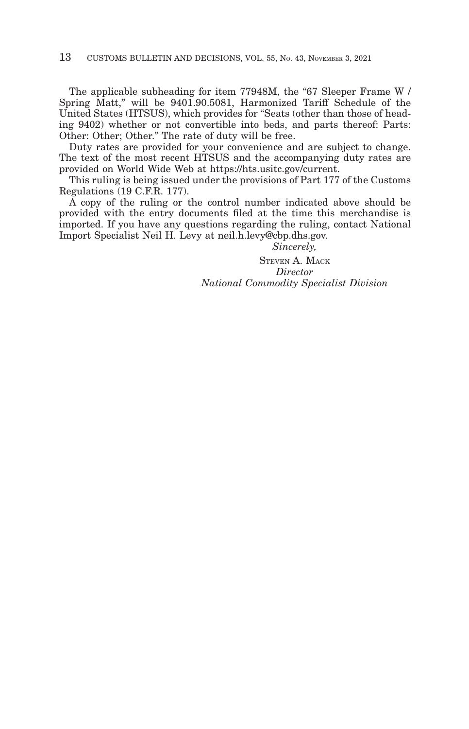The applicable subheading for item 77948M, the "67 Sleeper Frame W / Spring Matt," will be 9401.90.5081, Harmonized Tariff Schedule of the United States (HTSUS), which provides for "Seats (other than those of heading 9402) whether or not convertible into beds, and parts thereof: Parts: Other: Other; Other." The rate of duty will be free.

Duty rates are provided for your convenience and are subject to change. The text of the most recent HTSUS and the accompanying duty rates are provided on World Wide Web at https://hts.usitc.gov/current.

This ruling is being issued under the provisions of Part 177 of the Customs Regulations (19 C.F.R. 177).

A copy of the ruling or the control number indicated above should be provided with the entry documents filed at the time this merchandise is imported. If you have any questions regarding the ruling, contact National Import Specialist Neil H. Levy at neil.h.levy@cbp.dhs.gov.

*Sincerely,*

STEVEN A. MACK
*Director*
*National Commodity Specialist Division*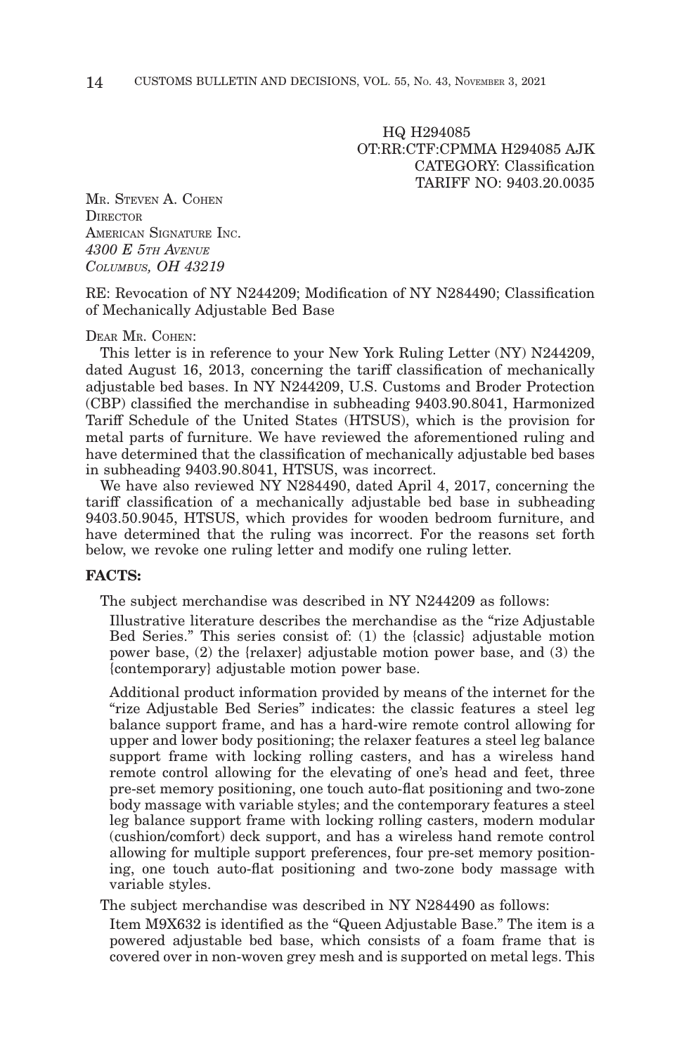HQ H294085
OT:RR:CTF:CPMMA H294085 AJK
CATEGORY: Classification
TARIFF NO: 9403.20.0035

MR. STEVEN A. COHEN
DIRECTOR
AMERICAN SIGNATURE INC.
*4300 E 5TH AVENUE*
*COLUMBUS, OH 43219*

RE: Revocation of NY N244209; Modification of NY N284490; Classification of Mechanically Adjustable Bed Base

DEAR MR. COHEN:

This letter is in reference to your New York Ruling Letter (NY) N244209, dated August 16, 2013, concerning the tariff classification of mechanically adjustable bed bases. In NY N244209, U.S. Customs and Broder Protection (CBP) classified the merchandise in subheading 9403.90.8041, Harmonized Tariff Schedule of the United States (HTSUS), which is the provision for metal parts of furniture. We have reviewed the aforementioned ruling and have determined that the classification of mechanically adjustable bed bases in subheading 9403.90.8041, HTSUS, was incorrect.

We have also reviewed NY N284490, dated April 4, 2017, concerning the tariff classification of a mechanically adjustable bed base in subheading 9403.50.9045, HTSUS, which provides for wooden bedroom furniture, and have determined that the ruling was incorrect. For the reasons set forth below, we revoke one ruling letter and modify one ruling letter.

**FACTS:**

The subject merchandise was described in NY N244209 as follows:

> Illustrative literature describes the merchandise as the "rize Adjustable Bed Series." This series consist of: (1) the {classic} adjustable motion power base, (2) the {relaxer} adjustable motion power base, and (3) the {contemporary} adjustable motion power base.
>
> Additional product information provided by means of the internet for the "rize Adjustable Bed Series" indicates: the classic features a steel leg balance support frame, and has a hard-wire remote control allowing for upper and lower body positioning; the relaxer features a steel leg balance support frame with locking rolling casters, and has a wireless hand remote control allowing for the elevating of one's head and feet, three pre-set memory positioning, one touch auto-flat positioning and two-zone body massage with variable styles; and the contemporary features a steel leg balance support frame with locking rolling casters, modern modular (cushion/comfort) deck support, and has a wireless hand remote control allowing for multiple support preferences, four pre-set memory positioning, one touch auto-flat positioning and two-zone body massage with variable styles.

The subject merchandise was described in NY N284490 as follows:

> Item M9X632 is identified as the "Queen Adjustable Base." The item is a powered adjustable bed base, which consists of a foam frame that is covered over in non-woven grey mesh and is supported on metal legs. This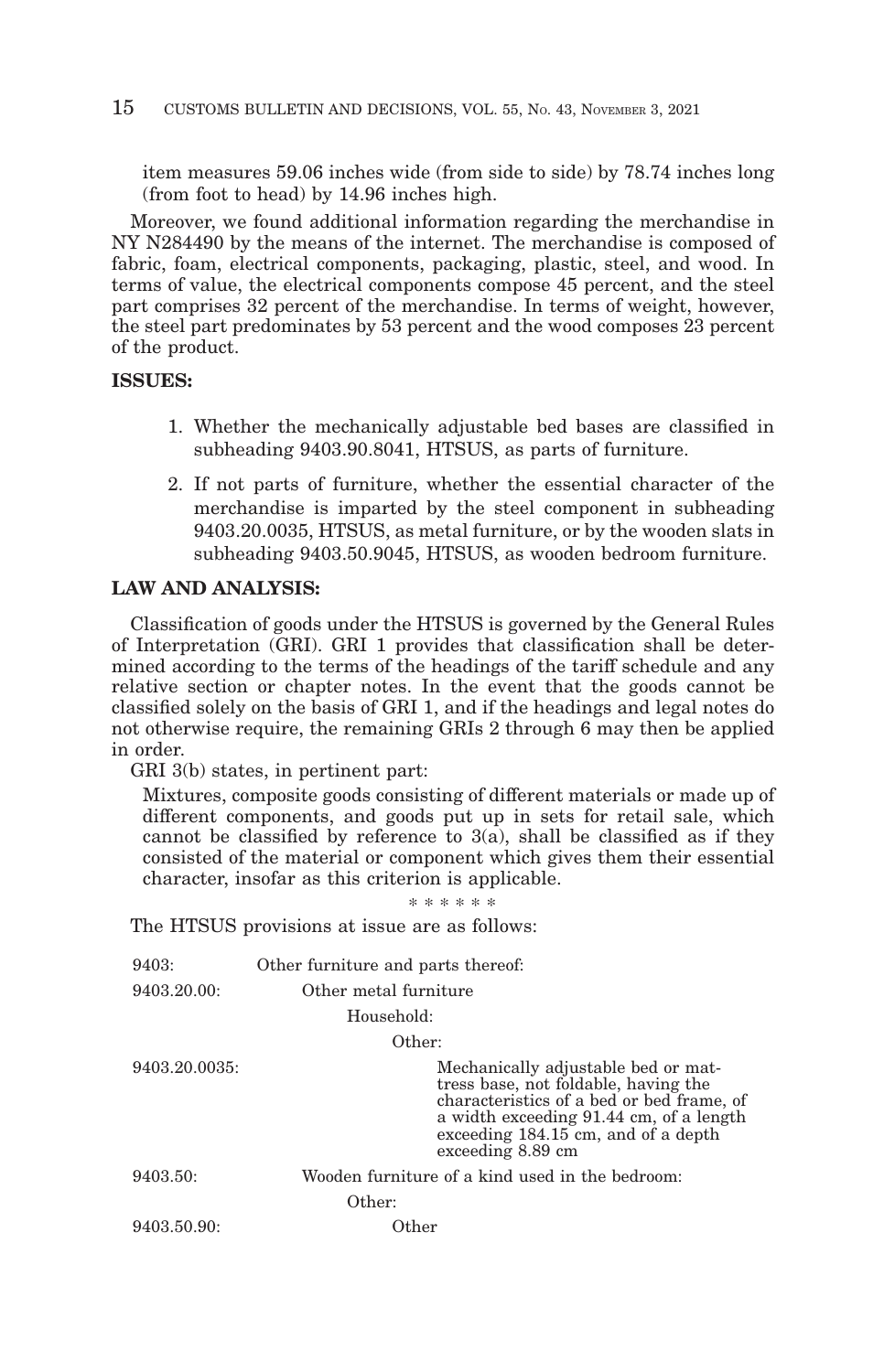item measures 59.06 inches wide (from side to side) by 78.74 inches long (from foot to head) by 14.96 inches high.

Moreover, we found additional information regarding the merchandise in NY N284490 by the means of the internet. The merchandise is composed of fabric, foam, electrical components, packaging, plastic, steel, and wood. In terms of value, the electrical components compose 45 percent, and the steel part comprises 32 percent of the merchandise. In terms of weight, however, the steel part predominates by 53 percent and the wood composes 23 percent of the product.

**ISSUES:**

1. Whether the mechanically adjustable bed bases are classified in subheading 9403.90.8041, HTSUS, as parts of furniture.
2. If not parts of furniture, whether the essential character of the merchandise is imparted by the steel component in subheading 9403.20.0035, HTSUS, as metal furniture, or by the wooden slats in subheading 9403.50.9045, HTSUS, as wooden bedroom furniture.

**LAW AND ANALYSIS:**

Classification of goods under the HTSUS is governed by the General Rules of Interpretation (GRI). GRI 1 provides that classification shall be determined according to the terms of the headings of the tariff schedule and any relative section or chapter notes. In the event that the goods cannot be classified solely on the basis of GRI 1, and if the headings and legal notes do not otherwise require, the remaining GRIs 2 through 6 may then be applied in order.

GRI 3(b) states, in pertinent part:

> Mixtures, composite goods consisting of different materials or made up of different components, and goods put up in sets for retail sale, which cannot be classified by reference to 3(a), shall be classified as if they consisted of the material or component which gives them their essential character, insofar as this criterion is applicable.

\* \* \* \* \* \*

The HTSUS provisions at issue are as follows:

| | |
|---|---|
| 9403: | Other furniture and parts thereof: |
| 9403.20.00: | Other metal furniture |
| | Household: |
| | Other: |
| 9403.20.0035: | Mechanically adjustable bed or mattress base, not foldable, having the characteristics of a bed or bed frame, of a width exceeding 91.44 cm, of a length exceeding 184.15 cm, and of a depth exceeding 8.89 cm |
| 9403.50: | Wooden furniture of a kind used in the bedroom: |
| | Other: |
| 9403.50.90: | Other |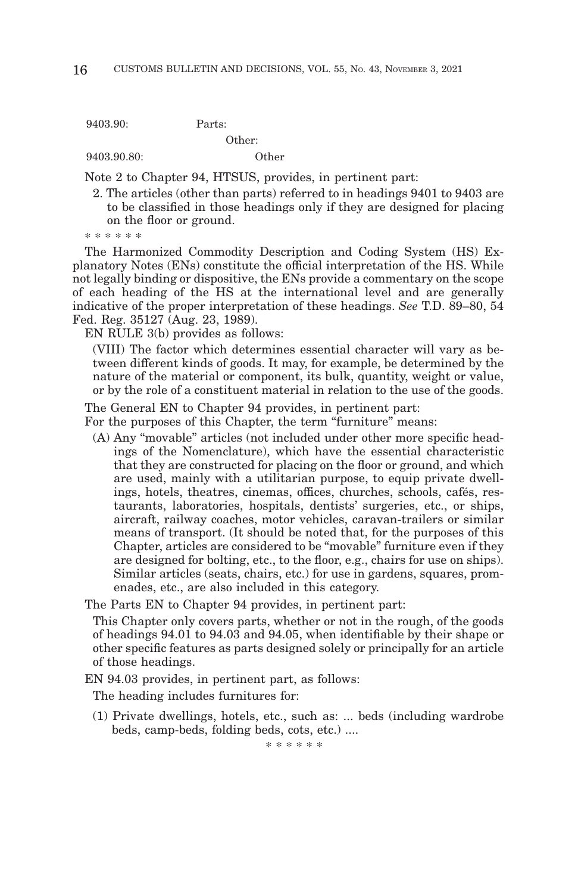9403.90: Parts:

Other:

9403.90.80: Other

Note 2 to Chapter 94, HTSUS, provides, in pertinent part:

> 2. The articles (other than parts) referred to in headings 9401 to 9403 are to be classified in those headings only if they are designed for placing on the floor or ground.

\* \* \* \* \* \*

The Harmonized Commodity Description and Coding System (HS) Explanatory Notes (ENs) constitute the official interpretation of the HS. While not legally binding or dispositive, the ENs provide a commentary on the scope of each heading of the HS at the international level and are generally indicative of the proper interpretation of these headings. *See* T.D. 89–80, 54 Fed. Reg. 35127 (Aug. 23, 1989).

EN RULE 3(b) provides as follows:

> (VIII) The factor which determines essential character will vary as between different kinds of goods. It may, for example, be determined by the nature of the material or component, its bulk, quantity, weight or value, or by the role of a constituent material in relation to the use of the goods.

The General EN to Chapter 94 provides, in pertinent part:

For the purposes of this Chapter, the term "furniture" means:

> (A) Any "movable" articles (not included under other more specific headings of the Nomenclature), which have the essential characteristic that they are constructed for placing on the floor or ground, and which are used, mainly with a utilitarian purpose, to equip private dwellings, hotels, theatres, cinemas, offices, churches, schools, cafés, restaurants, laboratories, hospitals, dentists' surgeries, etc., or ships, aircraft, railway coaches, motor vehicles, caravan-trailers or similar means of transport. (It should be noted that, for the purposes of this Chapter, articles are considered to be "movable" furniture even if they are designed for bolting, etc., to the floor, e.g., chairs for use on ships). Similar articles (seats, chairs, etc.) for use in gardens, squares, promenades, etc., are also included in this category.

The Parts EN to Chapter 94 provides, in pertinent part:

> This Chapter only covers parts, whether or not in the rough, of the goods of headings 94.01 to 94.03 and 94.05, when identifiable by their shape or other specific features as parts designed solely or principally for an article of those headings.

EN 94.03 provides, in pertinent part, as follows:

> The heading includes furnitures for:
>
> (1) Private dwellings, hotels, etc., such as: ... beds (including wardrobe beds, camp-beds, folding beds, cots, etc.) ....

\* \* \* \* \* \*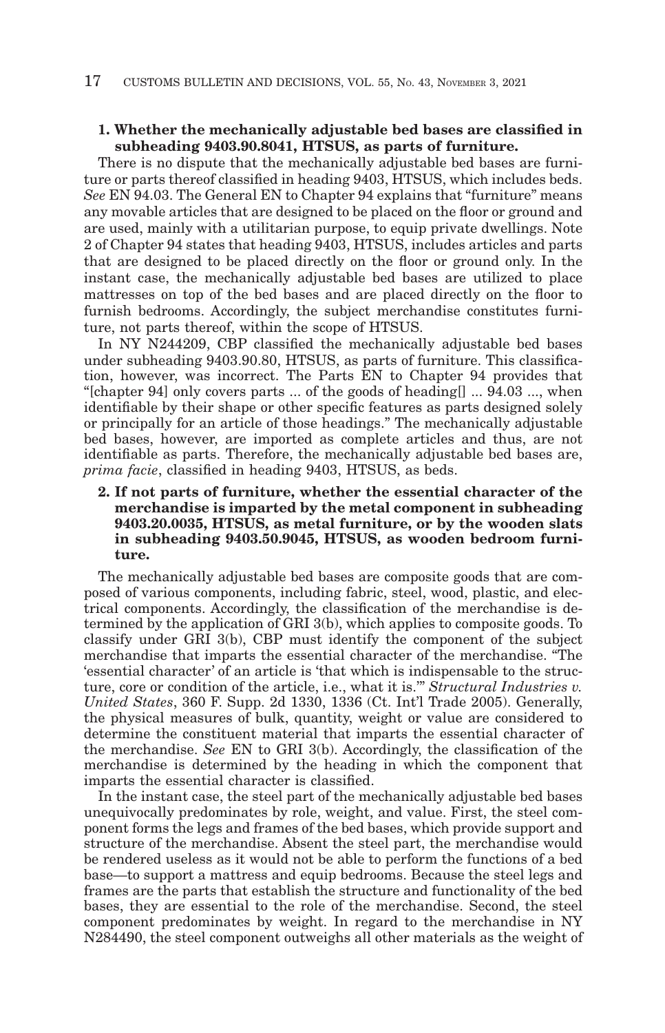**1. Whether the mechanically adjustable bed bases are classified in subheading 9403.90.8041, HTSUS, as parts of furniture.**

There is no dispute that the mechanically adjustable bed bases are furniture or parts thereof classified in heading 9403, HTSUS, which includes beds. *See* EN 94.03. The General EN to Chapter 94 explains that "furniture" means any movable articles that are designed to be placed on the floor or ground and are used, mainly with a utilitarian purpose, to equip private dwellings. Note 2 of Chapter 94 states that heading 9403, HTSUS, includes articles and parts that are designed to be placed directly on the floor or ground only. In the instant case, the mechanically adjustable bed bases are utilized to place mattresses on top of the bed bases and are placed directly on the floor to furnish bedrooms. Accordingly, the subject merchandise constitutes furniture, not parts thereof, within the scope of HTSUS.

In NY N244209, CBP classified the mechanically adjustable bed bases under subheading 9403.90.80, HTSUS, as parts of furniture. This classification, however, was incorrect. The Parts EN to Chapter 94 provides that "[chapter 94] only covers parts ... of the goods of heading[] ... 94.03 ..., when identifiable by their shape or other specific features as parts designed solely or principally for an article of those headings." The mechanically adjustable bed bases, however, are imported as complete articles and thus, are not identifiable as parts. Therefore, the mechanically adjustable bed bases are, *prima facie*, classified in heading 9403, HTSUS, as beds.

**2. If not parts of furniture, whether the essential character of the merchandise is imparted by the metal component in subheading 9403.20.0035, HTSUS, as metal furniture, or by the wooden slats in subheading 9403.50.9045, HTSUS, as wooden bedroom furniture.**

The mechanically adjustable bed bases are composite goods that are composed of various components, including fabric, steel, wood, plastic, and electrical components. Accordingly, the classification of the merchandise is determined by the application of GRI 3(b), which applies to composite goods. To classify under GRI 3(b), CBP must identify the component of the subject merchandise that imparts the essential character of the merchandise. "The 'essential character' of an article is 'that which is indispensable to the structure, core or condition of the article, i.e., what it is.'" *Structural Industries v. United States*, 360 F. Supp. 2d 1330, 1336 (Ct. Int'l Trade 2005). Generally, the physical measures of bulk, quantity, weight or value are considered to determine the constituent material that imparts the essential character of the merchandise. *See* EN to GRI 3(b). Accordingly, the classification of the merchandise is determined by the heading in which the component that imparts the essential character is classified.

In the instant case, the steel part of the mechanically adjustable bed bases unequivocally predominates by role, weight, and value. First, the steel component forms the legs and frames of the bed bases, which provide support and structure of the merchandise. Absent the steel part, the merchandise would be rendered useless as it would not be able to perform the functions of a bed base—to support a mattress and equip bedrooms. Because the steel legs and frames are the parts that establish the structure and functionality of the bed bases, they are essential to the role of the merchandise. Second, the steel component predominates by weight. In regard to the merchandise in NY N284490, the steel component outweighs all other materials as the weight of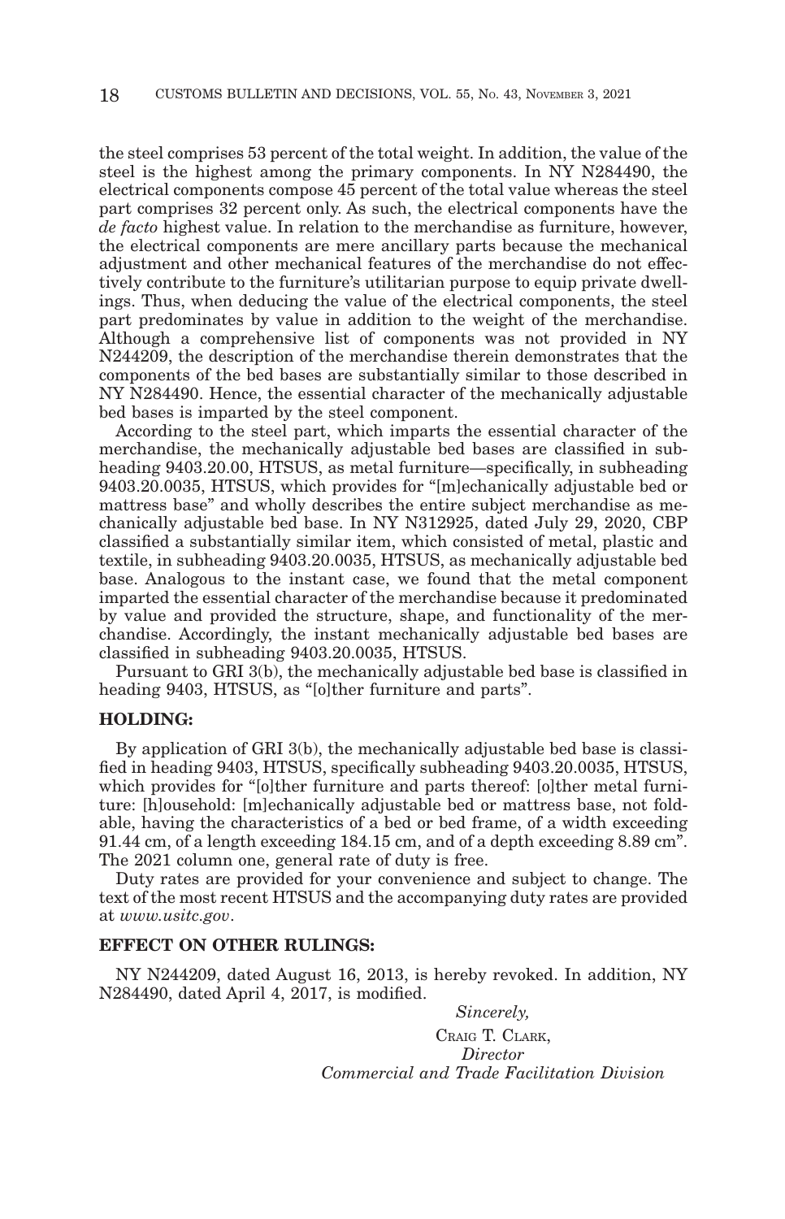the steel comprises 53 percent of the total weight. In addition, the value of the steel is the highest among the primary components. In NY N284490, the electrical components compose 45 percent of the total value whereas the steel part comprises 32 percent only. As such, the electrical components have the *de facto* highest value. In relation to the merchandise as furniture, however, the electrical components are mere ancillary parts because the mechanical adjustment and other mechanical features of the merchandise do not effectively contribute to the furniture's utilitarian purpose to equip private dwellings. Thus, when deducing the value of the electrical components, the steel part predominates by value in addition to the weight of the merchandise. Although a comprehensive list of components was not provided in NY N244209, the description of the merchandise therein demonstrates that the components of the bed bases are substantially similar to those described in NY N284490. Hence, the essential character of the mechanically adjustable bed bases is imparted by the steel component.

According to the steel part, which imparts the essential character of the merchandise, the mechanically adjustable bed bases are classified in subheading 9403.20.00, HTSUS, as metal furniture—specifically, in subheading 9403.20.0035, HTSUS, which provides for "[m]echanically adjustable bed or mattress base" and wholly describes the entire subject merchandise as mechanically adjustable bed base. In NY N312925, dated July 29, 2020, CBP classified a substantially similar item, which consisted of metal, plastic and textile, in subheading 9403.20.0035, HTSUS, as mechanically adjustable bed base. Analogous to the instant case, we found that the metal component imparted the essential character of the merchandise because it predominated by value and provided the structure, shape, and functionality of the merchandise. Accordingly, the instant mechanically adjustable bed bases are classified in subheading 9403.20.0035, HTSUS.

Pursuant to GRI 3(b), the mechanically adjustable bed base is classified in heading 9403, HTSUS, as "[o]ther furniture and parts".

**HOLDING:**

By application of GRI 3(b), the mechanically adjustable bed base is classified in heading 9403, HTSUS, specifically subheading 9403.20.0035, HTSUS, which provides for "[o]ther furniture and parts thereof: [o]ther metal furniture: [h]ousehold: [m]echanically adjustable bed or mattress base, not foldable, having the characteristics of a bed or bed frame, of a width exceeding 91.44 cm, of a length exceeding 184.15 cm, and of a depth exceeding 8.89 cm". The 2021 column one, general rate of duty is free.

Duty rates are provided for your convenience and subject to change. The text of the most recent HTSUS and the accompanying duty rates are provided at *www.usitc.gov*.

**EFFECT ON OTHER RULINGS:**

NY N244209, dated August 16, 2013, is hereby revoked. In addition, NY N284490, dated April 4, 2017, is modified.

*Sincerely,*

CRAIG T. CLARK,
*Director*
*Commercial and Trade Facilitation Division*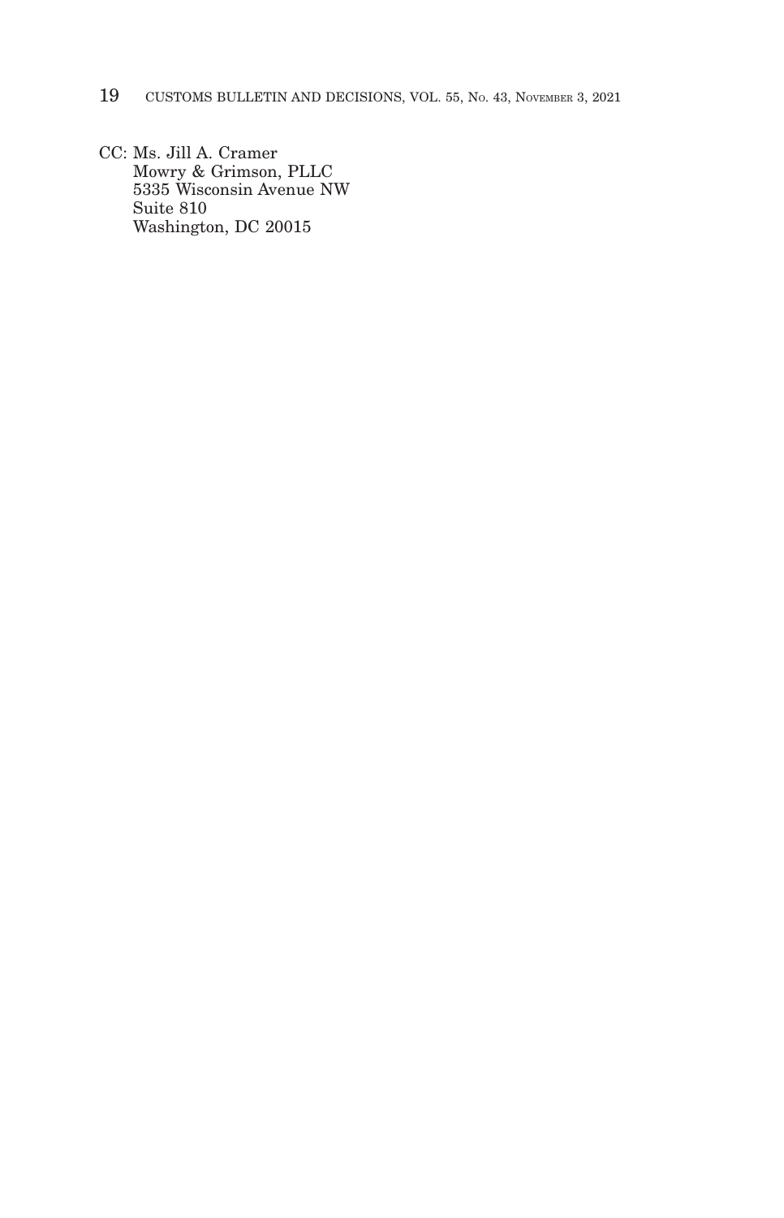CC: Ms. Jill A. Cramer
Mowry & Grimson, PLLC
5335 Wisconsin Avenue NW
Suite 810
Washington, DC 20015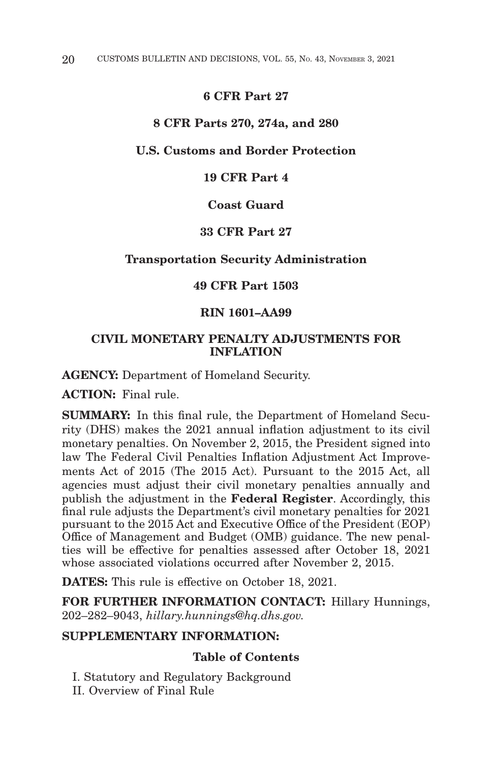**6 CFR Part 27**

**8 CFR Parts 270, 274a, and 280**

**U.S. Customs and Border Protection**

**19 CFR Part 4**

**Coast Guard**

**33 CFR Part 27**

**Transportation Security Administration**

**49 CFR Part 1503**

**RIN 1601–AA99**

## CIVIL MONETARY PENALTY ADJUSTMENTS FOR INFLATION

**AGENCY:** Department of Homeland Security.

**ACTION:** Final rule.

**SUMMARY:** In this final rule, the Department of Homeland Security (DHS) makes the 2021 annual inflation adjustment to its civil monetary penalties. On November 2, 2015, the President signed into law The Federal Civil Penalties Inflation Adjustment Act Improvements Act of 2015 (The 2015 Act). Pursuant to the 2015 Act, all agencies must adjust their civil monetary penalties annually and publish the adjustment in the **Federal Register**. Accordingly, this final rule adjusts the Department's civil monetary penalties for 2021 pursuant to the 2015 Act and Executive Office of the President (EOP) Office of Management and Budget (OMB) guidance. The new penalties will be effective for penalties assessed after October 18, 2021 whose associated violations occurred after November 2, 2015.

**DATES:** This rule is effective on October 18, 2021.

**FOR FURTHER INFORMATION CONTACT:** Hillary Hunnings, 202–282–9043, *hillary.hunnings@hq.dhs.gov.*

**SUPPLEMENTARY INFORMATION:**

**Table of Contents**

I. Statutory and Regulatory Background
II. Overview of Final Rule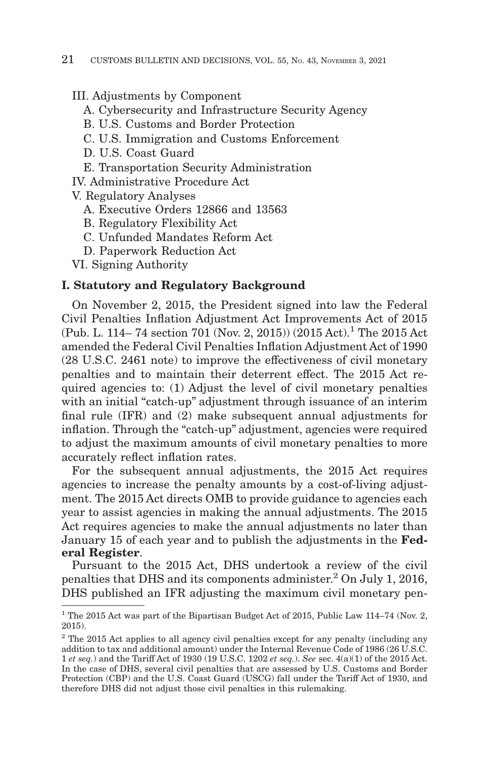III. Adjustments by Component
   A. Cybersecurity and Infrastructure Security Agency
   B. U.S. Customs and Border Protection
   C. U.S. Immigration and Customs Enforcement
   D. U.S. Coast Guard
   E. Transportation Security Administration
IV. Administrative Procedure Act
V. Regulatory Analyses
   A. Executive Orders 12866 and 13563
   B. Regulatory Flexibility Act
   C. Unfunded Mandates Reform Act
   D. Paperwork Reduction Act
VI. Signing Authority

**I. Statutory and Regulatory Background**

On November 2, 2015, the President signed into law the Federal Civil Penalties Inflation Adjustment Act Improvements Act of 2015 (Pub. L. 114– 74 section 701 (Nov. 2, 2015)) (2015 Act).[1] The 2015 Act amended the Federal Civil Penalties Inflation Adjustment Act of 1990 (28 U.S.C. 2461 note) to improve the effectiveness of civil monetary penalties and to maintain their deterrent effect. The 2015 Act required agencies to: (1) Adjust the level of civil monetary penalties with an initial "catch-up" adjustment through issuance of an interim final rule (IFR) and (2) make subsequent annual adjustments for inflation. Through the "catch-up" adjustment, agencies were required to adjust the maximum amounts of civil monetary penalties to more accurately reflect inflation rates.

For the subsequent annual adjustments, the 2015 Act requires agencies to increase the penalty amounts by a cost-of-living adjustment. The 2015 Act directs OMB to provide guidance to agencies each year to assist agencies in making the annual adjustments. The 2015 Act requires agencies to make the annual adjustments no later than January 15 of each year and to publish the adjustments in the **Federal Register**.

Pursuant to the 2015 Act, DHS undertook a review of the civil penalties that DHS and its components administer.[2] On July 1, 2016, DHS published an IFR adjusting the maximum civil monetary pen-

---

[1] The 2015 Act was part of the Bipartisan Budget Act of 2015, Public Law 114–74 (Nov. 2, 2015).

[2] The 2015 Act applies to all agency civil penalties except for any penalty (including any addition to tax and additional amount) under the Internal Revenue Code of 1986 (26 U.S.C. 1 *et seq.*) and the Tariff Act of 1930 (19 U.S.C. 1202 *et seq.*). *See* sec. 4(a)(1) of the 2015 Act. In the case of DHS, several civil penalties that are assessed by U.S. Customs and Border Protection (CBP) and the U.S. Coast Guard (USCG) fall under the Tariff Act of 1930, and therefore DHS did not adjust those civil penalties in this rulemaking.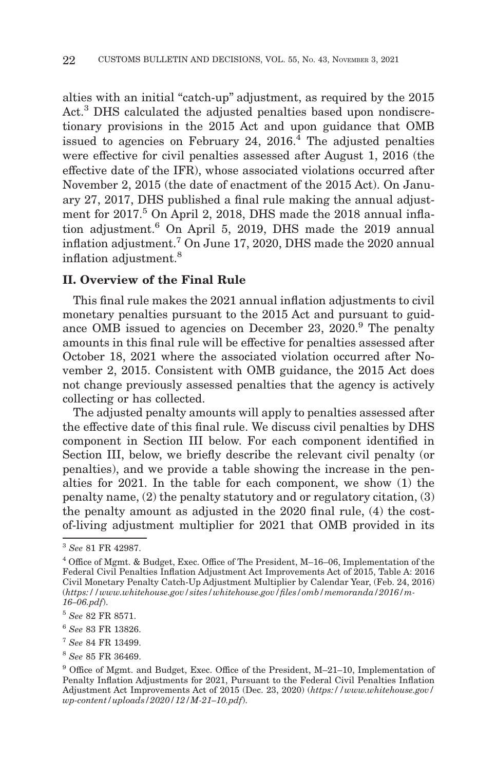alties with an initial "catch-up" adjustment, as required by the 2015 Act.[3] DHS calculated the adjusted penalties based upon nondiscretionary provisions in the 2015 Act and upon guidance that OMB issued to agencies on February 24, 2016.[4] The adjusted penalties were effective for civil penalties assessed after August 1, 2016 (the effective date of the IFR), whose associated violations occurred after November 2, 2015 (the date of enactment of the 2015 Act). On January 27, 2017, DHS published a final rule making the annual adjustment for 2017.[5] On April 2, 2018, DHS made the 2018 annual inflation adjustment.[6] On April 5, 2019, DHS made the 2019 annual inflation adjustment.[7] On June 17, 2020, DHS made the 2020 annual inflation adjustment.[8]

## II. Overview of the Final Rule

This final rule makes the 2021 annual inflation adjustments to civil monetary penalties pursuant to the 2015 Act and pursuant to guidance OMB issued to agencies on December 23, 2020.[9] The penalty amounts in this final rule will be effective for penalties assessed after October 18, 2021 where the associated violation occurred after November 2, 2015. Consistent with OMB guidance, the 2015 Act does not change previously assessed penalties that the agency is actively collecting or has collected.

The adjusted penalty amounts will apply to penalties assessed after the effective date of this final rule. We discuss civil penalties by DHS component in Section III below. For each component identified in Section III, below, we briefly describe the relevant civil penalty (or penalties), and we provide a table showing the increase in the penalties for 2021. In the table for each component, we show (1) the penalty name, (2) the penalty statutory and or regulatory citation, (3) the penalty amount as adjusted in the 2020 final rule, (4) the cost-of-living adjustment multiplier for 2021 that OMB provided in its

---

[3] *See* 81 FR 42987.

[4] Office of Mgmt. & Budget, Exec. Office of The President, M–16–06, Implementation of the Federal Civil Penalties Inflation Adjustment Act Improvements Act of 2015, Table A: 2016 Civil Monetary Penalty Catch-Up Adjustment Multiplier by Calendar Year, (Feb. 24, 2016) (*https://www.whitehouse.gov/sites/whitehouse.gov/files/omb/memoranda/2016/m-16–06.pdf*).

[5] *See* 82 FR 8571.

[6] *See* 83 FR 13826.

[7] *See* 84 FR 13499.

[8] *See* 85 FR 36469.

[9] Office of Mgmt. and Budget, Exec. Office of the President, M–21–10, Implementation of Penalty Inflation Adjustments for 2021, Pursuant to the Federal Civil Penalties Inflation Adjustment Act Improvements Act of 2015 (Dec. 23, 2020) (*https://www.whitehouse.gov/wp-content/uploads/2020/12/M-21–10.pdf*).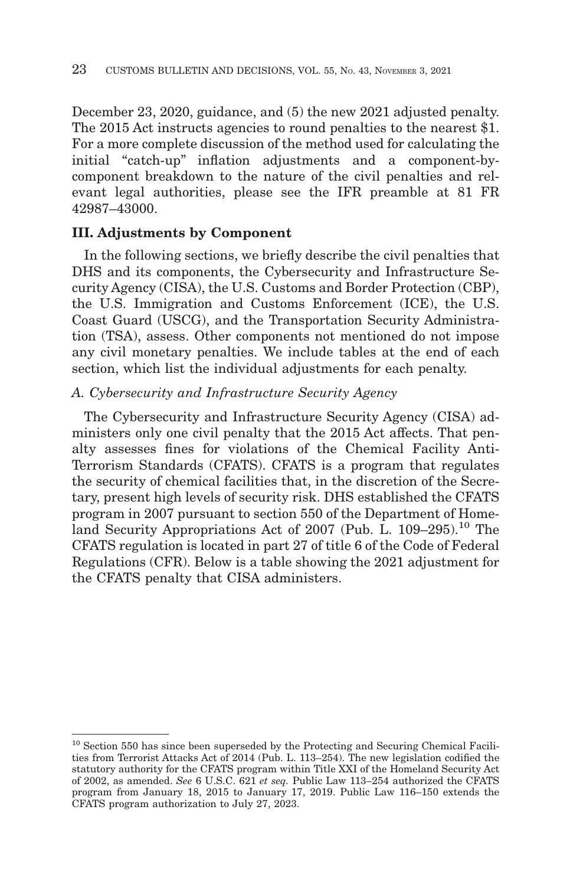December 23, 2020, guidance, and (5) the new 2021 adjusted penalty. The 2015 Act instructs agencies to round penalties to the nearest $1. For a more complete discussion of the method used for calculating the initial "catch-up" inflation adjustments and a component-by-component breakdown to the nature of the civil penalties and relevant legal authorities, please see the IFR preamble at 81 FR 42987–43000.

## III. Adjustments by Component

In the following sections, we briefly describe the civil penalties that DHS and its components, the Cybersecurity and Infrastructure Security Agency (CISA), the U.S. Customs and Border Protection (CBP), the U.S. Immigration and Customs Enforcement (ICE), the U.S. Coast Guard (USCG), and the Transportation Security Administration (TSA), assess. Other components not mentioned do not impose any civil monetary penalties. We include tables at the end of each section, which list the individual adjustments for each penalty.

### *A. Cybersecurity and Infrastructure Security Agency*

The Cybersecurity and Infrastructure Security Agency (CISA) administers only one civil penalty that the 2015 Act affects. That penalty assesses fines for violations of the Chemical Facility Anti-Terrorism Standards (CFATS). CFATS is a program that regulates the security of chemical facilities that, in the discretion of the Secretary, present high levels of security risk. DHS established the CFATS program in 2007 pursuant to section 550 of the Department of Homeland Security Appropriations Act of 2007 (Pub. L. 109–295).[10] The CFATS regulation is located in part 27 of title 6 of the Code of Federal Regulations (CFR). Below is a table showing the 2021 adjustment for the CFATS penalty that CISA administers.

---

[10] Section 550 has since been superseded by the Protecting and Securing Chemical Facilities from Terrorist Attacks Act of 2014 (Pub. L. 113–254). The new legislation codified the statutory authority for the CFATS program within Title XXI of the Homeland Security Act of 2002, as amended. *See* 6 U.S.C. 621 *et seq.* Public Law 113–254 authorized the CFATS program from January 18, 2015 to January 17, 2019. Public Law 116–150 extends the CFATS program authorization to July 27, 2023.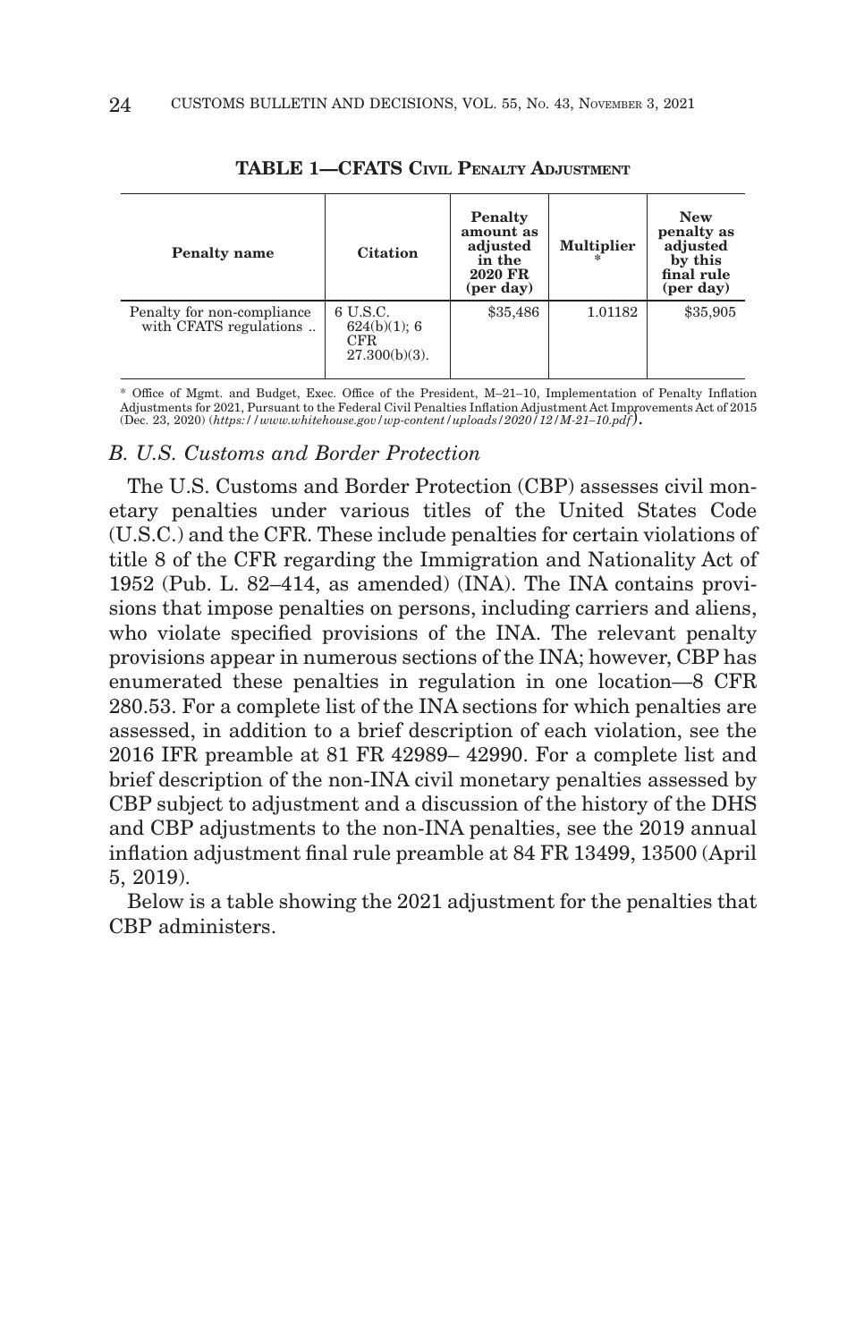**TABLE 1—CFATS CIVIL PENALTY ADJUSTMENT**

| Penalty name | Citation | Penalty amount as adjusted in the 2020 FR (per day) | Multiplier * | New penalty as adjusted by this final rule (per day) |
|---|---|---|---|---|
| Penalty for non-compliance with CFATS regulations .. | 6 U.S.C. 624(b)(1); 6 CFR 27.300(b)(3). | $35,486 | 1.01182 | $35,905 |

* Office of Mgmt. and Budget, Exec. Office of the President, M–21–10, Implementation of Penalty Inflation Adjustments for 2021, Pursuant to the Federal Civil Penalties Inflation Adjustment Act Improvements Act of 2015 (Dec. 23, 2020) (*https://www.whitehouse.gov/wp-content/uploads/2020/12/M-21-10.pdf*).

### *B. U.S. Customs and Border Protection*

The U.S. Customs and Border Protection (CBP) assesses civil monetary penalties under various titles of the United States Code (U.S.C.) and the CFR. These include penalties for certain violations of title 8 of the CFR regarding the Immigration and Nationality Act of 1952 (Pub. L. 82–414, as amended) (INA). The INA contains provisions that impose penalties on persons, including carriers and aliens, who violate specified provisions of the INA. The relevant penalty provisions appear in numerous sections of the INA; however, CBP has enumerated these penalties in regulation in one location—8 CFR 280.53. For a complete list of the INA sections for which penalties are assessed, in addition to a brief description of each violation, see the 2016 IFR preamble at 81 FR 42989– 42990. For a complete list and brief description of the non-INA civil monetary penalties assessed by CBP subject to adjustment and a discussion of the history of the DHS and CBP adjustments to the non-INA penalties, see the 2019 annual inflation adjustment final rule preamble at 84 FR 13499, 13500 (April 5, 2019).

Below is a table showing the 2021 adjustment for the penalties that CBP administers.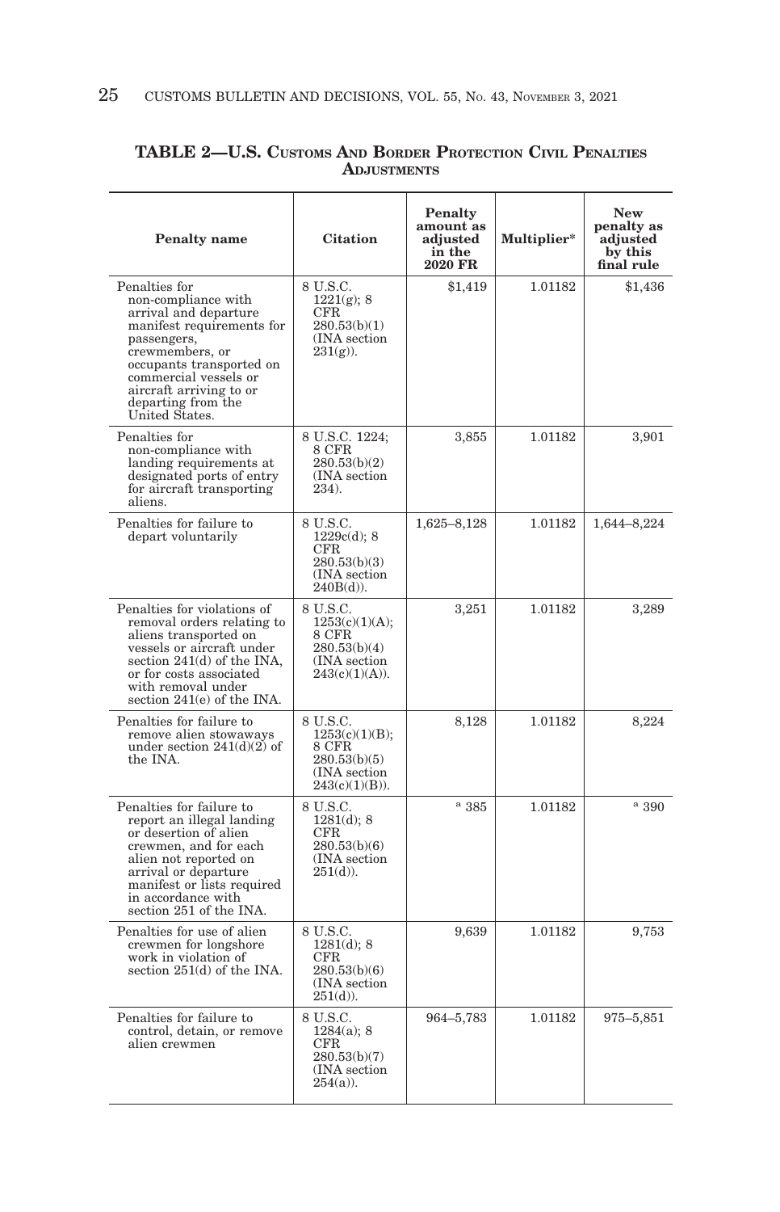**TABLE 2—U.S. CUSTOMS AND BORDER PROTECTION CIVIL PENALTIES ADJUSTMENTS**

| Penalty name | Citation | Penalty amount as adjusted in the 2020 FR | Multiplier* | New penalty as adjusted by this final rule |
|---|---|---|---|---|
| Penalties for non-compliance with arrival and departure manifest requirements for passengers, crewmembers, or occupants transported on commercial vessels or aircraft arriving to or departing from the United States. | 8 U.S.C. 1221(g); 8 CFR 280.53(b)(1) (INA section 231(g)). | $1,419 | 1.01182 | $1,436 |
| Penalties for non-compliance with landing requirements at designated ports of entry for aircraft transporting aliens. | 8 U.S.C. 1224; 8 CFR 280.53(b)(2) (INA section 234). | 3,855 | 1.01182 | 3,901 |
| Penalties for failure to depart voluntarily | 8 U.S.C. 1229c(d); 8 CFR 280.53(b)(3) (INA section 240B(d)). | 1,625–8,128 | 1.01182 | 1,644–8,224 |
| Penalties for violations of removal orders relating to aliens transported on vessels or aircraft under section 241(d) of the INA, or for costs associated with removal under section 241(e) of the INA. | 8 U.S.C. 1253(c)(1)(A); 8 CFR 280.53(b)(4) (INA section 243(c)(1)(A)). | 3,251 | 1.01182 | 3,289 |
| Penalties for failure to remove alien stowaways under section 241(d)(2) of the INA. | 8 U.S.C. 1253(c)(1)(B); 8 CFR 280.53(b)(5) (INA section 243(c)(1)(B)). | 8,128 | 1.01182 | 8,224 |
| Penalties for failure to report an illegal landing or desertion of alien crewmen, and for each alien not reported on arrival or departure manifest or lists required in accordance with section 251 of the INA. | 8 U.S.C. 1281(d); 8 CFR 280.53(b)(6) (INA section 251(d)). | [a] 385 | 1.01182 | [a] 390 |
| Penalties for use of alien crewmen for longshore work in violation of section 251(d) of the INA. | 8 U.S.C. 1281(d); 8 CFR 280.53(b)(6) (INA section 251(d)). | 9,639 | 1.01182 | 9,753 |
| Penalties for failure to control, detain, or remove alien crewmen | 8 U.S.C. 1284(a); 8 CFR 280.53(b)(7) (INA section 254(a)). | 964–5,783 | 1.01182 | 975–5,851 |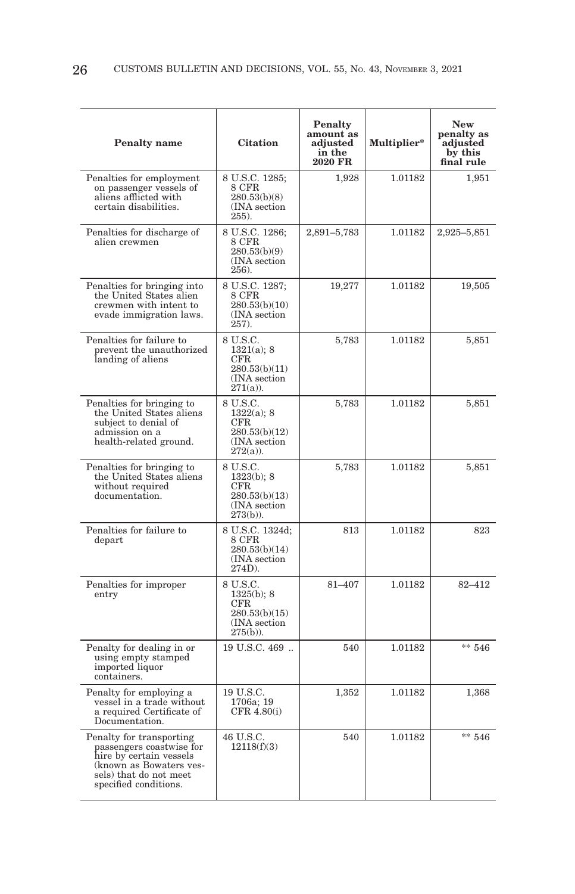| Penalty name | Citation | Penalty amount as adjusted in the 2020 FR | Multiplier* | New penalty as adjusted by this final rule |
|---|---|---|---|---|
| Penalties for employment on passenger vessels of aliens afflicted with certain disabilities. | 8 U.S.C. 1285; 8 CFR 280.53(b)(8) (INA section 255). | 1,928 | 1.01182 | 1,951 |
| Penalties for discharge of alien crewmen | 8 U.S.C. 1286; 8 CFR 280.53(b)(9) (INA section 256). | 2,891–5,783 | 1.01182 | 2,925–5,851 |
| Penalties for bringing into the United States alien crewmen with intent to evade immigration laws. | 8 U.S.C. 1287; 8 CFR 280.53(b)(10) (INA section 257). | 19,277 | 1.01182 | 19,505 |
| Penalties for failure to prevent the unauthorized landing of aliens | 8 U.S.C. 1321(a); 8 CFR 280.53(b)(11) (INA section 271(a)). | 5,783 | 1.01182 | 5,851 |
| Penalties for bringing to the United States aliens subject to denial of admission on a health-related ground. | 8 U.S.C. 1322(a); 8 CFR 280.53(b)(12) (INA section 272(a)). | 5,783 | 1.01182 | 5,851 |
| Penalties for bringing to the United States aliens without required documentation. | 8 U.S.C. 1323(b); 8 CFR 280.53(b)(13) (INA section 273(b)). | 5,783 | 1.01182 | 5,851 |
| Penalties for failure to depart | 8 U.S.C. 1324d; 8 CFR 280.53(b)(14) (INA section 274D). | 813 | 1.01182 | 823 |
| Penalties for improper entry | 8 U.S.C. 1325(b); 8 CFR 280.53(b)(15) (INA section 275(b)). | 81–407 | 1.01182 | 82–412 |
| Penalty for dealing in or using empty stamped imported liquor containers. | 19 U.S.C. 469 .. | 540 | 1.01182 | ** 546 |
| Penalty for employing a vessel in a trade without a required Certificate of Documentation. | 19 U.S.C. 1706a; 19 CFR 4.80(i) | 1,352 | 1.01182 | 1,368 |
| Penalty for transporting passengers coastwise for hire by certain vessels (known as Bowaters vessels) that do not meet specified conditions. | 46 U.S.C. 12118(f)(3) | 540 | 1.01182 | ** 546 |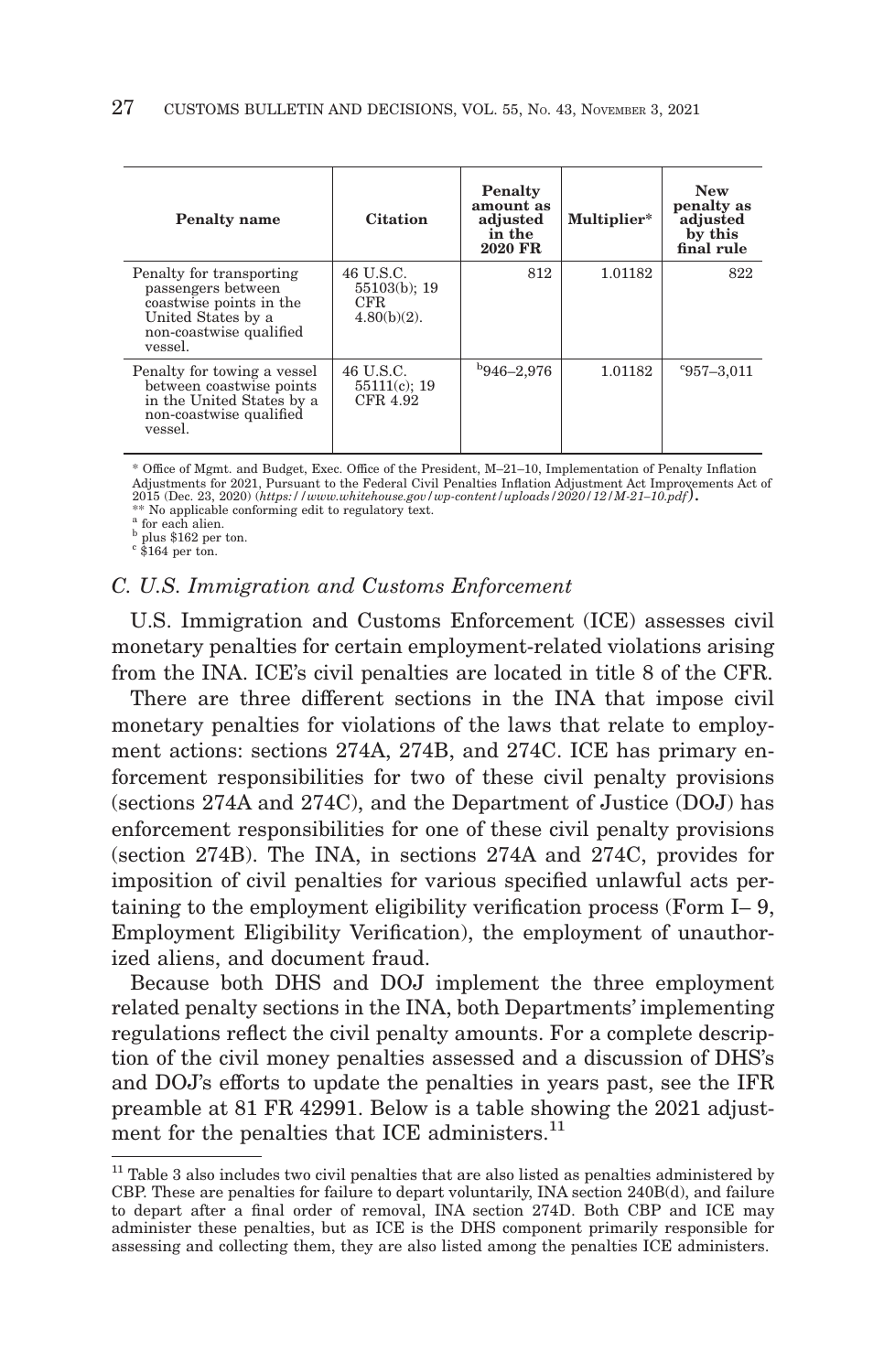| Penalty name | Citation | Penalty amount as adjusted in the 2020 FR | Multiplier* | New penalty as adjusted by this final rule |
|---|---|---|---|---|
| Penalty for transporting passengers between coastwise points in the United States by a non-coastwise qualified vessel. | 46 U.S.C. 55103(b); 19 CFR 4.80(b)(2). | 812 | 1.01182 | 822 |
| Penalty for towing a vessel between coastwise points in the United States by a non-coastwise qualified vessel. | 46 U.S.C. 55111(c); 19 CFR 4.92 | [b]946–2,976 | 1.01182 | [c]957–3,011 |

\* Office of Mgmt. and Budget, Exec. Office of the President, M–21–10, Implementation of Penalty Inflation Adjustments for 2021, Pursuant to the Federal Civil Penalties Inflation Adjustment Act Improvements Act of 2015 (Dec. 23, 2020) (*https://www.whitehouse.gov/wp-content/uploads/2020/12/M-21-10.pdf*).

\*\* No applicable conforming edit to regulatory text.

[a] for each alien.

[b] plus $162 per ton.

[c] $164 per ton.

### *C. U.S. Immigration and Customs Enforcement*

U.S. Immigration and Customs Enforcement (ICE) assesses civil monetary penalties for certain employment-related violations arising from the INA. ICE's civil penalties are located in title 8 of the CFR.

There are three different sections in the INA that impose civil monetary penalties for violations of the laws that relate to employment actions: sections 274A, 274B, and 274C. ICE has primary enforcement responsibilities for two of these civil penalty provisions (sections 274A and 274C), and the Department of Justice (DOJ) has enforcement responsibilities for one of these civil penalty provisions (section 274B). The INA, in sections 274A and 274C, provides for imposition of civil penalties for various specified unlawful acts pertaining to the employment eligibility verification process (Form I– 9, Employment Eligibility Verification), the employment of unauthorized aliens, and document fraud.

Because both DHS and DOJ implement the three employment related penalty sections in the INA, both Departments' implementing regulations reflect the civil penalty amounts. For a complete description of the civil money penalties assessed and a discussion of DHS's and DOJ's efforts to update the penalties in years past, see the IFR preamble at 81 FR 42991. Below is a table showing the 2021 adjustment for the penalties that ICE administers.[11]

[11] Table 3 also includes two civil penalties that are also listed as penalties administered by CBP. These are penalties for failure to depart voluntarily, INA section 240B(d), and failure to depart after a final order of removal, INA section 274D. Both CBP and ICE may administer these penalties, but as ICE is the DHS component primarily responsible for assessing and collecting them, they are also listed among the penalties ICE administers.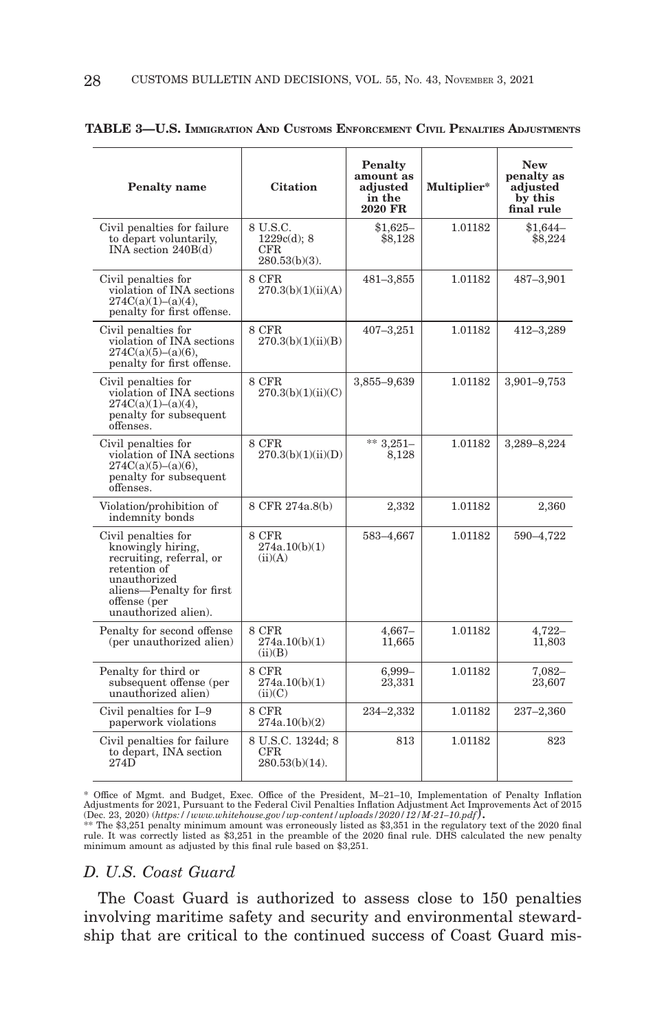**TABLE 3—U.S. IMMIGRATION AND CUSTOMS ENFORCEMENT CIVIL PENALTIES ADJUSTMENTS**

| Penalty name | Citation | Penalty amount as adjusted in the 2020 FR | Multiplier* | New penalty as adjusted by this final rule |
|---|---|---|---|---|
| Civil penalties for failure to depart voluntarily, INA section 240B(d) | 8 U.S.C. 1229c(d); 8 CFR 280.53(b)(3). | $1,625–$8,128 | 1.01182 | $1,644–$8,224 |
| Civil penalties for violation of INA sections 274C(a)(1)–(a)(4), penalty for first offense. | 8 CFR 270.3(b)(1)(ii)(A) | 481–3,855 | 1.01182 | 487–3,901 |
| Civil penalties for violation of INA sections 274C(a)(5)–(a)(6), penalty for first offense. | 8 CFR 270.3(b)(1)(ii)(B) | 407–3,251 | 1.01182 | 412–3,289 |
| Civil penalties for violation of INA sections 274C(a)(1)–(a)(4), penalty for subsequent offenses. | 8 CFR 270.3(b)(1)(ii)(C) | 3,855–9,639 | 1.01182 | 3,901–9,753 |
| Civil penalties for violation of INA sections 274C(a)(5)–(a)(6), penalty for subsequent offenses. | 8 CFR 270.3(b)(1)(ii)(D) | ** 3,251–8,128 | 1.01182 | 3,289–8,224 |
| Violation/prohibition of indemnity bonds | 8 CFR 274a.8(b) | 2,332 | 1.01182 | 2,360 |
| Civil penalties for knowingly hiring, recruiting, referral, or retention of unauthorized aliens—Penalty for first offense (per unauthorized alien). | 8 CFR 274a.10(b)(1)(ii)(A) | 583–4,667 | 1.01182 | 590–4,722 |
| Penalty for second offense (per unauthorized alien) | 8 CFR 274a.10(b)(1)(ii)(B) | 4,667–11,665 | 1.01182 | 4,722–11,803 |
| Penalty for third or subsequent offense (per unauthorized alien) | 8 CFR 274a.10(b)(1)(ii)(C) | 6,999–23,331 | 1.01182 | 7,082–23,607 |
| Civil penalties for I–9 paperwork violations | 8 CFR 274a.10(b)(2) | 234–2,332 | 1.01182 | 237–2,360 |
| Civil penalties for failure to depart, INA section 274D | 8 U.S.C. 1324d; 8 CFR 280.53(b)(14). | 813 | 1.01182 | 823 |

\* Office of Mgmt. and Budget, Exec. Office of the President, M–21–10, Implementation of Penalty Inflation Adjustments for 2021, Pursuant to the Federal Civil Penalties Inflation Adjustment Act Improvements Act of 2015 (Dec. 23, 2020) (*https://www.whitehouse.gov/wp-content/uploads/2020/12/M-21-10.pdf*).

\** The $3,251 penalty minimum amount was erroneously listed as $3,351 in the regulatory text of the 2020 final rule. It was correctly listed as $3,251 in the preamble of the 2020 final rule. DHS calculated the new penalty minimum amount as adjusted by this final rule based on $3,251.

### *D. U.S. Coast Guard*

The Coast Guard is authorized to assess close to 150 penalties involving maritime safety and security and environmental stewardship that are critical to the continued success of Coast Guard mis-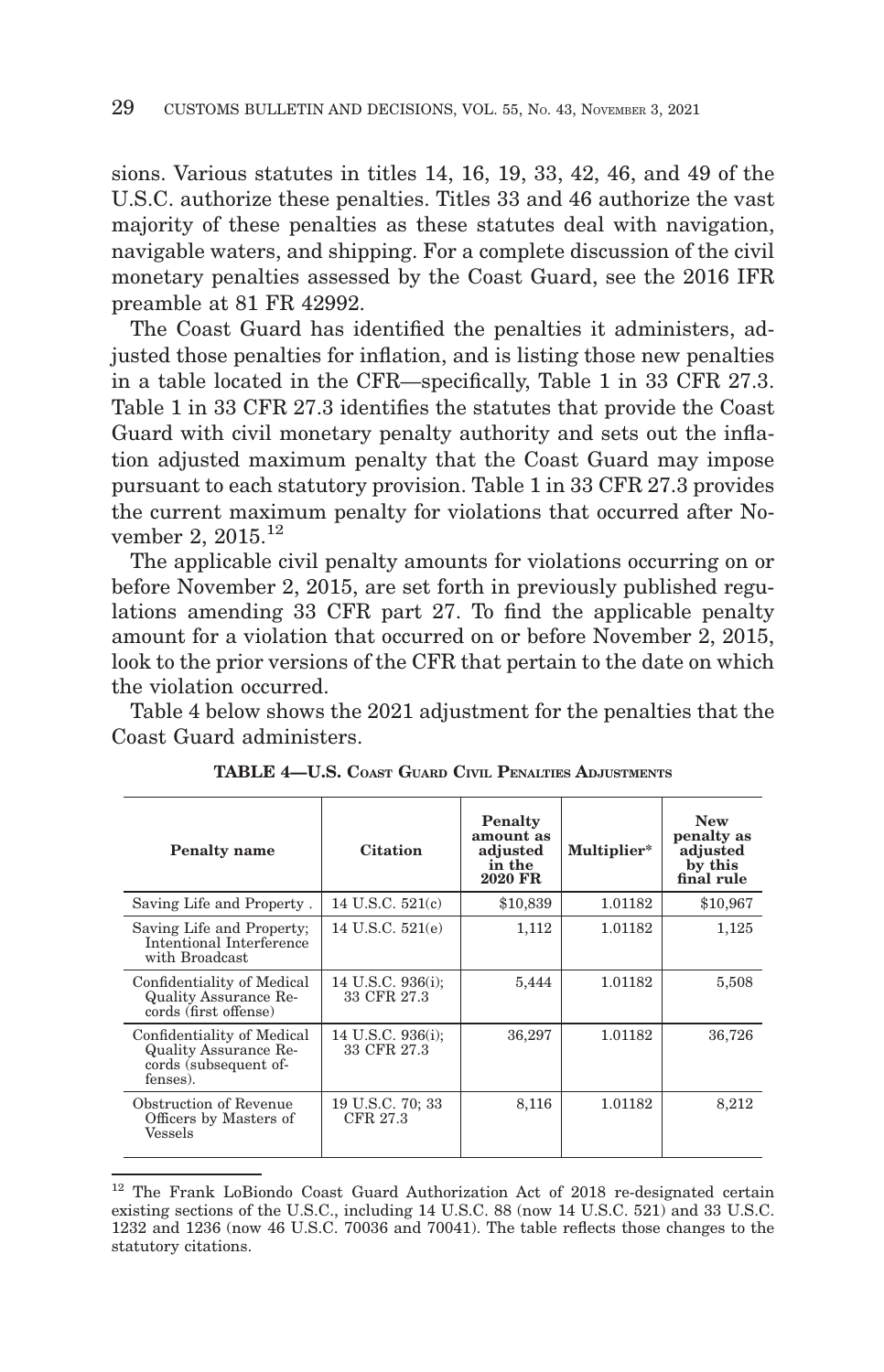sions. Various statutes in titles 14, 16, 19, 33, 42, 46, and 49 of the U.S.C. authorize these penalties. Titles 33 and 46 authorize the vast majority of these penalties as these statutes deal with navigation, navigable waters, and shipping. For a complete discussion of the civil monetary penalties assessed by the Coast Guard, see the 2016 IFR preamble at 81 FR 42992.

The Coast Guard has identified the penalties it administers, adjusted those penalties for inflation, and is listing those new penalties in a table located in the CFR—specifically, Table 1 in 33 CFR 27.3. Table 1 in 33 CFR 27.3 identifies the statutes that provide the Coast Guard with civil monetary penalty authority and sets out the inflation adjusted maximum penalty that the Coast Guard may impose pursuant to each statutory provision. Table 1 in 33 CFR 27.3 provides the current maximum penalty for violations that occurred after November 2, 2015.[12]

The applicable civil penalty amounts for violations occurring on or before November 2, 2015, are set forth in previously published regulations amending 33 CFR part 27. To find the applicable penalty amount for a violation that occurred on or before November 2, 2015, look to the prior versions of the CFR that pertain to the date on which the violation occurred.

Table 4 below shows the 2021 adjustment for the penalties that the Coast Guard administers.

**TABLE 4—U.S. COAST GUARD CIVIL PENALTIES ADJUSTMENTS**

| Penalty name | Citation | Penalty amount as adjusted in the 2020 FR | Multiplier* | New penalty as adjusted by this final rule |
|---|---|---|---|---|
| Saving Life and Property . | 14 U.S.C. 521(c) | $10,839 | 1.01182 | $10,967 |
| Saving Life and Property; Intentional Interference with Broadcast | 14 U.S.C. 521(e) | 1,112 | 1.01182 | 1,125 |
| Confidentiality of Medical Quality Assurance Records (first offense) | 14 U.S.C. 936(i); 33 CFR 27.3 | 5,444 | 1.01182 | 5,508 |
| Confidentiality of Medical Quality Assurance Records (subsequent offenses). | 14 U.S.C. 936(i); 33 CFR 27.3 | 36,297 | 1.01182 | 36,726 |
| Obstruction of Revenue Officers by Masters of Vessels | 19 U.S.C. 70; 33 CFR 27.3 | 8,116 | 1.01182 | 8,212 |

[12] The Frank LoBiondo Coast Guard Authorization Act of 2018 re-designated certain existing sections of the U.S.C., including 14 U.S.C. 88 (now 14 U.S.C. 521) and 33 U.S.C. 1232 and 1236 (now 46 U.S.C. 70036 and 70041). The table reflects those changes to the statutory citations.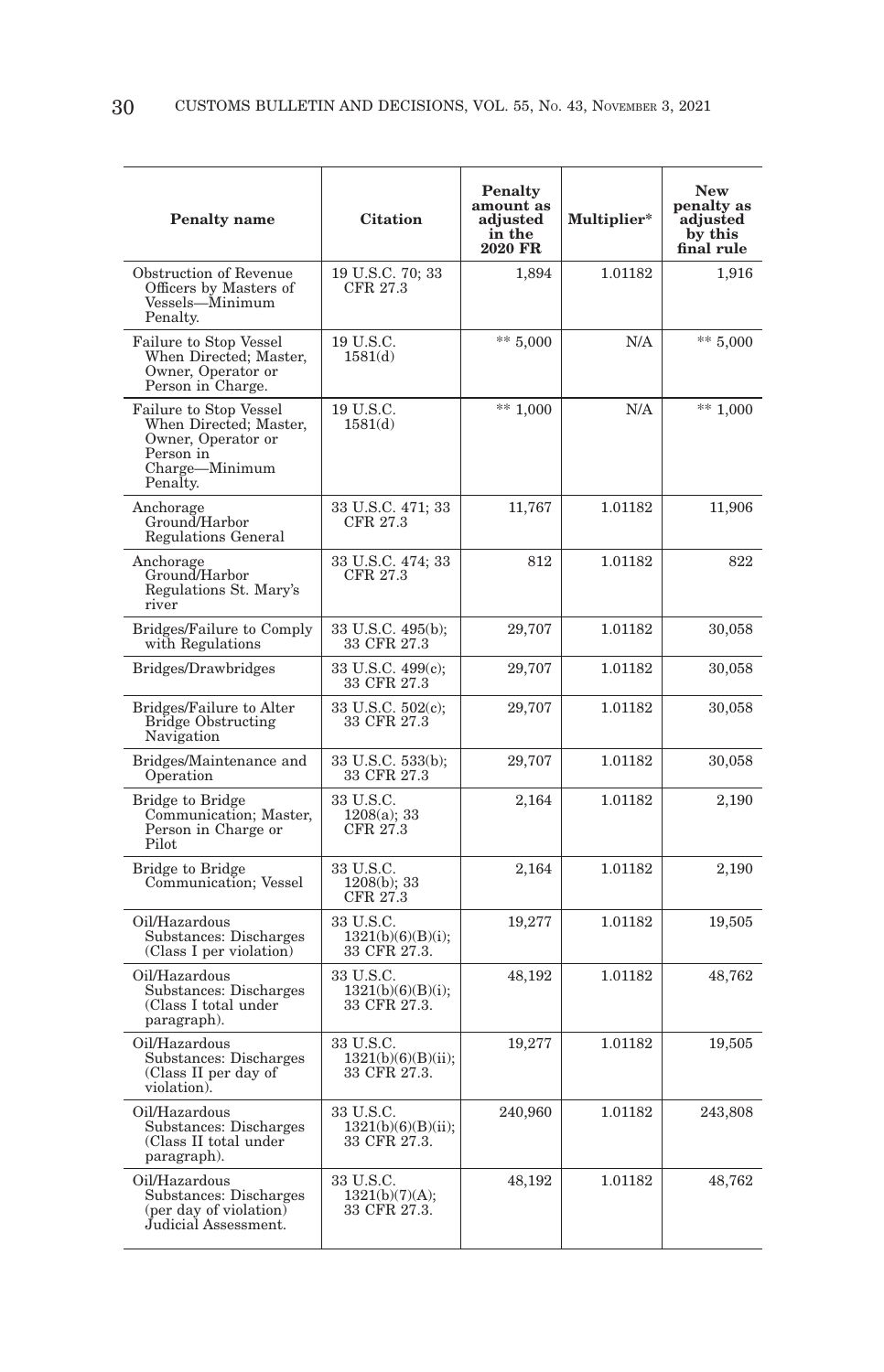| Penalty name | Citation | Penalty amount as adjusted in the 2020 FR | Multiplier* | New penalty as adjusted by this final rule |
|---|---|---|---|---|
| Obstruction of Revenue Officers by Masters of Vessels—Minimum Penalty. | 19 U.S.C. 70; 33 CFR 27.3 | 1,894 | 1.01182 | 1,916 |
| Failure to Stop Vessel When Directed; Master, Owner, Operator or Person in Charge. | 19 U.S.C. 1581(d) | ** 5,000 | N/A | ** 5,000 |
| Failure to Stop Vessel When Directed; Master, Owner, Operator or Person in Charge—Minimum Penalty. | 19 U.S.C. 1581(d) | ** 1,000 | N/A | ** 1,000 |
| Anchorage Ground/Harbor Regulations General | 33 U.S.C. 471; 33 CFR 27.3 | 11,767 | 1.01182 | 11,906 |
| Anchorage Ground/Harbor Regulations St. Mary's river | 33 U.S.C. 474; 33 CFR 27.3 | 812 | 1.01182 | 822 |
| Bridges/Failure to Comply with Regulations | 33 U.S.C. 495(b); 33 CFR 27.3 | 29,707 | 1.01182 | 30,058 |
| Bridges/Drawbridges | 33 U.S.C. 499(c); 33 CFR 27.3 | 29,707 | 1.01182 | 30,058 |
| Bridges/Failure to Alter Bridge Obstructing Navigation | 33 U.S.C. 502(c); 33 CFR 27.3 | 29,707 | 1.01182 | 30,058 |
| Bridges/Maintenance and Operation | 33 U.S.C. 533(b); 33 CFR 27.3 | 29,707 | 1.01182 | 30,058 |
| Bridge to Bridge Communication; Master, Person in Charge or Pilot | 33 U.S.C. 1208(a); 33 CFR 27.3 | 2,164 | 1.01182 | 2,190 |
| Bridge to Bridge Communication; Vessel | 33 U.S.C. 1208(b); 33 CFR 27.3 | 2,164 | 1.01182 | 2,190 |
| Oil/Hazardous Substances: Discharges (Class I per violation) | 33 U.S.C. 1321(b)(6)(B)(i); 33 CFR 27.3. | 19,277 | 1.01182 | 19,505 |
| Oil/Hazardous Substances: Discharges (Class I total under paragraph). | 33 U.S.C. 1321(b)(6)(B)(i); 33 CFR 27.3. | 48,192 | 1.01182 | 48,762 |
| Oil/Hazardous Substances: Discharges (Class II per day of violation). | 33 U.S.C. 1321(b)(6)(B)(ii); 33 CFR 27.3. | 19,277 | 1.01182 | 19,505 |
| Oil/Hazardous Substances: Discharges (Class II total under paragraph). | 33 U.S.C. 1321(b)(6)(B)(ii); 33 CFR 27.3. | 240,960 | 1.01182 | 243,808 |
| Oil/Hazardous Substances: Discharges (per day of violation) Judicial Assessment. | 33 U.S.C. 1321(b)(7)(A); 33 CFR 27.3. | 48,192 | 1.01182 | 48,762 |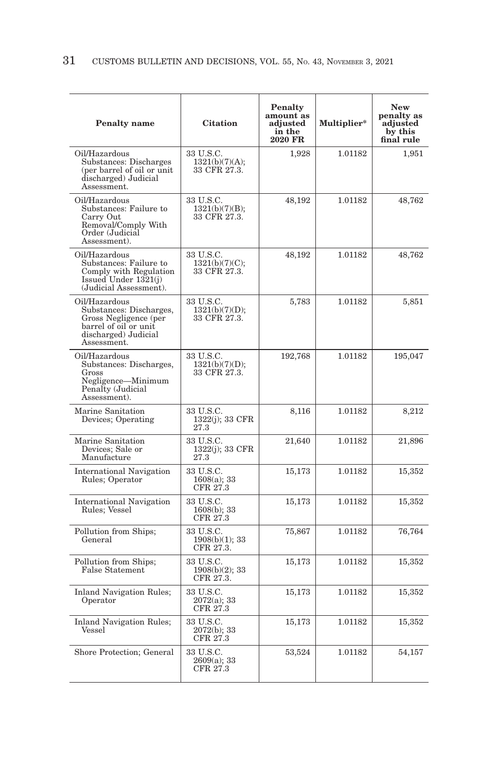| Penalty name | Citation | Penalty amount as adjusted in the 2020 FR | Multiplier* | New penalty as adjusted by this final rule |
|---|---|---|---|---|
| Oil/Hazardous Substances: Discharges (per barrel of oil or unit discharged) Judicial Assessment. | 33 U.S.C. 1321(b)(7)(A); 33 CFR 27.3. | 1,928 | 1.01182 | 1,951 |
| Oil/Hazardous Substances: Failure to Carry Out Removal/Comply With Order (Judicial Assessment). | 33 U.S.C. 1321(b)(7)(B); 33 CFR 27.3. | 48,192 | 1.01182 | 48,762 |
| Oil/Hazardous Substances: Failure to Comply with Regulation Issued Under 1321(j) (Judicial Assessment). | 33 U.S.C. 1321(b)(7)(C); 33 CFR 27.3. | 48,192 | 1.01182 | 48,762 |
| Oil/Hazardous Substances: Discharges, Gross Negligence (per barrel of oil or unit discharged) Judicial Assessment. | 33 U.S.C. 1321(b)(7)(D); 33 CFR 27.3. | 5,783 | 1.01182 | 5,851 |
| Oil/Hazardous Substances: Discharges, Gross Negligence—Minimum Penalty (Judicial Assessment). | 33 U.S.C. 1321(b)(7)(D); 33 CFR 27.3. | 192,768 | 1.01182 | 195,047 |
| Marine Sanitation Devices; Operating | 33 U.S.C. 1322(j); 33 CFR 27.3 | 8,116 | 1.01182 | 8,212 |
| Marine Sanitation Devices; Sale or Manufacture | 33 U.S.C. 1322(j); 33 CFR 27.3 | 21,640 | 1.01182 | 21,896 |
| International Navigation Rules; Operator | 33 U.S.C. 1608(a); 33 CFR 27.3 | 15,173 | 1.01182 | 15,352 |
| International Navigation Rules; Vessel | 33 U.S.C. 1608(b); 33 CFR 27.3 | 15,173 | 1.01182 | 15,352 |
| Pollution from Ships; General | 33 U.S.C. 1908(b)(1); 33 CFR 27.3. | 75,867 | 1.01182 | 76,764 |
| Pollution from Ships; False Statement | 33 U.S.C. 1908(b)(2); 33 CFR 27.3. | 15,173 | 1.01182 | 15,352 |
| Inland Navigation Rules; Operator | 33 U.S.C. 2072(a); 33 CFR 27.3 | 15,173 | 1.01182 | 15,352 |
| Inland Navigation Rules; Vessel | 33 U.S.C. 2072(b); 33 CFR 27.3 | 15,173 | 1.01182 | 15,352 |
| Shore Protection; General | 33 U.S.C. 2609(a); 33 CFR 27.3 | 53,524 | 1.01182 | 54,157 |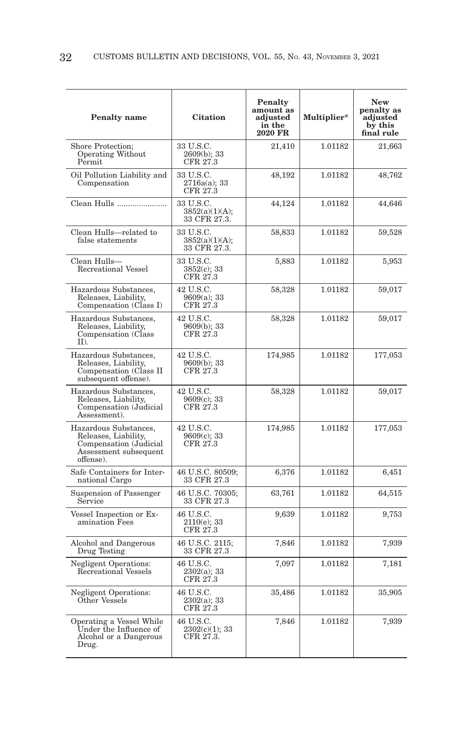| Penalty name | Citation | Penalty amount as adjusted in the 2020 FR | Multiplier* | New penalty as adjusted by this final rule |
|---|---|---|---|---|
| Shore Protection; Operating Without Permit | 33 U.S.C. 2609(b); 33 CFR 27.3 | 21,410 | 1.01182 | 21,663 |
| Oil Pollution Liability and Compensation | 33 U.S.C. 2716a(a); 33 CFR 27.3 | 48,192 | 1.01182 | 48,762 |
| Clean Hulls ....................... | 33 U.S.C. 3852(a)(1)(A); 33 CFR 27.3. | 44,124 | 1.01182 | 44,646 |
| Clean Hulls—related to false statements | 33 U.S.C. 3852(a)(1)(A); 33 CFR 27.3. | 58,833 | 1.01182 | 59,528 |
| Clean Hulls—Recreational Vessel | 33 U.S.C. 3852(c); 33 CFR 27.3 | 5,883 | 1.01182 | 5,953 |
| Hazardous Substances, Releases, Liability, Compensation (Class I) | 42 U.S.C. 9609(a); 33 CFR 27.3 | 58,328 | 1.01182 | 59,017 |
| Hazardous Substances, Releases, Liability, Compensation (Class II). | 42 U.S.C. 9609(b); 33 CFR 27.3 | 58,328 | 1.01182 | 59,017 |
| Hazardous Substances, Releases, Liability, Compensation (Class II subsequent offense). | 42 U.S.C. 9609(b); 33 CFR 27.3 | 174,985 | 1.01182 | 177,053 |
| Hazardous Substances, Releases, Liability, Compensation (Judicial Assessment). | 42 U.S.C. 9609(c); 33 CFR 27.3 | 58,328 | 1.01182 | 59,017 |
| Hazardous Substances, Releases, Liability, Compensation (Judicial Assessment subsequent offense). | 42 U.S.C. 9609(c); 33 CFR 27.3 | 174,985 | 1.01182 | 177,053 |
| Safe Containers for International Cargo | 46 U.S.C. 80509; 33 CFR 27.3 | 6,376 | 1.01182 | 6,451 |
| Suspension of Passenger Service | 46 U.S.C. 70305; 33 CFR 27.3 | 63,761 | 1.01182 | 64,515 |
| Vessel Inspection or Examination Fees | 46 U.S.C. 2110(e); 33 CFR 27.3 | 9,639 | 1.01182 | 9,753 |
| Alcohol and Dangerous Drug Testing | 46 U.S.C. 2115; 33 CFR 27.3 | 7,846 | 1.01182 | 7,939 |
| Negligent Operations: Recreational Vessels | 46 U.S.C. 2302(a); 33 CFR 27.3 | 7,097 | 1.01182 | 7,181 |
| Negligent Operations: Other Vessels | 46 U.S.C. 2302(a); 33 CFR 27.3 | 35,486 | 1.01182 | 35,905 |
| Operating a Vessel While Under the Influence of Alcohol or a Dangerous Drug. | 46 U.S.C. 2302(c)(1); 33 CFR 27.3. | 7,846 | 1.01182 | 7,939 |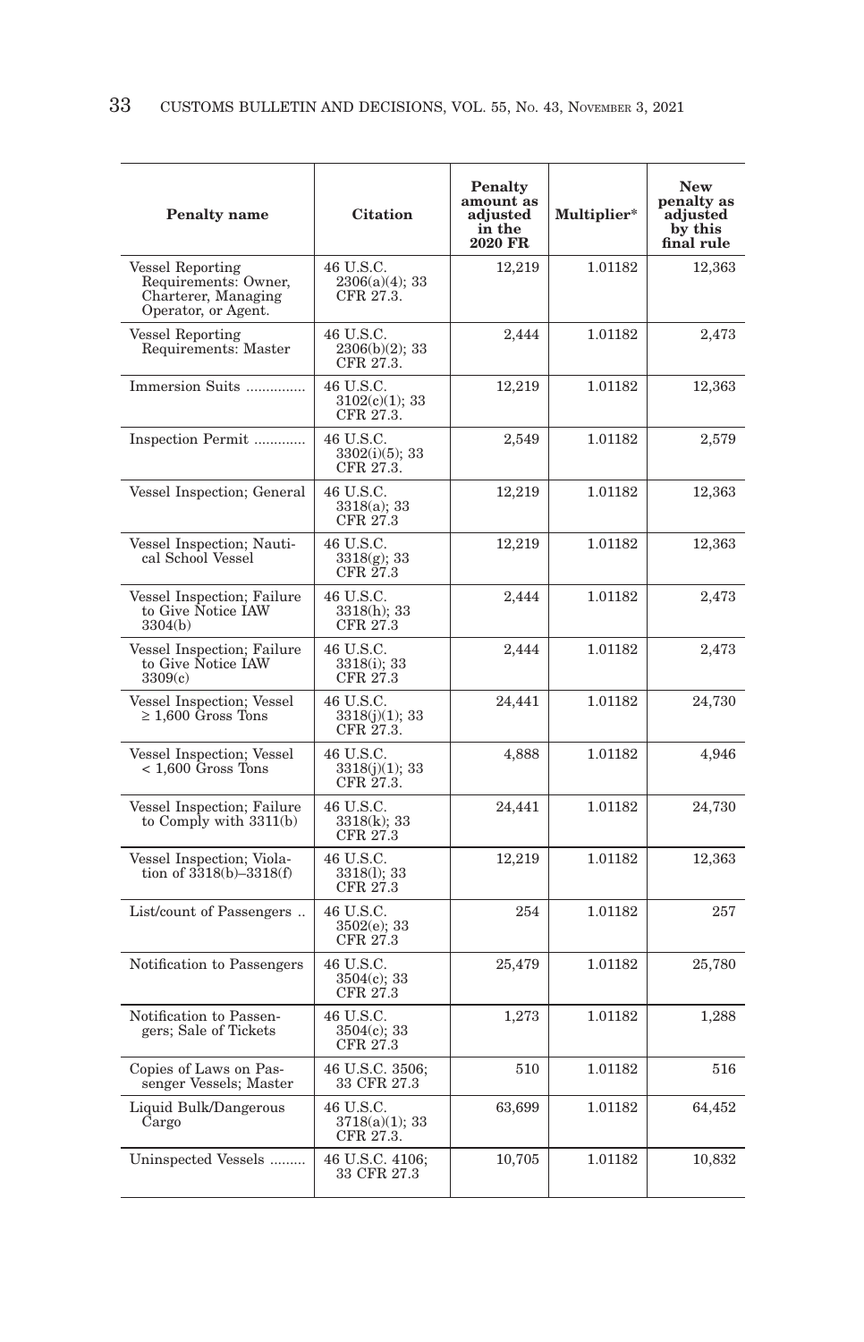| Penalty name | Citation | Penalty amount as adjusted in the 2020 FR | Multiplier* | New penalty as adjusted by this final rule |
|---|---|---|---|---|
| Vessel Reporting Requirements: Owner, Charterer, Managing Operator, or Agent. | 46 U.S.C. 2306(a)(4); 33 CFR 27.3. | 12,219 | 1.01182 | 12,363 |
| Vessel Reporting Requirements: Master | 46 U.S.C. 2306(b)(2); 33 CFR 27.3. | 2,444 | 1.01182 | 2,473 |
| Immersion Suits ............... | 46 U.S.C. 3102(c)(1); 33 CFR 27.3. | 12,219 | 1.01182 | 12,363 |
| Inspection Permit ............. | 46 U.S.C. 3302(i)(5); 33 CFR 27.3. | 2,549 | 1.01182 | 2,579 |
| Vessel Inspection; General | 46 U.S.C. 3318(a); 33 CFR 27.3 | 12,219 | 1.01182 | 12,363 |
| Vessel Inspection; Nautical School Vessel | 46 U.S.C. 3318(g); 33 CFR 27.3 | 12,219 | 1.01182 | 12,363 |
| Vessel Inspection; Failure to Give Notice IAW 3304(b) | 46 U.S.C. 3318(h); 33 CFR 27.3 | 2,444 | 1.01182 | 2,473 |
| Vessel Inspection; Failure to Give Notice IAW 3309(c) | 46 U.S.C. 3318(i); 33 CFR 27.3 | 2,444 | 1.01182 | 2,473 |
| Vessel Inspection; Vessel ≥ 1,600 Gross Tons | 46 U.S.C. 3318(j)(1); 33 CFR 27.3. | 24,441 | 1.01182 | 24,730 |
| Vessel Inspection; Vessel < 1,600 Gross Tons | 46 U.S.C. 3318(j)(1); 33 CFR 27.3. | 4,888 | 1.01182 | 4,946 |
| Vessel Inspection; Failure to Comply with 3311(b) | 46 U.S.C. 3318(k); 33 CFR 27.3 | 24,441 | 1.01182 | 24,730 |
| Vessel Inspection; Violation of 3318(b)–3318(f) | 46 U.S.C. 3318(l); 33 CFR 27.3 | 12,219 | 1.01182 | 12,363 |
| List/count of Passengers .. | 46 U.S.C. 3502(e); 33 CFR 27.3 | 254 | 1.01182 | 257 |
| Notification to Passengers | 46 U.S.C. 3504(c); 33 CFR 27.3 | 25,479 | 1.01182 | 25,780 |
| Notification to Passengers; Sale of Tickets | 46 U.S.C. 3504(c); 33 CFR 27.3 | 1,273 | 1.01182 | 1,288 |
| Copies of Laws on Passenger Vessels; Master | 46 U.S.C. 3506; 33 CFR 27.3 | 510 | 1.01182 | 516 |
| Liquid Bulk/Dangerous Cargo | 46 U.S.C. 3718(a)(1); 33 CFR 27.3. | 63,699 | 1.01182 | 64,452 |
| Uninspected Vessels ......... | 46 U.S.C. 4106; 33 CFR 27.3 | 10,705 | 1.01182 | 10,832 |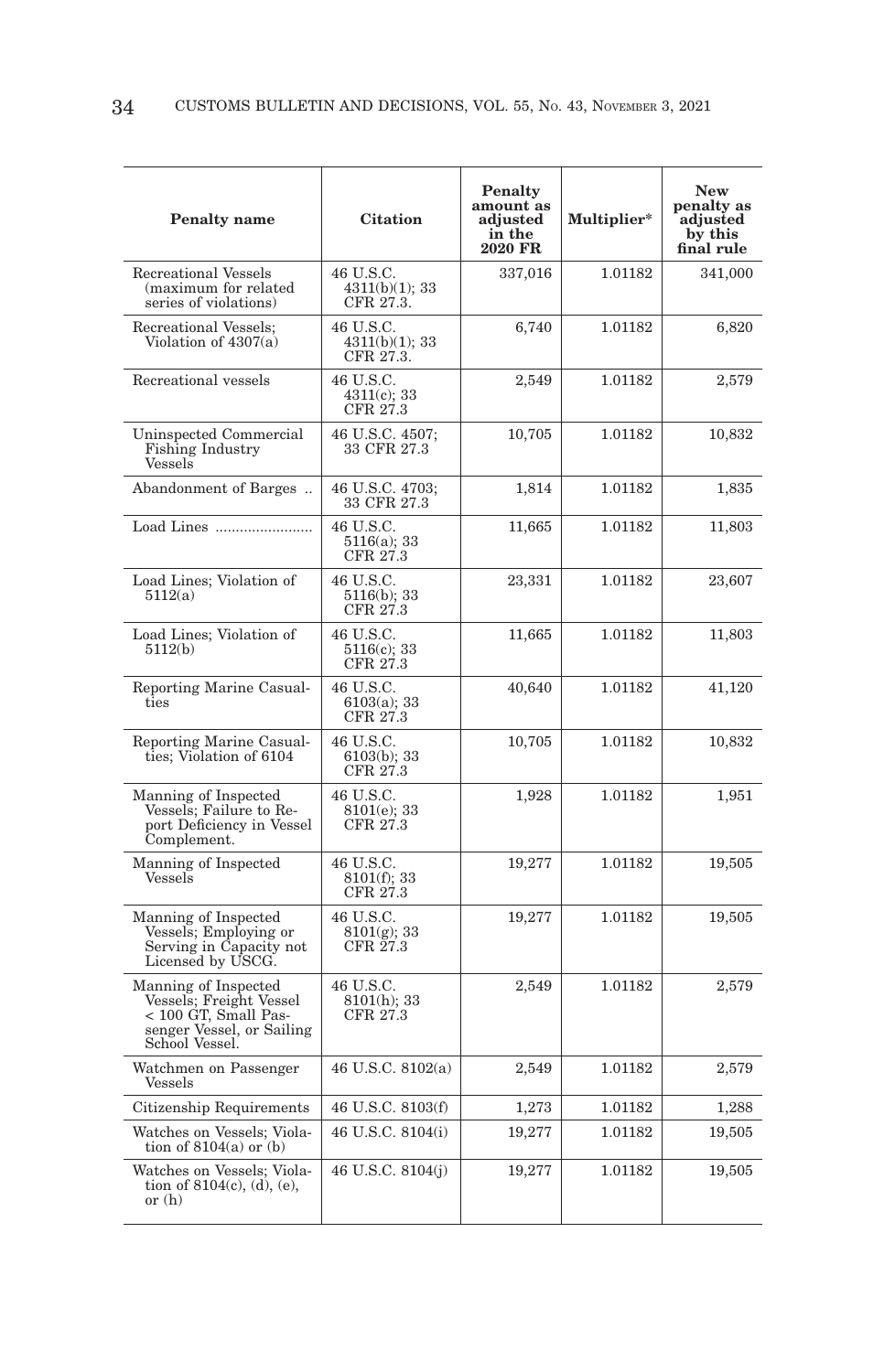| Penalty name | Citation | Penalty amount as adjusted in the 2020 FR | Multiplier* | New penalty as adjusted by this final rule |
|---|---|---|---|---|
| Recreational Vessels (maximum for related series of violations) | 46 U.S.C. 4311(b)(1); 33 CFR 27.3. | 337,016 | 1.01182 | 341,000 |
| Recreational Vessels; Violation of 4307(a) | 46 U.S.C. 4311(b)(1); 33 CFR 27.3. | 6,740 | 1.01182 | 6,820 |
| Recreational vessels | 46 U.S.C. 4311(c); 33 CFR 27.3 | 2,549 | 1.01182 | 2,579 |
| Uninspected Commercial Fishing Industry Vessels | 46 U.S.C. 4507; 33 CFR 27.3 | 10,705 | 1.01182 | 10,832 |
| Abandonment of Barges .. | 46 U.S.C. 4703; 33 CFR 27.3 | 1,814 | 1.01182 | 1,835 |
| Load Lines ........................ | 46 U.S.C. 5116(a); 33 CFR 27.3 | 11,665 | 1.01182 | 11,803 |
| Load Lines; Violation of 5112(a) | 46 U.S.C. 5116(b); 33 CFR 27.3 | 23,331 | 1.01182 | 23,607 |
| Load Lines; Violation of 5112(b) | 46 U.S.C. 5116(c); 33 CFR 27.3 | 11,665 | 1.01182 | 11,803 |
| Reporting Marine Casualties | 46 U.S.C. 6103(a); 33 CFR 27.3 | 40,640 | 1.01182 | 41,120 |
| Reporting Marine Casualties; Violation of 6104 | 46 U.S.C. 6103(b); 33 CFR 27.3 | 10,705 | 1.01182 | 10,832 |
| Manning of Inspected Vessels; Failure to Report Deficiency in Vessel Complement. | 46 U.S.C. 8101(e); 33 CFR 27.3 | 1,928 | 1.01182 | 1,951 |
| Manning of Inspected Vessels | 46 U.S.C. 8101(f); 33 CFR 27.3 | 19,277 | 1.01182 | 19,505 |
| Manning of Inspected Vessels; Employing or Serving in Capacity not Licensed by USCG. | 46 U.S.C. 8101(g); 33 CFR 27.3 | 19,277 | 1.01182 | 19,505 |
| Manning of Inspected Vessels; Freight Vessel < 100 GT, Small Passenger Vessel, or Sailing School Vessel. | 46 U.S.C. 8101(h); 33 CFR 27.3 | 2,549 | 1.01182 | 2,579 |
| Watchmen on Passenger Vessels | 46 U.S.C. 8102(a) | 2,549 | 1.01182 | 2,579 |
| Citizenship Requirements | 46 U.S.C. 8103(f) | 1,273 | 1.01182 | 1,288 |
| Watches on Vessels; Violation of 8104(a) or (b) | 46 U.S.C. 8104(i) | 19,277 | 1.01182 | 19,505 |
| Watches on Vessels; Violation of 8104(c), (d), (e), or (h) | 46 U.S.C. 8104(j) | 19,277 | 1.01182 | 19,505 |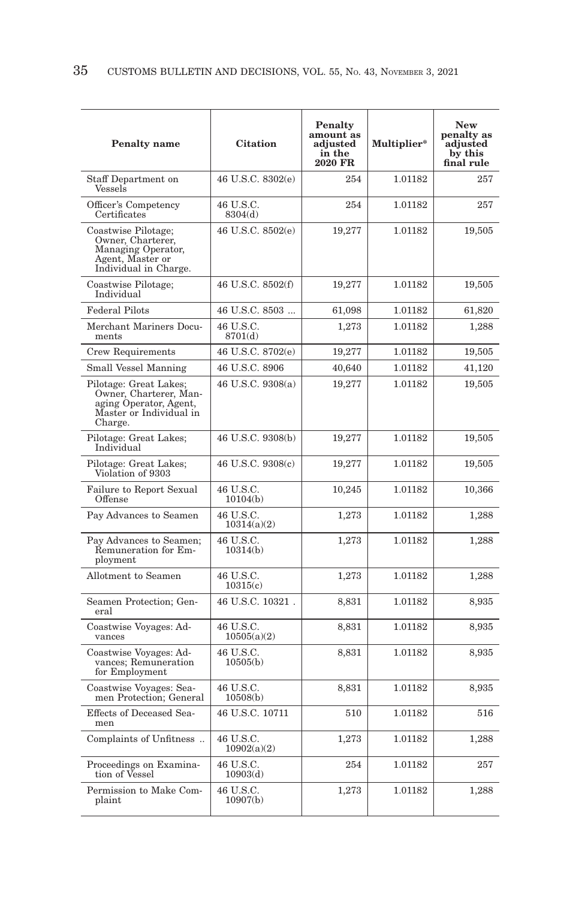| Penalty name | Citation | Penalty amount as adjusted in the 2020 FR | Multiplier* | New penalty as adjusted by this final rule |
|---|---|---|---|---|
| Staff Department on Vessels | 46 U.S.C. 8302(e) | 254 | 1.01182 | 257 |
| Officer's Competency Certificates | 46 U.S.C. 8304(d) | 254 | 1.01182 | 257 |
| Coastwise Pilotage; Owner, Charterer, Managing Operator, Agent, Master or Individual in Charge. | 46 U.S.C. 8502(e) | 19,277 | 1.01182 | 19,505 |
| Coastwise Pilotage; Individual | 46 U.S.C. 8502(f) | 19,277 | 1.01182 | 19,505 |
| Federal Pilots | 46 U.S.C. 8503 ... | 61,098 | 1.01182 | 61,820 |
| Merchant Mariners Documents | 46 U.S.C. 8701(d) | 1,273 | 1.01182 | 1,288 |
| Crew Requirements | 46 U.S.C. 8702(e) | 19,277 | 1.01182 | 19,505 |
| Small Vessel Manning | 46 U.S.C. 8906 | 40,640 | 1.01182 | 41,120 |
| Pilotage: Great Lakes; Owner, Charterer, Managing Operator, Agent, Master or Individual in Charge. | 46 U.S.C. 9308(a) | 19,277 | 1.01182 | 19,505 |
| Pilotage: Great Lakes; Individual | 46 U.S.C. 9308(b) | 19,277 | 1.01182 | 19,505 |
| Pilotage: Great Lakes; Violation of 9303 | 46 U.S.C. 9308(c) | 19,277 | 1.01182 | 19,505 |
| Failure to Report Sexual Offense | 46 U.S.C. 10104(b) | 10,245 | 1.01182 | 10,366 |
| Pay Advances to Seamen | 46 U.S.C. 10314(a)(2) | 1,273 | 1.01182 | 1,288 |
| Pay Advances to Seamen; Remuneration for Employment | 46 U.S.C. 10314(b) | 1,273 | 1.01182 | 1,288 |
| Allotment to Seamen | 46 U.S.C. 10315(c) | 1,273 | 1.01182 | 1,288 |
| Seamen Protection; General | 46 U.S.C. 10321 . | 8,831 | 1.01182 | 8,935 |
| Coastwise Voyages: Advances | 46 U.S.C. 10505(a)(2) | 8,831 | 1.01182 | 8,935 |
| Coastwise Voyages: Advances; Remuneration for Employment | 46 U.S.C. 10505(b) | 8,831 | 1.01182 | 8,935 |
| Coastwise Voyages: Seamen Protection; General | 46 U.S.C. 10508(b) | 8,831 | 1.01182 | 8,935 |
| Effects of Deceased Seamen | 46 U.S.C. 10711 | 510 | 1.01182 | 516 |
| Complaints of Unfitness .. | 46 U.S.C. 10902(a)(2) | 1,273 | 1.01182 | 1,288 |
| Proceedings on Examination of Vessel | 46 U.S.C. 10903(d) | 254 | 1.01182 | 257 |
| Permission to Make Complaint | 46 U.S.C. 10907(b) | 1,273 | 1.01182 | 1,288 |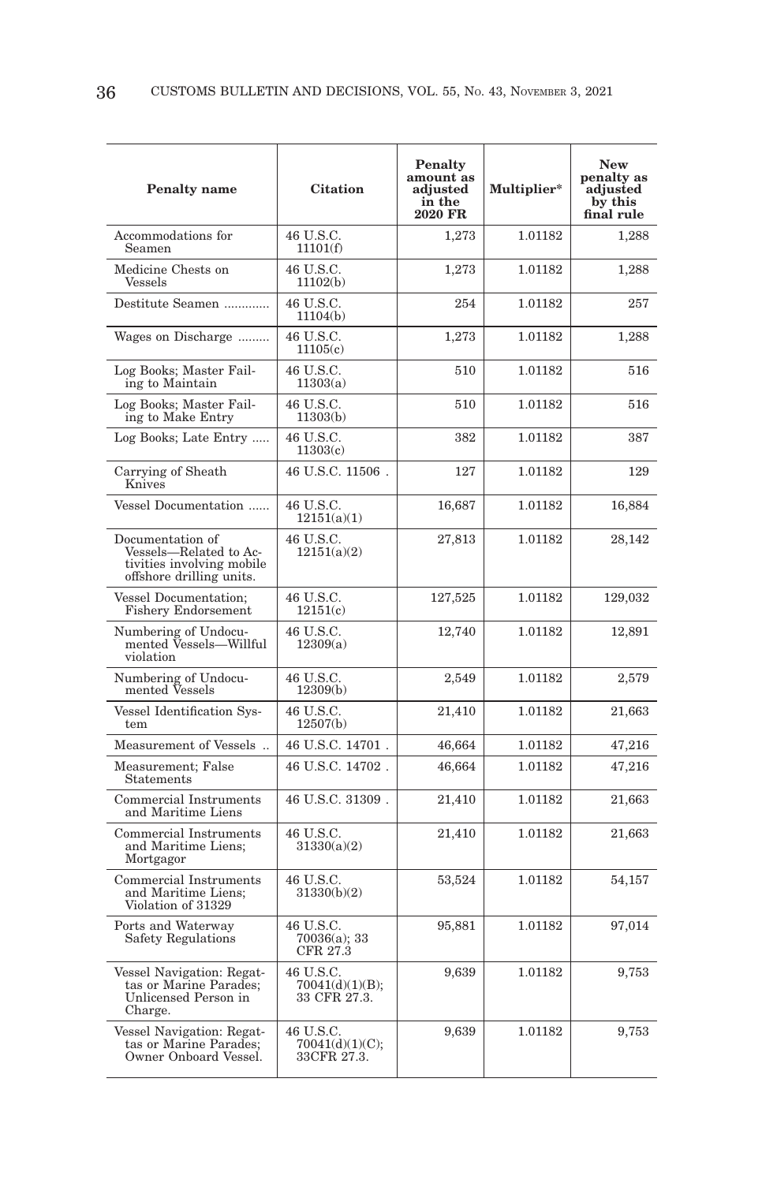| Penalty name | Citation | Penalty amount as adjusted in the 2020 FR | Multiplier* | New penalty as adjusted by this final rule |
|---|---|---|---|---|
| Accommodations for Seamen | 46 U.S.C. 11101(f) | 1,273 | 1.01182 | 1,288 |
| Medicine Chests on Vessels | 46 U.S.C. 11102(b) | 1,273 | 1.01182 | 1,288 |
| Destitute Seamen ............ | 46 U.S.C. 11104(b) | 254 | 1.01182 | 257 |
| Wages on Discharge ......... | 46 U.S.C. 11105(c) | 1,273 | 1.01182 | 1,288 |
| Log Books; Master Failing to Maintain | 46 U.S.C. 11303(a) | 510 | 1.01182 | 516 |
| Log Books; Master Failing to Make Entry | 46 U.S.C. 11303(b) | 510 | 1.01182 | 516 |
| Log Books; Late Entry ..... | 46 U.S.C. 11303(c) | 382 | 1.01182 | 387 |
| Carrying of Sheath Knives | 46 U.S.C. 11506 . | 127 | 1.01182 | 129 |
| Vessel Documentation ...... | 46 U.S.C. 12151(a)(1) | 16,687 | 1.01182 | 16,884 |
| Documentation of Vessels—Related to Activities involving mobile offshore drilling units. | 46 U.S.C. 12151(a)(2) | 27,813 | 1.01182 | 28,142 |
| Vessel Documentation; Fishery Endorsement | 46 U.S.C. 12151(c) | 127,525 | 1.01182 | 129,032 |
| Numbering of Undocumented Vessels—Willful violation | 46 U.S.C. 12309(a) | 12,740 | 1.01182 | 12,891 |
| Numbering of Undocumented Vessels | 46 U.S.C. 12309(b) | 2,549 | 1.01182 | 2,579 |
| Vessel Identification System | 46 U.S.C. 12507(b) | 21,410 | 1.01182 | 21,663 |
| Measurement of Vessels .. | 46 U.S.C. 14701 . | 46,664 | 1.01182 | 47,216 |
| Measurement; False Statements | 46 U.S.C. 14702 . | 46,664 | 1.01182 | 47,216 |
| Commercial Instruments and Maritime Liens | 46 U.S.C. 31309 . | 21,410 | 1.01182 | 21,663 |
| Commercial Instruments and Maritime Liens; Mortgagor | 46 U.S.C. 31330(a)(2) | 21,410 | 1.01182 | 21,663 |
| Commercial Instruments and Maritime Liens; Violation of 31329 | 46 U.S.C. 31330(b)(2) | 53,524 | 1.01182 | 54,157 |
| Ports and Waterway Safety Regulations | 46 U.S.C. 70036(a); 33 CFR 27.3 | 95,881 | 1.01182 | 97,014 |
| Vessel Navigation: Regattas or Marine Parades; Unlicensed Person in Charge. | 46 U.S.C. 70041(d)(1)(B); 33 CFR 27.3. | 9,639 | 1.01182 | 9,753 |
| Vessel Navigation: Regattas or Marine Parades; Owner Onboard Vessel. | 46 U.S.C. 70041(d)(1)(C); 33CFR 27.3. | 9,639 | 1.01182 | 9,753 |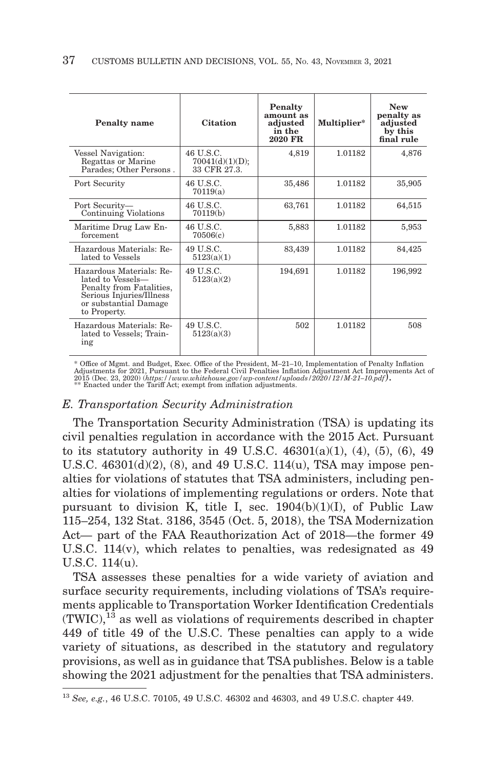| Penalty name | Citation | Penalty amount as adjusted in the 2020 FR | Multiplier* | New penalty as adjusted by this final rule |
|---|---|---|---|---|
| Vessel Navigation: Regattas or Marine Parades; Other Persons . | 46 U.S.C. 70041(d)(1)(D); 33 CFR 27.3. | 4,819 | 1.01182 | 4,876 |
| Port Security | 46 U.S.C. 70119(a) | 35,486 | 1.01182 | 35,905 |
| Port Security—Continuing Violations | 46 U.S.C. 70119(b) | 63,761 | 1.01182 | 64,515 |
| Maritime Drug Law Enforcement | 46 U.S.C. 70506(c) | 5,883 | 1.01182 | 5,953 |
| Hazardous Materials: Related to Vessels | 49 U.S.C. 5123(a)(1) | 83,439 | 1.01182 | 84,425 |
| Hazardous Materials: Related to Vessels—Penalty from Fatalities, Serious Injuries/Illness or substantial Damage to Property. | 49 U.S.C. 5123(a)(2) | 194,691 | 1.01182 | 196,992 |
| Hazardous Materials: Related to Vessels; Training | 49 U.S.C. 5123(a)(3) | 502 | 1.01182 | 508 |

\* Office of Mgmt. and Budget, Exec. Office of the President, M–21–10, Implementation of Penalty Inflation Adjustments for 2021, Pursuant to the Federal Civil Penalties Inflation Adjustment Act Improvements Act of 2015 (Dec. 23, 2020) (*https://www.whitehouse.gov/wp-content/uploads/2020/12/M-21-10.pdf*).
\*\* Enacted under the Tariff Act; exempt from inflation adjustments.

### *E. Transportation Security Administration*

The Transportation Security Administration (TSA) is updating its civil penalties regulation in accordance with the 2015 Act. Pursuant to its statutory authority in 49 U.S.C. 46301(a)(1), (4), (5), (6), 49 U.S.C. 46301(d)(2), (8), and 49 U.S.C. 114(u), TSA may impose penalties for violations of statutes that TSA administers, including penalties for violations of implementing regulations or orders. Note that pursuant to division K, title I, sec. 1904(b)(1)(I), of Public Law 115–254, 132 Stat. 3186, 3545 (Oct. 5, 2018), the TSA Modernization Act— part of the FAA Reauthorization Act of 2018—the former 49 U.S.C. 114(v), which relates to penalties, was redesignated as 49 U.S.C. 114(u).

TSA assesses these penalties for a wide variety of aviation and surface security requirements, including violations of TSA's requirements applicable to Transportation Worker Identification Credentials (TWIC),[13] as well as violations of requirements described in chapter 449 of title 49 of the U.S.C. These penalties can apply to a wide variety of situations, as described in the statutory and regulatory provisions, as well as in guidance that TSA publishes. Below is a table showing the 2021 adjustment for the penalties that TSA administers.

[13] *See, e.g.*, 46 U.S.C. 70105, 49 U.S.C. 46302 and 46303, and 49 U.S.C. chapter 449.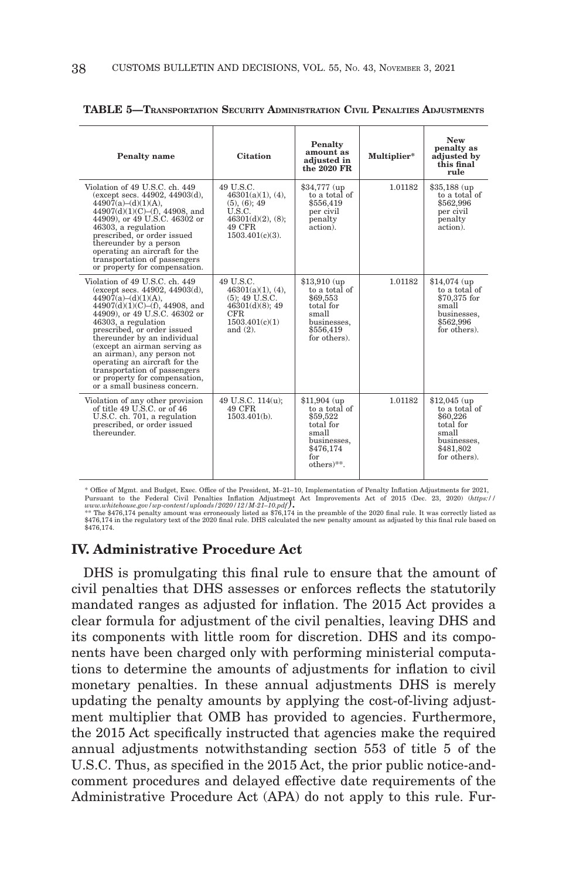**TABLE 5—TRANSPORTATION SECURITY ADMINISTRATION CIVIL PENALTIES ADJUSTMENTS**

| Penalty name | Citation | Penalty amount as adjusted in the 2020 FR | Multiplier* | New penalty as adjusted by this final rule |
|---|---|---|---|---|
| Violation of 49 U.S.C. ch. 449 (except secs. 44902, 44903(d), 44907(a)–(d)(1)(A), 44907(d)(1)(C)–(f), 44908, and 44909), or 49 U.S.C. 46302 or 46303, a regulation prescribed, or order issued thereunder by a person operating an aircraft for the transportation of passengers or property for compensation. | 49 U.S.C. 46301(a)(1), (4), (5), (6); 49 U.S.C. 46301(d)(2), (8); 49 CFR 1503.401(c)(3). | $34,777 (up to a total of $556,419 per civil penalty action). | 1.01182 | $35,188 (up to a total of $562,996 per civil penalty action). |
| Violation of 49 U.S.C. ch. 449 (except secs. 44902, 44903(d), 44907(a)–(d)(1)(A), 44907(d)(1)(C)–(f), 44908, and 44909), or 49 U.S.C. 46302 or 46303, a regulation prescribed, or order issued thereunder by an individual (except an airman serving as an airman), any person not operating an aircraft for the transportation of passengers or property for compensation, or a small business concern. | 49 U.S.C. 46301(a)(1), (4), (5); 49 U.S.C. 46301(d)(8); 49 CFR 1503.401(c)(1) and (2). | $13,910 (up to a total of $69,553 total for small businesses, $556,419 for others). | 1.01182 | $14,074 (up to a total of $70,375 for small businesses, $562,996 for others). |
| Violation of any other provision of title 49 U.S.C. or of 46 U.S.C. ch. 701, a regulation prescribed, or order issued thereunder. | 49 U.S.C. 114(u); 49 CFR 1503.401(b). | $11,904 (up to a total of $59,522 total for small businesses, $476,174 for others)**. | 1.01182 | $12,045 (up to a total of $60,226 total for small businesses, $481,802 for others). |

\* Office of Mgmt. and Budget, Exec. Office of the President, M–21–10, Implementation of Penalty Inflation Adjustments for 2021, Pursuant to the Federal Civil Penalties Inflation Adjustment Act Improvements Act of 2015 (Dec. 23, 2020) (*https://www.whitehouse.gov/wp-content/uploads/2020/12/M-21-10.pdf*).

\*\* The $476,174 penalty amount was erroneously listed as $76,174 in the preamble of the 2020 final rule. It was correctly listed as $476,174 in the regulatory text of the 2020 final rule. DHS calculated the new penalty amount as adjusted by this final rule based on $476,174.

## IV. Administrative Procedure Act

DHS is promulgating this final rule to ensure that the amount of civil penalties that DHS assesses or enforces reflects the statutorily mandated ranges as adjusted for inflation. The 2015 Act provides a clear formula for adjustment of the civil penalties, leaving DHS and its components with little room for discretion. DHS and its components have been charged only with performing ministerial computations to determine the amounts of adjustments for inflation to civil monetary penalties. In these annual adjustments DHS is merely updating the penalty amounts by applying the cost-of-living adjustment multiplier that OMB has provided to agencies. Furthermore, the 2015 Act specifically instructed that agencies make the required annual adjustments notwithstanding section 553 of title 5 of the U.S.C. Thus, as specified in the 2015 Act, the prior public notice-and-comment procedures and delayed effective date requirements of the Administrative Procedure Act (APA) do not apply to this rule. Fur-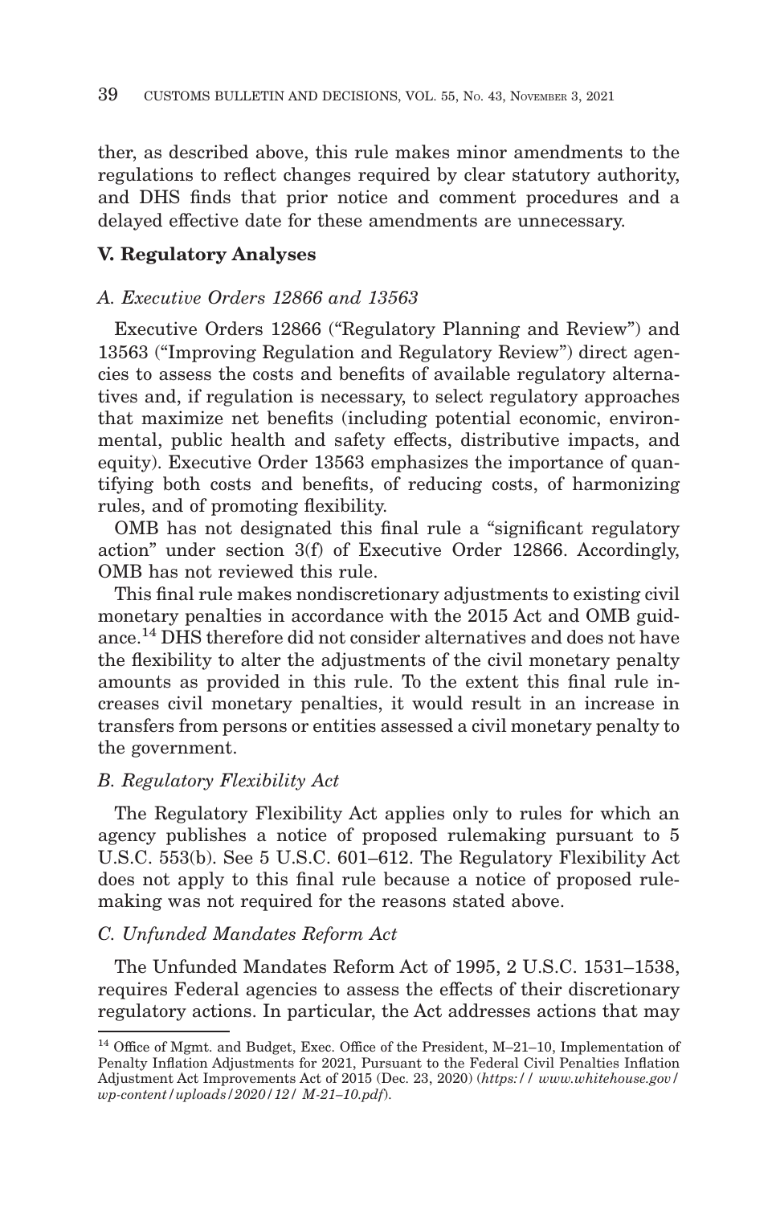ther, as described above, this rule makes minor amendments to the regulations to reflect changes required by clear statutory authority, and DHS finds that prior notice and comment procedures and a delayed effective date for these amendments are unnecessary.

## V. Regulatory Analyses

### *A. Executive Orders 12866 and 13563*

Executive Orders 12866 ("Regulatory Planning and Review") and 13563 ("Improving Regulation and Regulatory Review") direct agencies to assess the costs and benefits of available regulatory alternatives and, if regulation is necessary, to select regulatory approaches that maximize net benefits (including potential economic, environmental, public health and safety effects, distributive impacts, and equity). Executive Order 13563 emphasizes the importance of quantifying both costs and benefits, of reducing costs, of harmonizing rules, and of promoting flexibility.

OMB has not designated this final rule a "significant regulatory action" under section 3(f) of Executive Order 12866. Accordingly, OMB has not reviewed this rule.

This final rule makes nondiscretionary adjustments to existing civil monetary penalties in accordance with the 2015 Act and OMB guidance.[14] DHS therefore did not consider alternatives and does not have the flexibility to alter the adjustments of the civil monetary penalty amounts as provided in this rule. To the extent this final rule increases civil monetary penalties, it would result in an increase in transfers from persons or entities assessed a civil monetary penalty to the government.

### *B. Regulatory Flexibility Act*

The Regulatory Flexibility Act applies only to rules for which an agency publishes a notice of proposed rulemaking pursuant to 5 U.S.C. 553(b). See 5 U.S.C. 601–612. The Regulatory Flexibility Act does not apply to this final rule because a notice of proposed rulemaking was not required for the reasons stated above.

### *C. Unfunded Mandates Reform Act*

The Unfunded Mandates Reform Act of 1995, 2 U.S.C. 1531–1538, requires Federal agencies to assess the effects of their discretionary regulatory actions. In particular, the Act addresses actions that may

---

[14] Office of Mgmt. and Budget, Exec. Office of the President, M–21–10, Implementation of Penalty Inflation Adjustments for 2021, Pursuant to the Federal Civil Penalties Inflation Adjustment Act Improvements Act of 2015 (Dec. 23, 2020) (*https://www.whitehouse.gov/wp-content/uploads/2020/12/M-21-10.pdf*).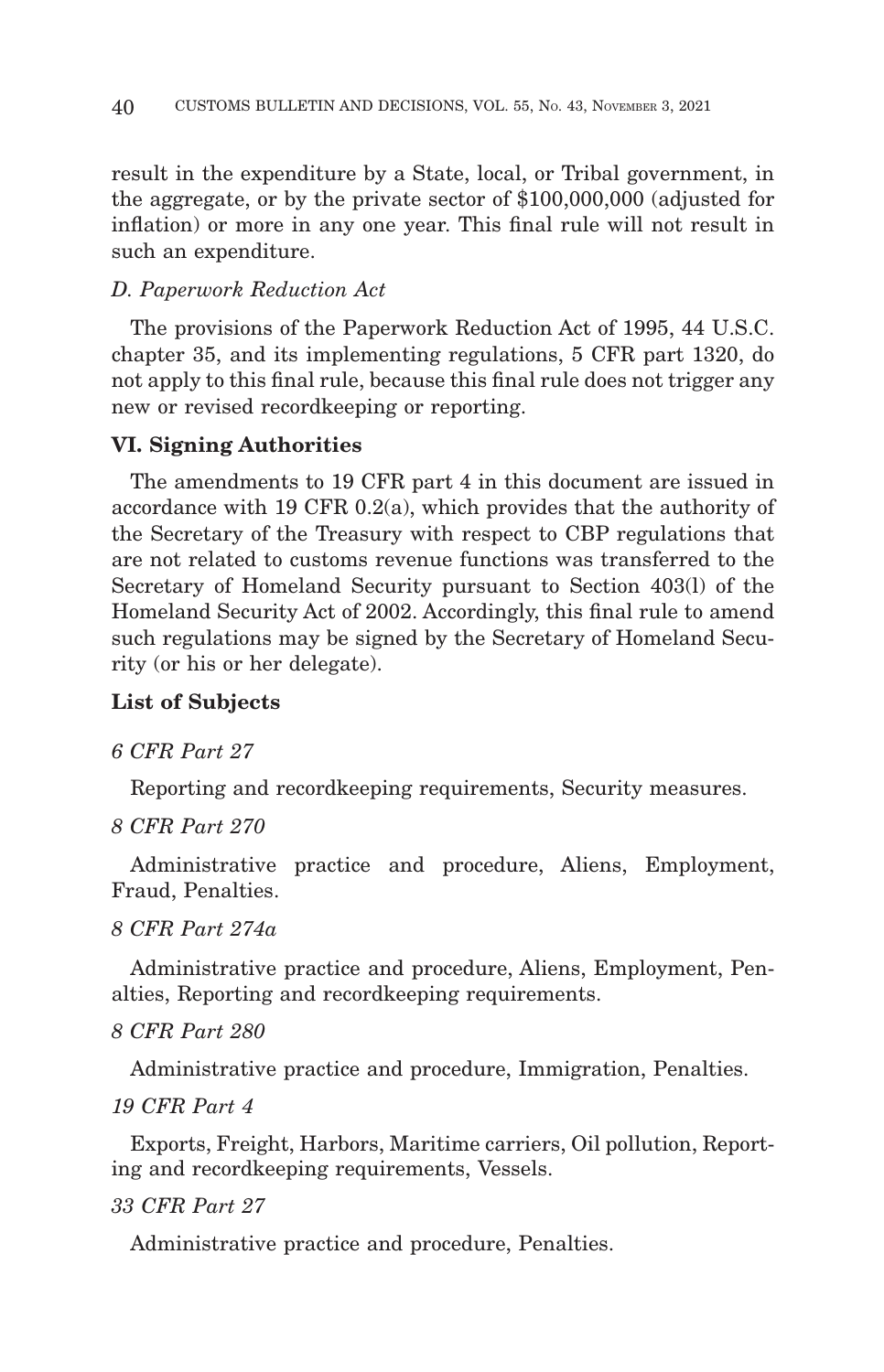result in the expenditure by a State, local, or Tribal government, in the aggregate, or by the private sector of $100,000,000 (adjusted for inflation) or more in any one year. This final rule will not result in such an expenditure.

### *D. Paperwork Reduction Act*

The provisions of the Paperwork Reduction Act of 1995, 44 U.S.C. chapter 35, and its implementing regulations, 5 CFR part 1320, do not apply to this final rule, because this final rule does not trigger any new or revised recordkeeping or reporting.

## VI. Signing Authorities

The amendments to 19 CFR part 4 in this document are issued in accordance with 19 CFR 0.2(a), which provides that the authority of the Secretary of the Treasury with respect to CBP regulations that are not related to customs revenue functions was transferred to the Secretary of Homeland Security pursuant to Section 403(l) of the Homeland Security Act of 2002. Accordingly, this final rule to amend such regulations may be signed by the Secretary of Homeland Security (or his or her delegate).

## List of Subjects

### *6 CFR Part 27*

Reporting and recordkeeping requirements, Security measures.

### *8 CFR Part 270*

Administrative practice and procedure, Aliens, Employment, Fraud, Penalties.

### *8 CFR Part 274a*

Administrative practice and procedure, Aliens, Employment, Penalties, Reporting and recordkeeping requirements.

### *8 CFR Part 280*

Administrative practice and procedure, Immigration, Penalties.

### *19 CFR Part 4*

Exports, Freight, Harbors, Maritime carriers, Oil pollution, Reporting and recordkeeping requirements, Vessels.

### *33 CFR Part 27*

Administrative practice and procedure, Penalties.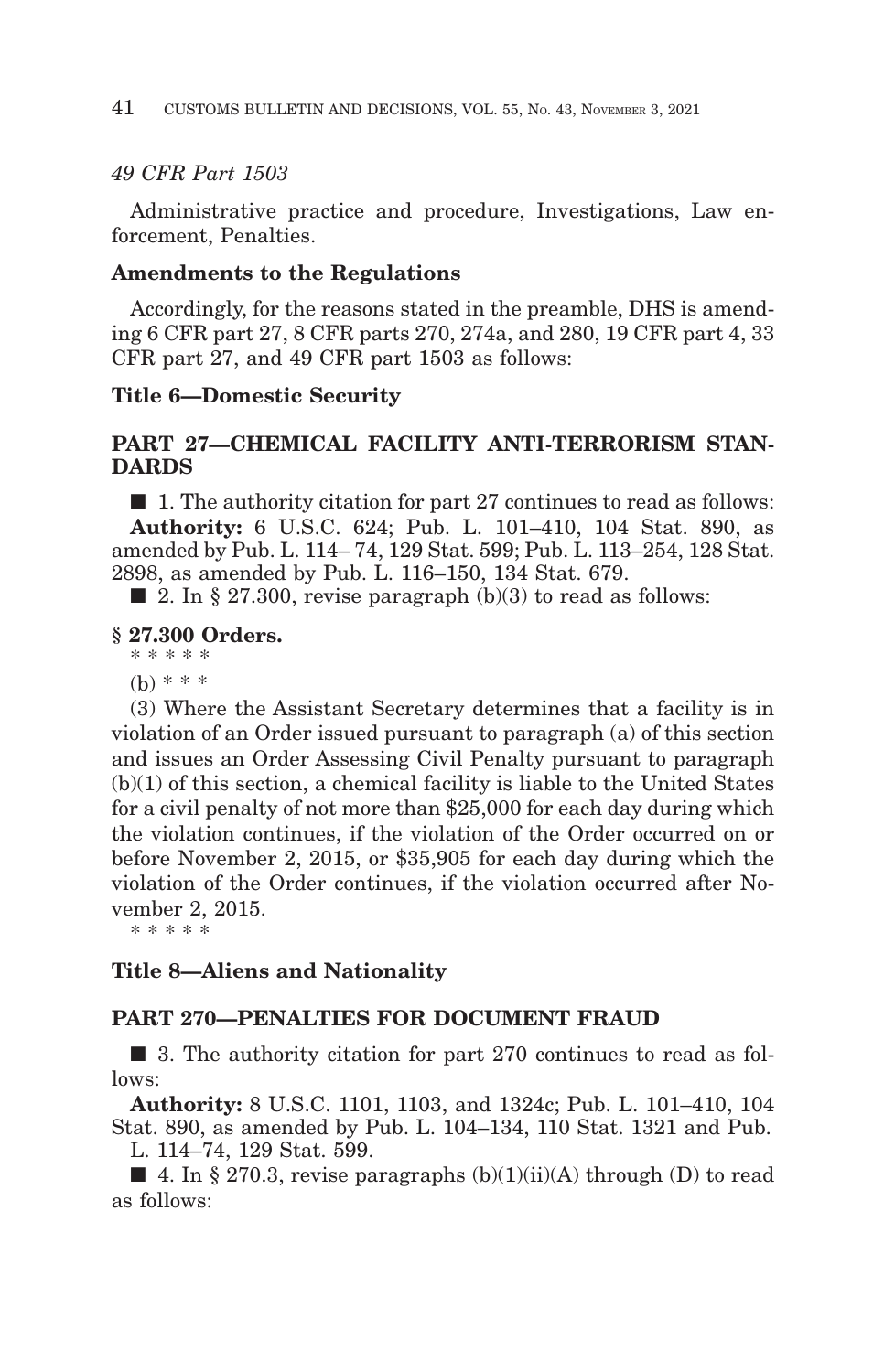*49 CFR Part 1503*

Administrative practice and procedure, Investigations, Law enforcement, Penalties.

**Amendments to the Regulations**

Accordingly, for the reasons stated in the preamble, DHS is amending 6 CFR part 27, 8 CFR parts 270, 274a, and 280, 19 CFR part 4, 33 CFR part 27, and 49 CFR part 1503 as follows:

**Title 6—Domestic Security**

**PART 27—CHEMICAL FACILITY ANTI-TERRORISM STANDARDS**

■ 1. The authority citation for part 27 continues to read as follows:

**Authority:** 6 U.S.C. 624; Pub. L. 101–410, 104 Stat. 890, as amended by Pub. L. 114– 74, 129 Stat. 599; Pub. L. 113–254, 128 Stat. 2898, as amended by Pub. L. 116–150, 134 Stat. 679.

■ 2. In § 27.300, revise paragraph (b)(3) to read as follows:

**§ 27.300 Orders.**

\* \* \* \* \*

(b) \* \* \*

(3) Where the Assistant Secretary determines that a facility is in violation of an Order issued pursuant to paragraph (a) of this section and issues an Order Assessing Civil Penalty pursuant to paragraph (b)(1) of this section, a chemical facility is liable to the United States for a civil penalty of not more than $25,000 for each day during which the violation continues, if the violation of the Order occurred on or before November 2, 2015, or $35,905 for each day during which the violation of the Order continues, if the violation occurred after November 2, 2015.

\* \* \* \* \*

**Title 8—Aliens and Nationality**

**PART 270—PENALTIES FOR DOCUMENT FRAUD**

■ 3. The authority citation for part 270 continues to read as follows:

**Authority:** 8 U.S.C. 1101, 1103, and 1324c; Pub. L. 101–410, 104 Stat. 890, as amended by Pub. L. 104–134, 110 Stat. 1321 and Pub. L. 114–74, 129 Stat. 599.

■ 4. In § 270.3, revise paragraphs (b)(1)(ii)(A) through (D) to read as follows: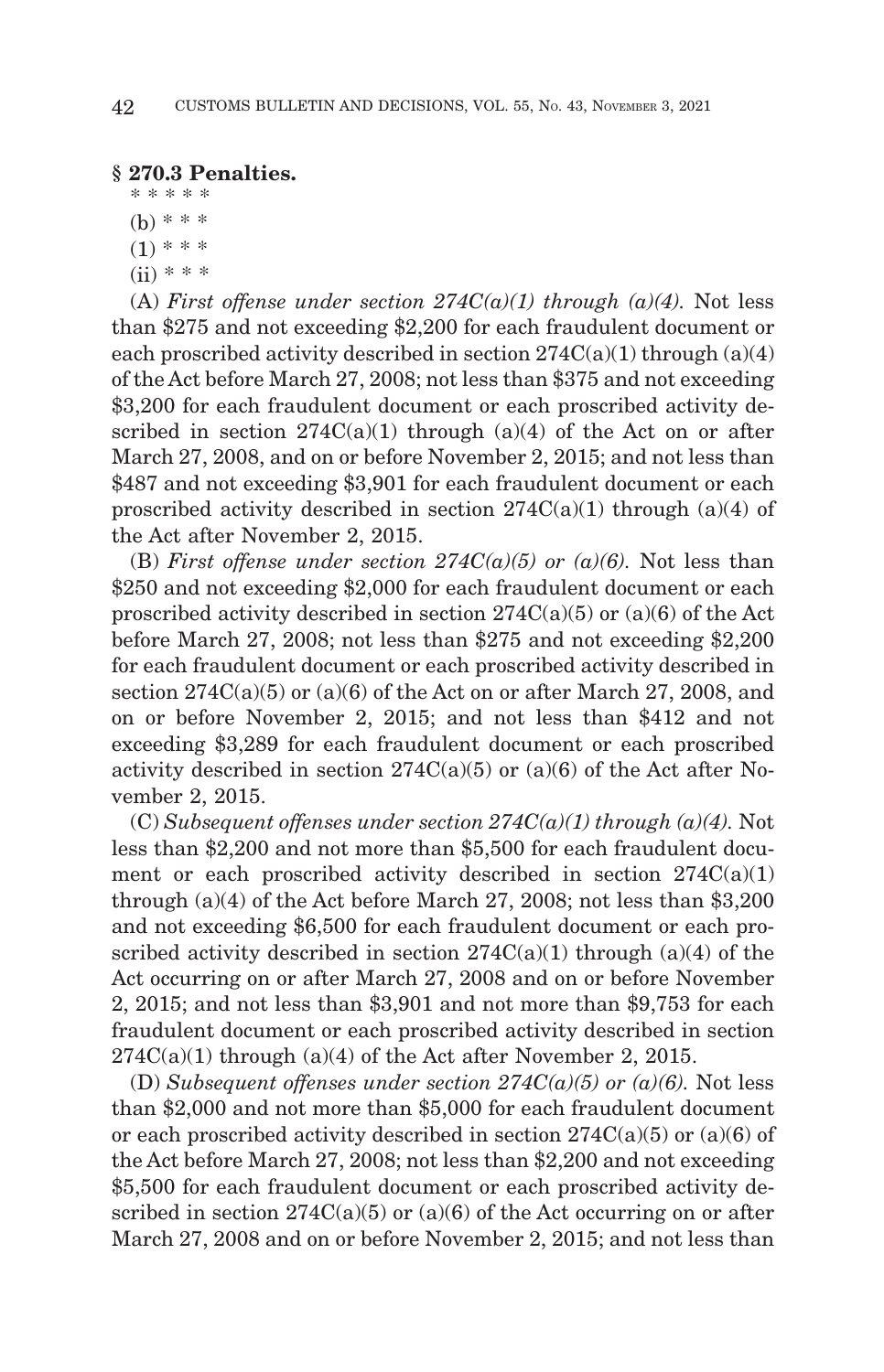**§ 270.3 Penalties.**

\* \* \* \* \*

(b) \* \* \*

(1) \* \* \*

(ii) \* \* \*

(A) *First offense under section 274C(a)(1) through (a)(4).* Not less than $275 and not exceeding $2,200 for each fraudulent document or each proscribed activity described in section 274C(a)(1) through (a)(4) of the Act before March 27, 2008; not less than $375 and not exceeding $3,200 for each fraudulent document or each proscribed activity described in section 274C(a)(1) through (a)(4) of the Act on or after March 27, 2008, and on or before November 2, 2015; and not less than $487 and not exceeding $3,901 for each fraudulent document or each proscribed activity described in section 274C(a)(1) through (a)(4) of the Act after November 2, 2015.

(B) *First offense under section 274C(a)(5) or (a)(6).* Not less than $250 and not exceeding $2,000 for each fraudulent document or each proscribed activity described in section 274C(a)(5) or (a)(6) of the Act before March 27, 2008; not less than $275 and not exceeding $2,200 for each fraudulent document or each proscribed activity described in section 274C(a)(5) or (a)(6) of the Act on or after March 27, 2008, and on or before November 2, 2015; and not less than $412 and not exceeding $3,289 for each fraudulent document or each proscribed activity described in section 274C(a)(5) or (a)(6) of the Act after November 2, 2015.

(C) *Subsequent offenses under section 274C(a)(1) through (a)(4).* Not less than $2,200 and not more than $5,500 for each fraudulent document or each proscribed activity described in section 274C(a)(1) through (a)(4) of the Act before March 27, 2008; not less than $3,200 and not exceeding $6,500 for each fraudulent document or each proscribed activity described in section 274C(a)(1) through (a)(4) of the Act occurring on or after March 27, 2008 and on or before November 2, 2015; and not less than $3,901 and not more than $9,753 for each fraudulent document or each proscribed activity described in section 274C(a)(1) through (a)(4) of the Act after November 2, 2015.

(D) *Subsequent offenses under section 274C(a)(5) or (a)(6).* Not less than $2,000 and not more than $5,000 for each fraudulent document or each proscribed activity described in section 274C(a)(5) or (a)(6) of the Act before March 27, 2008; not less than $2,200 and not exceeding $5,500 for each fraudulent document or each proscribed activity described in section 274C(a)(5) or (a)(6) of the Act occurring on or after March 27, 2008 and on or before November 2, 2015; and not less than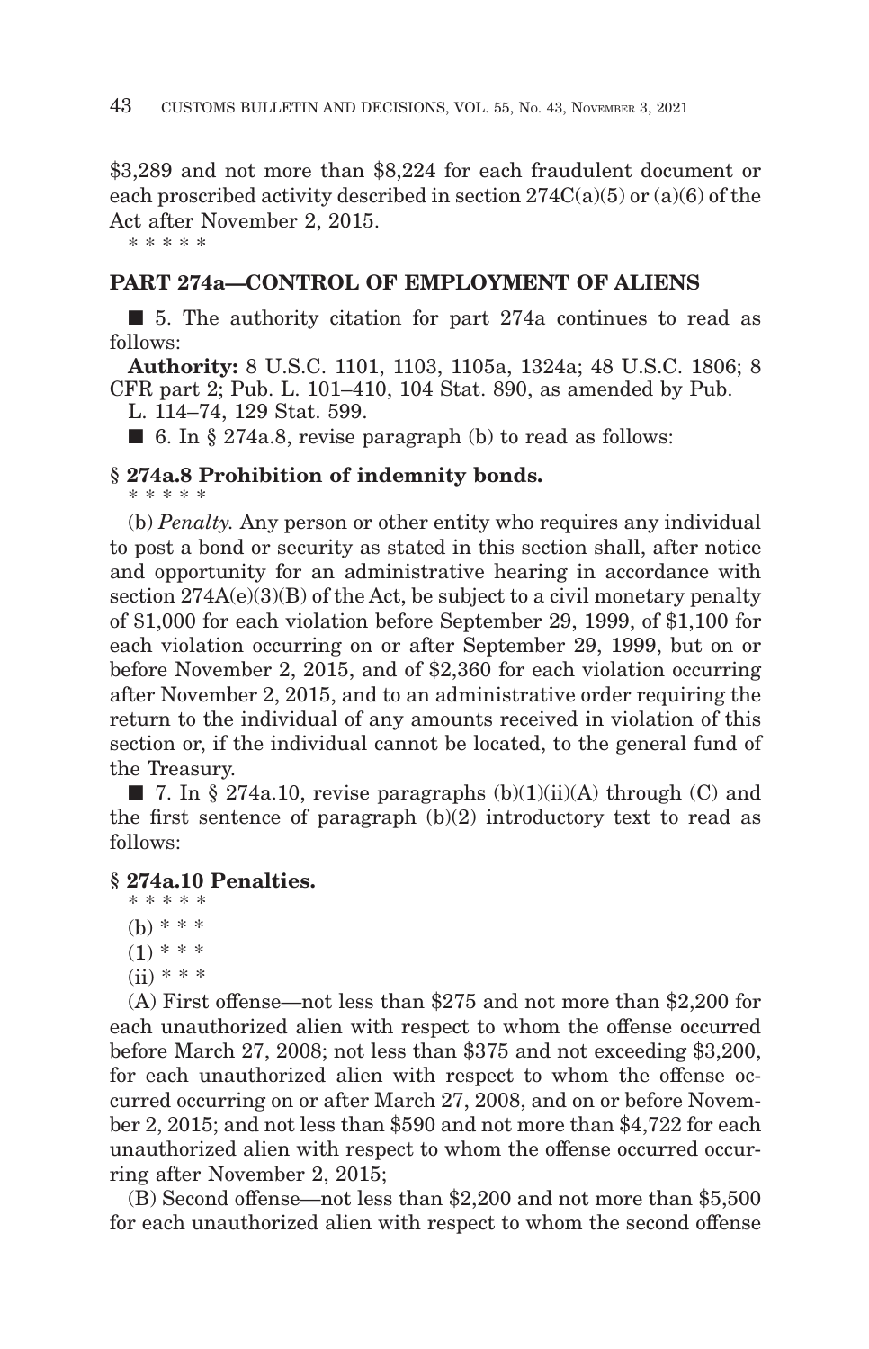$3,289 and not more than $8,224 for each fraudulent document or each proscribed activity described in section 274C(a)(5) or (a)(6) of the Act after November 2, 2015.

\* \* \* \* \*

## PART 274a—CONTROL OF EMPLOYMENT OF ALIENS

■ 5. The authority citation for part 274a continues to read as follows:

**Authority:** 8 U.S.C. 1101, 1103, 1105a, 1324a; 48 U.S.C. 1806; 8 CFR part 2; Pub. L. 101–410, 104 Stat. 890, as amended by Pub. L. 114–74, 129 Stat. 599.

■ 6. In § 274a.8, revise paragraph (b) to read as follows:

### § 274a.8 Prohibition of indemnity bonds.

\* \* \* \* \*

(b) *Penalty.* Any person or other entity who requires any individual to post a bond or security as stated in this section shall, after notice and opportunity for an administrative hearing in accordance with section 274A(e)(3)(B) of the Act, be subject to a civil monetary penalty of $1,000 for each violation before September 29, 1999, of $1,100 for each violation occurring on or after September 29, 1999, but on or before November 2, 2015, and of $2,360 for each violation occurring after November 2, 2015, and to an administrative order requiring the return to the individual of any amounts received in violation of this section or, if the individual cannot be located, to the general fund of the Treasury.

■ 7. In § 274a.10, revise paragraphs (b)(1)(ii)(A) through (C) and the first sentence of paragraph (b)(2) introductory text to read as follows:

### § 274a.10 Penalties.

\* \* \* \* \*

(b) \* \* \*

(1) \* \* \*

(ii) \* \* \*

(A) First offense—not less than $275 and not more than $2,200 for each unauthorized alien with respect to whom the offense occurred before March 27, 2008; not less than $375 and not exceeding $3,200, for each unauthorized alien with respect to whom the offense occurred occurring on or after March 27, 2008, and on or before November 2, 2015; and not less than $590 and not more than $4,722 for each unauthorized alien with respect to whom the offense occurred occurring after November 2, 2015;

(B) Second offense—not less than $2,200 and not more than $5,500 for each unauthorized alien with respect to whom the second offense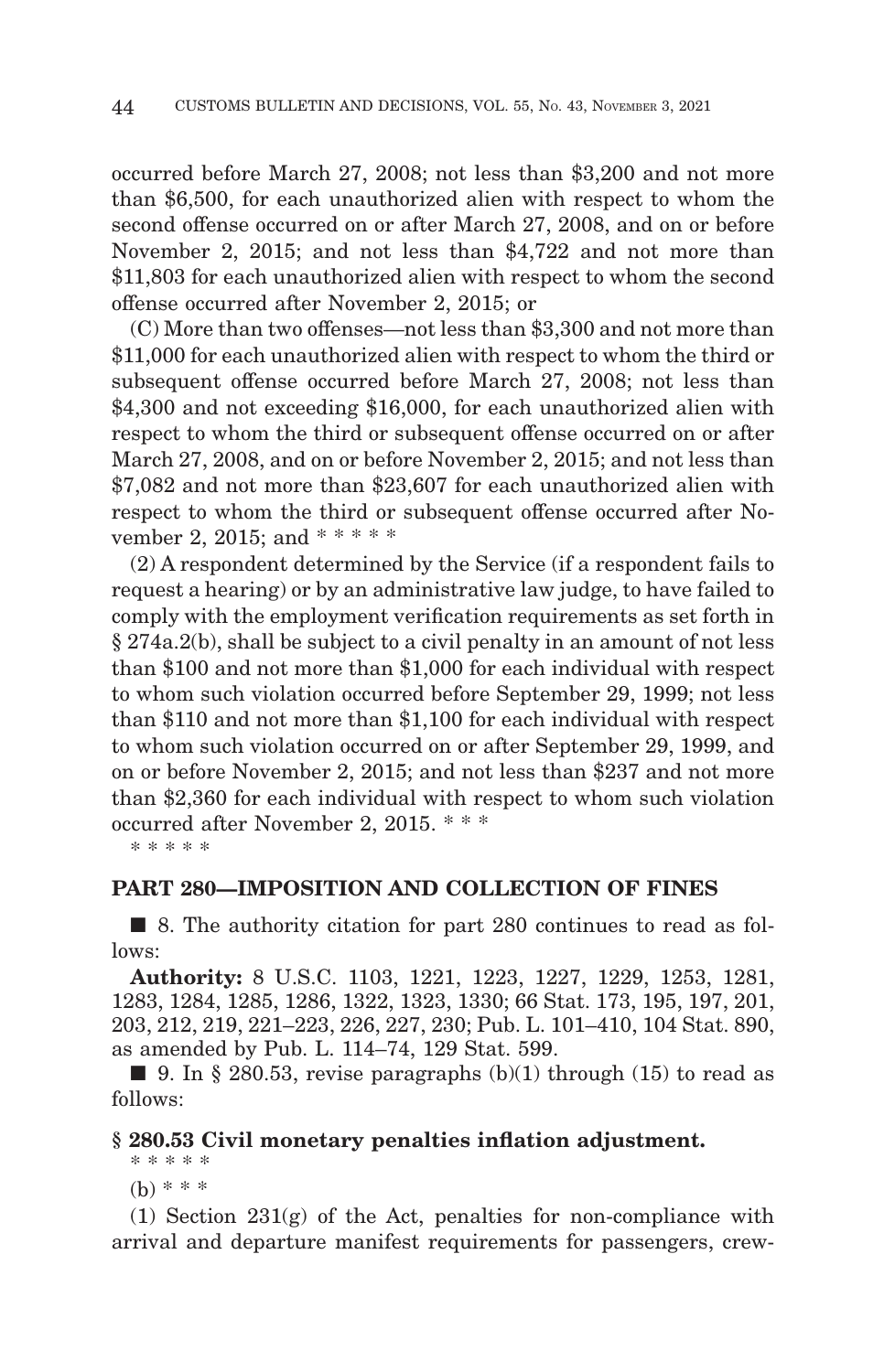occurred before March 27, 2008; not less than $3,200 and not more than $6,500, for each unauthorized alien with respect to whom the second offense occurred on or after March 27, 2008, and on or before November 2, 2015; and not less than $4,722 and not more than $11,803 for each unauthorized alien with respect to whom the second offense occurred after November 2, 2015; or

(C) More than two offenses—not less than $3,300 and not more than $11,000 for each unauthorized alien with respect to whom the third or subsequent offense occurred before March 27, 2008; not less than $4,300 and not exceeding $16,000, for each unauthorized alien with respect to whom the third or subsequent offense occurred on or after March 27, 2008, and on or before November 2, 2015; and not less than $7,082 and not more than $23,607 for each unauthorized alien with respect to whom the third or subsequent offense occurred after November 2, 2015; and * * * * *

(2) A respondent determined by the Service (if a respondent fails to request a hearing) or by an administrative law judge, to have failed to comply with the employment verification requirements as set forth in § 274a.2(b), shall be subject to a civil penalty in an amount of not less than $100 and not more than $1,000 for each individual with respect to whom such violation occurred before September 29, 1999; not less than $110 and not more than $1,100 for each individual with respect to whom such violation occurred on or after September 29, 1999, and on or before November 2, 2015; and not less than $237 and not more than $2,360 for each individual with respect to whom such violation occurred after November 2, 2015. * * *

* * * * *

## PART 280—IMPOSITION AND COLLECTION OF FINES

■ 8. The authority citation for part 280 continues to read as follows:

**Authority:** 8 U.S.C. 1103, 1221, 1223, 1227, 1229, 1253, 1281, 1283, 1284, 1285, 1286, 1322, 1323, 1330; 66 Stat. 173, 195, 197, 201, 203, 212, 219, 221–223, 226, 227, 230; Pub. L. 101–410, 104 Stat. 890, as amended by Pub. L. 114–74, 129 Stat. 599.

■ 9. In § 280.53, revise paragraphs (b)(1) through (15) to read as follows:

### § 280.53 Civil monetary penalties inflation adjustment.

* * * * *

(b) * * *

(1) Section 231(g) of the Act, penalties for non-compliance with arrival and departure manifest requirements for passengers, crew-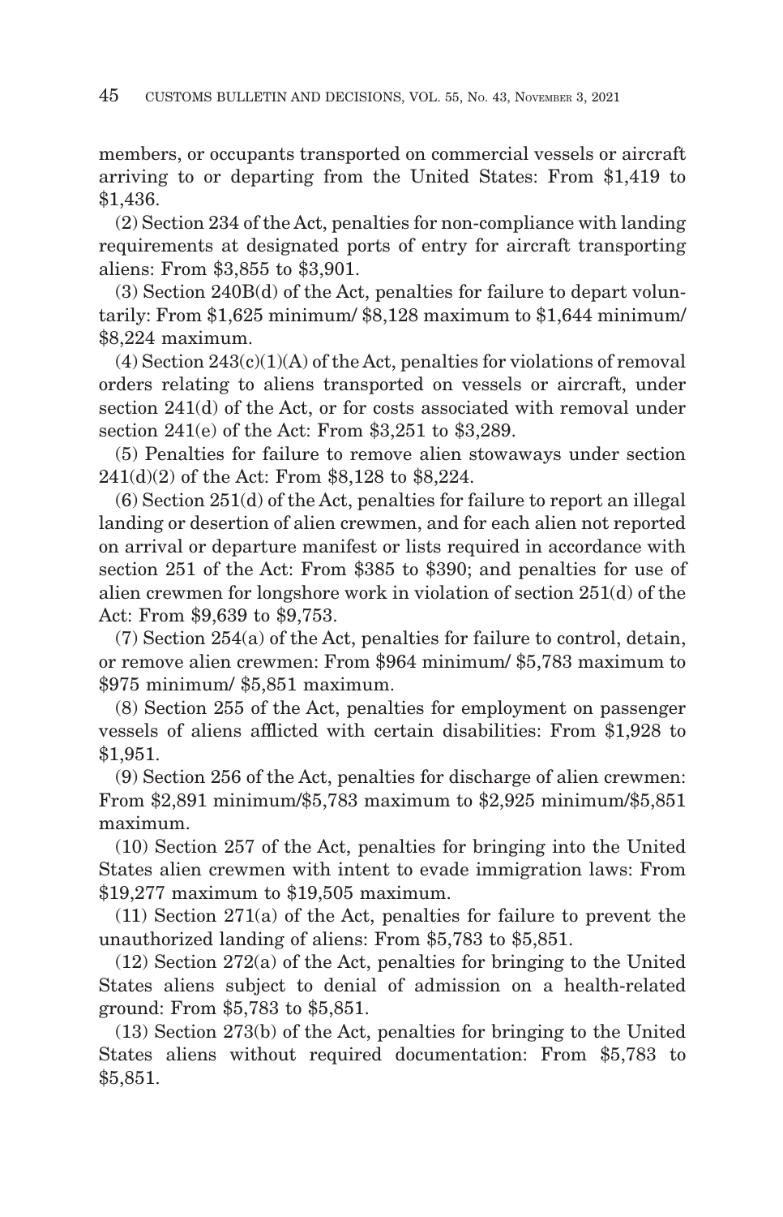members, or occupants transported on commercial vessels or aircraft arriving to or departing from the United States: From $1,419 to $1,436.

(2) Section 234 of the Act, penalties for non-compliance with landing requirements at designated ports of entry for aircraft transporting aliens: From $3,855 to $3,901.

(3) Section 240B(d) of the Act, penalties for failure to depart voluntarily: From $1,625 minimum/ $8,128 maximum to $1,644 minimum/ $8,224 maximum.

(4) Section 243(c)(1)(A) of the Act, penalties for violations of removal orders relating to aliens transported on vessels or aircraft, under section 241(d) of the Act, or for costs associated with removal under section 241(e) of the Act: From $3,251 to $3,289.

(5) Penalties for failure to remove alien stowaways under section 241(d)(2) of the Act: From $8,128 to $8,224.

(6) Section 251(d) of the Act, penalties for failure to report an illegal landing or desertion of alien crewmen, and for each alien not reported on arrival or departure manifest or lists required in accordance with section 251 of the Act: From $385 to $390; and penalties for use of alien crewmen for longshore work in violation of section 251(d) of the Act: From $9,639 to $9,753.

(7) Section 254(a) of the Act, penalties for failure to control, detain, or remove alien crewmen: From $964 minimum/ $5,783 maximum to $975 minimum/ $5,851 maximum.

(8) Section 255 of the Act, penalties for employment on passenger vessels of aliens afflicted with certain disabilities: From $1,928 to $1,951.

(9) Section 256 of the Act, penalties for discharge of alien crewmen: From $2,891 minimum/$5,783 maximum to $2,925 minimum/$5,851 maximum.

(10) Section 257 of the Act, penalties for bringing into the United States alien crewmen with intent to evade immigration laws: From $19,277 maximum to $19,505 maximum.

(11) Section 271(a) of the Act, penalties for failure to prevent the unauthorized landing of aliens: From $5,783 to $5,851.

(12) Section 272(a) of the Act, penalties for bringing to the United States aliens subject to denial of admission on a health-related ground: From $5,783 to $5,851.

(13) Section 273(b) of the Act, penalties for bringing to the United States aliens without required documentation: From $5,783 to $5,851.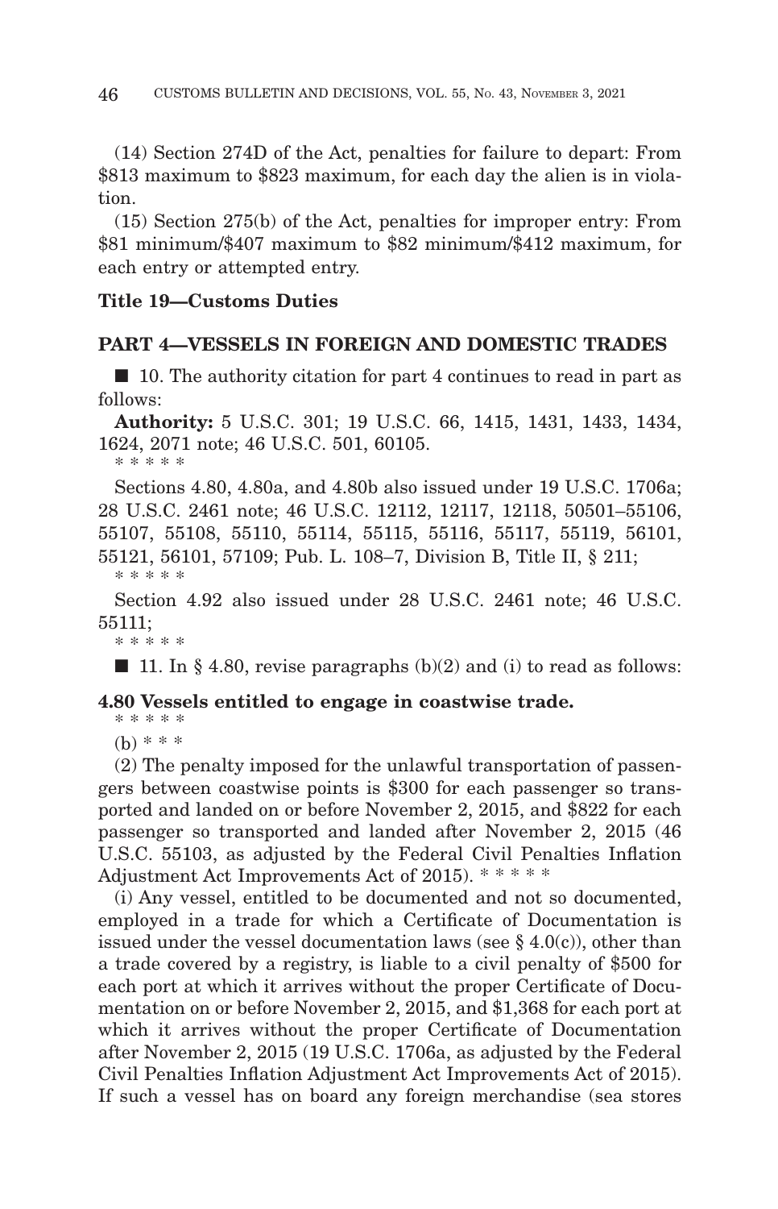(14) Section 274D of the Act, penalties for failure to depart: From $813 maximum to $823 maximum, for each day the alien is in violation.

(15) Section 275(b) of the Act, penalties for improper entry: From $81 minimum/$407 maximum to $82 minimum/$412 maximum, for each entry or attempted entry.

**Title 19—Customs Duties**

**PART 4—VESSELS IN FOREIGN AND DOMESTIC TRADES**

■ 10. The authority citation for part 4 continues to read in part as follows:

**Authority:** 5 U.S.C. 301; 19 U.S.C. 66, 1415, 1431, 1433, 1434, 1624, 2071 note; 46 U.S.C. 501, 60105.

\* \* \* \* \*

Sections 4.80, 4.80a, and 4.80b also issued under 19 U.S.C. 1706a; 28 U.S.C. 2461 note; 46 U.S.C. 12112, 12117, 12118, 50501–55106, 55107, 55108, 55110, 55114, 55115, 55116, 55117, 55119, 56101, 55121, 56101, 57109; Pub. L. 108–7, Division B, Title II, § 211;

\* \* \* \* \*

Section 4.92 also issued under 28 U.S.C. 2461 note; 46 U.S.C. 55111;

\* \* \* \* \*

■ 11. In § 4.80, revise paragraphs (b)(2) and (i) to read as follows:

**4.80 Vessels entitled to engage in coastwise trade.**

\* \* \* \* \*

(b) \* \* \*

(2) The penalty imposed for the unlawful transportation of passengers between coastwise points is $300 for each passenger so transported and landed on or before November 2, 2015, and $822 for each passenger so transported and landed after November 2, 2015 (46 U.S.C. 55103, as adjusted by the Federal Civil Penalties Inflation Adjustment Act Improvements Act of 2015). \* \* \* \* \*

(i) Any vessel, entitled to be documented and not so documented, employed in a trade for which a Certificate of Documentation is issued under the vessel documentation laws (see § 4.0(c)), other than a trade covered by a registry, is liable to a civil penalty of $500 for each port at which it arrives without the proper Certificate of Documentation on or before November 2, 2015, and $1,368 for each port at which it arrives without the proper Certificate of Documentation after November 2, 2015 (19 U.S.C. 1706a, as adjusted by the Federal Civil Penalties Inflation Adjustment Act Improvements Act of 2015). If such a vessel has on board any foreign merchandise (sea stores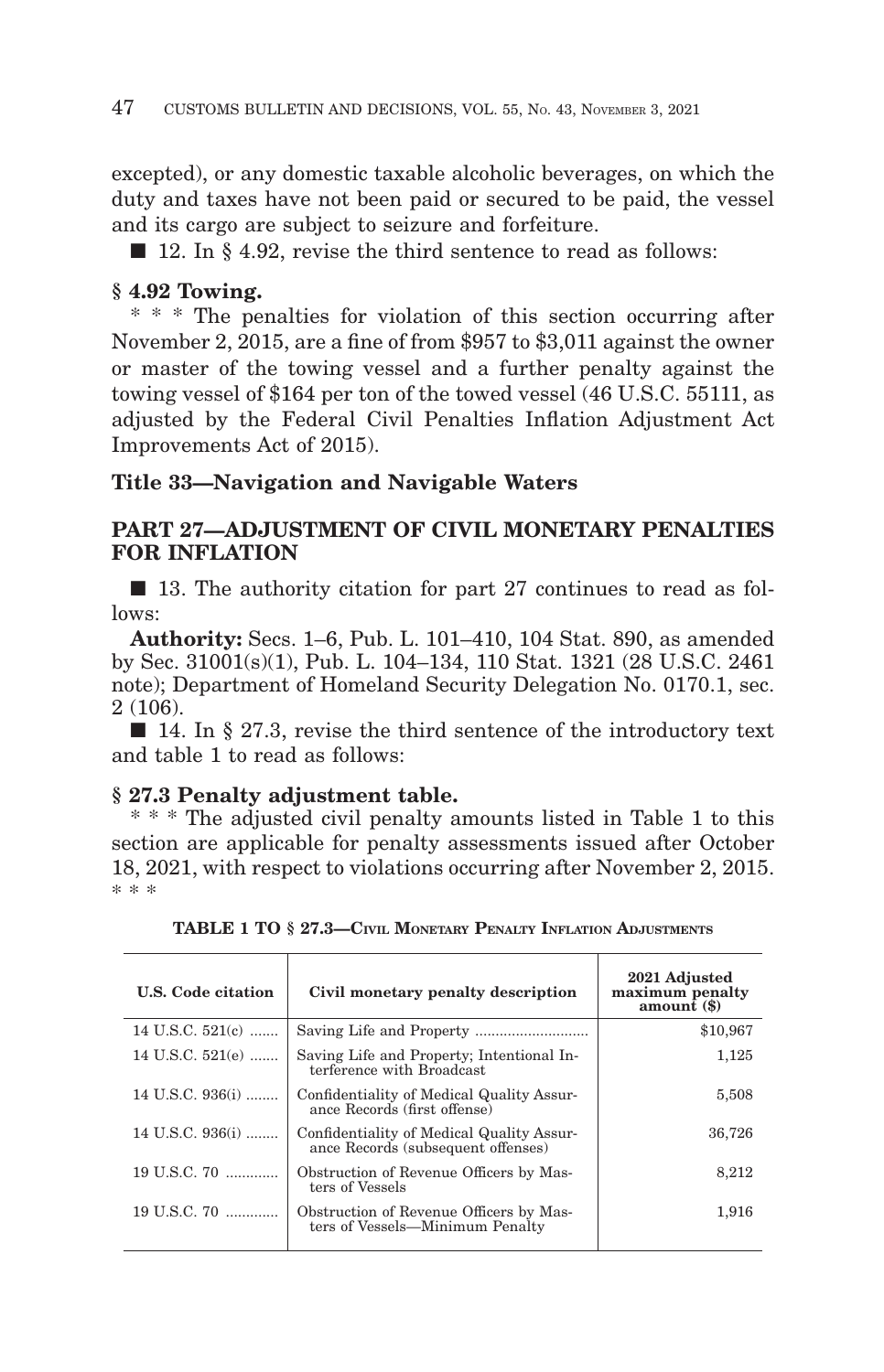excepted), or any domestic taxable alcoholic beverages, on which the duty and taxes have not been paid or secured to be paid, the vessel and its cargo are subject to seizure and forfeiture.

■ 12. In § 4.92, revise the third sentence to read as follows:

**§ 4.92 Towing.**

* * * The penalties for violation of this section occurring after November 2, 2015, are a fine of from $957 to $3,011 against the owner or master of the towing vessel and a further penalty against the towing vessel of $164 per ton of the towed vessel (46 U.S.C. 55111, as adjusted by the Federal Civil Penalties Inflation Adjustment Act Improvements Act of 2015).

## Title 33—Navigation and Navigable Waters

## PART 27—ADJUSTMENT OF CIVIL MONETARY PENALTIES FOR INFLATION

■ 13. The authority citation for part 27 continues to read as follows:

**Authority:** Secs. 1–6, Pub. L. 101–410, 104 Stat. 890, as amended by Sec. 31001(s)(1), Pub. L. 104–134, 110 Stat. 1321 (28 U.S.C. 2461 note); Department of Homeland Security Delegation No. 0170.1, sec. 2 (106).

■ 14. In § 27.3, revise the third sentence of the introductory text and table 1 to read as follows:

**§ 27.3 Penalty adjustment table.**

* * * The adjusted civil penalty amounts listed in Table 1 to this section are applicable for penalty assessments issued after October 18, 2021, with respect to violations occurring after November 2, 2015. * * *

**TABLE 1 TO § 27.3—CIVIL MONETARY PENALTY INFLATION ADJUSTMENTS**

| U.S. Code citation | Civil monetary penalty description | 2021 Adjusted maximum penalty amount ($) |
|---|---|---|
| 14 U.S.C. 521(c) | Saving Life and Property | $10,967 |
| 14 U.S.C. 521(e) | Saving Life and Property; Intentional Interference with Broadcast | 1,125 |
| 14 U.S.C. 936(i) | Confidentiality of Medical Quality Assurance Records (first offense) | 5,508 |
| 14 U.S.C. 936(i) | Confidentiality of Medical Quality Assurance Records (subsequent offenses) | 36,726 |
| 19 U.S.C. 70 | Obstruction of Revenue Officers by Masters of Vessels | 8,212 |
| 19 U.S.C. 70 | Obstruction of Revenue Officers by Masters of Vessels—Minimum Penalty | 1,916 |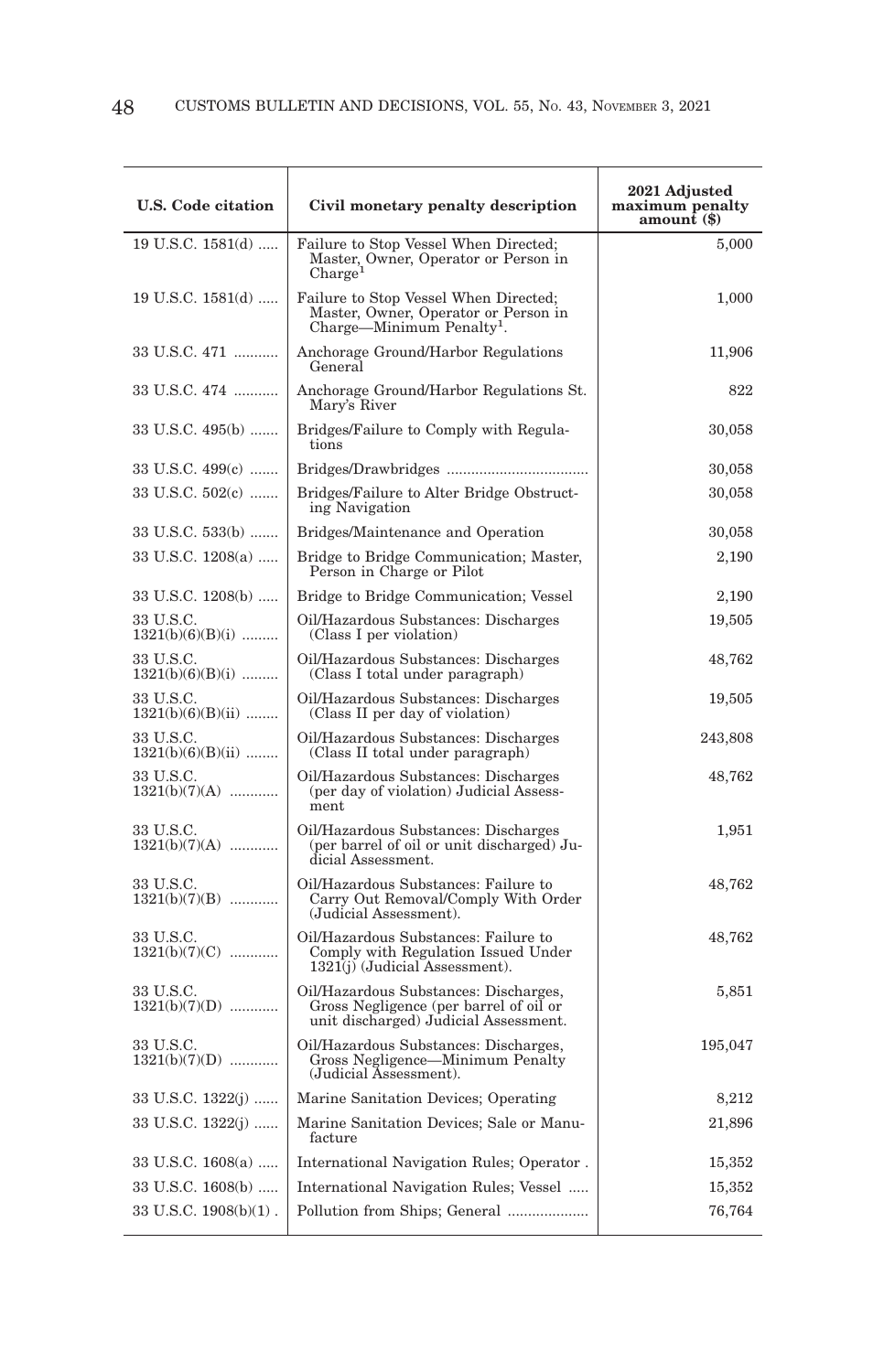| U.S. Code citation | Civil monetary penalty description | 2021 Adjusted maximum penalty amount ($) |
|---|---|---|
| 19 U.S.C. 1581(d) | Failure to Stop Vessel When Directed; Master, Owner, Operator or Person in Charge[1] | 5,000 |
| 19 U.S.C. 1581(d) | Failure to Stop Vessel When Directed; Master, Owner, Operator or Person in Charge—Minimum Penalty[1]. | 1,000 |
| 33 U.S.C. 471 | Anchorage Ground/Harbor Regulations General | 11,906 |
| 33 U.S.C. 474 | Anchorage Ground/Harbor Regulations St. Mary's River | 822 |
| 33 U.S.C. 495(b) | Bridges/Failure to Comply with Regulations | 30,058 |
| 33 U.S.C. 499(c) | Bridges/Drawbridges | 30,058 |
| 33 U.S.C. 502(c) | Bridges/Failure to Alter Bridge Obstructing Navigation | 30,058 |
| 33 U.S.C. 533(b) | Bridges/Maintenance and Operation | 30,058 |
| 33 U.S.C. 1208(a) | Bridge to Bridge Communication; Master, Person in Charge or Pilot | 2,190 |
| 33 U.S.C. 1208(b) | Bridge to Bridge Communication; Vessel | 2,190 |
| 33 U.S.C. 1321(b)(6)(B)(i) | Oil/Hazardous Substances: Discharges (Class I per violation) | 19,505 |
| 33 U.S.C. 1321(b)(6)(B)(i) | Oil/Hazardous Substances: Discharges (Class I total under paragraph) | 48,762 |
| 33 U.S.C. 1321(b)(6)(B)(ii) | Oil/Hazardous Substances: Discharges (Class II per day of violation) | 19,505 |
| 33 U.S.C. 1321(b)(6)(B)(ii) | Oil/Hazardous Substances: Discharges (Class II total under paragraph) | 243,808 |
| 33 U.S.C. 1321(b)(7)(A) | Oil/Hazardous Substances: Discharges (per day of violation) Judicial Assessment | 48,762 |
| 33 U.S.C. 1321(b)(7)(A) | Oil/Hazardous Substances: Discharges (per barrel of oil or unit discharged) Judicial Assessment. | 1,951 |
| 33 U.S.C. 1321(b)(7)(B) | Oil/Hazardous Substances: Failure to Carry Out Removal/Comply With Order (Judicial Assessment). | 48,762 |
| 33 U.S.C. 1321(b)(7)(C) | Oil/Hazardous Substances: Failure to Comply with Regulation Issued Under 1321(j) (Judicial Assessment). | 48,762 |
| 33 U.S.C. 1321(b)(7)(D) | Oil/Hazardous Substances: Discharges, Gross Negligence (per barrel of oil or unit discharged) Judicial Assessment. | 5,851 |
| 33 U.S.C. 1321(b)(7)(D) | Oil/Hazardous Substances: Discharges, Gross Negligence—Minimum Penalty (Judicial Assessment). | 195,047 |
| 33 U.S.C. 1322(j) | Marine Sanitation Devices; Operating | 8,212 |
| 33 U.S.C. 1322(j) | Marine Sanitation Devices; Sale or Manufacture | 21,896 |
| 33 U.S.C. 1608(a) | International Navigation Rules; Operator . | 15,352 |
| 33 U.S.C. 1608(b) | International Navigation Rules; Vessel | 15,352 |
| 33 U.S.C. 1908(b)(1) . | Pollution from Ships; General | 76,764 |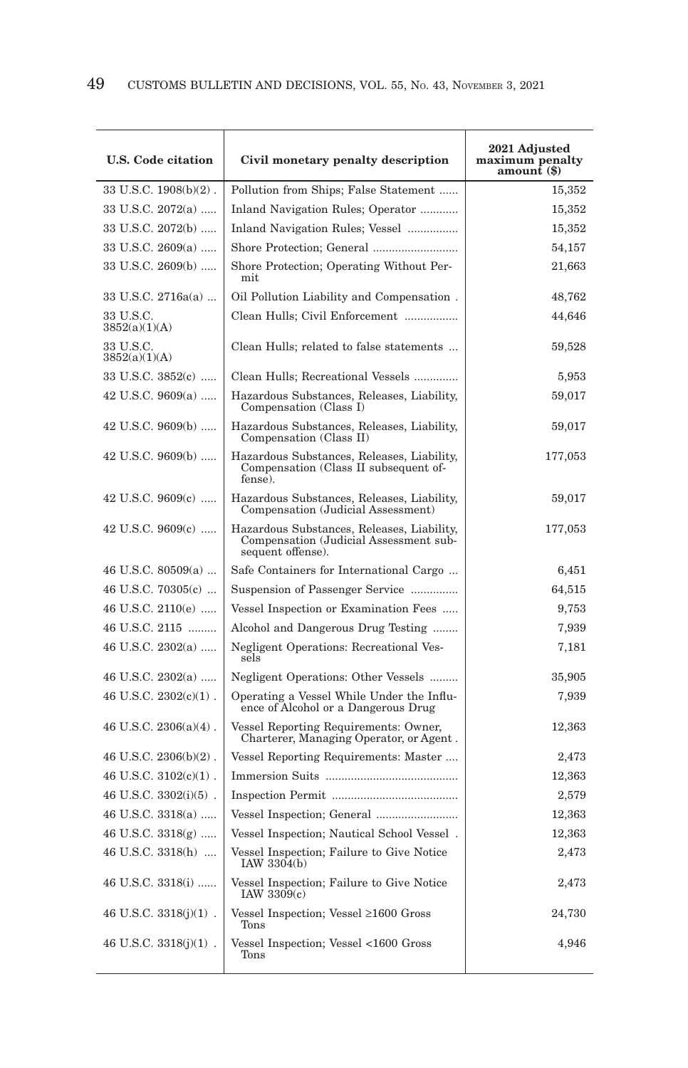| U.S. Code citation | Civil monetary penalty description | 2021 Adjusted maximum penalty amount ($) |
|---|---|---|
| 33 U.S.C. 1908(b)(2) . | Pollution from Ships; False Statement ...... | 15,352 |
| 33 U.S.C. 2072(a) ..... | Inland Navigation Rules; Operator ............ | 15,352 |
| 33 U.S.C. 2072(b) ..... | Inland Navigation Rules; Vessel ................ | 15,352 |
| 33 U.S.C. 2609(a) ..... | Shore Protection; General ........................... | 54,157 |
| 33 U.S.C. 2609(b) ..... | Shore Protection; Operating Without Permit | 21,663 |
| 33 U.S.C. 2716a(a) ... | Oil Pollution Liability and Compensation . | 48,762 |
| 33 U.S.C. 3852(a)(1)(A) | Clean Hulls; Civil Enforcement ................. | 44,646 |
| 33 U.S.C. 3852(a)(1)(A) | Clean Hulls; related to false statements ... | 59,528 |
| 33 U.S.C. 3852(c) ..... | Clean Hulls; Recreational Vessels .............. | 5,953 |
| 42 U.S.C. 9609(a) ..... | Hazardous Substances, Releases, Liability, Compensation (Class I) | 59,017 |
| 42 U.S.C. 9609(b) ..... | Hazardous Substances, Releases, Liability, Compensation (Class II) | 59,017 |
| 42 U.S.C. 9609(b) ..... | Hazardous Substances, Releases, Liability, Compensation (Class II subsequent offense). | 177,053 |
| 42 U.S.C. 9609(c) ..... | Hazardous Substances, Releases, Liability, Compensation (Judicial Assessment) | 59,017 |
| 42 U.S.C. 9609(c) ..... | Hazardous Substances, Releases, Liability, Compensation (Judicial Assessment subsequent offense). | 177,053 |
| 46 U.S.C. 80509(a) ... | Safe Containers for International Cargo ... | 6,451 |
| 46 U.S.C. 70305(c) ... | Suspension of Passenger Service ............... | 64,515 |
| 46 U.S.C. 2110(e) ..... | Vessel Inspection or Examination Fees ..... | 9,753 |
| 46 U.S.C. 2115 ......... | Alcohol and Dangerous Drug Testing ........ | 7,939 |
| 46 U.S.C. 2302(a) ..... | Negligent Operations: Recreational Vessels | 7,181 |
| 46 U.S.C. 2302(a) ..... | Negligent Operations: Other Vessels ......... | 35,905 |
| 46 U.S.C. 2302(c)(1) . | Operating a Vessel While Under the Influence of Alcohol or a Dangerous Drug | 7,939 |
| 46 U.S.C. 2306(a)(4) . | Vessel Reporting Requirements: Owner, Charterer, Managing Operator, or Agent . | 12,363 |
| 46 U.S.C. 2306(b)(2) . | Vessel Reporting Requirements: Master .... | 2,473 |
| 46 U.S.C. 3102(c)(1) . | Immersion Suits .......................................... | 12,363 |
| 46 U.S.C. 3302(i)(5) . | Inspection Permit ........................................ | 2,579 |
| 46 U.S.C. 3318(a) ..... | Vessel Inspection; General .......................... | 12,363 |
| 46 U.S.C. 3318(g) ..... | Vessel Inspection; Nautical School Vessel . | 12,363 |
| 46 U.S.C. 3318(h) .... | Vessel Inspection; Failure to Give Notice IAW 3304(b) | 2,473 |
| 46 U.S.C. 3318(i) ...... | Vessel Inspection; Failure to Give Notice IAW 3309(c) | 2,473 |
| 46 U.S.C. 3318(j)(1) . | Vessel Inspection; Vessel ≥1600 Gross Tons | 24,730 |
| 46 U.S.C. 3318(j)(1) . | Vessel Inspection; Vessel <1600 Gross Tons | 4,946 |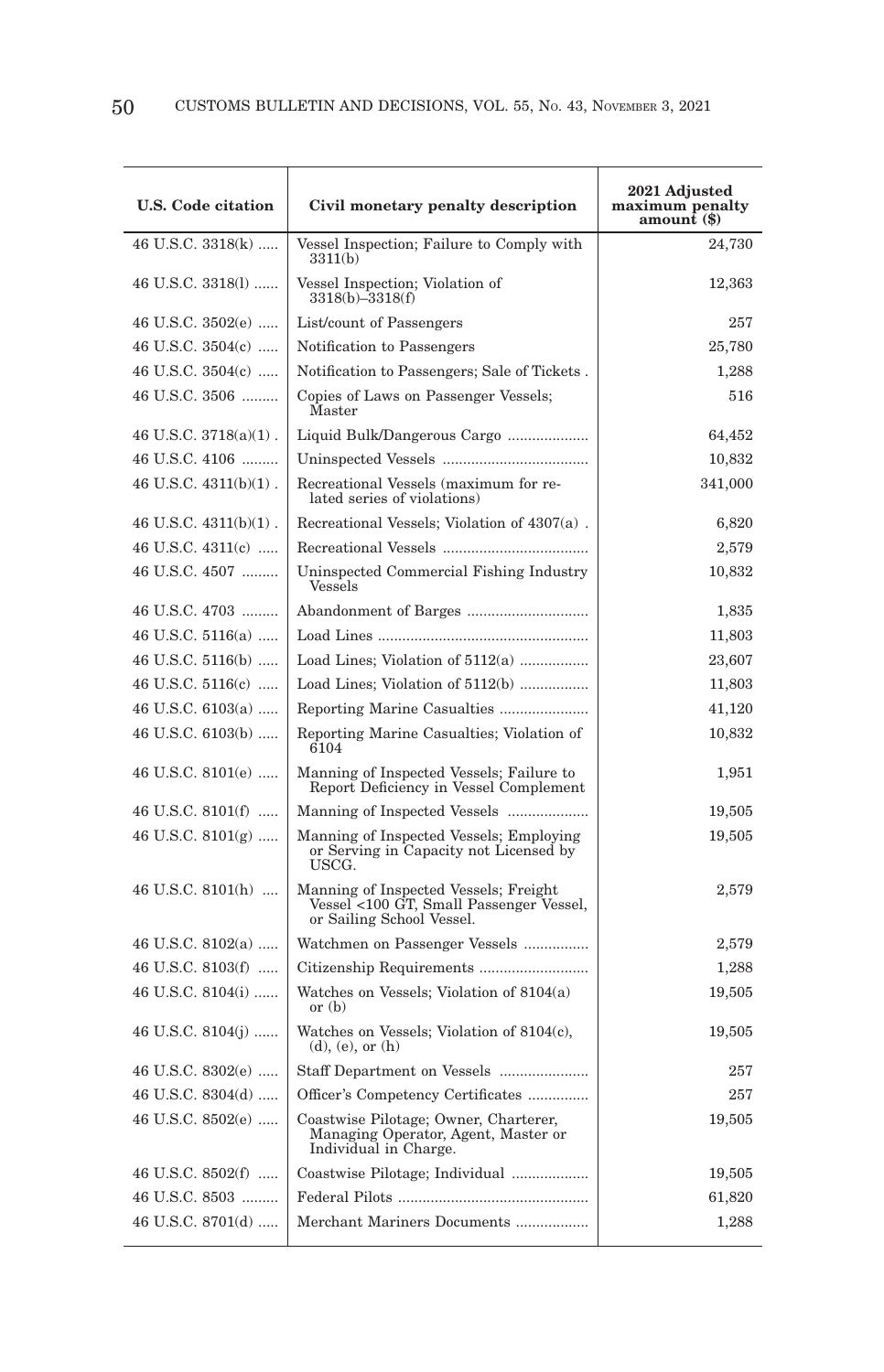| U.S. Code citation | Civil monetary penalty description | 2021 Adjusted maximum penalty amount ($) |
|---|---|---|
| 46 U.S.C. 3318(k) | Vessel Inspection; Failure to Comply with 3311(b) | 24,730 |
| 46 U.S.C. 3318(l) | Vessel Inspection; Violation of 3318(b)–3318(f) | 12,363 |
| 46 U.S.C. 3502(e) | List/count of Passengers | 257 |
| 46 U.S.C. 3504(c) | Notification to Passengers | 25,780 |
| 46 U.S.C. 3504(c) | Notification to Passengers; Sale of Tickets . | 1,288 |
| 46 U.S.C. 3506 | Copies of Laws on Passenger Vessels; Master | 516 |
| 46 U.S.C. 3718(a)(1) . | Liquid Bulk/Dangerous Cargo | 64,452 |
| 46 U.S.C. 4106 | Uninspected Vessels | 10,832 |
| 46 U.S.C. 4311(b)(1) . | Recreational Vessels (maximum for related series of violations) | 341,000 |
| 46 U.S.C. 4311(b)(1) . | Recreational Vessels; Violation of 4307(a) . | 6,820 |
| 46 U.S.C. 4311(c) | Recreational Vessels | 2,579 |
| 46 U.S.C. 4507 | Uninspected Commercial Fishing Industry Vessels | 10,832 |
| 46 U.S.C. 4703 | Abandonment of Barges | 1,835 |
| 46 U.S.C. 5116(a) | Load Lines | 11,803 |
| 46 U.S.C. 5116(b) | Load Lines; Violation of 5112(a) | 23,607 |
| 46 U.S.C. 5116(c) | Load Lines; Violation of 5112(b) | 11,803 |
| 46 U.S.C. 6103(a) | Reporting Marine Casualties | 41,120 |
| 46 U.S.C. 6103(b) | Reporting Marine Casualties; Violation of 6104 | 10,832 |
| 46 U.S.C. 8101(e) | Manning of Inspected Vessels; Failure to Report Deficiency in Vessel Complement | 1,951 |
| 46 U.S.C. 8101(f) | Manning of Inspected Vessels | 19,505 |
| 46 U.S.C. 8101(g) | Manning of Inspected Vessels; Employing or Serving in Capacity not Licensed by USCG. | 19,505 |
| 46 U.S.C. 8101(h) | Manning of Inspected Vessels; Freight Vessel <100 GT, Small Passenger Vessel, or Sailing School Vessel. | 2,579 |
| 46 U.S.C. 8102(a) | Watchmen on Passenger Vessels | 2,579 |
| 46 U.S.C. 8103(f) | Citizenship Requirements | 1,288 |
| 46 U.S.C. 8104(i) | Watches on Vessels; Violation of 8104(a) or (b) | 19,505 |
| 46 U.S.C. 8104(j) | Watches on Vessels; Violation of 8104(c), (d), (e), or (h) | 19,505 |
| 46 U.S.C. 8302(e) | Staff Department on Vessels | 257 |
| 46 U.S.C. 8304(d) | Officer's Competency Certificates | 257 |
| 46 U.S.C. 8502(e) | Coastwise Pilotage; Owner, Charterer, Managing Operator, Agent, Master or Individual in Charge. | 19,505 |
| 46 U.S.C. 8502(f) | Coastwise Pilotage; Individual | 19,505 |
| 46 U.S.C. 8503 | Federal Pilots | 61,820 |
| 46 U.S.C. 8701(d) | Merchant Mariners Documents | 1,288 |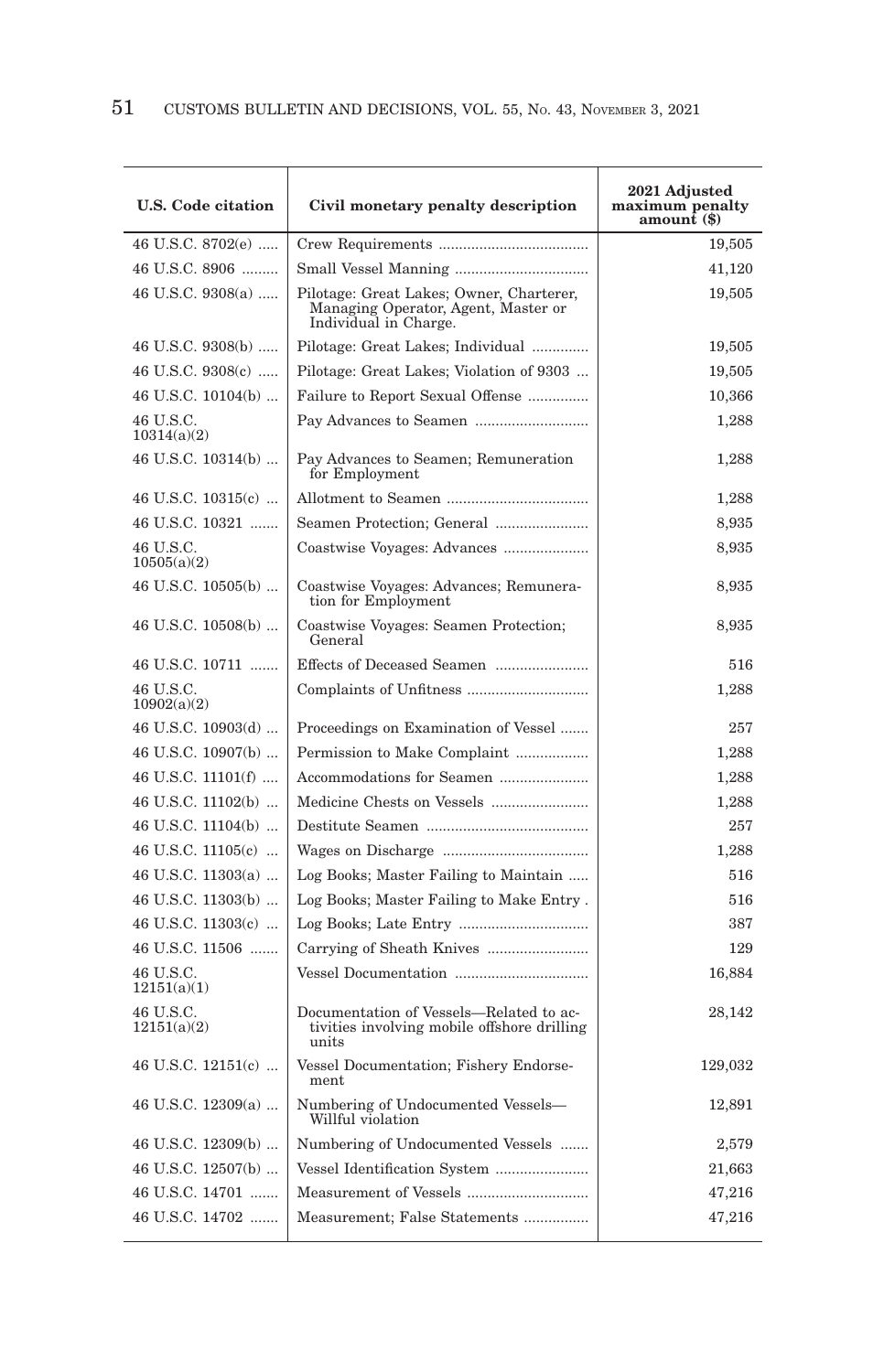| U.S. Code citation | Civil monetary penalty description | 2021 Adjusted maximum penalty amount ($) |
|---|---|---|
| 46 U.S.C. 8702(e) | Crew Requirements | 19,505 |
| 46 U.S.C. 8906 | Small Vessel Manning | 41,120 |
| 46 U.S.C. 9308(a) | Pilotage: Great Lakes; Owner, Charterer, Managing Operator, Agent, Master or Individual in Charge. | 19,505 |
| 46 U.S.C. 9308(b) | Pilotage: Great Lakes; Individual | 19,505 |
| 46 U.S.C. 9308(c) | Pilotage: Great Lakes; Violation of 9303 | 19,505 |
| 46 U.S.C. 10104(b) | Failure to Report Sexual Offense | 10,366 |
| 46 U.S.C. 10314(a)(2) | Pay Advances to Seamen | 1,288 |
| 46 U.S.C. 10314(b) | Pay Advances to Seamen; Remuneration for Employment | 1,288 |
| 46 U.S.C. 10315(c) | Allotment to Seamen | 1,288 |
| 46 U.S.C. 10321 | Seamen Protection; General | 8,935 |
| 46 U.S.C. 10505(a)(2) | Coastwise Voyages: Advances | 8,935 |
| 46 U.S.C. 10505(b) | Coastwise Voyages: Advances; Remuneration for Employment | 8,935 |
| 46 U.S.C. 10508(b) | Coastwise Voyages: Seamen Protection; General | 8,935 |
| 46 U.S.C. 10711 | Effects of Deceased Seamen | 516 |
| 46 U.S.C. 10902(a)(2) | Complaints of Unfitness | 1,288 |
| 46 U.S.C. 10903(d) | Proceedings on Examination of Vessel | 257 |
| 46 U.S.C. 10907(b) | Permission to Make Complaint | 1,288 |
| 46 U.S.C. 11101(f) | Accommodations for Seamen | 1,288 |
| 46 U.S.C. 11102(b) | Medicine Chests on Vessels | 1,288 |
| 46 U.S.C. 11104(b) | Destitute Seamen | 257 |
| 46 U.S.C. 11105(c) | Wages on Discharge | 1,288 |
| 46 U.S.C. 11303(a) | Log Books; Master Failing to Maintain | 516 |
| 46 U.S.C. 11303(b) | Log Books; Master Failing to Make Entry | 516 |
| 46 U.S.C. 11303(c) | Log Books; Late Entry | 387 |
| 46 U.S.C. 11506 | Carrying of Sheath Knives | 129 |
| 46 U.S.C. 12151(a)(1) | Vessel Documentation | 16,884 |
| 46 U.S.C. 12151(a)(2) | Documentation of Vessels—Related to activities involving mobile offshore drilling units | 28,142 |
| 46 U.S.C. 12151(c) | Vessel Documentation; Fishery Endorsement | 129,032 |
| 46 U.S.C. 12309(a) | Numbering of Undocumented Vessels—Willful violation | 12,891 |
| 46 U.S.C. 12309(b) | Numbering of Undocumented Vessels | 2,579 |
| 46 U.S.C. 12507(b) | Vessel Identification System | 21,663 |
| 46 U.S.C. 14701 | Measurement of Vessels | 47,216 |
| 46 U.S.C. 14702 | Measurement; False Statements | 47,216 |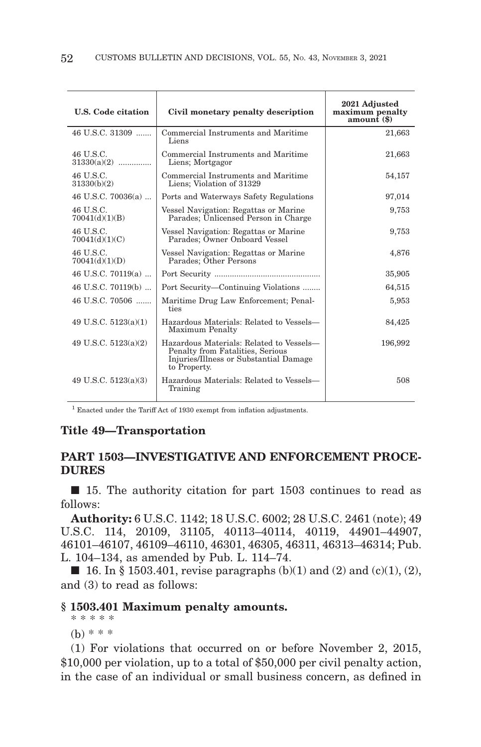| U.S. Code citation | Civil monetary penalty description | 2021 Adjusted maximum penalty amount ($) |
|---|---|---|
| 46 U.S.C. 31309 ....... | Commercial Instruments and Maritime Liens | 21,663 |
| 46 U.S.C. 31330(a)(2) ............... | Commercial Instruments and Maritime Liens; Mortgagor | 21,663 |
| 46 U.S.C. 31330(b)(2) | Commercial Instruments and Maritime Liens; Violation of 31329 | 54,157 |
| 46 U.S.C. 70036(a) ... | Ports and Waterways Safety Regulations | 97,014 |
| 46 U.S.C. 70041(d)(1)(B) | Vessel Navigation: Regattas or Marine Parades; Unlicensed Person in Charge | 9,753 |
| 46 U.S.C. 70041(d)(1)(C) | Vessel Navigation: Regattas or Marine Parades; Owner Onboard Vessel | 9,753 |
| 46 U.S.C. 70041(d)(1)(D) | Vessel Navigation: Regattas or Marine Parades; Other Persons | 4,876 |
| 46 U.S.C. 70119(a) ... | Port Security ............................................... | 35,905 |
| 46 U.S.C. 70119(b) ... | Port Security—Continuing Violations ........ | 64,515 |
| 46 U.S.C. 70506 ....... | Maritime Drug Law Enforcement; Penalties | 5,953 |
| 49 U.S.C. 5123(a)(1) | Hazardous Materials: Related to Vessels—Maximum Penalty | 84,425 |
| 49 U.S.C. 5123(a)(2) | Hazardous Materials: Related to Vessels—Penalty from Fatalities, Serious Injuries/Illness or Substantial Damage to Property. | 196,992 |
| 49 U.S.C. 5123(a)(3) | Hazardous Materials: Related to Vessels—Training | 508 |

[1] Enacted under the Tariff Act of 1930 exempt from inflation adjustments.

## Title 49—Transportation

## PART 1503—INVESTIGATIVE AND ENFORCEMENT PROCEDURES

■ 15. The authority citation for part 1503 continues to read as follows:

**Authority:** 6 U.S.C. 1142; 18 U.S.C. 6002; 28 U.S.C. 2461 (note); 49 U.S.C. 114, 20109, 31105, 40113–40114, 40119, 44901–44907, 46101–46107, 46109–46110, 46301, 46305, 46311, 46313–46314; Pub. L. 104–134, as amended by Pub. L. 114–74.

■ 16. In § 1503.401, revise paragraphs (b)(1) and (2) and (c)(1), (2), and (3) to read as follows:

### § 1503.401 Maximum penalty amounts.

\* \* \* \* \*

(b) \* \* \*

(1) For violations that occurred on or before November 2, 2015, $10,000 per violation, up to a total of $50,000 per civil penalty action, in the case of an individual or small business concern, as defined in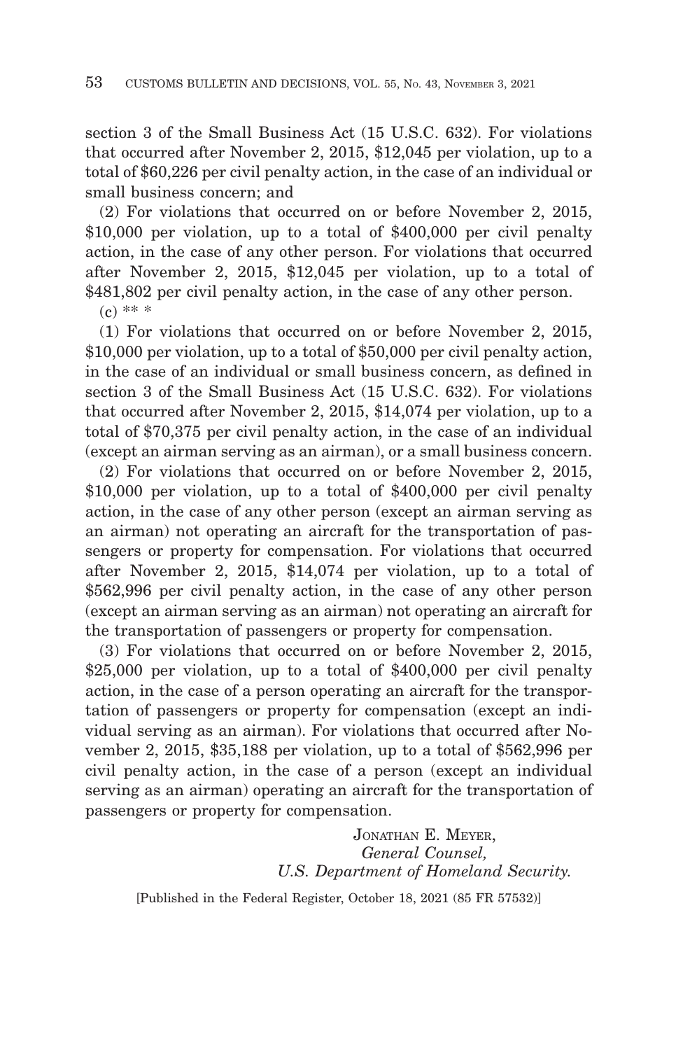section 3 of the Small Business Act (15 U.S.C. 632). For violations that occurred after November 2, 2015, $12,045 per violation, up to a total of $60,226 per civil penalty action, in the case of an individual or small business concern; and

(2) For violations that occurred on or before November 2, 2015, $10,000 per violation, up to a total of $400,000 per civil penalty action, in the case of any other person. For violations that occurred after November 2, 2015, $12,045 per violation, up to a total of $481,802 per civil penalty action, in the case of any other person.

(c) ** *

(1) For violations that occurred on or before November 2, 2015, $10,000 per violation, up to a total of $50,000 per civil penalty action, in the case of an individual or small business concern, as defined in section 3 of the Small Business Act (15 U.S.C. 632). For violations that occurred after November 2, 2015, $14,074 per violation, up to a total of $70,375 per civil penalty action, in the case of an individual (except an airman serving as an airman), or a small business concern.

(2) For violations that occurred on or before November 2, 2015, $10,000 per violation, up to a total of $400,000 per civil penalty action, in the case of any other person (except an airman serving as an airman) not operating an aircraft for the transportation of passengers or property for compensation. For violations that occurred after November 2, 2015, $14,074 per violation, up to a total of $562,996 per civil penalty action, in the case of any other person (except an airman serving as an airman) not operating an aircraft for the transportation of passengers or property for compensation.

(3) For violations that occurred on or before November 2, 2015, $25,000 per violation, up to a total of $400,000 per civil penalty action, in the case of a person operating an aircraft for the transportation of passengers or property for compensation (except an individual serving as an airman). For violations that occurred after November 2, 2015, $35,188 per violation, up to a total of $562,996 per civil penalty action, in the case of a person (except an individual serving as an airman) operating an aircraft for the transportation of passengers or property for compensation.

JONATHAN E. MEYER,
*General Counsel,*
*U.S. Department of Homeland Security.*

[Published in the Federal Register, October 18, 2021 (85 FR 57532)]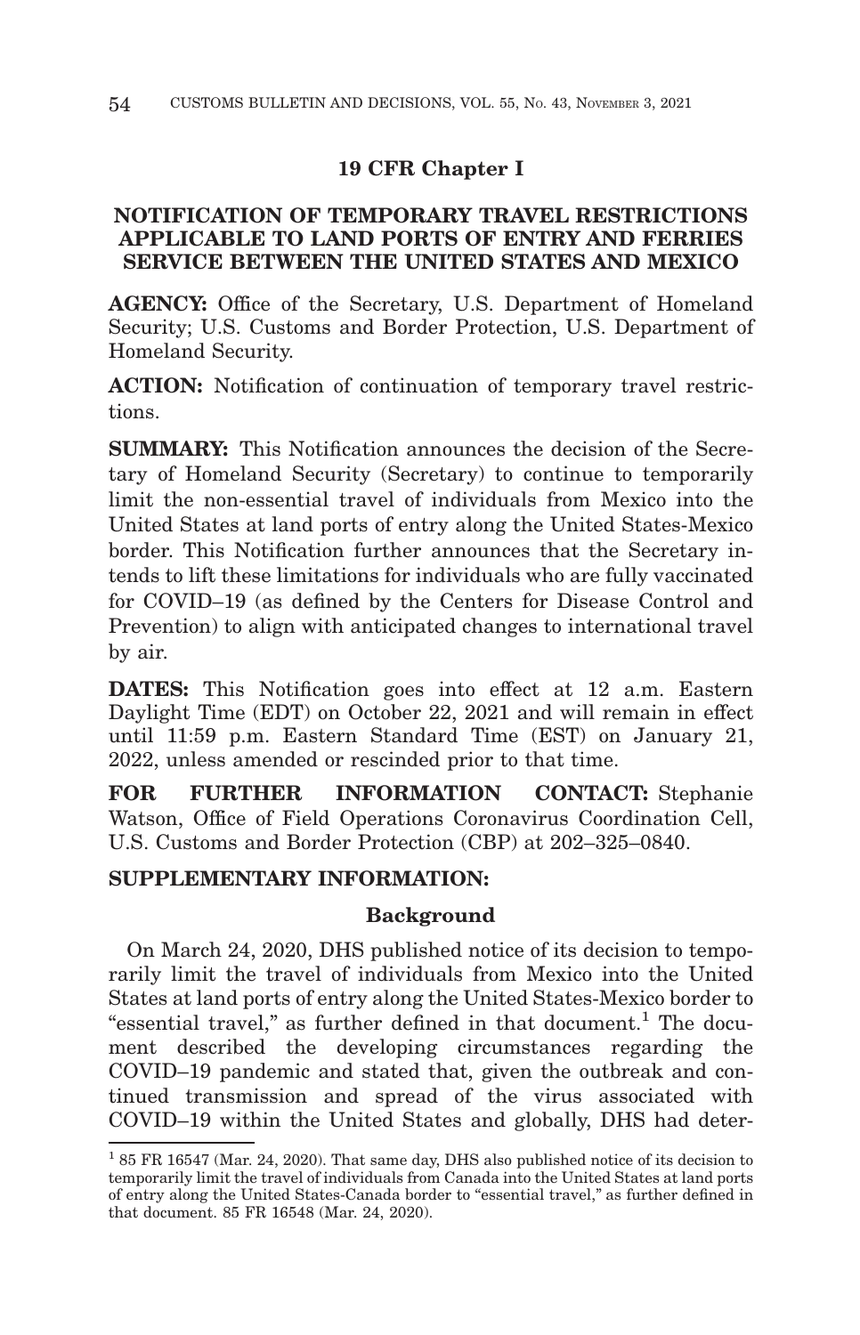## 19 CFR Chapter I

### NOTIFICATION OF TEMPORARY TRAVEL RESTRICTIONS APPLICABLE TO LAND PORTS OF ENTRY AND FERRIES SERVICE BETWEEN THE UNITED STATES AND MEXICO

**AGENCY:** Office of the Secretary, U.S. Department of Homeland Security; U.S. Customs and Border Protection, U.S. Department of Homeland Security.

**ACTION:** Notification of continuation of temporary travel restrictions.

**SUMMARY:** This Notification announces the decision of the Secretary of Homeland Security (Secretary) to continue to temporarily limit the non-essential travel of individuals from Mexico into the United States at land ports of entry along the United States-Mexico border. This Notification further announces that the Secretary intends to lift these limitations for individuals who are fully vaccinated for COVID–19 (as defined by the Centers for Disease Control and Prevention) to align with anticipated changes to international travel by air.

**DATES:** This Notification goes into effect at 12 a.m. Eastern Daylight Time (EDT) on October 22, 2021 and will remain in effect until 11:59 p.m. Eastern Standard Time (EST) on January 21, 2022, unless amended or rescinded prior to that time.

**FOR FURTHER INFORMATION CONTACT:** Stephanie Watson, Office of Field Operations Coronavirus Coordination Cell, U.S. Customs and Border Protection (CBP) at 202–325–0840.

**SUPPLEMENTARY INFORMATION:**

**Background**

On March 24, 2020, DHS published notice of its decision to temporarily limit the travel of individuals from Mexico into the United States at land ports of entry along the United States-Mexico border to "essential travel," as further defined in that document.[1] The document described the developing circumstances regarding the COVID–19 pandemic and stated that, given the outbreak and continued transmission and spread of the virus associated with COVID–19 within the United States and globally, DHS had deter-

[1] 85 FR 16547 (Mar. 24, 2020). That same day, DHS also published notice of its decision to temporarily limit the travel of individuals from Canada into the United States at land ports of entry along the United States-Canada border to "essential travel," as further defined in that document. 85 FR 16548 (Mar. 24, 2020).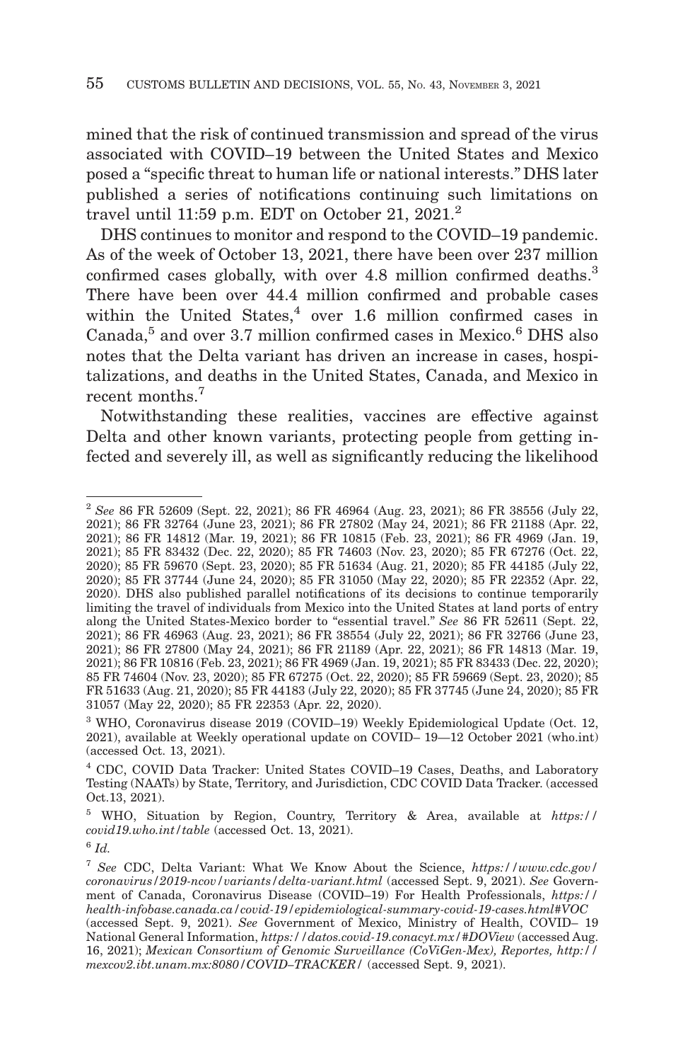mined that the risk of continued transmission and spread of the virus associated with COVID–19 between the United States and Mexico posed a "specific threat to human life or national interests." DHS later published a series of notifications continuing such limitations on travel until 11:59 p.m. EDT on October 21, 2021.[2]

DHS continues to monitor and respond to the COVID–19 pandemic. As of the week of October 13, 2021, there have been over 237 million confirmed cases globally, with over 4.8 million confirmed deaths.[3] There have been over 44.4 million confirmed and probable cases within the United States,[4] over 1.6 million confirmed cases in Canada,[5] and over 3.7 million confirmed cases in Mexico.[6] DHS also notes that the Delta variant has driven an increase in cases, hospitalizations, and deaths in the United States, Canada, and Mexico in recent months.[7]

Notwithstanding these realities, vaccines are effective against Delta and other known variants, protecting people from getting infected and severely ill, as well as significantly reducing the likelihood

---

[2] *See* 86 FR 52609 (Sept. 22, 2021); 86 FR 46964 (Aug. 23, 2021); 86 FR 38556 (July 22, 2021); 86 FR 32764 (June 23, 2021); 86 FR 27802 (May 24, 2021); 86 FR 21188 (Apr. 22, 2021); 86 FR 14812 (Mar. 19, 2021); 86 FR 10815 (Feb. 23, 2021); 86 FR 4969 (Jan. 19, 2021); 85 FR 83432 (Dec. 22, 2020); 85 FR 74603 (Nov. 23, 2020); 85 FR 67276 (Oct. 22, 2020); 85 FR 59670 (Sept. 23, 2020); 85 FR 51634 (Aug. 21, 2020); 85 FR 44185 (July 22, 2020); 85 FR 37744 (June 24, 2020); 85 FR 31050 (May 22, 2020); 85 FR 22352 (Apr. 22, 2020). DHS also published parallel notifications of its decisions to continue temporarily limiting the travel of individuals from Mexico into the United States at land ports of entry along the United States-Mexico border to "essential travel." *See* 86 FR 52611 (Sept. 22, 2021); 86 FR 46963 (Aug. 23, 2021); 86 FR 38554 (July 22, 2021); 86 FR 32766 (June 23, 2021); 86 FR 27800 (May 24, 2021); 86 FR 21189 (Apr. 22, 2021); 86 FR 14813 (Mar. 19, 2021); 86 FR 10816 (Feb. 23, 2021); 86 FR 4969 (Jan. 19, 2021); 85 FR 83433 (Dec. 22, 2020); 85 FR 74604 (Nov. 23, 2020); 85 FR 67275 (Oct. 22, 2020); 85 FR 59669 (Sept. 23, 2020); 85 FR 51633 (Aug. 21, 2020); 85 FR 44183 (July 22, 2020); 85 FR 37745 (June 24, 2020); 85 FR 31057 (May 22, 2020); 85 FR 22353 (Apr. 22, 2020).

[3] WHO, Coronavirus disease 2019 (COVID–19) Weekly Epidemiological Update (Oct. 12, 2021), available at Weekly operational update on COVID– 19—12 October 2021 (who.int) (accessed Oct. 13, 2021).

[4] CDC, COVID Data Tracker: United States COVID–19 Cases, Deaths, and Laboratory Testing (NAATs) by State, Territory, and Jurisdiction, CDC COVID Data Tracker. (accessed Oct.13, 2021).

[5] WHO, Situation by Region, Country, Territory & Area, available at *https://covid19.who.int/table* (accessed Oct. 13, 2021).

[6] *Id.*

[7] *See* CDC, Delta Variant: What We Know About the Science, *https://www.cdc.gov/coronavirus/2019-ncov/variants/delta-variant.html* (accessed Sept. 9, 2021). *See* Government of Canada, Coronavirus Disease (COVID–19) For Health Professionals, *https://health-infobase.canada.ca/covid-19/epidemiological-summary-covid-19-cases.html#VOC* (accessed Sept. 9, 2021). *See* Government of Mexico, Ministry of Health, COVID– 19 National General Information, *https://datos.covid-19.conacyt.mx/#DOView* (accessed Aug. 16, 2021); *Mexican Consortium of Genomic Surveillance (CoViGen-Mex), Reportes, http://mexcov2.ibt.unam.mx:8080/COVID–TRACKER/* (accessed Sept. 9, 2021).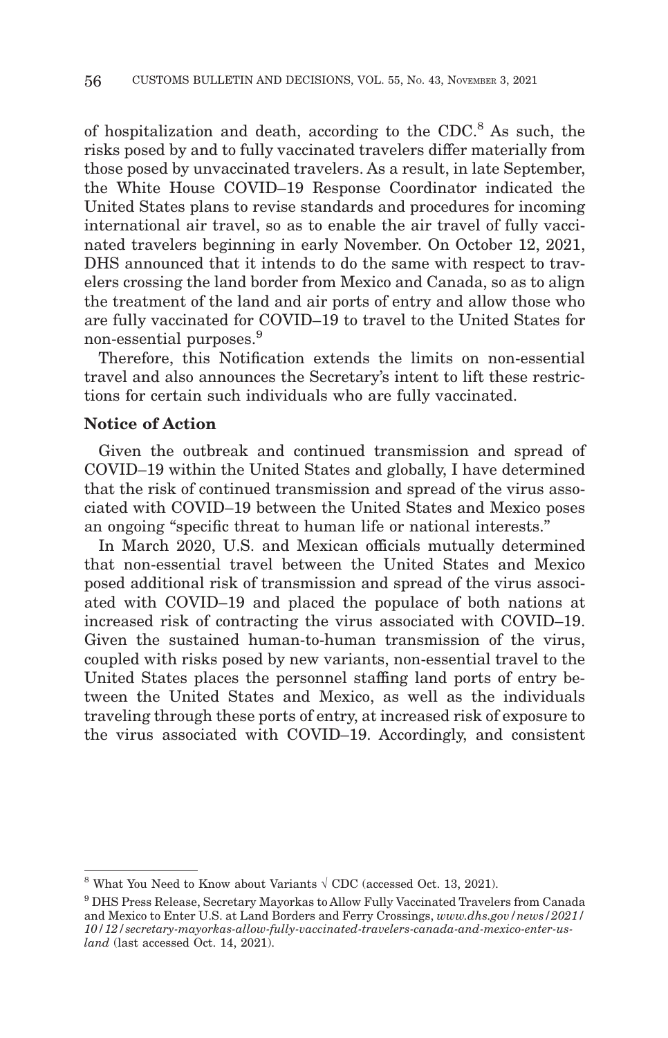of hospitalization and death, according to the CDC.[8] As such, the risks posed by and to fully vaccinated travelers differ materially from those posed by unvaccinated travelers. As a result, in late September, the White House COVID–19 Response Coordinator indicated the United States plans to revise standards and procedures for incoming international air travel, so as to enable the air travel of fully vaccinated travelers beginning in early November. On October 12, 2021, DHS announced that it intends to do the same with respect to travelers crossing the land border from Mexico and Canada, so as to align the treatment of the land and air ports of entry and allow those who are fully vaccinated for COVID–19 to travel to the United States for non-essential purposes.[9]

Therefore, this Notification extends the limits on non-essential travel and also announces the Secretary's intent to lift these restrictions for certain such individuals who are fully vaccinated.

**Notice of Action**

Given the outbreak and continued transmission and spread of COVID–19 within the United States and globally, I have determined that the risk of continued transmission and spread of the virus associated with COVID–19 between the United States and Mexico poses an ongoing "specific threat to human life or national interests."

In March 2020, U.S. and Mexican officials mutually determined that non-essential travel between the United States and Mexico posed additional risk of transmission and spread of the virus associated with COVID–19 and placed the populace of both nations at increased risk of contracting the virus associated with COVID–19. Given the sustained human-to-human transmission of the virus, coupled with risks posed by new variants, non-essential travel to the United States places the personnel staffing land ports of entry between the United States and Mexico, as well as the individuals traveling through these ports of entry, at increased risk of exposure to the virus associated with COVID–19. Accordingly, and consistent

---

[8] What You Need to Know about Variants √ CDC (accessed Oct. 13, 2021).

[9] DHS Press Release, Secretary Mayorkas to Allow Fully Vaccinated Travelers from Canada and Mexico to Enter U.S. at Land Borders and Ferry Crossings, *www.dhs.gov/news/2021/10/12/secretary-mayorkas-allow-fully-vaccinated-travelers-canada-and-mexico-enter-us-land* (last accessed Oct. 14, 2021).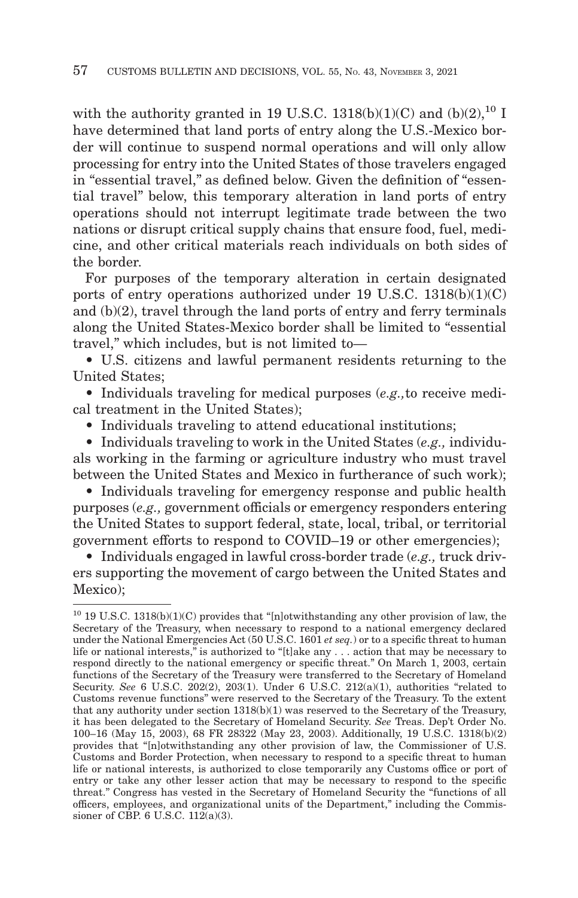with the authority granted in 19 U.S.C. 1318(b)(1)(C) and (b)(2),[10] I have determined that land ports of entry along the U.S.-Mexico border will continue to suspend normal operations and will only allow processing for entry into the United States of those travelers engaged in "essential travel," as defined below. Given the definition of "essential travel" below, this temporary alteration in land ports of entry operations should not interrupt legitimate trade between the two nations or disrupt critical supply chains that ensure food, fuel, medicine, and other critical materials reach individuals on both sides of the border.

For purposes of the temporary alteration in certain designated ports of entry operations authorized under 19 U.S.C. 1318(b)(1)(C) and (b)(2), travel through the land ports of entry and ferry terminals along the United States-Mexico border shall be limited to "essential travel," which includes, but is not limited to—

- U.S. citizens and lawful permanent residents returning to the United States;
- Individuals traveling for medical purposes (*e.g.,* to receive medical treatment in the United States);
- Individuals traveling to attend educational institutions;
- Individuals traveling to work in the United States (*e.g.,* individuals working in the farming or agriculture industry who must travel between the United States and Mexico in furtherance of such work);
- Individuals traveling for emergency response and public health purposes (*e.g.,* government officials or emergency responders entering the United States to support federal, state, local, tribal, or territorial government efforts to respond to COVID–19 or other emergencies);
- Individuals engaged in lawful cross-border trade (*e.g.,* truck drivers supporting the movement of cargo between the United States and Mexico);

---

[10] 19 U.S.C. 1318(b)(1)(C) provides that "[n]otwithstanding any other provision of law, the Secretary of the Treasury, when necessary to respond to a national emergency declared under the National Emergencies Act (50 U.S.C. 1601 *et seq.*) or to a specific threat to human life or national interests," is authorized to "[t]ake any . . . action that may be necessary to respond directly to the national emergency or specific threat." On March 1, 2003, certain functions of the Secretary of the Treasury were transferred to the Secretary of Homeland Security. *See* 6 U.S.C. 202(2), 203(1). Under 6 U.S.C. 212(a)(1), authorities "related to Customs revenue functions" were reserved to the Secretary of the Treasury. To the extent that any authority under section 1318(b)(1) was reserved to the Secretary of the Treasury, it has been delegated to the Secretary of Homeland Security. *See* Treas. Dep't Order No. 100–16 (May 15, 2003), 68 FR 28322 (May 23, 2003). Additionally, 19 U.S.C. 1318(b)(2) provides that "[n]otwithstanding any other provision of law, the Commissioner of U.S. Customs and Border Protection, when necessary to respond to a specific threat to human life or national interests, is authorized to close temporarily any Customs office or port of entry or take any other lesser action that may be necessary to respond to the specific threat." Congress has vested in the Secretary of Homeland Security the "functions of all officers, employees, and organizational units of the Department," including the Commissioner of CBP. 6 U.S.C. 112(a)(3).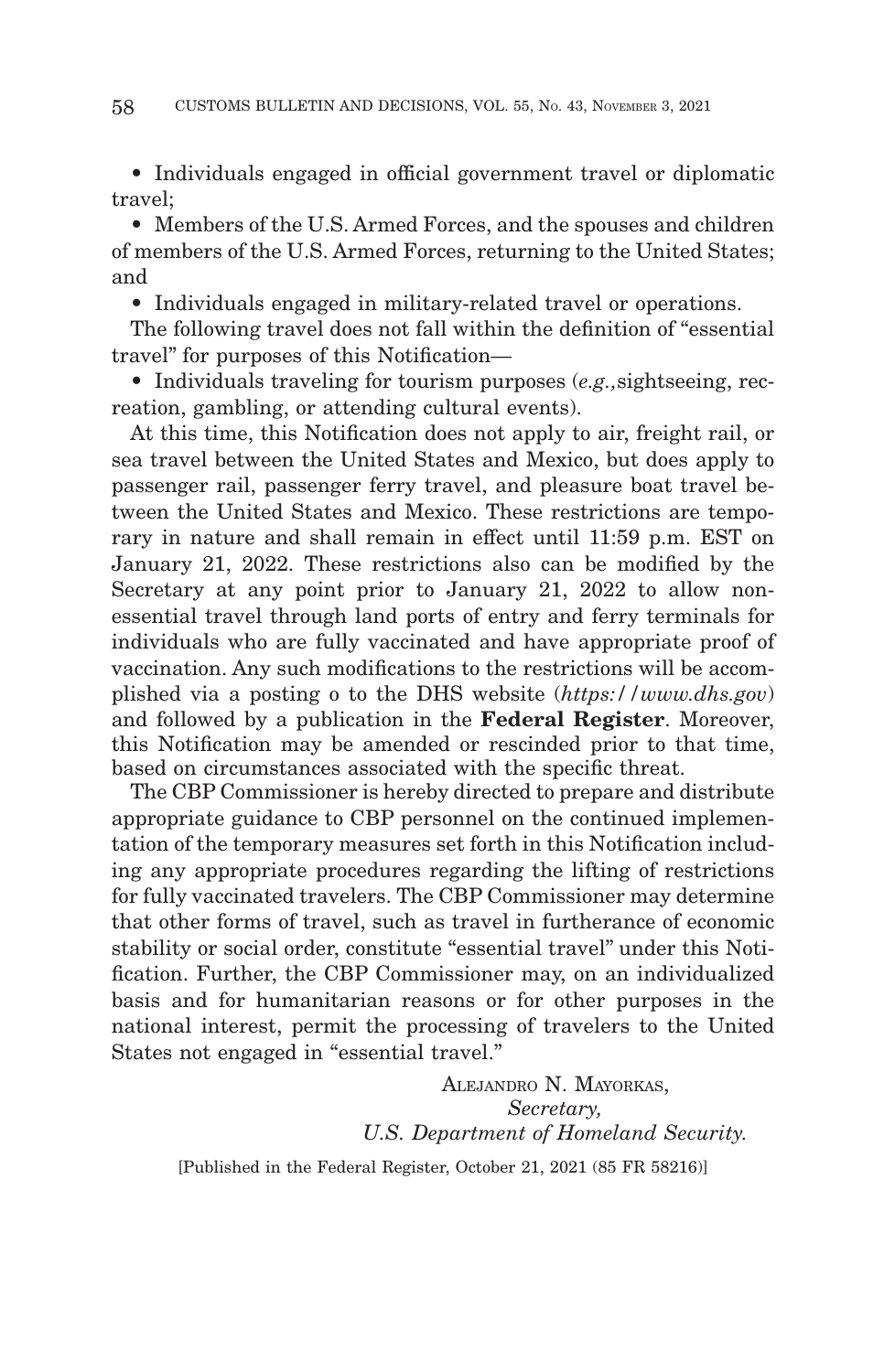• Individuals engaged in official government travel or diplomatic travel;

• Members of the U.S. Armed Forces, and the spouses and children of members of the U.S. Armed Forces, returning to the United States; and

• Individuals engaged in military-related travel or operations.

The following travel does not fall within the definition of "essential travel" for purposes of this Notification—

• Individuals traveling for tourism purposes (*e.g.,*sightseeing, recreation, gambling, or attending cultural events).

At this time, this Notification does not apply to air, freight rail, or sea travel between the United States and Mexico, but does apply to passenger rail, passenger ferry travel, and pleasure boat travel between the United States and Mexico. These restrictions are temporary in nature and shall remain in effect until 11:59 p.m. EST on January 21, 2022. These restrictions also can be modified by the Secretary at any point prior to January 21, 2022 to allow non-essential travel through land ports of entry and ferry terminals for individuals who are fully vaccinated and have appropriate proof of vaccination. Any such modifications to the restrictions will be accomplished via a posting o to the DHS website (*https://www.dhs.gov*) and followed by a publication in the **Federal Register**. Moreover, this Notification may be amended or rescinded prior to that time, based on circumstances associated with the specific threat.

The CBP Commissioner is hereby directed to prepare and distribute appropriate guidance to CBP personnel on the continued implementation of the temporary measures set forth in this Notification including any appropriate procedures regarding the lifting of restrictions for fully vaccinated travelers. The CBP Commissioner may determine that other forms of travel, such as travel in furtherance of economic stability or social order, constitute "essential travel" under this Notification. Further, the CBP Commissioner may, on an individualized basis and for humanitarian reasons or for other purposes in the national interest, permit the processing of travelers to the United States not engaged in "essential travel."

ALEJANDRO N. MAYORKAS,
*Secretary,*
*U.S. Department of Homeland Security.*

[Published in the Federal Register, October 21, 2021 (85 FR 58216)]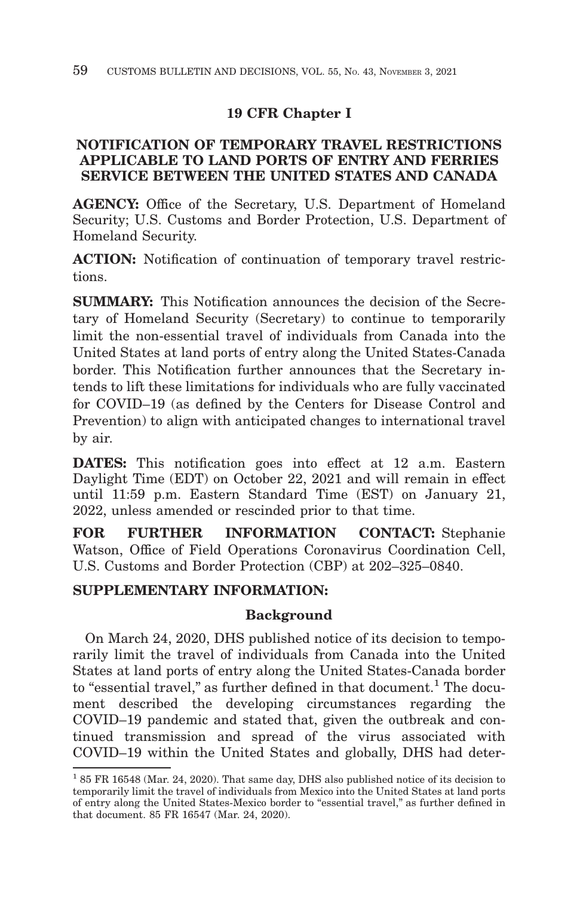## 19 CFR Chapter I

## NOTIFICATION OF TEMPORARY TRAVEL RESTRICTIONS APPLICABLE TO LAND PORTS OF ENTRY AND FERRIES SERVICE BETWEEN THE UNITED STATES AND CANADA

**AGENCY:** Office of the Secretary, U.S. Department of Homeland Security; U.S. Customs and Border Protection, U.S. Department of Homeland Security.

**ACTION:** Notification of continuation of temporary travel restrictions.

**SUMMARY:** This Notification announces the decision of the Secretary of Homeland Security (Secretary) to continue to temporarily limit the non-essential travel of individuals from Canada into the United States at land ports of entry along the United States-Canada border. This Notification further announces that the Secretary intends to lift these limitations for individuals who are fully vaccinated for COVID–19 (as defined by the Centers for Disease Control and Prevention) to align with anticipated changes to international travel by air.

**DATES:** This notification goes into effect at 12 a.m. Eastern Daylight Time (EDT) on October 22, 2021 and will remain in effect until 11:59 p.m. Eastern Standard Time (EST) on January 21, 2022, unless amended or rescinded prior to that time.

**FOR FURTHER INFORMATION CONTACT:** Stephanie Watson, Office of Field Operations Coronavirus Coordination Cell, U.S. Customs and Border Protection (CBP) at 202–325–0840.

**SUPPLEMENTARY INFORMATION:**

### Background

On March 24, 2020, DHS published notice of its decision to temporarily limit the travel of individuals from Canada into the United States at land ports of entry along the United States-Canada border to "essential travel," as further defined in that document.[1] The document described the developing circumstances regarding the COVID–19 pandemic and stated that, given the outbreak and continued transmission and spread of the virus associated with COVID–19 within the United States and globally, DHS had deter-

[1] 85 FR 16548 (Mar. 24, 2020). That same day, DHS also published notice of its decision to temporarily limit the travel of individuals from Mexico into the United States at land ports of entry along the United States-Mexico border to "essential travel," as further defined in that document. 85 FR 16547 (Mar. 24, 2020).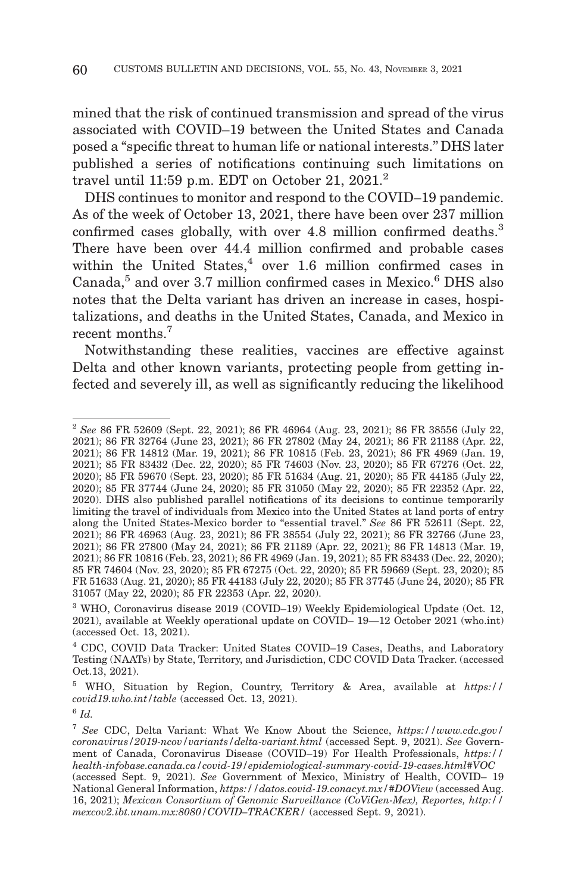mined that the risk of continued transmission and spread of the virus associated with COVID–19 between the United States and Canada posed a "specific threat to human life or national interests." DHS later published a series of notifications continuing such limitations on travel until 11:59 p.m. EDT on October 21, 2021.[2]

DHS continues to monitor and respond to the COVID–19 pandemic. As of the week of October 13, 2021, there have been over 237 million confirmed cases globally, with over 4.8 million confirmed deaths.[3] There have been over 44.4 million confirmed and probable cases within the United States,[4] over 1.6 million confirmed cases in Canada,[5] and over 3.7 million confirmed cases in Mexico.[6] DHS also notes that the Delta variant has driven an increase in cases, hospitalizations, and deaths in the United States, Canada, and Mexico in recent months.[7]

Notwithstanding these realities, vaccines are effective against Delta and other known variants, protecting people from getting infected and severely ill, as well as significantly reducing the likelihood

---

[2] *See* 86 FR 52609 (Sept. 22, 2021); 86 FR 46964 (Aug. 23, 2021); 86 FR 38556 (July 22, 2021); 86 FR 32764 (June 23, 2021); 86 FR 27802 (May 24, 2021); 86 FR 21188 (Apr. 22, 2021); 86 FR 14812 (Mar. 19, 2021); 86 FR 10815 (Feb. 23, 2021); 86 FR 4969 (Jan. 19, 2021); 85 FR 83432 (Dec. 22, 2020); 85 FR 74603 (Nov. 23, 2020); 85 FR 67276 (Oct. 22, 2020); 85 FR 59670 (Sept. 23, 2020); 85 FR 51634 (Aug. 21, 2020); 85 FR 44185 (July 22, 2020); 85 FR 37744 (June 24, 2020); 85 FR 31050 (May 22, 2020); 85 FR 22352 (Apr. 22, 2020). DHS also published parallel notifications of its decisions to continue temporarily limiting the travel of individuals from Mexico into the United States at land ports of entry along the United States-Mexico border to "essential travel." *See* 86 FR 52611 (Sept. 22, 2021); 86 FR 46963 (Aug. 23, 2021); 86 FR 38554 (July 22, 2021); 86 FR 32766 (June 23, 2021); 86 FR 27800 (May 24, 2021); 86 FR 21189 (Apr. 22, 2021); 86 FR 14813 (Mar. 19, 2021); 86 FR 10816 (Feb. 23, 2021); 86 FR 4969 (Jan. 19, 2021); 85 FR 83433 (Dec. 22, 2020); 85 FR 74604 (Nov. 23, 2020); 85 FR 67275 (Oct. 22, 2020); 85 FR 59669 (Sept. 23, 2020); 85 FR 51633 (Aug. 21, 2020); 85 FR 44183 (July 22, 2020); 85 FR 37745 (June 24, 2020); 85 FR 31057 (May 22, 2020); 85 FR 22353 (Apr. 22, 2020).

[3] WHO, Coronavirus disease 2019 (COVID–19) Weekly Epidemiological Update (Oct. 12, 2021), available at Weekly operational update on COVID– 19—12 October 2021 (who.int) (accessed Oct. 13, 2021).

[4] CDC, COVID Data Tracker: United States COVID–19 Cases, Deaths, and Laboratory Testing (NAATs) by State, Territory, and Jurisdiction, CDC COVID Data Tracker. (accessed Oct.13, 2021).

[5] WHO, Situation by Region, Country, Territory & Area, available at *https://covid19.who.int/table* (accessed Oct. 13, 2021).

[6] *Id.*

[7] *See* CDC, Delta Variant: What We Know About the Science, *https://www.cdc.gov/coronavirus/2019-ncov/variants/delta-variant.html* (accessed Sept. 9, 2021). *See* Government of Canada, Coronavirus Disease (COVID–19) For Health Professionals, *https://health-infobase.canada.ca/covid-19/epidemiological-summary-covid-19-cases.html#VOC* (accessed Sept. 9, 2021). *See* Government of Mexico, Ministry of Health, COVID– 19 National General Information, *https://datos.covid-19.conacyt.mx/#DOView* (accessed Aug. 16, 2021); *Mexican Consortium of Genomic Surveillance (CoViGen-Mex), Reportes, http://mexcov2.ibt.unam.mx:8080/COVID–TRACKER/* (accessed Sept. 9, 2021).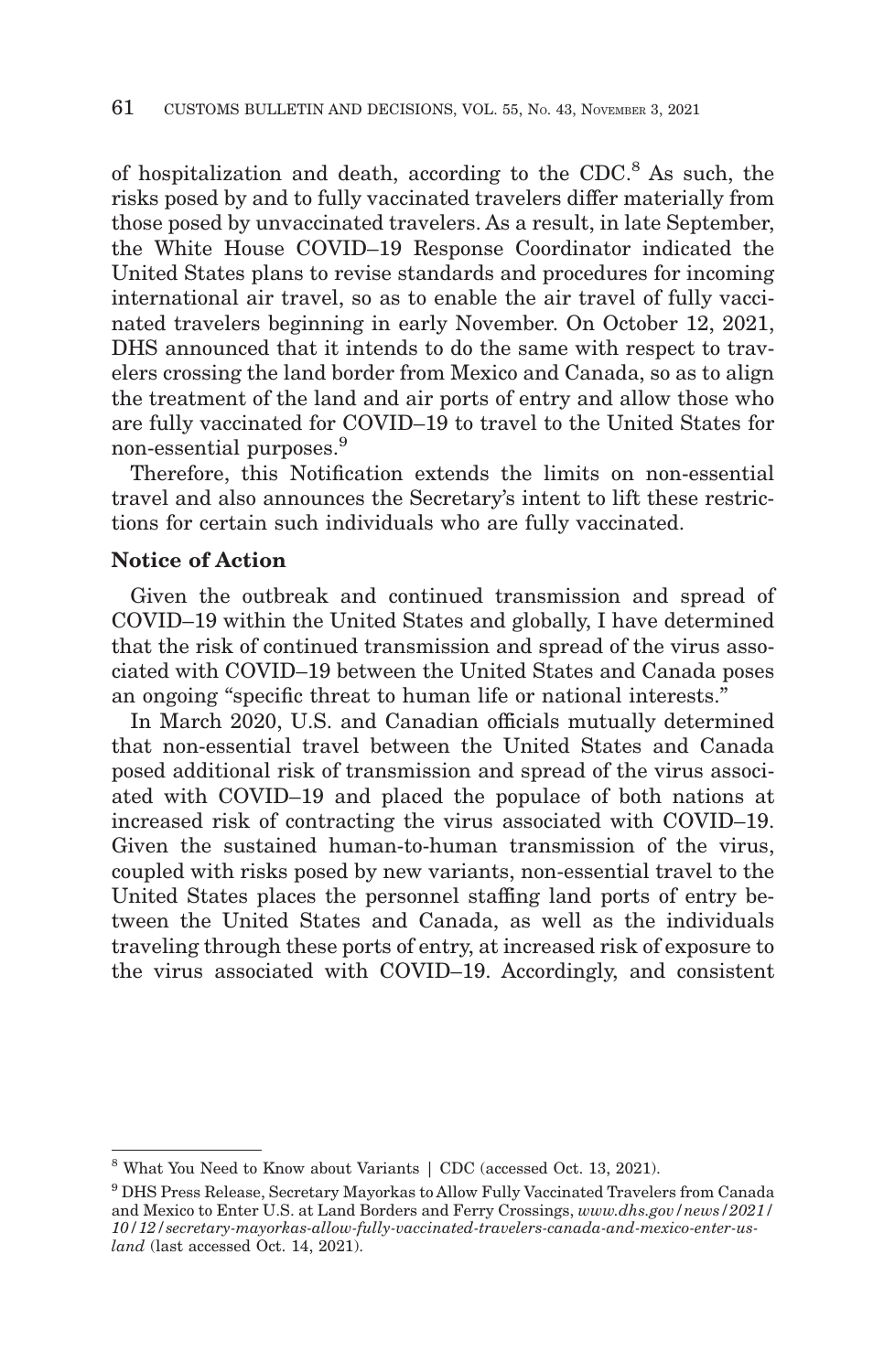of hospitalization and death, according to the CDC.[8] As such, the risks posed by and to fully vaccinated travelers differ materially from those posed by unvaccinated travelers. As a result, in late September, the White House COVID–19 Response Coordinator indicated the United States plans to revise standards and procedures for incoming international air travel, so as to enable the air travel of fully vaccinated travelers beginning in early November. On October 12, 2021, DHS announced that it intends to do the same with respect to travelers crossing the land border from Mexico and Canada, so as to align the treatment of the land and air ports of entry and allow those who are fully vaccinated for COVID–19 to travel to the United States for non-essential purposes.[9]

Therefore, this Notification extends the limits on non-essential travel and also announces the Secretary's intent to lift these restrictions for certain such individuals who are fully vaccinated.

**Notice of Action**

Given the outbreak and continued transmission and spread of COVID–19 within the United States and globally, I have determined that the risk of continued transmission and spread of the virus associated with COVID–19 between the United States and Canada poses an ongoing "specific threat to human life or national interests."

In March 2020, U.S. and Canadian officials mutually determined that non-essential travel between the United States and Canada posed additional risk of transmission and spread of the virus associated with COVID–19 and placed the populace of both nations at increased risk of contracting the virus associated with COVID–19. Given the sustained human-to-human transmission of the virus, coupled with risks posed by new variants, non-essential travel to the United States places the personnel staffing land ports of entry between the United States and Canada, as well as the individuals traveling through these ports of entry, at increased risk of exposure to the virus associated with COVID–19. Accordingly, and consistent

---

[8] What You Need to Know about Variants | CDC (accessed Oct. 13, 2021).

[9] DHS Press Release, Secretary Mayorkas to Allow Fully Vaccinated Travelers from Canada and Mexico to Enter U.S. at Land Borders and Ferry Crossings, *www.dhs.gov/news/2021/10/12/secretary-mayorkas-allow-fully-vaccinated-travelers-canada-and-mexico-enter-us-land* (last accessed Oct. 14, 2021).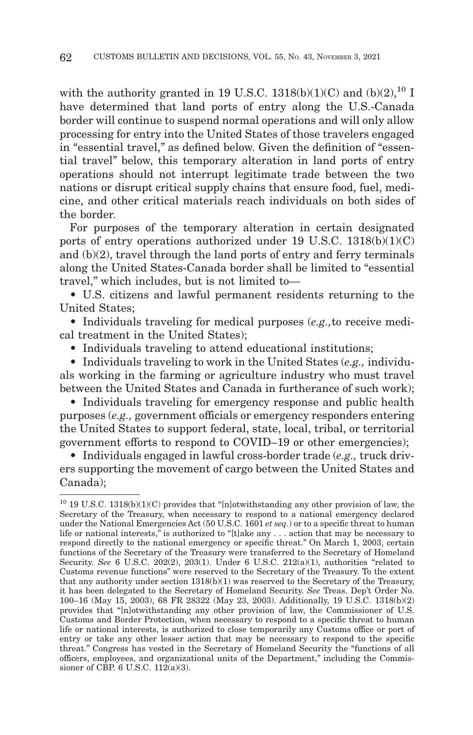with the authority granted in 19 U.S.C. 1318(b)(1)(C) and (b)(2),[10] I have determined that land ports of entry along the U.S.-Canada border will continue to suspend normal operations and will only allow processing for entry into the United States of those travelers engaged in "essential travel," as defined below. Given the definition of "essential travel" below, this temporary alteration in land ports of entry operations should not interrupt legitimate trade between the two nations or disrupt critical supply chains that ensure food, fuel, medicine, and other critical materials reach individuals on both sides of the border.

For purposes of the temporary alteration in certain designated ports of entry operations authorized under 19 U.S.C. 1318(b)(1)(C) and (b)(2), travel through the land ports of entry and ferry terminals along the United States-Canada border shall be limited to "essential travel," which includes, but is not limited to—

- U.S. citizens and lawful permanent residents returning to the United States;
- Individuals traveling for medical purposes (*e.g.,* to receive medical treatment in the United States);
- Individuals traveling to attend educational institutions;
- Individuals traveling to work in the United States (*e.g.,* individuals working in the farming or agriculture industry who must travel between the United States and Canada in furtherance of such work);
- Individuals traveling for emergency response and public health purposes (*e.g.,* government officials or emergency responders entering the United States to support federal, state, local, tribal, or territorial government efforts to respond to COVID–19 or other emergencies);
- Individuals engaged in lawful cross-border trade (*e.g.,* truck drivers supporting the movement of cargo between the United States and Canada);

---

[10] 19 U.S.C. 1318(b)(1)(C) provides that "[n]otwithstanding any other provision of law, the Secretary of the Treasury, when necessary to respond to a national emergency declared under the National Emergencies Act (50 U.S.C. 1601 *et seq.*) or to a specific threat to human life or national interests," is authorized to "[t]ake any . . . action that may be necessary to respond directly to the national emergency or specific threat." On March 1, 2003, certain functions of the Secretary of the Treasury were transferred to the Secretary of Homeland Security. *See* 6 U.S.C. 202(2), 203(1). Under 6 U.S.C. 212(a)(1), authorities "related to Customs revenue functions" were reserved to the Secretary of the Treasury. To the extent that any authority under section 1318(b)(1) was reserved to the Secretary of the Treasury, it has been delegated to the Secretary of Homeland Security. *See* Treas. Dep't Order No. 100–16 (May 15, 2003), 68 FR 28322 (May 23, 2003). Additionally, 19 U.S.C. 1318(b)(2) provides that "[n]otwithstanding any other provision of law, the Commissioner of U.S. Customs and Border Protection, when necessary to respond to a specific threat to human life or national interests, is authorized to close temporarily any Customs office or port of entry or take any other lesser action that may be necessary to respond to the specific threat." Congress has vested in the Secretary of Homeland Security the "functions of all officers, employees, and organizational units of the Department," including the Commissioner of CBP. 6 U.S.C. 112(a)(3).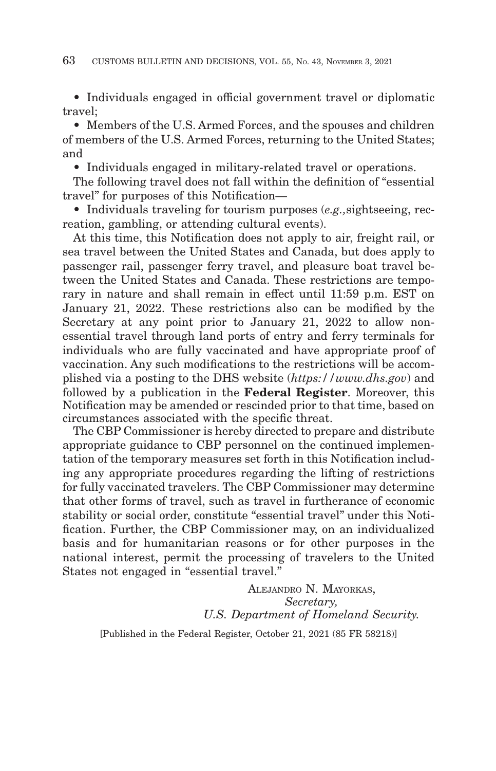- Individuals engaged in official government travel or diplomatic travel;
- Members of the U.S. Armed Forces, and the spouses and children of members of the U.S. Armed Forces, returning to the United States; and
- Individuals engaged in military-related travel or operations.

The following travel does not fall within the definition of "essential travel" for purposes of this Notification—

- Individuals traveling for tourism purposes (*e.g.,* sightseeing, recreation, gambling, or attending cultural events).

At this time, this Notification does not apply to air, freight rail, or sea travel between the United States and Canada, but does apply to passenger rail, passenger ferry travel, and pleasure boat travel between the United States and Canada. These restrictions are temporary in nature and shall remain in effect until 11:59 p.m. EST on January 21, 2022. These restrictions also can be modified by the Secretary at any point prior to January 21, 2022 to allow non-essential travel through land ports of entry and ferry terminals for individuals who are fully vaccinated and have appropriate proof of vaccination. Any such modifications to the restrictions will be accomplished via a posting to the DHS website (*https://www.dhs.gov*) and followed by a publication in the **Federal Register**. Moreover, this Notification may be amended or rescinded prior to that time, based on circumstances associated with the specific threat.

The CBP Commissioner is hereby directed to prepare and distribute appropriate guidance to CBP personnel on the continued implementation of the temporary measures set forth in this Notification including any appropriate procedures regarding the lifting of restrictions for fully vaccinated travelers. The CBP Commissioner may determine that other forms of travel, such as travel in furtherance of economic stability or social order, constitute "essential travel" under this Notification. Further, the CBP Commissioner may, on an individualized basis and for humanitarian reasons or for other purposes in the national interest, permit the processing of travelers to the United States not engaged in "essential travel."

ALEJANDRO N. MAYORKAS,
*Secretary,*
*U.S. Department of Homeland Security.*

[Published in the Federal Register, October 21, 2021 (85 FR 58218)]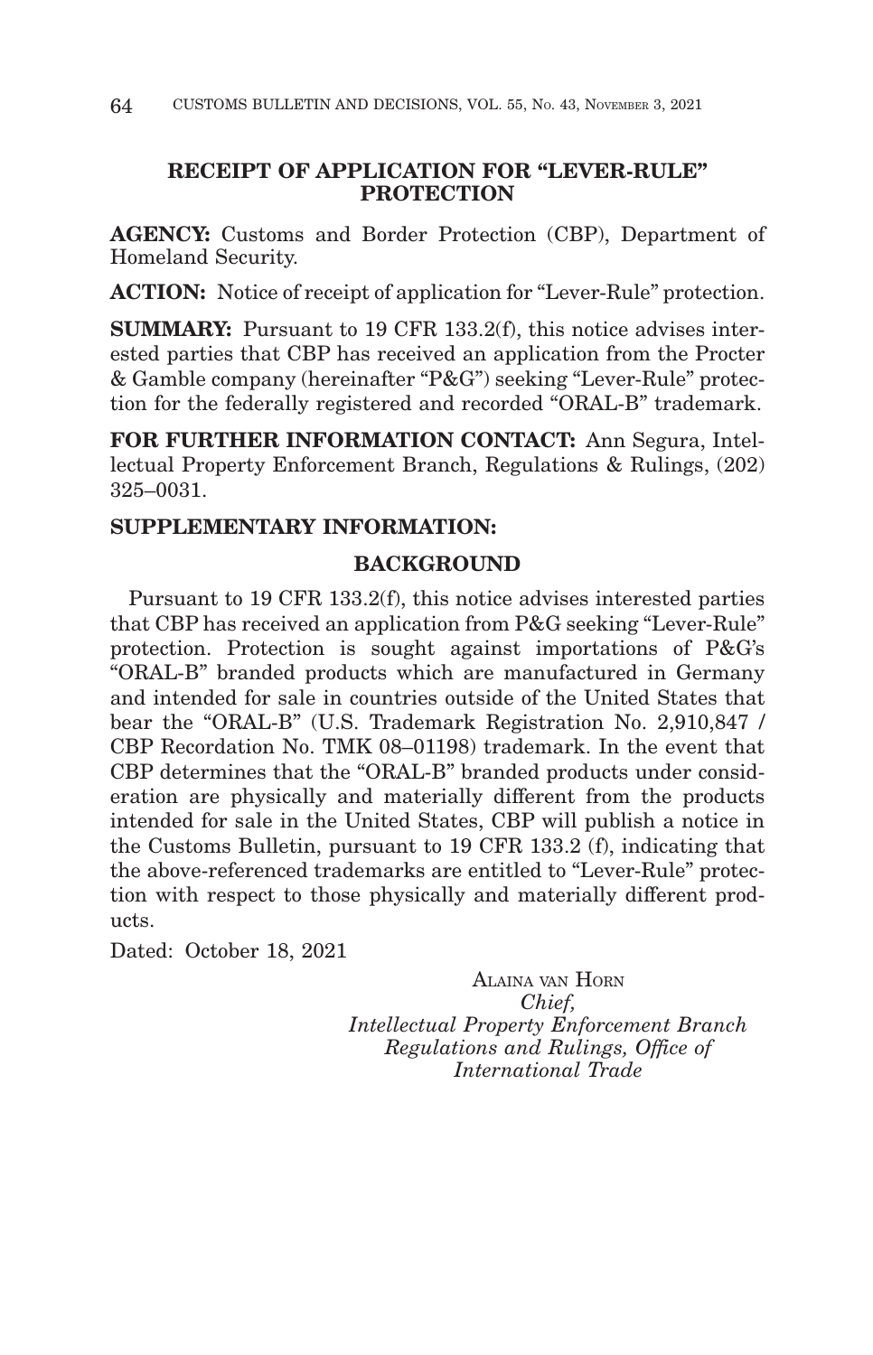## RECEIPT OF APPLICATION FOR "LEVER-RULE" PROTECTION

**AGENCY:** Customs and Border Protection (CBP), Department of Homeland Security.

**ACTION:** Notice of receipt of application for "Lever-Rule" protection.

**SUMMARY:** Pursuant to 19 CFR 133.2(f), this notice advises interested parties that CBP has received an application from the Procter & Gamble company (hereinafter "P&G") seeking "Lever-Rule" protection for the federally registered and recorded "ORAL-B" trademark.

**FOR FURTHER INFORMATION CONTACT:** Ann Segura, Intellectual Property Enforcement Branch, Regulations & Rulings, (202) 325–0031.

**SUPPLEMENTARY INFORMATION:**

### BACKGROUND

Pursuant to 19 CFR 133.2(f), this notice advises interested parties that CBP has received an application from P&G seeking "Lever-Rule" protection. Protection is sought against importations of P&G's "ORAL-B" branded products which are manufactured in Germany and intended for sale in countries outside of the United States that bear the "ORAL-B" (U.S. Trademark Registration No. 2,910,847 / CBP Recordation No. TMK 08–01198) trademark. In the event that CBP determines that the "ORAL-B" branded products under consideration are physically and materially different from the products intended for sale in the United States, CBP will publish a notice in the Customs Bulletin, pursuant to 19 CFR 133.2 (f), indicating that the above-referenced trademarks are entitled to "Lever-Rule" protection with respect to those physically and materially different products.

Dated: October 18, 2021

ALAINA VAN HORN  
*Chief,*  
*Intellectual Property Enforcement Branch*  
*Regulations and Rulings, Office of International Trade*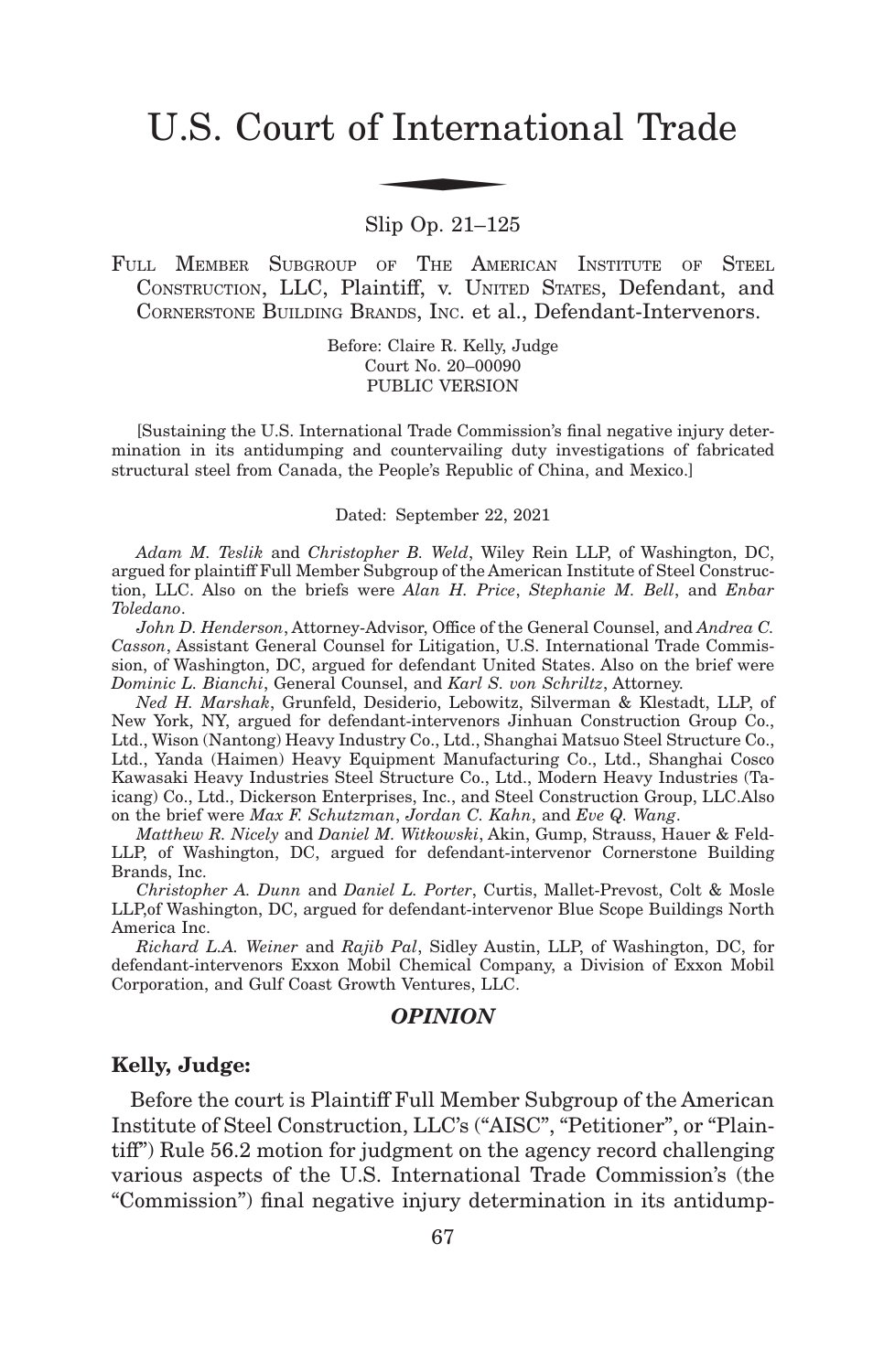# U.S. Court of International Trade

Slip Op. 21–125

FULL MEMBER SUBGROUP OF THE AMERICAN INSTITUTE OF STEEL CONSTRUCTION, LLC, Plaintiff, v. UNITED STATES, Defendant, and CORNERSTONE BUILDING BRANDS, INC. et al., Defendant-Intervenors.

Before: Claire R. Kelly, Judge
Court No. 20–00090
PUBLIC VERSION

[Sustaining the U.S. International Trade Commission's final negative injury determination in its antidumping and countervailing duty investigations of fabricated structural steel from Canada, the People's Republic of China, and Mexico.]

Dated: September 22, 2021

*Adam M. Teslik* and *Christopher B. Weld*, Wiley Rein LLP, of Washington, DC, argued for plaintiff Full Member Subgroup of the American Institute of Steel Construction, LLC. Also on the briefs were *Alan H. Price*, *Stephanie M. Bell*, and *Enbar Toledano*.

*John D. Henderson*, Attorney-Advisor, Office of the General Counsel, and *Andrea C. Casson*, Assistant General Counsel for Litigation, U.S. International Trade Commission, of Washington, DC, argued for defendant United States. Also on the brief were *Dominic L. Bianchi*, General Counsel, and *Karl S. von Schriltz*, Attorney.

*Ned H. Marshak*, Grunfeld, Desiderio, Lebowitz, Silverman & Klestadt, LLP, of New York, NY, argued for defendant-intervenors Jinhuan Construction Group Co., Ltd., Wison (Nantong) Heavy Industry Co., Ltd., Shanghai Matsuo Steel Structure Co., Ltd., Yanda (Haimen) Heavy Equipment Manufacturing Co., Ltd., Shanghai Cosco Kawasaki Heavy Industries Steel Structure Co., Ltd., Modern Heavy Industries (Taicang) Co., Ltd., Dickerson Enterprises, Inc., and Steel Construction Group, LLC.Also on the brief were *Max F. Schutzman*, *Jordan C. Kahn*, and *Eve Q. Wang*.

*Matthew R. Nicely* and *Daniel M. Witkowski*, Akin, Gump, Strauss, Hauer & Feld-LLP, of Washington, DC, argued for defendant-intervenor Cornerstone Building Brands, Inc.

*Christopher A. Dunn* and *Daniel L. Porter*, Curtis, Mallet-Prevost, Colt & Mosle LLP,of Washington, DC, argued for defendant-intervenor Blue Scope Buildings North America Inc.

*Richard L.A. Weiner* and *Rajib Pal*, Sidley Austin, LLP, of Washington, DC, for defendant-intervenors Exxon Mobil Chemical Company, a Division of Exxon Mobil Corporation, and Gulf Coast Growth Ventures, LLC.

## *OPINION*

**Kelly, Judge:**

Before the court is Plaintiff Full Member Subgroup of the American Institute of Steel Construction, LLC's ("AISC", "Petitioner", or "Plaintiff") Rule 56.2 motion for judgment on the agency record challenging various aspects of the U.S. International Trade Commission's (the "Commission") final negative injury determination in its antidump-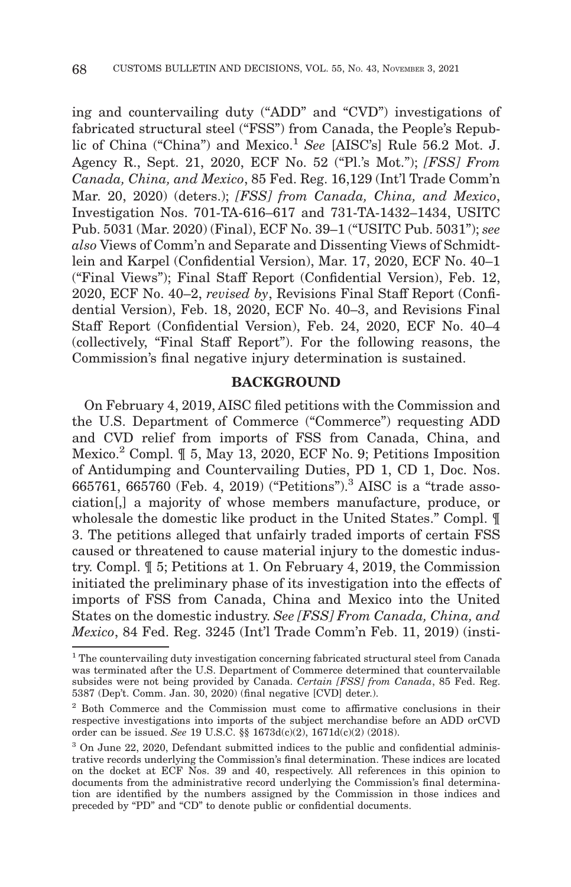ing and countervailing duty ("ADD" and "CVD") investigations of fabricated structural steel ("FSS") from Canada, the People's Republic of China ("China") and Mexico.[1] *See* [AISC's] Rule 56.2 Mot. J. Agency R., Sept. 21, 2020, ECF No. 52 ("Pl.'s Mot."); *[FSS] From Canada, China, and Mexico*, 85 Fed. Reg. 16,129 (Int'l Trade Comm'n Mar. 20, 2020) (deters.); *[FSS] from Canada, China, and Mexico*, Investigation Nos. 701-TA-616–617 and 731-TA-1432–1434, USITC Pub. 5031 (Mar. 2020) (Final), ECF No. 39–1 ("USITC Pub. 5031"); *see also* Views of Comm'n and Separate and Dissenting Views of Schmidtlein and Karpel (Confidential Version), Mar. 17, 2020, ECF No. 40–1 ("Final Views"); Final Staff Report (Confidential Version), Feb. 12, 2020, ECF No. 40–2, *revised by*, Revisions Final Staff Report (Confidential Version), Feb. 18, 2020, ECF No. 40–3, and Revisions Final Staff Report (Confidential Version), Feb. 24, 2020, ECF No. 40–4 (collectively, "Final Staff Report"). For the following reasons, the Commission's final negative injury determination is sustained.

## BACKGROUND

On February 4, 2019, AISC filed petitions with the Commission and the U.S. Department of Commerce ("Commerce") requesting ADD and CVD relief from imports of FSS from Canada, China, and Mexico.[2] Compl. ¶ 5, May 13, 2020, ECF No. 9; Petitions Imposition of Antidumping and Countervailing Duties, PD 1, CD 1, Doc. Nos. 665761, 665760 (Feb. 4, 2019) ("Petitions").[3] AISC is a "trade association[,] a majority of whose members manufacture, produce, or wholesale the domestic like product in the United States." Compl. ¶ 3. The petitions alleged that unfairly traded imports of certain FSS caused or threatened to cause material injury to the domestic industry. Compl. ¶ 5; Petitions at 1. On February 4, 2019, the Commission initiated the preliminary phase of its investigation into the effects of imports of FSS from Canada, China and Mexico into the United States on the domestic industry. *See [FSS] From Canada, China, and Mexico*, 84 Fed. Reg. 3245 (Int'l Trade Comm'n Feb. 11, 2019) (insti-

---

[1] The countervailing duty investigation concerning fabricated structural steel from Canada was terminated after the U.S. Department of Commerce determined that countervailable subsides were not being provided by Canada. *Certain [FSS] from Canada*, 85 Fed. Reg. 5387 (Dep't. Comm. Jan. 30, 2020) (final negative [CVD] deter.).

[2] Both Commerce and the Commission must come to affirmative conclusions in their respective investigations into imports of the subject merchandise before an ADD orCVD order can be issued. *See* 19 U.S.C. §§ 1673d(c)(2), 1671d(c)(2) (2018).

[3] On June 22, 2020, Defendant submitted indices to the public and confidential administrative records underlying the Commission's final determination. These indices are located on the docket at ECF Nos. 39 and 40, respectively. All references in this opinion to documents from the administrative record underlying the Commission's final determination are identified by the numbers assigned by the Commission in those indices and preceded by "PD" and "CD" to denote public or confidential documents.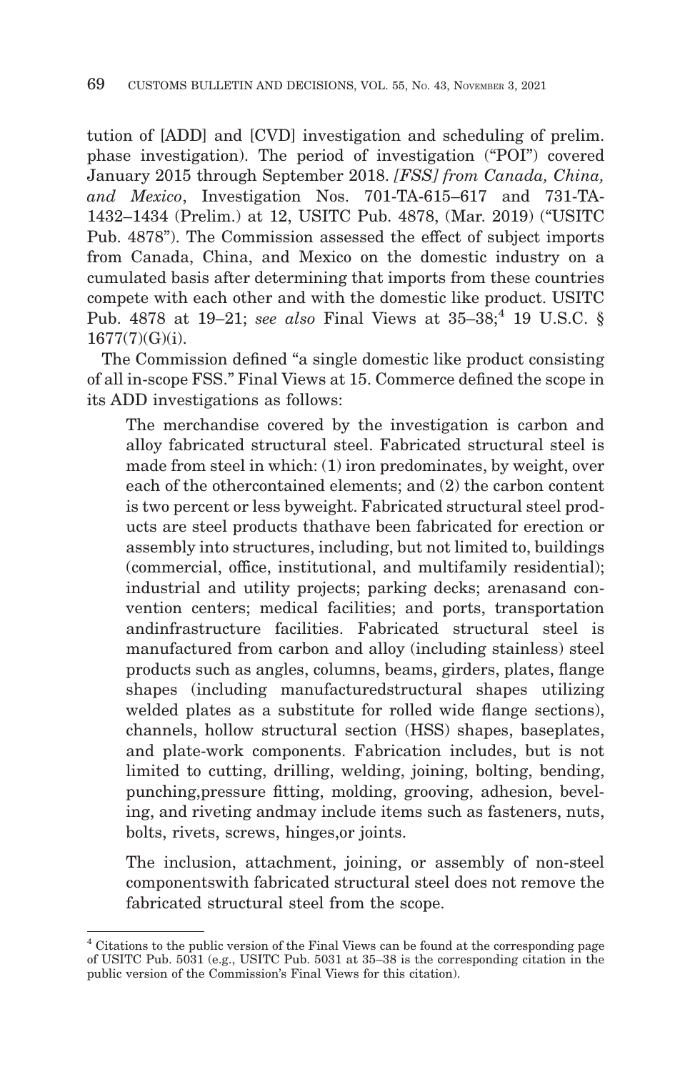tution of [ADD] and [CVD] investigation and scheduling of prelim. phase investigation). The period of investigation ("POI") covered January 2015 through September 2018. *[FSS] from Canada, China, and Mexico*, Investigation Nos. 701-TA-615–617 and 731-TA-1432–1434 (Prelim.) at 12, USITC Pub. 4878, (Mar. 2019) ("USITC Pub. 4878"). The Commission assessed the effect of subject imports from Canada, China, and Mexico on the domestic industry on a cumulated basis after determining that imports from these countries compete with each other and with the domestic like product. USITC Pub. 4878 at 19–21; *see also* Final Views at 35–38;[4] 19 U.S.C. § 1677(7)(G)(i).

The Commission defined "a single domestic like product consisting of all in-scope FSS." Final Views at 15. Commerce defined the scope in its ADD investigations as follows:

> The merchandise covered by the investigation is carbon and alloy fabricated structural steel. Fabricated structural steel is made from steel in which: (1) iron predominates, by weight, over each of the othercontained elements; and (2) the carbon content is two percent or less byweight. Fabricated structural steel products are steel products thathave been fabricated for erection or assembly into structures, including, but not limited to, buildings (commercial, office, institutional, and multifamily residential); industrial and utility projects; parking decks; arenasand convention centers; medical facilities; and ports, transportation andinfrastructure facilities. Fabricated structural steel is manufactured from carbon and alloy (including stainless) steel products such as angles, columns, beams, girders, plates, flange shapes (including manufacturedstructural shapes utilizing welded plates as a substitute for rolled wide flange sections), channels, hollow structural section (HSS) shapes, baseplates, and plate-work components. Fabrication includes, but is not limited to cutting, drilling, welding, joining, bolting, bending, punching,pressure fitting, molding, grooving, adhesion, beveling, and riveting andmay include items such as fasteners, nuts, bolts, rivets, screws, hinges,or joints.
>
> The inclusion, attachment, joining, or assembly of non-steel componentswith fabricated structural steel does not remove the fabricated structural steel from the scope.

[4] Citations to the public version of the Final Views can be found at the corresponding page of USITC Pub. 5031 (e.g., USITC Pub. 5031 at 35–38 is the corresponding citation in the public version of the Commission's Final Views for this citation).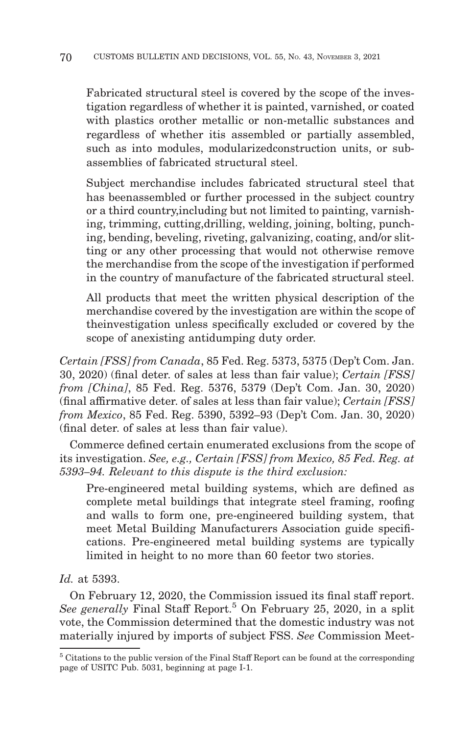Fabricated structural steel is covered by the scope of the investigation regardless of whether it is painted, varnished, or coated with plastics orother metallic or non-metallic substances and regardless of whether itis assembled or partially assembled, such as into modules, modularizedconstruction units, or subassemblies of fabricated structural steel.

> Subject merchandise includes fabricated structural steel that has beenassembled or further processed in the subject country or a third country,including but not limited to painting, varnishing, trimming, cutting,drilling, welding, joining, bolting, punching, bending, beveling, riveting, galvanizing, coating, and/or slitting or any other processing that would not otherwise remove the merchandise from the scope of the investigation if performed in the country of manufacture of the fabricated structural steel.

> All products that meet the written physical description of the merchandise covered by the investigation are within the scope of theinvestigation unless specifically excluded or covered by the scope of anexisting antidumping duty order.

*Certain [FSS] from Canada*, 85 Fed. Reg. 5373, 5375 (Dep't Com. Jan. 30, 2020) (final deter. of sales at less than fair value); *Certain [FSS] from [China]*, 85 Fed. Reg. 5376, 5379 (Dep't Com. Jan. 30, 2020) (final affirmative deter. of sales at less than fair value); *Certain [FSS] from Mexico*, 85 Fed. Reg. 5390, 5392–93 (Dep't Com. Jan. 30, 2020) (final deter. of sales at less than fair value).

Commerce defined certain enumerated exclusions from the scope of its investigation. *See, e.g., Certain [FSS] from Mexico, 85 Fed. Reg. at 5393–94. Relevant to this dispute is the third exclusion:*

> Pre-engineered metal building systems, which are defined as complete metal buildings that integrate steel framing, roofing and walls to form one, pre-engineered building system, that meet Metal Building Manufacturers Association guide specifications. Pre-engineered metal building systems are typically limited in height to no more than 60 feetor two stories.

*Id.* at 5393.

On February 12, 2020, the Commission issued its final staff report. *See generally* Final Staff Report.[5] On February 25, 2020, in a split vote, the Commission determined that the domestic industry was not materially injured by imports of subject FSS. *See* Commission Meet-

[5] Citations to the public version of the Final Staff Report can be found at the corresponding page of USITC Pub. 5031, beginning at page I-1.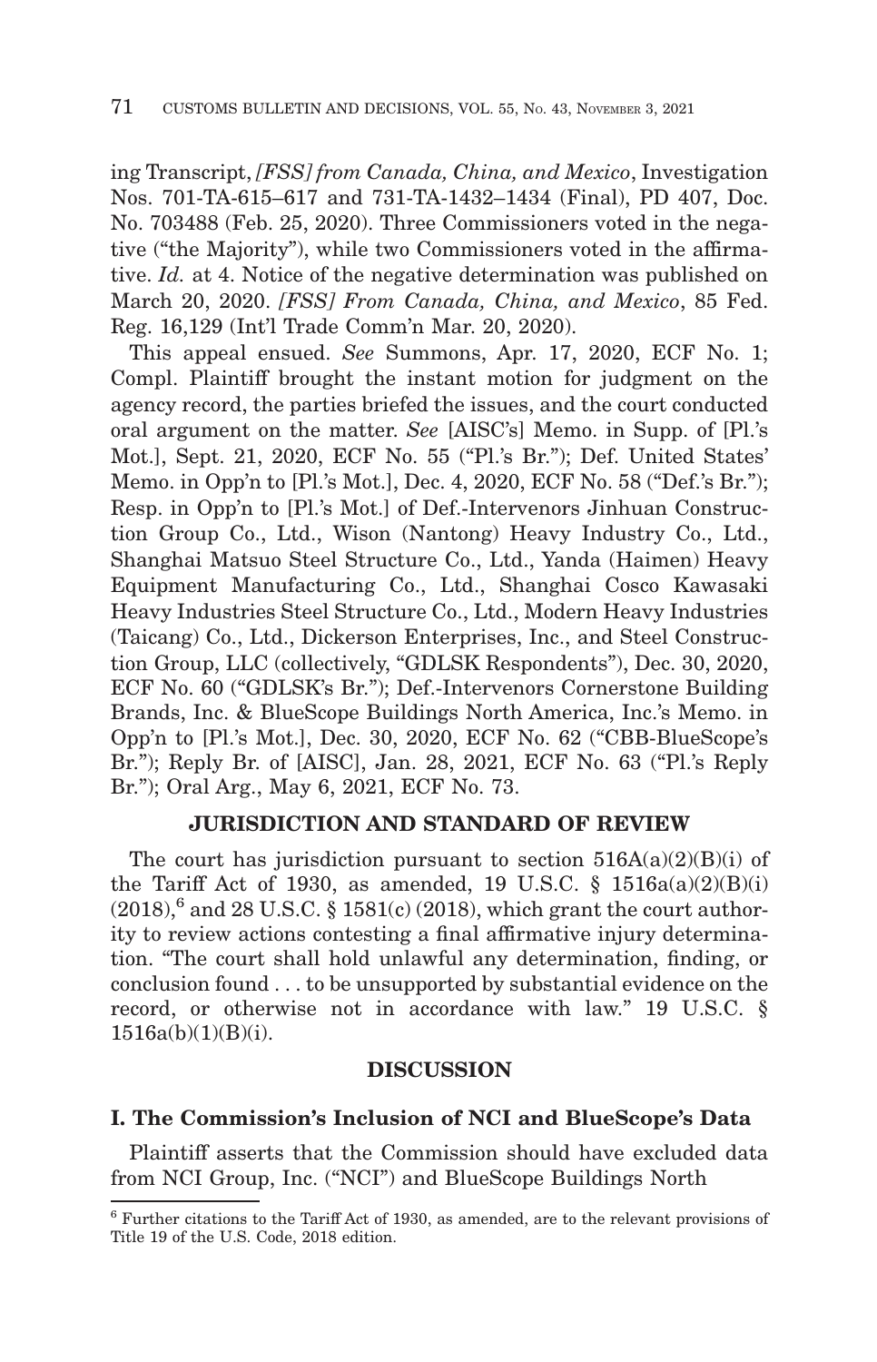ing Transcript, *[FSS] from Canada, China, and Mexico*, Investigation Nos. 701-TA-615–617 and 731-TA-1432–1434 (Final), PD 407, Doc. No. 703488 (Feb. 25, 2020). Three Commissioners voted in the negative ("the Majority"), while two Commissioners voted in the affirmative. *Id.* at 4. Notice of the negative determination was published on March 20, 2020. *[FSS] From Canada, China, and Mexico*, 85 Fed. Reg. 16,129 (Int'l Trade Comm'n Mar. 20, 2020).

This appeal ensued. *See* Summons, Apr. 17, 2020, ECF No. 1; Compl. Plaintiff brought the instant motion for judgment on the agency record, the parties briefed the issues, and the court conducted oral argument on the matter. *See* [AISC's] Memo. in Supp. of [Pl.'s Mot.], Sept. 21, 2020, ECF No. 55 ("Pl.'s Br."); Def. United States' Memo. in Opp'n to [Pl.'s Mot.], Dec. 4, 2020, ECF No. 58 ("Def.'s Br."); Resp. in Opp'n to [Pl.'s Mot.] of Def.-Intervenors Jinhuan Construction Group Co., Ltd., Wison (Nantong) Heavy Industry Co., Ltd., Shanghai Matsuo Steel Structure Co., Ltd., Yanda (Haimen) Heavy Equipment Manufacturing Co., Ltd., Shanghai Cosco Kawasaki Heavy Industries Steel Structure Co., Ltd., Modern Heavy Industries (Taicang) Co., Ltd., Dickerson Enterprises, Inc., and Steel Construction Group, LLC (collectively, "GDLSK Respondents"), Dec. 30, 2020, ECF No. 60 ("GDLSK's Br."); Def.-Intervenors Cornerstone Building Brands, Inc. & BlueScope Buildings North America, Inc.'s Memo. in Opp'n to [Pl.'s Mot.], Dec. 30, 2020, ECF No. 62 ("CBB-BlueScope's Br."); Reply Br. of [AISC], Jan. 28, 2021, ECF No. 63 ("Pl.'s Reply Br."); Oral Arg., May 6, 2021, ECF No. 73.

## JURISDICTION AND STANDARD OF REVIEW

The court has jurisdiction pursuant to section 516A(a)(2)(B)(i) of the Tariff Act of 1930, as amended, 19 U.S.C. § 1516a(a)(2)(B)(i) (2018),[6] and 28 U.S.C. § 1581(c) (2018), which grant the court authority to review actions contesting a final affirmative injury determination. "The court shall hold unlawful any determination, finding, or conclusion found . . . to be unsupported by substantial evidence on the record, or otherwise not in accordance with law." 19 U.S.C. § 1516a(b)(1)(B)(i).

## DISCUSSION

### I. The Commission's Inclusion of NCI and BlueScope's Data

Plaintiff asserts that the Commission should have excluded data from NCI Group, Inc. ("NCI") and BlueScope Buildings North

[6] Further citations to the Tariff Act of 1930, as amended, are to the relevant provisions of Title 19 of the U.S. Code, 2018 edition.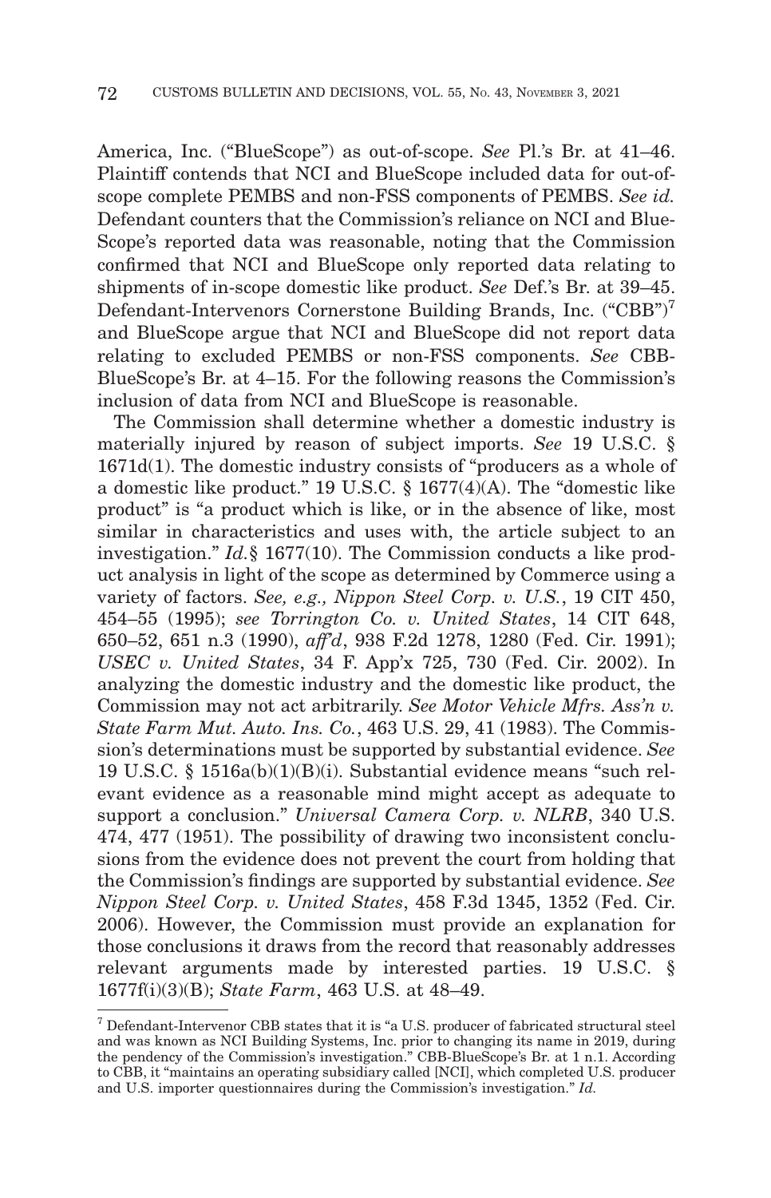America, Inc. ("BlueScope") as out-of-scope. *See* Pl.'s Br. at 41–46. Plaintiff contends that NCI and BlueScope included data for out-of-scope complete PEMBS and non-FSS components of PEMBS. *See id.* Defendant counters that the Commission's reliance on NCI and BlueScope's reported data was reasonable, noting that the Commission confirmed that NCI and BlueScope only reported data relating to shipments of in-scope domestic like product. *See* Def.'s Br. at 39–45. Defendant-Intervenors Cornerstone Building Brands, Inc. ("CBB")[7] and BlueScope argue that NCI and BlueScope did not report data relating to excluded PEMBS or non-FSS components. *See* CBB-BlueScope's Br. at 4–15. For the following reasons the Commission's inclusion of data from NCI and BlueScope is reasonable.

The Commission shall determine whether a domestic industry is materially injured by reason of subject imports. *See* 19 U.S.C. § 1671d(1). The domestic industry consists of "producers as a whole of a domestic like product." 19 U.S.C. § 1677(4)(A). The "domestic like product" is "a product which is like, or in the absence of like, most similar in characteristics and uses with, the article subject to an investigation." *Id.*§ 1677(10). The Commission conducts a like product analysis in light of the scope as determined by Commerce using a variety of factors. *See, e.g., Nippon Steel Corp. v. U.S.*, 19 CIT 450, 454–55 (1995); *see Torrington Co. v. United States*, 14 CIT 648, 650–52, 651 n.3 (1990), *aff'd*, 938 F.2d 1278, 1280 (Fed. Cir. 1991); *USEC v. United States*, 34 F. App'x 725, 730 (Fed. Cir. 2002). In analyzing the domestic industry and the domestic like product, the Commission may not act arbitrarily. *See Motor Vehicle Mfrs. Ass'n v. State Farm Mut. Auto. Ins. Co.*, 463 U.S. 29, 41 (1983). The Commission's determinations must be supported by substantial evidence. *See* 19 U.S.C. § 1516a(b)(1)(B)(i). Substantial evidence means "such relevant evidence as a reasonable mind might accept as adequate to support a conclusion." *Universal Camera Corp. v. NLRB*, 340 U.S. 474, 477 (1951). The possibility of drawing two inconsistent conclusions from the evidence does not prevent the court from holding that the Commission's findings are supported by substantial evidence. *See Nippon Steel Corp. v. United States*, 458 F.3d 1345, 1352 (Fed. Cir. 2006). However, the Commission must provide an explanation for those conclusions it draws from the record that reasonably addresses relevant arguments made by interested parties. 19 U.S.C. § 1677f(i)(3)(B); *State Farm*, 463 U.S. at 48–49.

[7] Defendant-Intervenor CBB states that it is "a U.S. producer of fabricated structural steel and was known as NCI Building Systems, Inc. prior to changing its name in 2019, during the pendency of the Commission's investigation." CBB-BlueScope's Br. at 1 n.1. According to CBB, it "maintains an operating subsidiary called [NCI], which completed U.S. producer and U.S. importer questionnaires during the Commission's investigation." *Id.*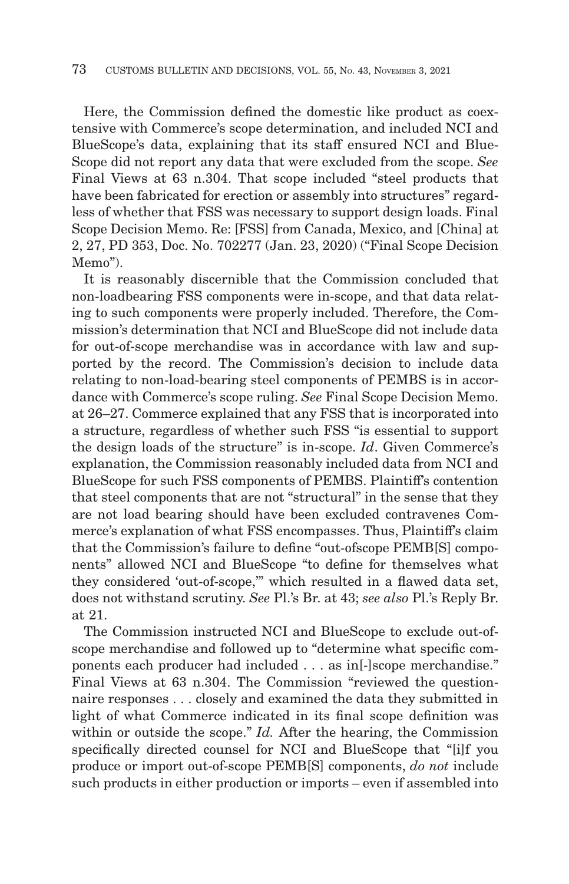Here, the Commission defined the domestic like product as coextensive with Commerce's scope determination, and included NCI and BlueScope's data, explaining that its staff ensured NCI and BlueScope did not report any data that were excluded from the scope. *See* Final Views at 63 n.304. That scope included "steel products that have been fabricated for erection or assembly into structures" regardless of whether that FSS was necessary to support design loads. Final Scope Decision Memo. Re: [FSS] from Canada, Mexico, and [China] at 2, 27, PD 353, Doc. No. 702277 (Jan. 23, 2020) ("Final Scope Decision Memo").

It is reasonably discernible that the Commission concluded that non-loadbearing FSS components were in-scope, and that data relating to such components were properly included. Therefore, the Commission's determination that NCI and BlueScope did not include data for out-of-scope merchandise was in accordance with law and supported by the record. The Commission's decision to include data relating to non-load-bearing steel components of PEMBS is in accordance with Commerce's scope ruling. *See* Final Scope Decision Memo. at 26–27. Commerce explained that any FSS that is incorporated into a structure, regardless of whether such FSS "is essential to support the design loads of the structure" is in-scope. *Id*. Given Commerce's explanation, the Commission reasonably included data from NCI and BlueScope for such FSS components of PEMBS. Plaintiff's contention that steel components that are not "structural" in the sense that they are not load bearing should have been excluded contravenes Commerce's explanation of what FSS encompasses. Thus, Plaintiff's claim that the Commission's failure to define "out-ofscope PEMB[S] components" allowed NCI and BlueScope "to define for themselves what they considered 'out-of-scope,'" which resulted in a flawed data set, does not withstand scrutiny. *See* Pl.'s Br. at 43; *see also* Pl.'s Reply Br. at 21.

The Commission instructed NCI and BlueScope to exclude out-of-scope merchandise and followed up to "determine what specific components each producer had included . . . as in[-]scope merchandise." Final Views at 63 n.304. The Commission "reviewed the questionnaire responses . . . closely and examined the data they submitted in light of what Commerce indicated in its final scope definition was within or outside the scope." *Id.* After the hearing, the Commission specifically directed counsel for NCI and BlueScope that "[i]f you produce or import out-of-scope PEMB[S] components, *do not* include such products in either production or imports – even if assembled into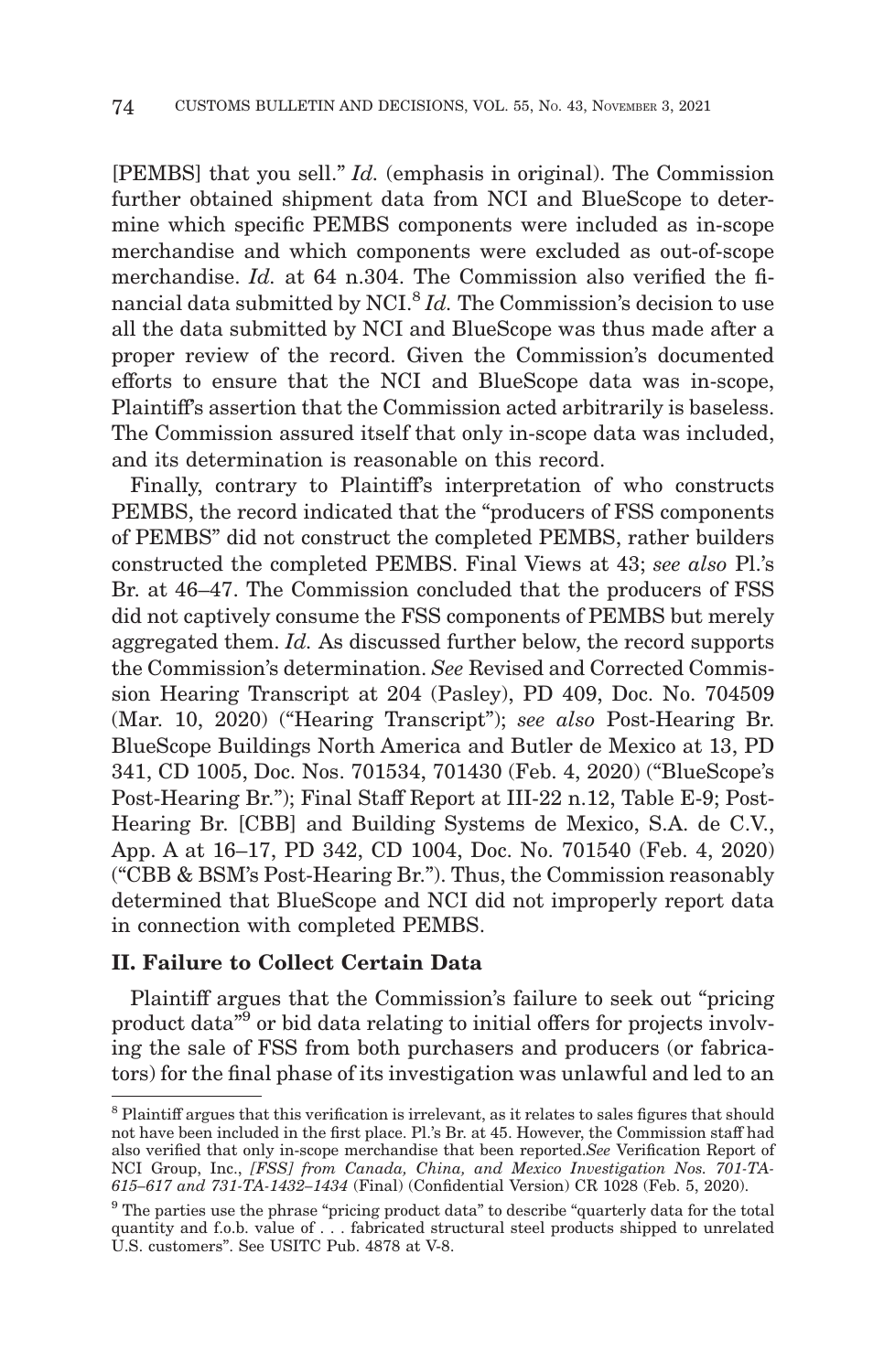[PEMBS] that you sell." *Id.* (emphasis in original). The Commission further obtained shipment data from NCI and BlueScope to determine which specific PEMBS components were included as in-scope merchandise and which components were excluded as out-of-scope merchandise. *Id.* at 64 n.304. The Commission also verified the financial data submitted by NCI.[8] *Id.* The Commission's decision to use all the data submitted by NCI and BlueScope was thus made after a proper review of the record. Given the Commission's documented efforts to ensure that the NCI and BlueScope data was in-scope, Plaintiff's assertion that the Commission acted arbitrarily is baseless. The Commission assured itself that only in-scope data was included, and its determination is reasonable on this record.

Finally, contrary to Plaintiff's interpretation of who constructs PEMBS, the record indicated that the "producers of FSS components of PEMBS" did not construct the completed PEMBS, rather builders constructed the completed PEMBS. Final Views at 43; *see also* Pl.'s Br. at 46–47. The Commission concluded that the producers of FSS did not captively consume the FSS components of PEMBS but merely aggregated them. *Id.* As discussed further below, the record supports the Commission's determination. *See* Revised and Corrected Commission Hearing Transcript at 204 (Pasley), PD 409, Doc. No. 704509 (Mar. 10, 2020) ("Hearing Transcript"); *see also* Post-Hearing Br. BlueScope Buildings North America and Butler de Mexico at 13, PD 341, CD 1005, Doc. Nos. 701534, 701430 (Feb. 4, 2020) ("BlueScope's Post-Hearing Br."); Final Staff Report at III-22 n.12, Table E-9; Post-Hearing Br. [CBB] and Building Systems de Mexico, S.A. de C.V., App. A at 16–17, PD 342, CD 1004, Doc. No. 701540 (Feb. 4, 2020) ("CBB & BSM's Post-Hearing Br."). Thus, the Commission reasonably determined that BlueScope and NCI did not improperly report data in connection with completed PEMBS.

## II. Failure to Collect Certain Data

Plaintiff argues that the Commission's failure to seek out "pricing product data"[9] or bid data relating to initial offers for projects involving the sale of FSS from both purchasers and producers (or fabricators) for the final phase of its investigation was unlawful and led to an

---

[8] Plaintiff argues that this verification is irrelevant, as it relates to sales figures that should not have been included in the first place. Pl.'s Br. at 45. However, the Commission staff had also verified that only in-scope merchandise that been reported.*See* Verification Report of NCI Group, Inc., *[FSS] from Canada, China, and Mexico Investigation Nos. 701-TA-615–617 and 731-TA-1432–1434* (Final) (Confidential Version) CR 1028 (Feb. 5, 2020).

[9] The parties use the phrase "pricing product data" to describe "quarterly data for the total quantity and f.o.b. value of . . . fabricated structural steel products shipped to unrelated U.S. customers". See USITC Pub. 4878 at V-8.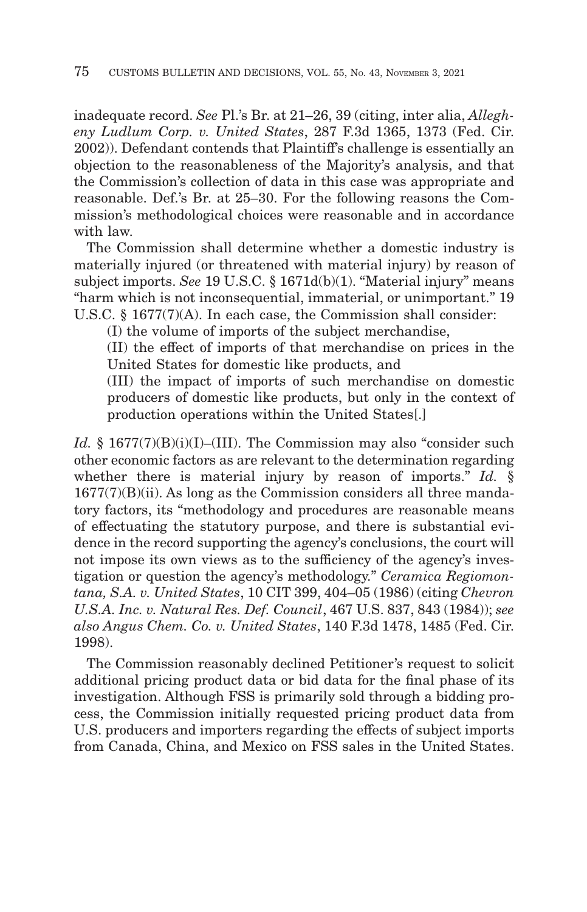inadequate record. *See* Pl.'s Br. at 21–26, 39 (citing, inter alia, *Allegheny Ludlum Corp. v. United States*, 287 F.3d 1365, 1373 (Fed. Cir. 2002)). Defendant contends that Plaintiff's challenge is essentially an objection to the reasonableness of the Majority's analysis, and that the Commission's collection of data in this case was appropriate and reasonable. Def.'s Br. at 25–30. For the following reasons the Commission's methodological choices were reasonable and in accordance with law.

The Commission shall determine whether a domestic industry is materially injured (or threatened with material injury) by reason of subject imports. *See* 19 U.S.C. § 1671d(b)(1). "Material injury" means "harm which is not inconsequential, immaterial, or unimportant." 19 U.S.C. § 1677(7)(A). In each case, the Commission shall consider:

> (I) the volume of imports of the subject merchandise,
>
> (II) the effect of imports of that merchandise on prices in the United States for domestic like products, and
>
> (III) the impact of imports of such merchandise on domestic producers of domestic like products, but only in the context of production operations within the United States[.]

*Id.* § 1677(7)(B)(i)(I)–(III). The Commission may also "consider such other economic factors as are relevant to the determination regarding whether there is material injury by reason of imports." *Id.* § 1677(7)(B)(ii). As long as the Commission considers all three mandatory factors, its "methodology and procedures are reasonable means of effectuating the statutory purpose, and there is substantial evidence in the record supporting the agency's conclusions, the court will not impose its own views as to the sufficiency of the agency's investigation or question the agency's methodology." *Ceramica Regiomontana, S.A. v. United States*, 10 CIT 399, 404–05 (1986) (citing *Chevron U.S.A. Inc. v. Natural Res. Def. Council*, 467 U.S. 837, 843 (1984)); *see also Angus Chem. Co. v. United States*, 140 F.3d 1478, 1485 (Fed. Cir. 1998).

The Commission reasonably declined Petitioner's request to solicit additional pricing product data or bid data for the final phase of its investigation. Although FSS is primarily sold through a bidding process, the Commission initially requested pricing product data from U.S. producers and importers regarding the effects of subject imports from Canada, China, and Mexico on FSS sales in the United States.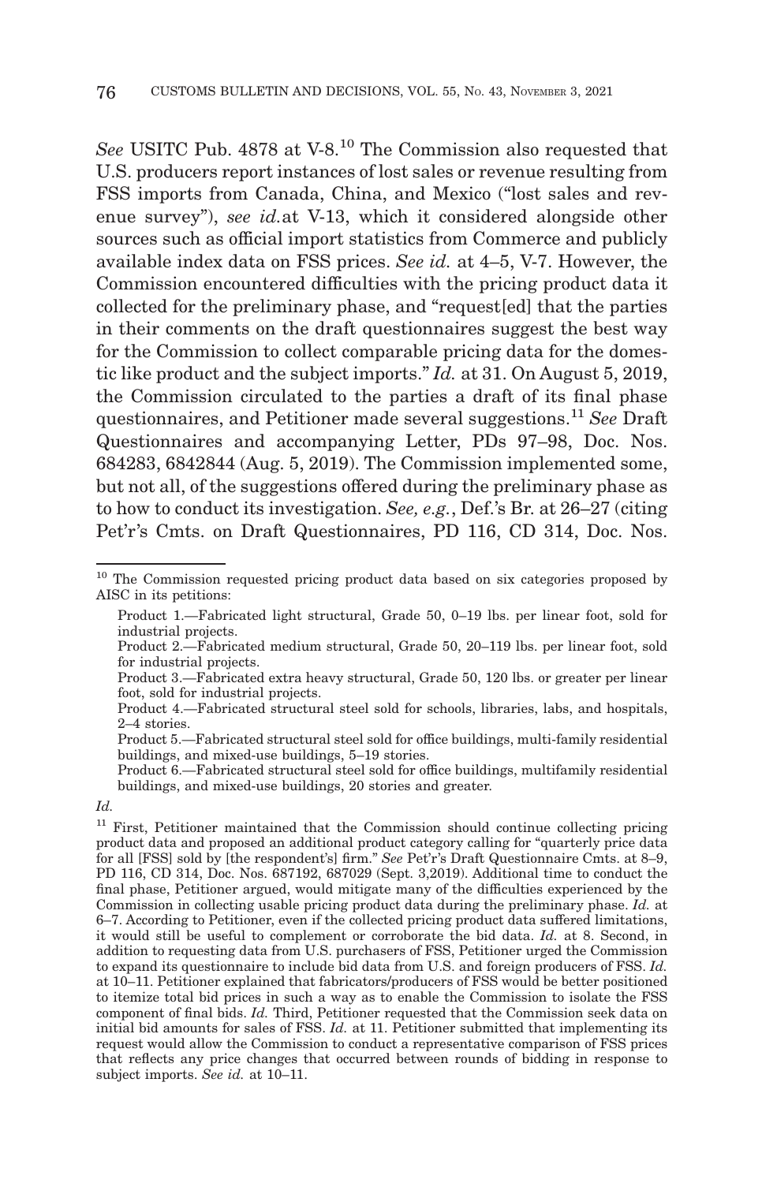*See* USITC Pub. 4878 at V-8.[10] The Commission also requested that U.S. producers report instances of lost sales or revenue resulting from FSS imports from Canada, China, and Mexico ("lost sales and revenue survey"), *see id.* at V-13, which it considered alongside other sources such as official import statistics from Commerce and publicly available index data on FSS prices. *See id.* at 4–5, V-7. However, the Commission encountered difficulties with the pricing product data it collected for the preliminary phase, and "request[ed] that the parties in their comments on the draft questionnaires suggest the best way for the Commission to collect comparable pricing data for the domestic like product and the subject imports." *Id.* at 31. On August 5, 2019, the Commission circulated to the parties a draft of its final phase questionnaires, and Petitioner made several suggestions.[11] *See* Draft Questionnaires and accompanying Letter, PDs 97–98, Doc. Nos. 684283, 6842844 (Aug. 5, 2019). The Commission implemented some, but not all, of the suggestions offered during the preliminary phase as to how to conduct its investigation. *See, e.g.*, Def.'s Br. at 26–27 (citing Pet'r's Cmts. on Draft Questionnaires, PD 116, CD 314, Doc. Nos.

---

[10] The Commission requested pricing product data based on six categories proposed by AISC in its petitions:

Product 1.—Fabricated light structural, Grade 50, 0–19 lbs. per linear foot, sold for industrial projects.
Product 2.—Fabricated medium structural, Grade 50, 20–119 lbs. per linear foot, sold for industrial projects.
Product 3.—Fabricated extra heavy structural, Grade 50, 120 lbs. or greater per linear foot, sold for industrial projects.
Product 4.—Fabricated structural steel sold for schools, libraries, labs, and hospitals, 2–4 stories.
Product 5.—Fabricated structural steel sold for office buildings, multi-family residential buildings, and mixed-use buildings, 5–19 stories.
Product 6.—Fabricated structural steel sold for office buildings, multifamily residential buildings, and mixed-use buildings, 20 stories and greater.

*Id.*

[11] First, Petitioner maintained that the Commission should continue collecting pricing product data and proposed an additional product category calling for "quarterly price data for all [FSS] sold by [the respondent's] firm." *See* Pet'r's Draft Questionnaire Cmts. at 8–9, PD 116, CD 314, Doc. Nos. 687192, 687029 (Sept. 3,2019). Additional time to conduct the final phase, Petitioner argued, would mitigate many of the difficulties experienced by the Commission in collecting usable pricing product data during the preliminary phase. *Id.* at 6–7. According to Petitioner, even if the collected pricing product data suffered limitations, it would still be useful to complement or corroborate the bid data. *Id.* at 8. Second, in addition to requesting data from U.S. purchasers of FSS, Petitioner urged the Commission to expand its questionnaire to include bid data from U.S. and foreign producers of FSS. *Id.* at 10–11. Petitioner explained that fabricators/producers of FSS would be better positioned to itemize total bid prices in such a way as to enable the Commission to isolate the FSS component of final bids. *Id.* Third, Petitioner requested that the Commission seek data on initial bid amounts for sales of FSS. *Id.* at 11. Petitioner submitted that implementing its request would allow the Commission to conduct a representative comparison of FSS prices that reflects any price changes that occurred between rounds of bidding in response to subject imports. *See id.* at 10–11.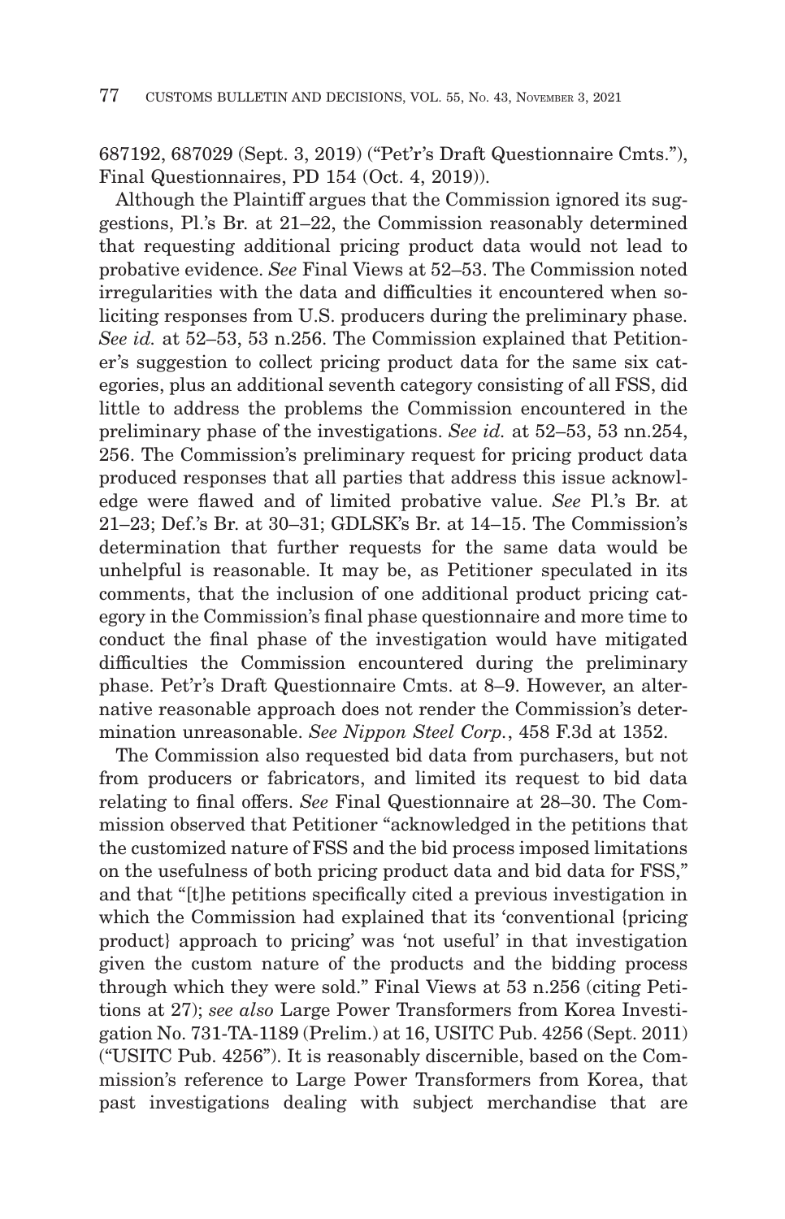687192, 687029 (Sept. 3, 2019) ("Pet'r's Draft Questionnaire Cmts."), Final Questionnaires, PD 154 (Oct. 4, 2019)).

Although the Plaintiff argues that the Commission ignored its suggestions, Pl.'s Br. at 21–22, the Commission reasonably determined that requesting additional pricing product data would not lead to probative evidence. *See* Final Views at 52–53. The Commission noted irregularities with the data and difficulties it encountered when soliciting responses from U.S. producers during the preliminary phase. *See id.* at 52–53, 53 n.256. The Commission explained that Petitioner's suggestion to collect pricing product data for the same six categories, plus an additional seventh category consisting of all FSS, did little to address the problems the Commission encountered in the preliminary phase of the investigations. *See id.* at 52–53, 53 nn.254, 256. The Commission's preliminary request for pricing product data produced responses that all parties that address this issue acknowledge were flawed and of limited probative value. *See* Pl.'s Br. at 21–23; Def.'s Br. at 30–31; GDLSK's Br. at 14–15. The Commission's determination that further requests for the same data would be unhelpful is reasonable. It may be, as Petitioner speculated in its comments, that the inclusion of one additional product pricing category in the Commission's final phase questionnaire and more time to conduct the final phase of the investigation would have mitigated difficulties the Commission encountered during the preliminary phase. Pet'r's Draft Questionnaire Cmts. at 8–9. However, an alternative reasonable approach does not render the Commission's determination unreasonable. *See Nippon Steel Corp.*, 458 F.3d at 1352.

The Commission also requested bid data from purchasers, but not from producers or fabricators, and limited its request to bid data relating to final offers. *See* Final Questionnaire at 28–30. The Commission observed that Petitioner "acknowledged in the petitions that the customized nature of FSS and the bid process imposed limitations on the usefulness of both pricing product data and bid data for FSS," and that "[t]he petitions specifically cited a previous investigation in which the Commission had explained that its 'conventional {pricing product} approach to pricing' was 'not useful' in that investigation given the custom nature of the products and the bidding process through which they were sold." Final Views at 53 n.256 (citing Petitions at 27); *see also* Large Power Transformers from Korea Investigation No. 731-TA-1189 (Prelim.) at 16, USITC Pub. 4256 (Sept. 2011) ("USITC Pub. 4256"). It is reasonably discernible, based on the Commission's reference to Large Power Transformers from Korea, that past investigations dealing with subject merchandise that are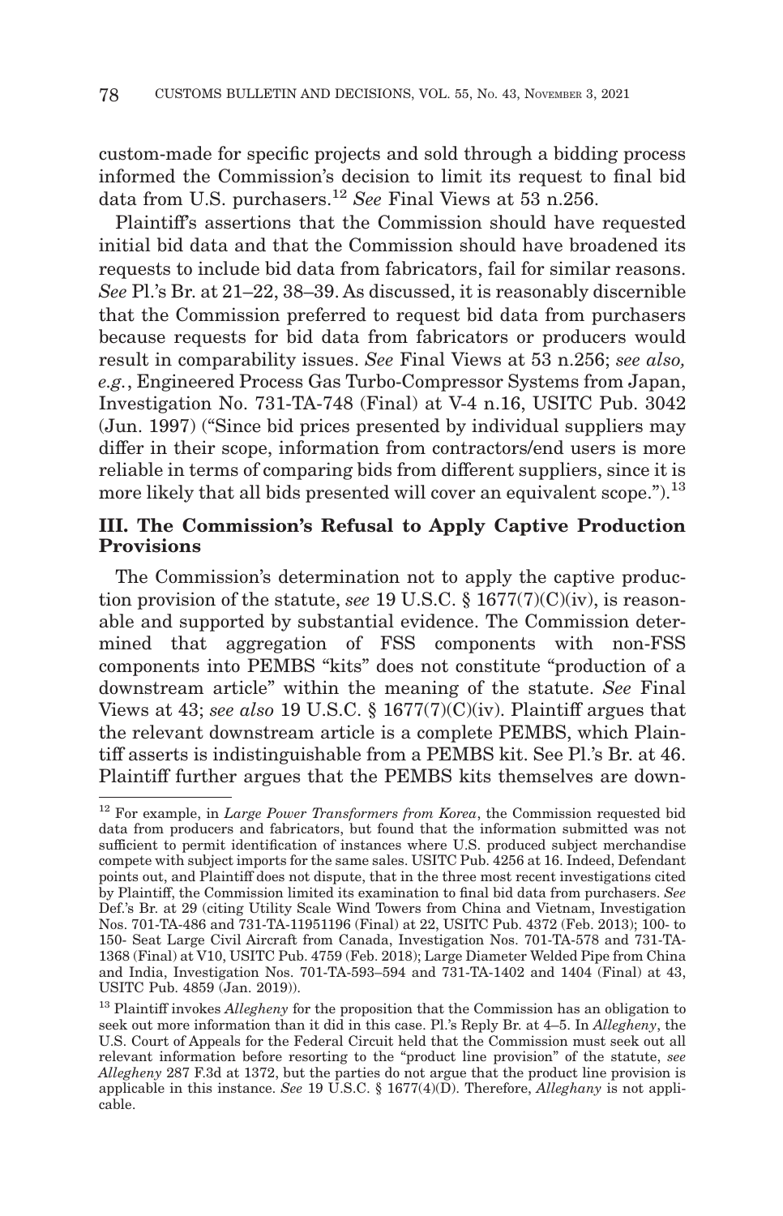custom-made for specific projects and sold through a bidding process informed the Commission's decision to limit its request to final bid data from U.S. purchasers.[12] *See* Final Views at 53 n.256.

Plaintiff's assertions that the Commission should have requested initial bid data and that the Commission should have broadened its requests to include bid data from fabricators, fail for similar reasons. *See* Pl.'s Br. at 21–22, 38–39. As discussed, it is reasonably discernible that the Commission preferred to request bid data from purchasers because requests for bid data from fabricators or producers would result in comparability issues. *See* Final Views at 53 n.256; *see also, e.g.*, Engineered Process Gas Turbo-Compressor Systems from Japan, Investigation No. 731-TA-748 (Final) at V-4 n.16, USITC Pub. 3042 (Jun. 1997) ("Since bid prices presented by individual suppliers may differ in their scope, information from contractors/end users is more reliable in terms of comparing bids from different suppliers, since it is more likely that all bids presented will cover an equivalent scope.").[13]

## III. The Commission's Refusal to Apply Captive Production Provisions

The Commission's determination not to apply the captive production provision of the statute, *see* 19 U.S.C. § 1677(7)(C)(iv), is reasonable and supported by substantial evidence. The Commission determined that aggregation of FSS components with non-FSS components into PEMBS "kits" does not constitute "production of a downstream article" within the meaning of the statute. *See* Final Views at 43; *see also* 19 U.S.C. § 1677(7)(C)(iv). Plaintiff argues that the relevant downstream article is a complete PEMBS, which Plaintiff asserts is indistinguishable from a PEMBS kit. See Pl.'s Br. at 46. Plaintiff further argues that the PEMBS kits themselves are down-

---

[12] For example, in *Large Power Transformers from Korea*, the Commission requested bid data from producers and fabricators, but found that the information submitted was not sufficient to permit identification of instances where U.S. produced subject merchandise compete with subject imports for the same sales. USITC Pub. 4256 at 16. Indeed, Defendant points out, and Plaintiff does not dispute, that in the three most recent investigations cited by Plaintiff, the Commission limited its examination to final bid data from purchasers. *See* Def.'s Br. at 29 (citing Utility Scale Wind Towers from China and Vietnam, Investigation Nos. 701-TA-486 and 731-TA-11951196 (Final) at 22, USITC Pub. 4372 (Feb. 2013); 100- to 150- Seat Large Civil Aircraft from Canada, Investigation Nos. 701-TA-578 and 731-TA-1368 (Final) at V10, USITC Pub. 4759 (Feb. 2018); Large Diameter Welded Pipe from China and India, Investigation Nos. 701-TA-593–594 and 731-TA-1402 and 1404 (Final) at 43, USITC Pub. 4859 (Jan. 2019)).

[13] Plaintiff invokes *Allegheny* for the proposition that the Commission has an obligation to seek out more information than it did in this case. Pl.'s Reply Br. at 4–5. In *Allegheny*, the U.S. Court of Appeals for the Federal Circuit held that the Commission must seek out all relevant information before resorting to the "product line provision" of the statute, *see Allegheny* 287 F.3d at 1372, but the parties do not argue that the product line provision is applicable in this instance. *See* 19 U.S.C. § 1677(4)(D). Therefore, *Allegheny* is not applicable.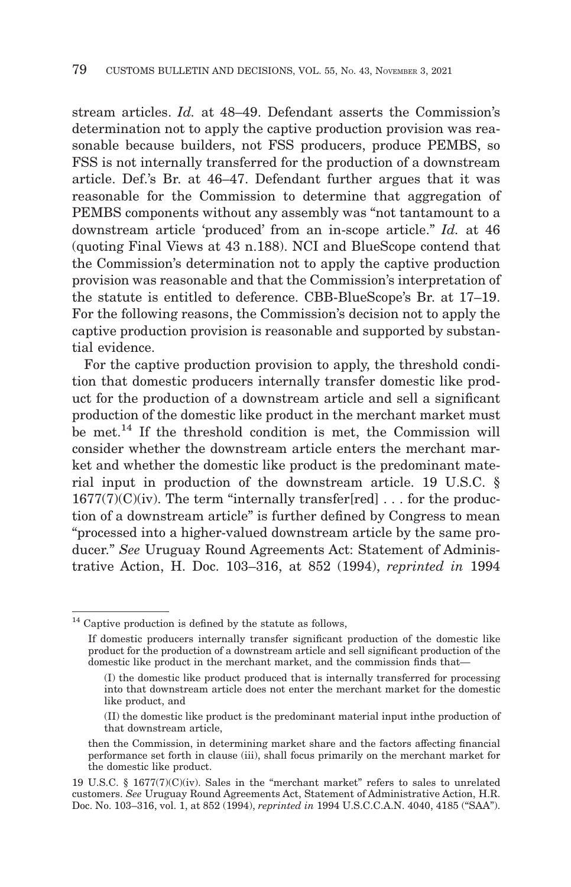stream articles. *Id.* at 48–49. Defendant asserts the Commission's determination not to apply the captive production provision was reasonable because builders, not FSS producers, produce PEMBS, so FSS is not internally transferred for the production of a downstream article. Def.'s Br. at 46–47. Defendant further argues that it was reasonable for the Commission to determine that aggregation of PEMBS components without any assembly was "not tantamount to a downstream article 'produced' from an in-scope article." *Id.* at 46 (quoting Final Views at 43 n.188). NCI and BlueScope contend that the Commission's determination not to apply the captive production provision was reasonable and that the Commission's interpretation of the statute is entitled to deference. CBB-BlueScope's Br. at 17–19. For the following reasons, the Commission's decision not to apply the captive production provision is reasonable and supported by substantial evidence.

For the captive production provision to apply, the threshold condition that domestic producers internally transfer domestic like product for the production of a downstream article and sell a significant production of the domestic like product in the merchant market must be met.[14] If the threshold condition is met, the Commission will consider whether the downstream article enters the merchant market and whether the domestic like product is the predominant material input in production of the downstream article. 19 U.S.C. § 1677(7)(C)(iv). The term "internally transfer[red] . . . for the production of a downstream article" is further defined by Congress to mean "processed into a higher-valued downstream article by the same producer." *See* Uruguay Round Agreements Act: Statement of Administrative Action, H. Doc. 103–316, at 852 (1994), *reprinted in* 1994

---

[14] Captive production is defined by the statute as follows,

> If domestic producers internally transfer significant production of the domestic like product for the production of a downstream article and sell significant production of the domestic like product in the merchant market, and the commission finds that—
>
> (I) the domestic like product produced that is internally transferred for processing into that downstream article does not enter the merchant market for the domestic like product, and
>
> (II) the domestic like product is the predominant material input inthe production of that downstream article,
>
> then the Commission, in determining market share and the factors affecting financial performance set forth in clause (iii), shall focus primarily on the merchant market for the domestic like product.

19 U.S.C. § 1677(7)(C)(iv). Sales in the "merchant market" refers to sales to unrelated customers. *See* Uruguay Round Agreements Act, Statement of Administrative Action, H.R. Doc. No. 103–316, vol. 1, at 852 (1994), *reprinted in* 1994 U.S.C.C.A.N. 4040, 4185 ("SAA").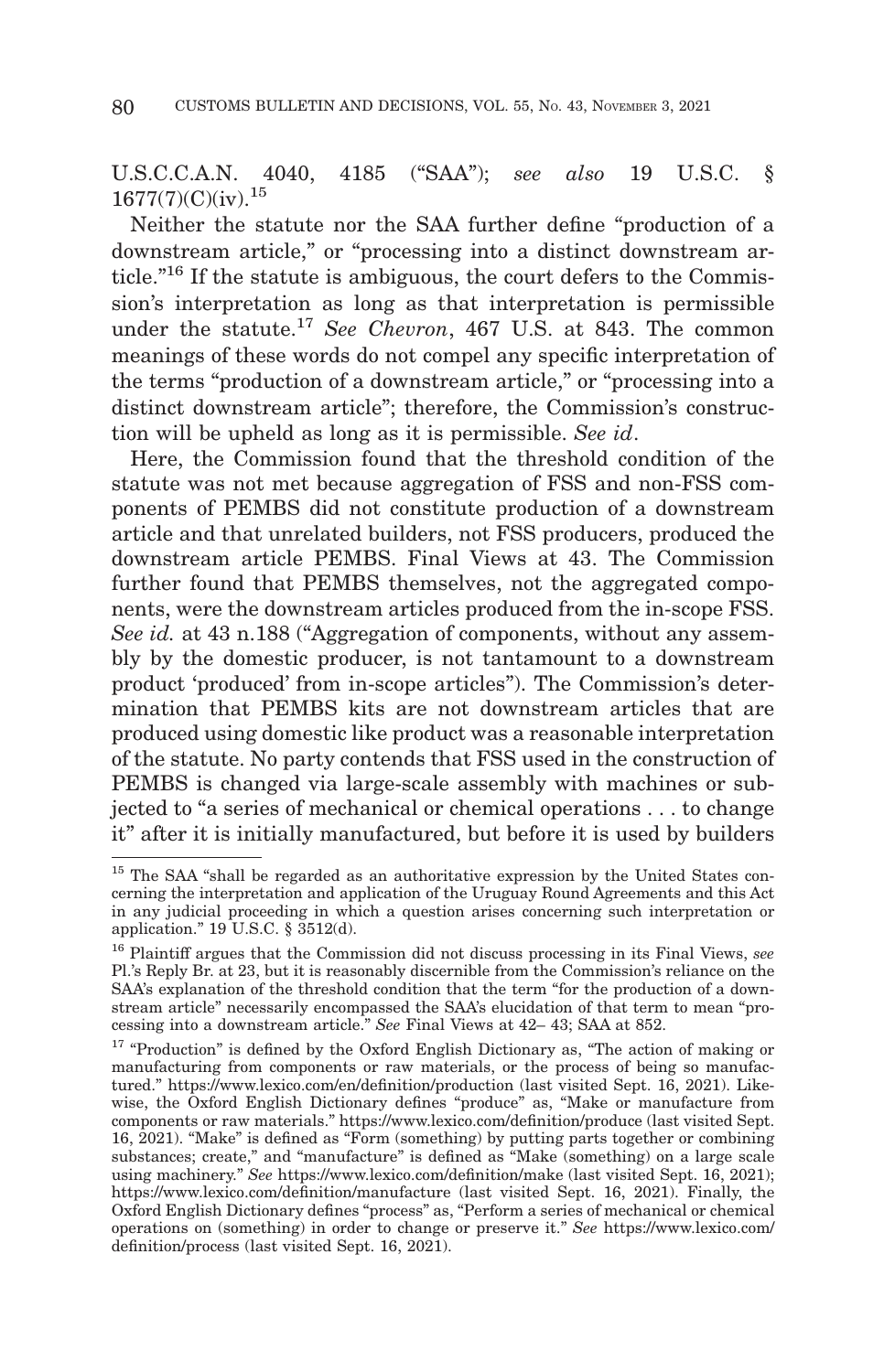U.S.C.C.A.N. 4040, 4185 ("SAA"); *see also* 19 U.S.C. § 1677(7)(C)(iv).[15]

Neither the statute nor the SAA further define "production of a downstream article," or "processing into a distinct downstream article."[16] If the statute is ambiguous, the court defers to the Commission's interpretation as long as that interpretation is permissible under the statute.[17] *See Chevron*, 467 U.S. at 843. The common meanings of these words do not compel any specific interpretation of the terms "production of a downstream article," or "processing into a distinct downstream article"; therefore, the Commission's construction will be upheld as long as it is permissible. *See id*.

Here, the Commission found that the threshold condition of the statute was not met because aggregation of FSS and non-FSS components of PEMBS did not constitute production of a downstream article and that unrelated builders, not FSS producers, produced the downstream article PEMBS. Final Views at 43. The Commission further found that PEMBS themselves, not the aggregated components, were the downstream articles produced from the in-scope FSS. *See id.* at 43 n.188 ("Aggregation of components, without any assembly by the domestic producer, is not tantamount to a downstream product 'produced' from in-scope articles"). The Commission's determination that PEMBS kits are not downstream articles that are produced using domestic like product was a reasonable interpretation of the statute. No party contends that FSS used in the construction of PEMBS is changed via large-scale assembly with machines or subjected to "a series of mechanical or chemical operations . . . to change it" after it is initially manufactured, but before it is used by builders

---

[15] The SAA "shall be regarded as an authoritative expression by the United States concerning the interpretation and application of the Uruguay Round Agreements and this Act in any judicial proceeding in which a question arises concerning such interpretation or application." 19 U.S.C. § 3512(d).

[16] Plaintiff argues that the Commission did not discuss processing in its Final Views, *see* Pl.'s Reply Br. at 23, but it is reasonably discernible from the Commission's reliance on the SAA's explanation of the threshold condition that the term "for the production of a downstream article" necessarily encompassed the SAA's elucidation of that term to mean "processing into a downstream article." *See* Final Views at 42– 43; SAA at 852.

[17] "Production" is defined by the Oxford English Dictionary as, "The action of making or manufacturing from components or raw materials, or the process of being so manufactured." https://www.lexico.com/en/definition/production (last visited Sept. 16, 2021). Likewise, the Oxford English Dictionary defines "produce" as, "Make or manufacture from components or raw materials." https://www.lexico.com/definition/produce (last visited Sept. 16, 2021). "Make" is defined as "Form (something) by putting parts together or combining substances; create," and "manufacture" is defined as "Make (something) on a large scale using machinery." *See* https://www.lexico.com/definition/make (last visited Sept. 16, 2021); https://www.lexico.com/definition/manufacture (last visited Sept. 16, 2021). Finally, the Oxford English Dictionary defines "process" as, "Perform a series of mechanical or chemical operations on (something) in order to change or preserve it." *See* https://www.lexico.com/definition/process (last visited Sept. 16, 2021).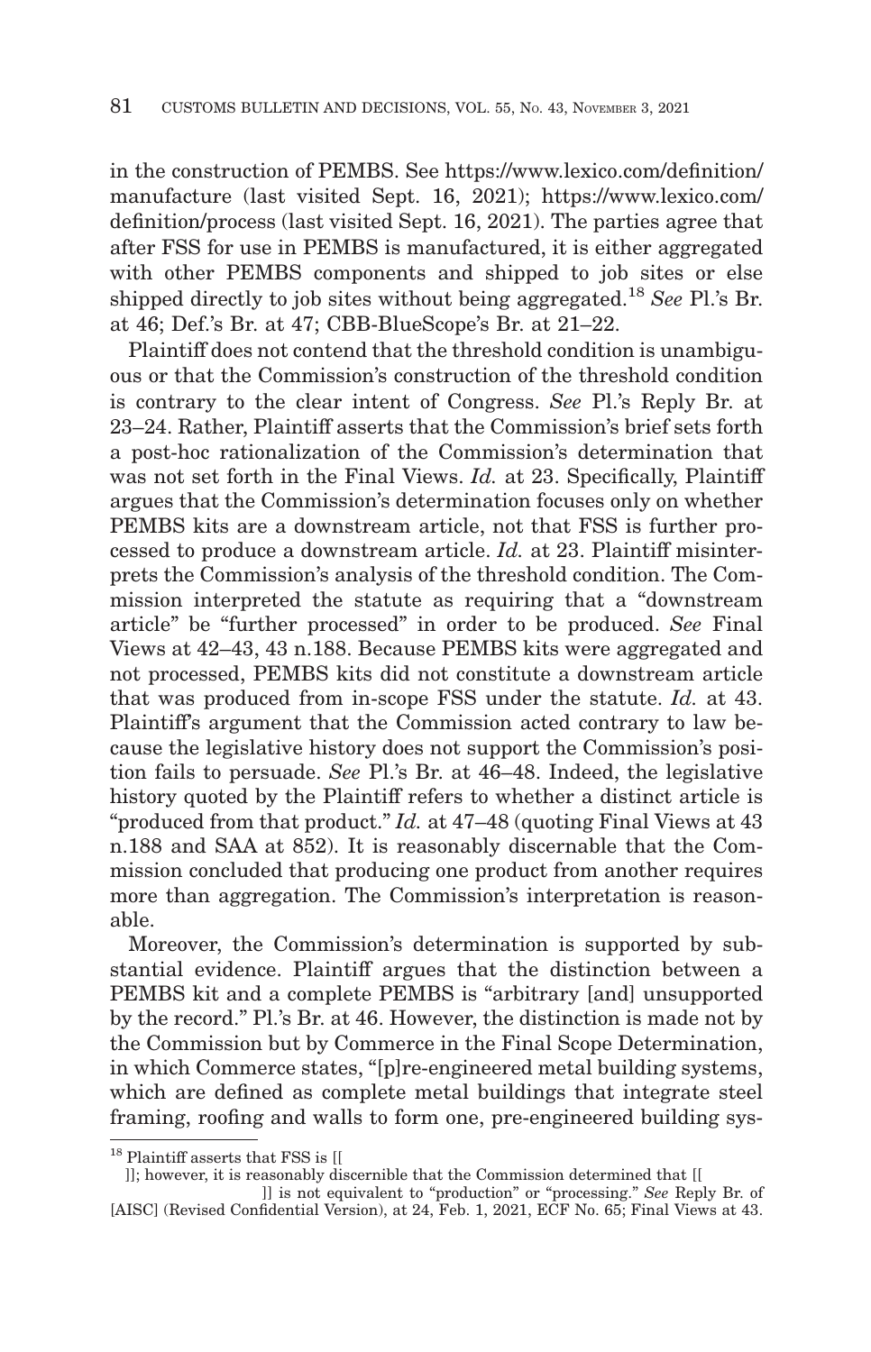in the construction of PEMBS. See https://www.lexico.com/definition/manufacture (last visited Sept. 16, 2021); https://www.lexico.com/definition/process (last visited Sept. 16, 2021). The parties agree that after FSS for use in PEMBS is manufactured, it is either aggregated with other PEMBS components and shipped to job sites or else shipped directly to job sites without being aggregated.[18] *See* Pl.'s Br. at 46; Def.'s Br. at 47; CBB-BlueScope's Br. at 21–22.

Plaintiff does not contend that the threshold condition is unambiguous or that the Commission's construction of the threshold condition is contrary to the clear intent of Congress. *See* Pl.'s Reply Br. at 23–24. Rather, Plaintiff asserts that the Commission's brief sets forth a post-hoc rationalization of the Commission's determination that was not set forth in the Final Views. *Id.* at 23. Specifically, Plaintiff argues that the Commission's determination focuses only on whether PEMBS kits are a downstream article, not that FSS is further processed to produce a downstream article. *Id.* at 23. Plaintiff misinterprets the Commission's analysis of the threshold condition. The Commission interpreted the statute as requiring that a "downstream article" be "further processed" in order to be produced. *See* Final Views at 42–43, 43 n.188. Because PEMBS kits were aggregated and not processed, PEMBS kits did not constitute a downstream article that was produced from in-scope FSS under the statute. *Id.* at 43. Plaintiff's argument that the Commission acted contrary to law because the legislative history does not support the Commission's position fails to persuade. *See* Pl.'s Br. at 46–48. Indeed, the legislative history quoted by the Plaintiff refers to whether a distinct article is "produced from that product." *Id.* at 47–48 (quoting Final Views at 43 n.188 and SAA at 852). It is reasonably discernable that the Commission concluded that producing one product from another requires more than aggregation. The Commission's interpretation is reasonable.

Moreover, the Commission's determination is supported by substantial evidence. Plaintiff argues that the distinction between a PEMBS kit and a complete PEMBS is "arbitrary [and] unsupported by the record." Pl.'s Br. at 46. However, the distinction is made not by the Commission but by Commerce in the Final Scope Determination, in which Commerce states, "[p]re-engineered metal building systems, which are defined as complete metal buildings that integrate steel framing, roofing and walls to form one, pre-engineered building sys-

---

[18] Plaintiff asserts that FSS is [[ ]]; however, it is reasonably discernible that the Commission determined that [[ ]] is not equivalent to "production" or "processing." *See* Reply Br. of [AISC] (Revised Confidential Version), at 24, Feb. 1, 2021, ECF No. 65; Final Views at 43.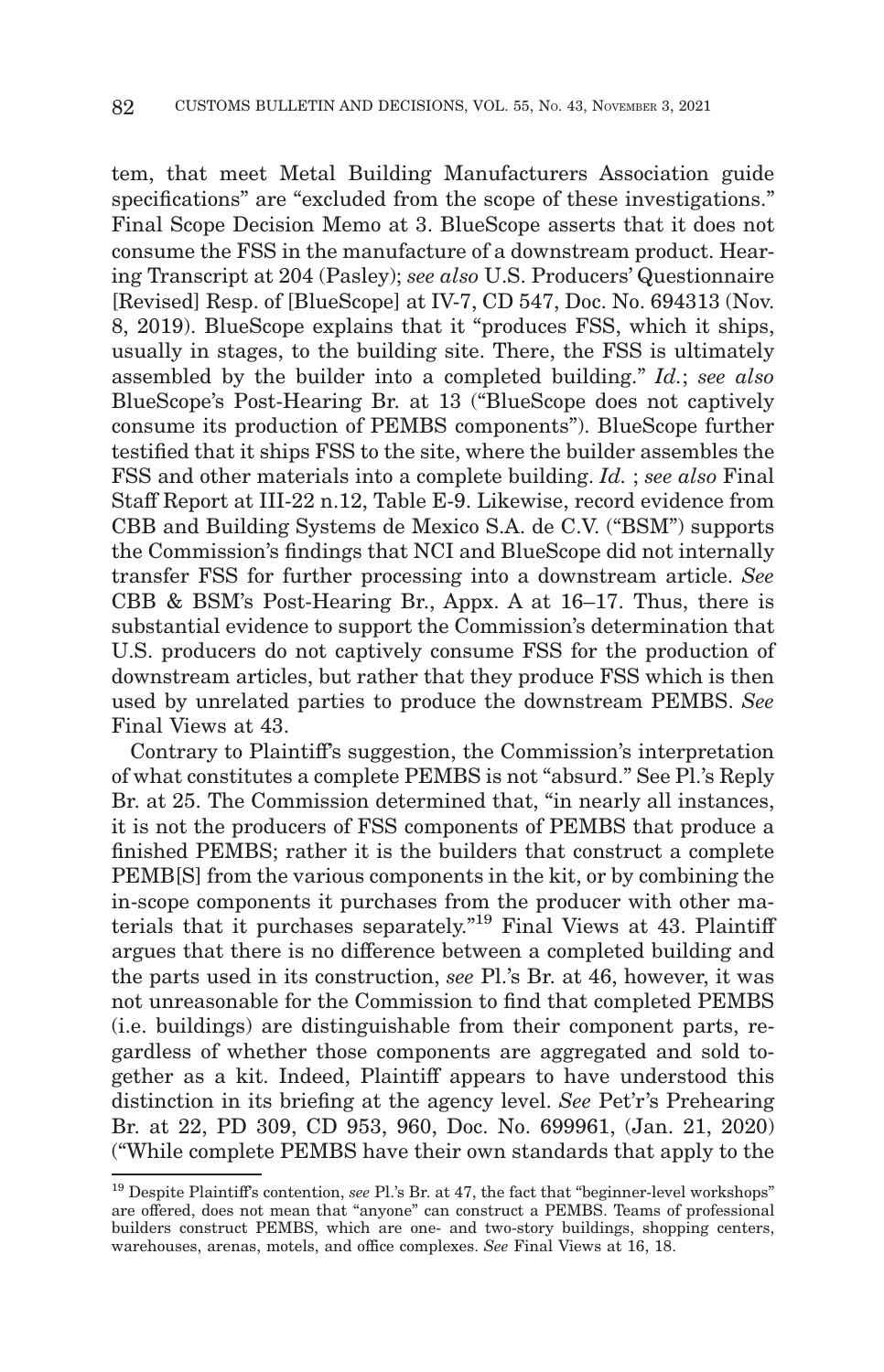tem, that meet Metal Building Manufacturers Association guide specifications" are "excluded from the scope of these investigations." Final Scope Decision Memo at 3. BlueScope asserts that it does not consume the FSS in the manufacture of a downstream product. Hearing Transcript at 204 (Pasley); *see also* U.S. Producers' Questionnaire [Revised] Resp. of [BlueScope] at IV-7, CD 547, Doc. No. 694313 (Nov. 8, 2019). BlueScope explains that it "produces FSS, which it ships, usually in stages, to the building site. There, the FSS is ultimately assembled by the builder into a completed building." *Id.*; *see also* BlueScope's Post-Hearing Br. at 13 ("BlueScope does not captively consume its production of PEMBS components"). BlueScope further testified that it ships FSS to the site, where the builder assembles the FSS and other materials into a complete building. *Id.* ; *see also* Final Staff Report at III-22 n.12, Table E-9. Likewise, record evidence from CBB and Building Systems de Mexico S.A. de C.V. ("BSM") supports the Commission's findings that NCI and BlueScope did not internally transfer FSS for further processing into a downstream article. *See* CBB & BSM's Post-Hearing Br., Appx. A at 16–17. Thus, there is substantial evidence to support the Commission's determination that U.S. producers do not captively consume FSS for the production of downstream articles, but rather that they produce FSS which is then used by unrelated parties to produce the downstream PEMBS. *See* Final Views at 43.

Contrary to Plaintiff's suggestion, the Commission's interpretation of what constitutes a complete PEMBS is not "absurd." See Pl.'s Reply Br. at 25. The Commission determined that, "in nearly all instances, it is not the producers of FSS components of PEMBS that produce a finished PEMBS; rather it is the builders that construct a complete PEMB[S] from the various components in the kit, or by combining the in-scope components it purchases from the producer with other materials that it purchases separately."[19] Final Views at 43. Plaintiff argues that there is no difference between a completed building and the parts used in its construction, *see* Pl.'s Br. at 46, however, it was not unreasonable for the Commission to find that completed PEMBS (i.e. buildings) are distinguishable from their component parts, regardless of whether those components are aggregated and sold together as a kit. Indeed, Plaintiff appears to have understood this distinction in its briefing at the agency level. *See* Pet'r's Prehearing Br. at 22, PD 309, CD 953, 960, Doc. No. 699961, (Jan. 21, 2020) ("While complete PEMBS have their own standards that apply to the

---

[19] Despite Plaintiff's contention, *see* Pl.'s Br. at 47, the fact that "beginner-level workshops" are offered, does not mean that "anyone" can construct a PEMBS. Teams of professional builders construct PEMBS, which are one- and two-story buildings, shopping centers, warehouses, arenas, motels, and office complexes. *See* Final Views at 16, 18.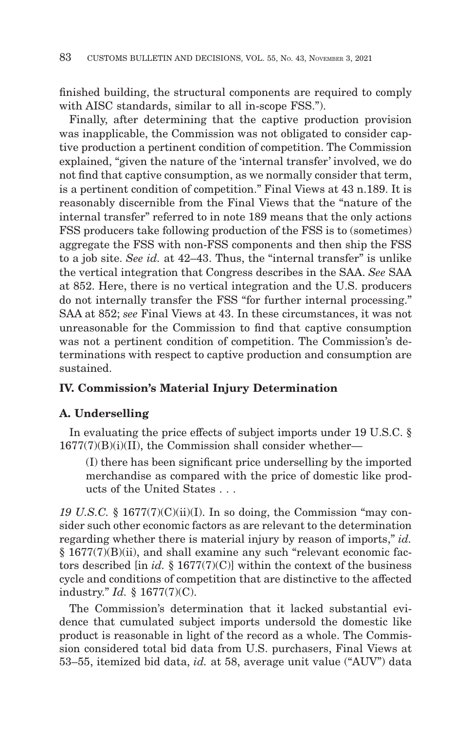finished building, the structural components are required to comply with AISC standards, similar to all in-scope FSS.").

Finally, after determining that the captive production provision was inapplicable, the Commission was not obligated to consider captive production a pertinent condition of competition. The Commission explained, "given the nature of the 'internal transfer' involved, we do not find that captive consumption, as we normally consider that term, is a pertinent condition of competition." Final Views at 43 n.189. It is reasonably discernible from the Final Views that the "nature of the internal transfer" referred to in note 189 means that the only actions FSS producers take following production of the FSS is to (sometimes) aggregate the FSS with non-FSS components and then ship the FSS to a job site. *See id.* at 42–43. Thus, the "internal transfer" is unlike the vertical integration that Congress describes in the SAA. *See* SAA at 852. Here, there is no vertical integration and the U.S. producers do not internally transfer the FSS "for further internal processing." SAA at 852; *see* Final Views at 43. In these circumstances, it was not unreasonable for the Commission to find that captive consumption was not a pertinent condition of competition. The Commission's determinations with respect to captive production and consumption are sustained.

## IV. Commission's Material Injury Determination

### A. Underselling

In evaluating the price effects of subject imports under 19 U.S.C. § 1677(7)(B)(i)(II), the Commission shall consider whether—

> (I) there has been significant price underselling by the imported merchandise as compared with the price of domestic like products of the United States . . .

*19 U.S.C.* § 1677(7)(C)(ii)(I). In so doing, the Commission "may consider such other economic factors as are relevant to the determination regarding whether there is material injury by reason of imports," *id.* § 1677(7)(B)(ii), and shall examine any such "relevant economic factors described [in *id.* § 1677(7)(C)] within the context of the business cycle and conditions of competition that are distinctive to the affected industry." *Id.* § 1677(7)(C).

The Commission's determination that it lacked substantial evidence that cumulated subject imports undersold the domestic like product is reasonable in light of the record as a whole. The Commission considered total bid data from U.S. purchasers, Final Views at 53–55, itemized bid data, *id.* at 58, average unit value ("AUV") data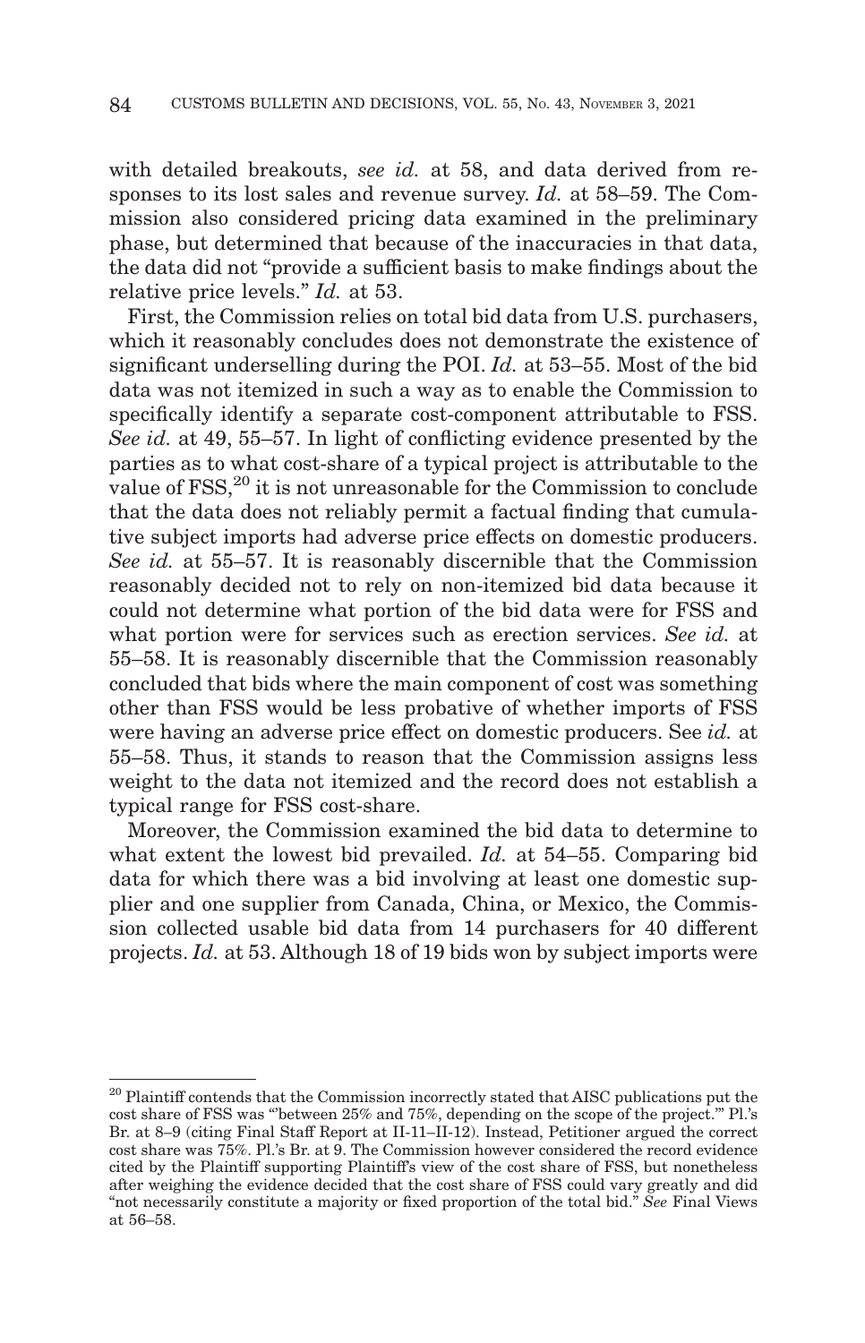with detailed breakouts, *see id.* at 58, and data derived from responses to its lost sales and revenue survey. *Id.* at 58–59. The Commission also considered pricing data examined in the preliminary phase, but determined that because of the inaccuracies in that data, the data did not "provide a sufficient basis to make findings about the relative price levels." *Id.* at 53.

First, the Commission relies on total bid data from U.S. purchasers, which it reasonably concludes does not demonstrate the existence of significant underselling during the POI. *Id.* at 53–55. Most of the bid data was not itemized in such a way as to enable the Commission to specifically identify a separate cost-component attributable to FSS. *See id.* at 49, 55–57. In light of conflicting evidence presented by the parties as to what cost-share of a typical project is attributable to the value of FSS,[20] it is not unreasonable for the Commission to conclude that the data does not reliably permit a factual finding that cumulative subject imports had adverse price effects on domestic producers. *See id.* at 55–57. It is reasonably discernible that the Commission reasonably decided not to rely on non-itemized bid data because it could not determine what portion of the bid data were for FSS and what portion were for services such as erection services. *See id.* at 55–58. It is reasonably discernible that the Commission reasonably concluded that bids where the main component of cost was something other than FSS would be less probative of whether imports of FSS were having an adverse price effect on domestic producers. See *id.* at 55–58. Thus, it stands to reason that the Commission assigns less weight to the data not itemized and the record does not establish a typical range for FSS cost-share.

Moreover, the Commission examined the bid data to determine to what extent the lowest bid prevailed. *Id.* at 54–55. Comparing bid data for which there was a bid involving at least one domestic supplier and one supplier from Canada, China, or Mexico, the Commission collected usable bid data from 14 purchasers for 40 different projects. *Id.* at 53. Although 18 of 19 bids won by subject imports were

---

[20] Plaintiff contends that the Commission incorrectly stated that AISC publications put the cost share of FSS was "'between 25% and 75%, depending on the scope of the project.'" Pl.'s Br. at 8–9 (citing Final Staff Report at II-11–II-12). Instead, Petitioner argued the correct cost share was 75%. Pl.'s Br. at 9. The Commission however considered the record evidence cited by the Plaintiff supporting Plaintiff's view of the cost share of FSS, but nonetheless after weighing the evidence decided that the cost share of FSS could vary greatly and did "not necessarily constitute a majority or fixed proportion of the total bid." *See* Final Views at 56–58.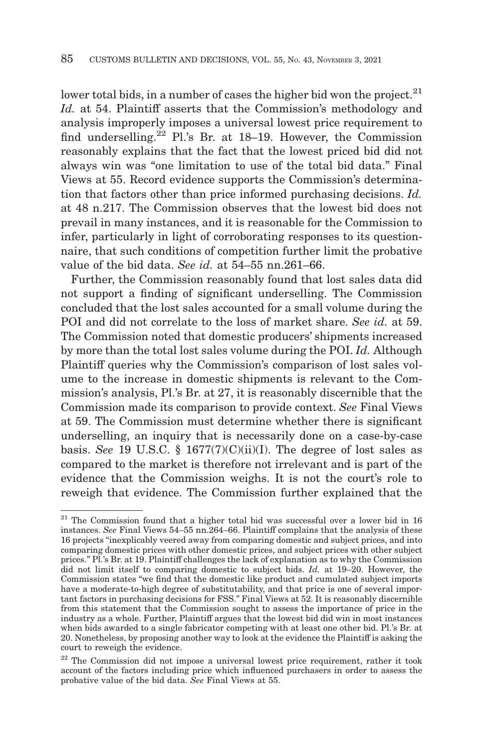lower total bids, in a number of cases the higher bid won the project.[21] *Id.* at 54. Plaintiff asserts that the Commission's methodology and analysis improperly imposes a universal lowest price requirement to find underselling.[22] Pl.'s Br. at 18–19. However, the Commission reasonably explains that the fact that the lowest priced bid did not always win was "one limitation to use of the total bid data." Final Views at 55. Record evidence supports the Commission's determination that factors other than price informed purchasing decisions. *Id.* at 48 n.217. The Commission observes that the lowest bid does not prevail in many instances, and it is reasonable for the Commission to infer, particularly in light of corroborating responses to its questionnaire, that such conditions of competition further limit the probative value of the bid data. *See id.* at 54–55 nn.261–66.

Further, the Commission reasonably found that lost sales data did not support a finding of significant underselling. The Commission concluded that the lost sales accounted for a small volume during the POI and did not correlate to the loss of market share. *See id.* at 59. The Commission noted that domestic producers' shipments increased by more than the total lost sales volume during the POI. *Id.* Although Plaintiff queries why the Commission's comparison of lost sales volume to the increase in domestic shipments is relevant to the Commission's analysis, Pl.'s Br. at 27, it is reasonably discernible that the Commission made its comparison to provide context. *See* Final Views at 59. The Commission must determine whether there is significant underselling, an inquiry that is necessarily done on a case-by-case basis. *See* 19 U.S.C. § 1677(7)(C)(ii)(I). The degree of lost sales as compared to the market is therefore not irrelevant and is part of the evidence that the Commission weighs. It is not the court's role to reweigh that evidence. The Commission further explained that the

---

[21] The Commission found that a higher total bid was successful over a lower bid in 16 instances. *See* Final Views 54–55 nn.264–66. Plaintiff complains that the analysis of these 16 projects "inexplicably veered away from comparing domestic and subject prices, and into comparing domestic prices with other domestic prices, and subject prices with other subject prices." Pl.'s Br. at 19. Plaintiff challenges the lack of explanation as to why the Commission did not limit itself to comparing domestic to subject bids. *Id.* at 19–20. However, the Commission states "we find that the domestic like product and cumulated subject imports have a moderate-to-high degree of substitutability, and that price is one of several important factors in purchasing decisions for FSS." Final Views at 52. It is reasonably discernible from this statement that the Commission sought to assess the importance of price in the industry as a whole. Further, Plaintiff argues that the lowest bid did win in most instances when bids awarded to a single fabricator competing with at least one other bid. Pl.'s Br. at 20. Nonetheless, by proposing another way to look at the evidence the Plaintiff is asking the court to reweigh the evidence.

[22] The Commission did not impose a universal lowest price requirement, rather it took account of the factors including price which influenced purchasers in order to assess the probative value of the bid data. *See* Final Views at 55.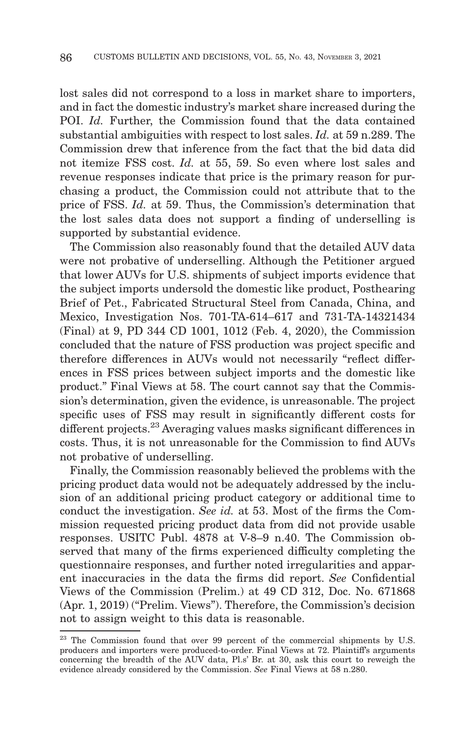lost sales did not correspond to a loss in market share to importers, and in fact the domestic industry's market share increased during the POI. *Id.* Further, the Commission found that the data contained substantial ambiguities with respect to lost sales. *Id.* at 59 n.289. The Commission drew that inference from the fact that the bid data did not itemize FSS cost. *Id.* at 55, 59. So even where lost sales and revenue responses indicate that price is the primary reason for purchasing a product, the Commission could not attribute that to the price of FSS. *Id.* at 59. Thus, the Commission's determination that the lost sales data does not support a finding of underselling is supported by substantial evidence.

The Commission also reasonably found that the detailed AUV data were not probative of underselling. Although the Petitioner argued that lower AUVs for U.S. shipments of subject imports evidence that the subject imports undersold the domestic like product, Posthearing Brief of Pet., Fabricated Structural Steel from Canada, China, and Mexico, Investigation Nos. 701-TA-614–617 and 731-TA-14321434 (Final) at 9, PD 344 CD 1001, 1012 (Feb. 4, 2020), the Commission concluded that the nature of FSS production was project specific and therefore differences in AUVs would not necessarily "reflect differences in FSS prices between subject imports and the domestic like product." Final Views at 58. The court cannot say that the Commission's determination, given the evidence, is unreasonable. The project specific uses of FSS may result in significantly different costs for different projects.[23] Averaging values masks significant differences in costs. Thus, it is not unreasonable for the Commission to find AUVs not probative of underselling.

Finally, the Commission reasonably believed the problems with the pricing product data would not be adequately addressed by the inclusion of an additional pricing product category or additional time to conduct the investigation. *See id.* at 53. Most of the firms the Commission requested pricing product data from did not provide usable responses. USITC Publ. 4878 at V-8–9 n.40. The Commission observed that many of the firms experienced difficulty completing the questionnaire responses, and further noted irregularities and apparent inaccuracies in the data the firms did report. *See* Confidential Views of the Commission (Prelim.) at 49 CD 312, Doc. No. 671868 (Apr. 1, 2019) ("Prelim. Views"). Therefore, the Commission's decision not to assign weight to this data is reasonable.

---

[23] The Commission found that over 99 percent of the commercial shipments by U.S. producers and importers were produced-to-order. Final Views at 72. Plaintiff's arguments concerning the breadth of the AUV data, Pl.s' Br. at 30, ask this court to reweigh the evidence already considered by the Commission. *See* Final Views at 58 n.280.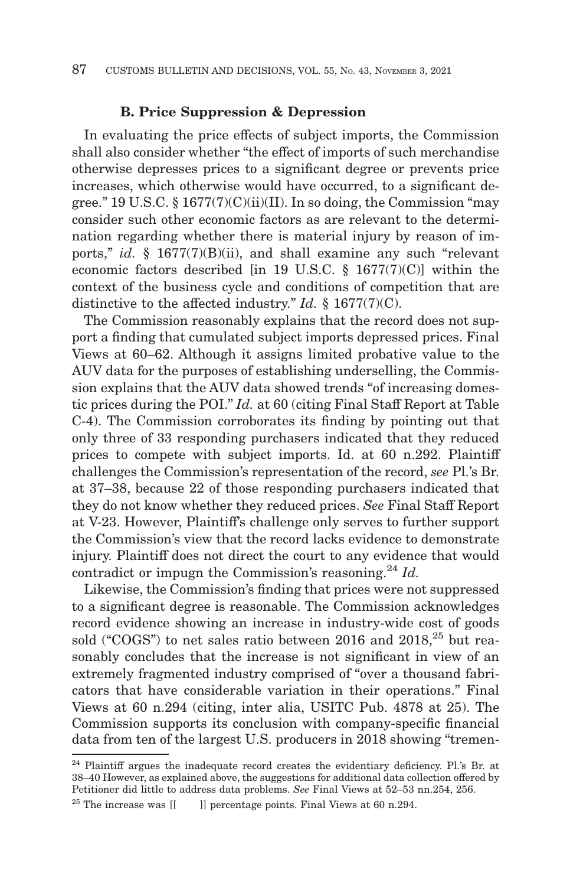### B. Price Suppression & Depression

In evaluating the price effects of subject imports, the Commission shall also consider whether "the effect of imports of such merchandise otherwise depresses prices to a significant degree or prevents price increases, which otherwise would have occurred, to a significant degree." 19 U.S.C. § 1677(7)(C)(ii)(II). In so doing, the Commission "may consider such other economic factors as are relevant to the determination regarding whether there is material injury by reason of imports," *id.* § 1677(7)(B)(ii), and shall examine any such "relevant economic factors described [in 19 U.S.C. § 1677(7)(C)] within the context of the business cycle and conditions of competition that are distinctive to the affected industry." *Id.* § 1677(7)(C).

The Commission reasonably explains that the record does not support a finding that cumulated subject imports depressed prices. Final Views at 60–62. Although it assigns limited probative value to the AUV data for the purposes of establishing underselling, the Commission explains that the AUV data showed trends "of increasing domestic prices during the POI." *Id.* at 60 (citing Final Staff Report at Table C-4). The Commission corroborates its finding by pointing out that only three of 33 responding purchasers indicated that they reduced prices to compete with subject imports. Id. at 60 n.292. Plaintiff challenges the Commission's representation of the record, *see* Pl.'s Br. at 37–38, because 22 of those responding purchasers indicated that they do not know whether they reduced prices. *See* Final Staff Report at V-23. However, Plaintiff's challenge only serves to further support the Commission's view that the record lacks evidence to demonstrate injury. Plaintiff does not direct the court to any evidence that would contradict or impugn the Commission's reasoning.[24] *Id.*

Likewise, the Commission's finding that prices were not suppressed to a significant degree is reasonable. The Commission acknowledges record evidence showing an increase in industry-wide cost of goods sold ("COGS") to net sales ratio between 2016 and 2018,[25] but reasonably concludes that the increase is not significant in view of an extremely fragmented industry comprised of "over a thousand fabricators that have considerable variation in their operations." Final Views at 60 n.294 (citing, inter alia, USITC Pub. 4878 at 25). The Commission supports its conclusion with company-specific financial data from ten of the largest U.S. producers in 2018 showing "tremen-

---

[24] Plaintiff argues the inadequate record creates the evidentiary deficiency. Pl.'s Br. at 38–40 However, as explained above, the suggestions for additional data collection offered by Petitioner did little to address data problems. *See* Final Views at 52–53 nn.254, 256.

[25] The increase was [[ ]] percentage points. Final Views at 60 n.294.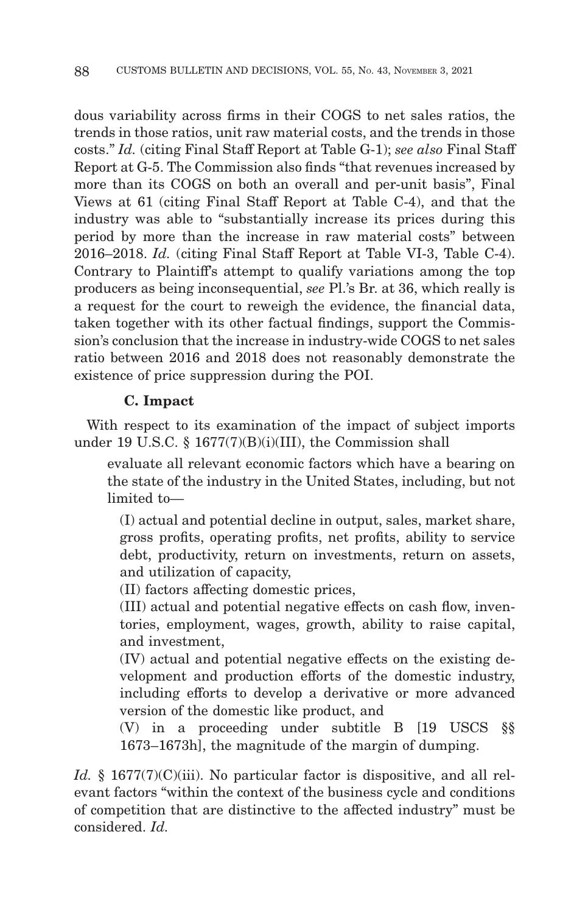dous variability across firms in their COGS to net sales ratios, the trends in those ratios, unit raw material costs, and the trends in those costs." *Id.* (citing Final Staff Report at Table G-1); *see also* Final Staff Report at G-5. The Commission also finds "that revenues increased by more than its COGS on both an overall and per-unit basis", Final Views at 61 (citing Final Staff Report at Table C-4), and that the industry was able to "substantially increase its prices during this period by more than the increase in raw material costs" between 2016–2018. *Id.* (citing Final Staff Report at Table VI-3, Table C-4). Contrary to Plaintiff's attempt to qualify variations among the top producers as being inconsequential, *see* Pl.'s Br. at 36, which really is a request for the court to reweigh the evidence, the financial data, taken together with its other factual findings, support the Commission's conclusion that the increase in industry-wide COGS to net sales ratio between 2016 and 2018 does not reasonably demonstrate the existence of price suppression during the POI.

### C. Impact

With respect to its examination of the impact of subject imports under 19 U.S.C. § 1677(7)(B)(i)(III), the Commission shall

> evaluate all relevant economic factors which have a bearing on the state of the industry in the United States, including, but not limited to—
>
> (I) actual and potential decline in output, sales, market share, gross profits, operating profits, net profits, ability to service debt, productivity, return on investments, return on assets, and utilization of capacity,
>
> (II) factors affecting domestic prices,
>
> (III) actual and potential negative effects on cash flow, inventories, employment, wages, growth, ability to raise capital, and investment,
>
> (IV) actual and potential negative effects on the existing development and production efforts of the domestic industry, including efforts to develop a derivative or more advanced version of the domestic like product, and
>
> (V) in a proceeding under subtitle B [19 USCS §§ 1673–1673h], the magnitude of the margin of dumping.

*Id.* § 1677(7)(C)(iii). No particular factor is dispositive, and all relevant factors "within the context of the business cycle and conditions of competition that are distinctive to the affected industry" must be considered. *Id.*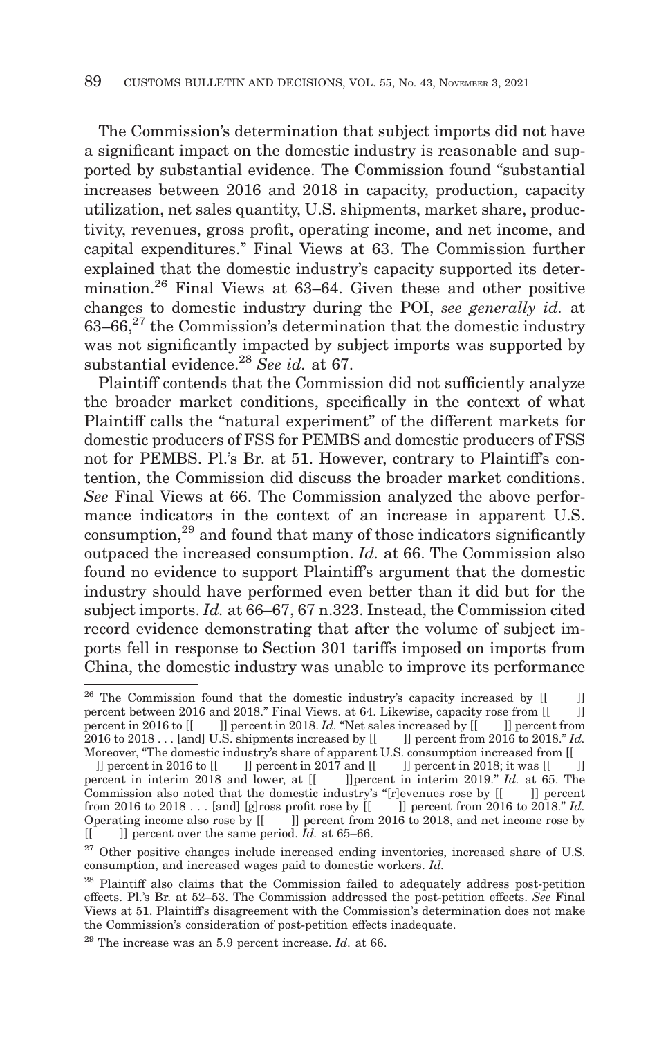The Commission's determination that subject imports did not have a significant impact on the domestic industry is reasonable and supported by substantial evidence. The Commission found "substantial increases between 2016 and 2018 in capacity, production, capacity utilization, net sales quantity, U.S. shipments, market share, productivity, revenues, gross profit, operating income, and net income, and capital expenditures." Final Views at 63. The Commission further explained that the domestic industry's capacity supported its determination.[26] Final Views at 63–64. Given these and other positive changes to domestic industry during the POI, *see generally id.* at 63–66,[27] the Commission's determination that the domestic industry was not significantly impacted by subject imports was supported by substantial evidence.[28] *See id.* at 67.

Plaintiff contends that the Commission did not sufficiently analyze the broader market conditions, specifically in the context of what Plaintiff calls the "natural experiment" of the different markets for domestic producers of FSS for PEMBS and domestic producers of FSS not for PEMBS. Pl.'s Br. at 51. However, contrary to Plaintiff's contention, the Commission did discuss the broader market conditions. *See* Final Views at 66. The Commission analyzed the above performance indicators in the context of an increase in apparent U.S. consumption,[29] and found that many of those indicators significantly outpaced the increased consumption. *Id.* at 66. The Commission also found no evidence to support Plaintiff's argument that the domestic industry should have performed even better than it did but for the subject imports. *Id.* at 66–67, 67 n.323. Instead, the Commission cited record evidence demonstrating that after the volume of subject imports fell in response to Section 301 tariffs imposed on imports from China, the domestic industry was unable to improve its performance

---

[26] The Commission found that the domestic industry's capacity increased by [[ ]] percent between 2016 and 2018." Final Views. at 64. Likewise, capacity rose from [[ ]] percent in 2016 to [[ ]] percent in 2018. *Id.* "Net sales increased by [[ ]] percent from 2016 to 2018 . . . [and] U.S. shipments increased by [[ ]] percent from 2016 to 2018." *Id.* Moreover, "The domestic industry's share of apparent U.S. consumption increased from [[ ]] percent in 2016 to [[ ]] percent in 2017 and [[ ]] percent in 2018; it was [[ ]] percent in interim 2018 and lower, at [[ ]]percent in interim 2019." *Id.* at 65. The Commission also noted that the domestic industry's "[r]evenues rose by [[ ]] percent from 2016 to 2018 . . . [and] [g]ross profit rose by [[ ]] percent from 2016 to 2018." *Id.* Operating income also rose by [[ ]] percent from 2016 to 2018, and net income rose by [[ ]] percent over the same period. *Id.* at 65–66.

[27] Other positive changes include increased ending inventories, increased share of U.S. consumption, and increased wages paid to domestic workers. *Id.*

[28] Plaintiff also claims that the Commission failed to adequately address post-petition effects. Pl.'s Br. at 52–53. The Commission addressed the post-petition effects. *See* Final Views at 51. Plaintiff's disagreement with the Commission's determination does not make the Commission's consideration of post-petition effects inadequate.

[29] The increase was an 5.9 percent increase. *Id.* at 66.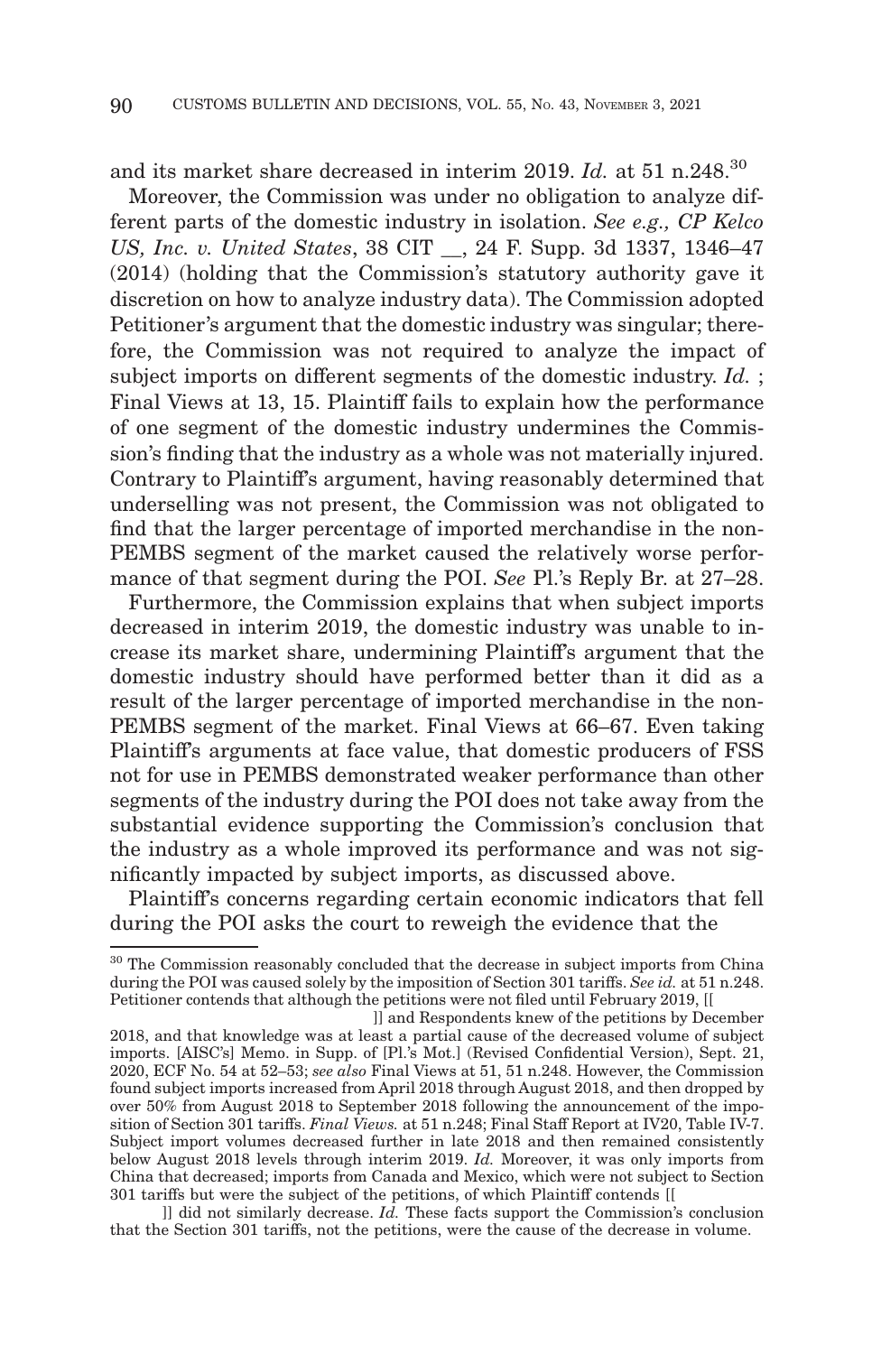and its market share decreased in interim 2019. *Id.* at 51 n.248.[30]

Moreover, the Commission was under no obligation to analyze different parts of the domestic industry in isolation. *See e.g., CP Kelco US, Inc. v. United States*, 38 CIT __, 24 F. Supp. 3d 1337, 1346–47 (2014) (holding that the Commission's statutory authority gave it discretion on how to analyze industry data). The Commission adopted Petitioner's argument that the domestic industry was singular; therefore, the Commission was not required to analyze the impact of subject imports on different segments of the domestic industry. *Id.* ; Final Views at 13, 15. Plaintiff fails to explain how the performance of one segment of the domestic industry undermines the Commission's finding that the industry as a whole was not materially injured. Contrary to Plaintiff's argument, having reasonably determined that underselling was not present, the Commission was not obligated to find that the larger percentage of imported merchandise in the non-PEMBS segment of the market caused the relatively worse performance of that segment during the POI. *See* Pl.'s Reply Br. at 27–28.

Furthermore, the Commission explains that when subject imports decreased in interim 2019, the domestic industry was unable to increase its market share, undermining Plaintiff's argument that the domestic industry should have performed better than it did as a result of the larger percentage of imported merchandise in the non-PEMBS segment of the market. Final Views at 66–67. Even taking Plaintiff's arguments at face value, that domestic producers of FSS not for use in PEMBS demonstrated weaker performance than other segments of the industry during the POI does not take away from the substantial evidence supporting the Commission's conclusion that the industry as a whole improved its performance and was not significantly impacted by subject imports, as discussed above.

Plaintiff's concerns regarding certain economic indicators that fell during the POI asks the court to reweigh the evidence that the

---

[30] The Commission reasonably concluded that the decrease in subject imports from China during the POI was caused solely by the imposition of Section 301 tariffs. *See id.* at 51 n.248. Petitioner contends that although the petitions were not filed until February 2019, [[ ]] and Respondents knew of the petitions by December 2018, and that knowledge was at least a partial cause of the decreased volume of subject imports. [AISC's] Memo. in Supp. of [Pl.'s Mot.] (Revised Confidential Version), Sept. 21, 2020, ECF No. 54 at 52–53; *see also* Final Views at 51, 51 n.248. However, the Commission found subject imports increased from April 2018 through August 2018, and then dropped by over 50% from August 2018 to September 2018 following the announcement of the imposition of Section 301 tariffs. *Final Views.* at 51 n.248; Final Staff Report at IV20, Table IV-7. Subject import volumes decreased further in late 2018 and then remained consistently below August 2018 levels through interim 2019. *Id.* Moreover, it was only imports from China that decreased; imports from Canada and Mexico, which were not subject to Section 301 tariffs but were the subject of the petitions, of which Plaintiff contends [[ ]] did not similarly decrease. *Id.* These facts support the Commission's conclusion that the Section 301 tariffs, not the petitions, were the cause of the decrease in volume.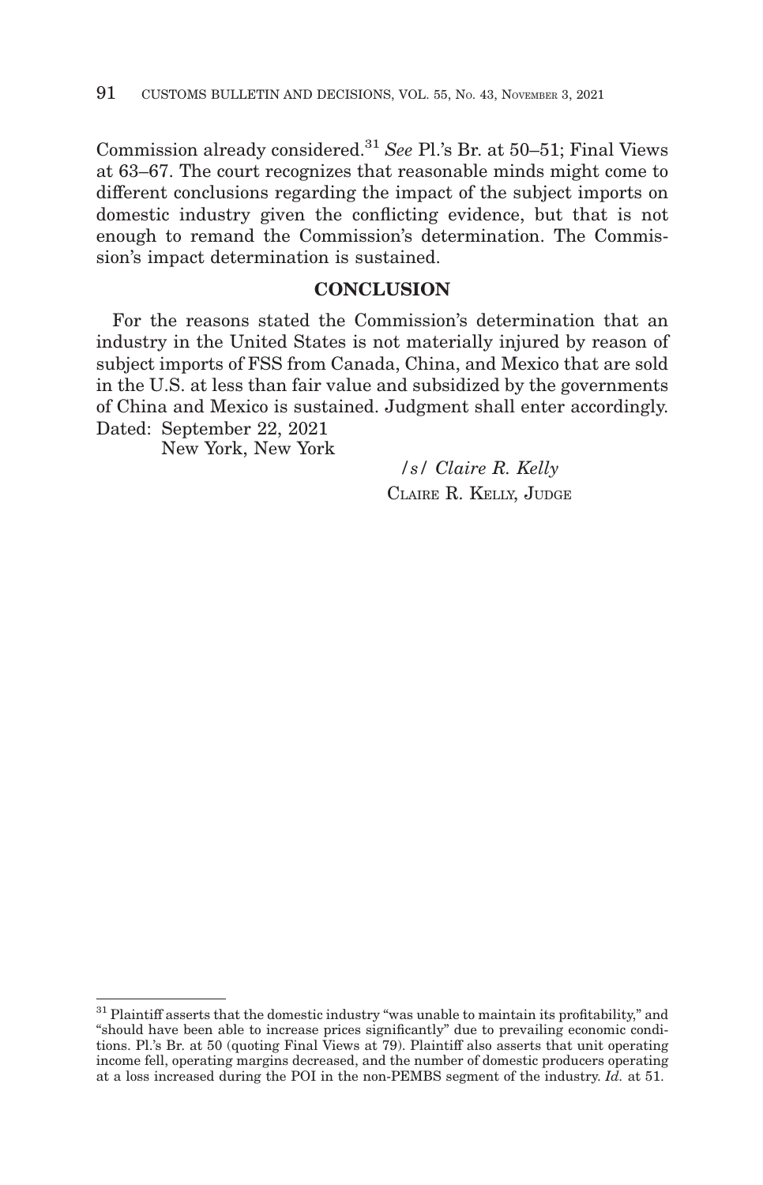Commission already considered.[31] *See* Pl.'s Br. at 50–51; Final Views at 63–67. The court recognizes that reasonable minds might come to different conclusions regarding the impact of the subject imports on domestic industry given the conflicting evidence, but that is not enough to remand the Commission's determination. The Commission's impact determination is sustained.

## CONCLUSION

For the reasons stated the Commission's determination that an industry in the United States is not materially injured by reason of subject imports of FSS from Canada, China, and Mexico that are sold in the U.S. at less than fair value and subsidized by the governments of China and Mexico is sustained. Judgment shall enter accordingly.

Dated: September 22, 2021
New York, New York

/s/ *Claire R. Kelly*
CLAIRE R. KELLY, JUDGE

---

[31] Plaintiff asserts that the domestic industry "was unable to maintain its profitability," and "should have been able to increase prices significantly" due to prevailing economic conditions. Pl.'s Br. at 50 (quoting Final Views at 79). Plaintiff also asserts that unit operating income fell, operating margins decreased, and the number of domestic producers operating at a loss increased during the POI in the non-PEMBS segment of the industry. *Id.* at 51.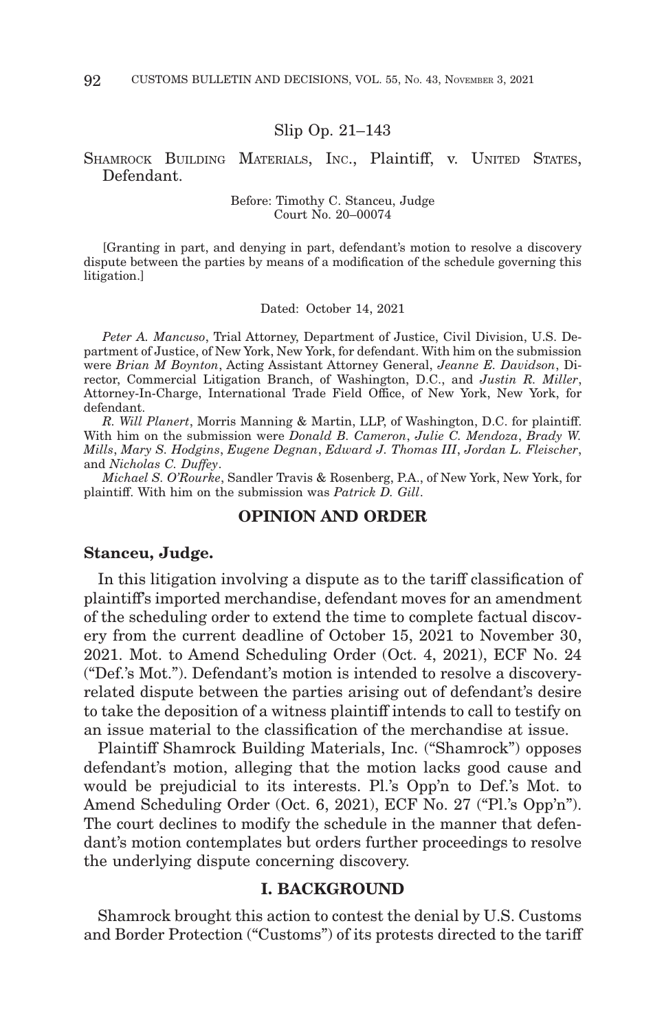Slip Op. 21–143

SHAMROCK BUILDING MATERIALS, INC., Plaintiff, v. UNITED STATES, Defendant.

Before: Timothy C. Stanceu, Judge
Court No. 20–00074

[Granting in part, and denying in part, defendant's motion to resolve a discovery dispute between the parties by means of a modification of the schedule governing this litigation.]

Dated: October 14, 2021

*Peter A. Mancuso*, Trial Attorney, Department of Justice, Civil Division, U.S. Department of Justice, of New York, New York, for defendant. With him on the submission were *Brian M Boynton*, Acting Assistant Attorney General, *Jeanne E. Davidson*, Director, Commercial Litigation Branch, of Washington, D.C., and *Justin R. Miller*, Attorney-In-Charge, International Trade Field Office, of New York, New York, for defendant.

*R. Will Planert*, Morris Manning & Martin, LLP, of Washington, D.C. for plaintiff. With him on the submission were *Donald B. Cameron*, *Julie C. Mendoza*, *Brady W. Mills*, *Mary S. Hodgins*, *Eugene Degnan*, *Edward J. Thomas III*, *Jordan L. Fleischer*, and *Nicholas C. Duffey*.

*Michael S. O'Rourke*, Sandler Travis & Rosenberg, P.A., of New York, New York, for plaintiff. With him on the submission was *Patrick D. Gill*.

## OPINION AND ORDER

**Stanceu, Judge.**

In this litigation involving a dispute as to the tariff classification of plaintiff's imported merchandise, defendant moves for an amendment of the scheduling order to extend the time to complete factual discovery from the current deadline of October 15, 2021 to November 30, 2021. Mot. to Amend Scheduling Order (Oct. 4, 2021), ECF No. 24 ("Def.'s Mot."). Defendant's motion is intended to resolve a discovery-related dispute between the parties arising out of defendant's desire to take the deposition of a witness plaintiff intends to call to testify on an issue material to the classification of the merchandise at issue.

Plaintiff Shamrock Building Materials, Inc. ("Shamrock") opposes defendant's motion, alleging that the motion lacks good cause and would be prejudicial to its interests. Pl.'s Opp'n to Def.'s Mot. to Amend Scheduling Order (Oct. 6, 2021), ECF No. 27 ("Pl.'s Opp'n"). The court declines to modify the schedule in the manner that defendant's motion contemplates but orders further proceedings to resolve the underlying dispute concerning discovery.

## I. BACKGROUND

Shamrock brought this action to contest the denial by U.S. Customs and Border Protection ("Customs") of its protests directed to the tariff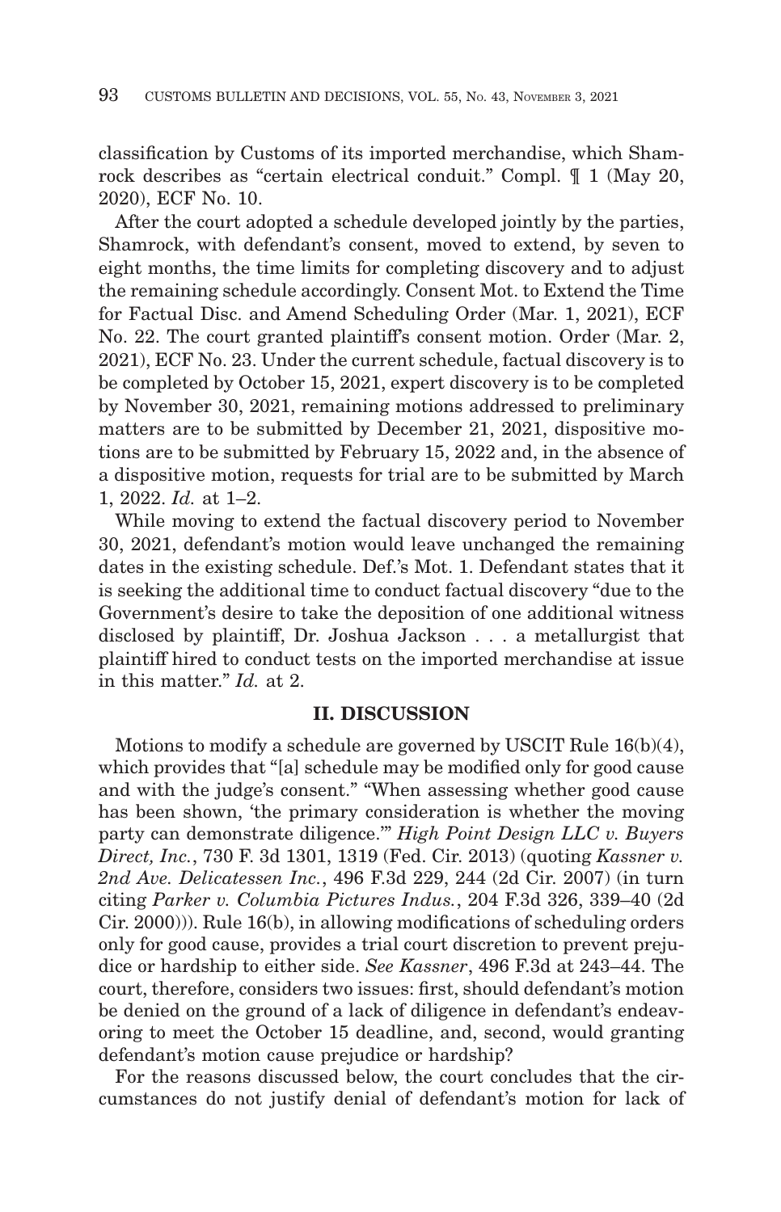classification by Customs of its imported merchandise, which Shamrock describes as "certain electrical conduit." Compl. ¶ 1 (May 20, 2020), ECF No. 10.

After the court adopted a schedule developed jointly by the parties, Shamrock, with defendant's consent, moved to extend, by seven to eight months, the time limits for completing discovery and to adjust the remaining schedule accordingly. Consent Mot. to Extend the Time for Factual Disc. and Amend Scheduling Order (Mar. 1, 2021), ECF No. 22. The court granted plaintiff's consent motion. Order (Mar. 2, 2021), ECF No. 23. Under the current schedule, factual discovery is to be completed by October 15, 2021, expert discovery is to be completed by November 30, 2021, remaining motions addressed to preliminary matters are to be submitted by December 21, 2021, dispositive motions are to be submitted by February 15, 2022 and, in the absence of a dispositive motion, requests for trial are to be submitted by March 1, 2022. *Id.* at 1–2.

While moving to extend the factual discovery period to November 30, 2021, defendant's motion would leave unchanged the remaining dates in the existing schedule. Def.'s Mot. 1. Defendant states that it is seeking the additional time to conduct factual discovery "due to the Government's desire to take the deposition of one additional witness disclosed by plaintiff, Dr. Joshua Jackson . . . a metallurgist that plaintiff hired to conduct tests on the imported merchandise at issue in this matter." *Id.* at 2.

## II. DISCUSSION

Motions to modify a schedule are governed by USCIT Rule 16(b)(4), which provides that "[a] schedule may be modified only for good cause and with the judge's consent." "When assessing whether good cause has been shown, 'the primary consideration is whether the moving party can demonstrate diligence.'" *High Point Design LLC v. Buyers Direct, Inc.*, 730 F. 3d 1301, 1319 (Fed. Cir. 2013) (quoting *Kassner v. 2nd Ave. Delicatessen Inc.*, 496 F.3d 229, 244 (2d Cir. 2007) (in turn citing *Parker v. Columbia Pictures Indus.*, 204 F.3d 326, 339–40 (2d Cir. 2000))). Rule 16(b), in allowing modifications of scheduling orders only for good cause, provides a trial court discretion to prevent prejudice or hardship to either side. *See Kassner*, 496 F.3d at 243–44. The court, therefore, considers two issues: first, should defendant's motion be denied on the ground of a lack of diligence in defendant's endeavoring to meet the October 15 deadline, and, second, would granting defendant's motion cause prejudice or hardship?

For the reasons discussed below, the court concludes that the circumstances do not justify denial of defendant's motion for lack of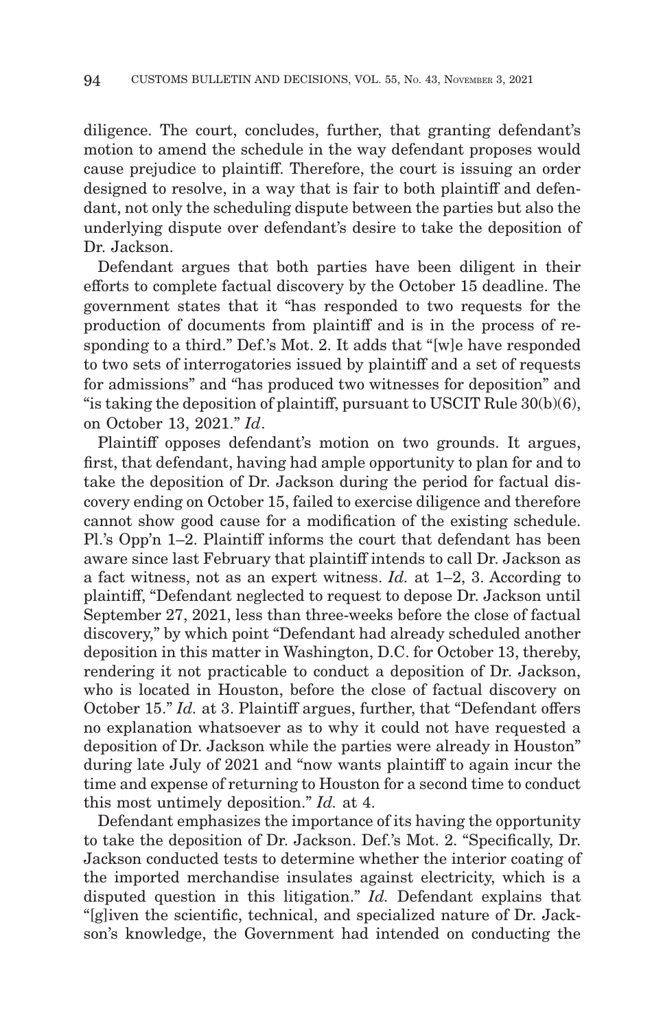diligence. The court, concludes, further, that granting defendant's motion to amend the schedule in the way defendant proposes would cause prejudice to plaintiff. Therefore, the court is issuing an order designed to resolve, in a way that is fair to both plaintiff and defendant, not only the scheduling dispute between the parties but also the underlying dispute over defendant's desire to take the deposition of Dr. Jackson.

Defendant argues that both parties have been diligent in their efforts to complete factual discovery by the October 15 deadline. The government states that it "has responded to two requests for the production of documents from plaintiff and is in the process of responding to a third." Def.'s Mot. 2. It adds that "[w]e have responded to two sets of interrogatories issued by plaintiff and a set of requests for admissions" and "has produced two witnesses for deposition" and "is taking the deposition of plaintiff, pursuant to USCIT Rule 30(b)(6), on October 13, 2021." *Id*.

Plaintiff opposes defendant's motion on two grounds. It argues, first, that defendant, having had ample opportunity to plan for and to take the deposition of Dr. Jackson during the period for factual discovery ending on October 15, failed to exercise diligence and therefore cannot show good cause for a modification of the existing schedule. Pl.'s Opp'n 1–2. Plaintiff informs the court that defendant has been aware since last February that plaintiff intends to call Dr. Jackson as a fact witness, not as an expert witness. *Id.* at 1–2, 3. According to plaintiff, "Defendant neglected to request to depose Dr. Jackson until September 27, 2021, less than three-weeks before the close of factual discovery," by which point "Defendant had already scheduled another deposition in this matter in Washington, D.C. for October 13, thereby, rendering it not practicable to conduct a deposition of Dr. Jackson, who is located in Houston, before the close of factual discovery on October 15." *Id.* at 3. Plaintiff argues, further, that "Defendant offers no explanation whatsoever as to why it could not have requested a deposition of Dr. Jackson while the parties were already in Houston" during late July of 2021 and "now wants plaintiff to again incur the time and expense of returning to Houston for a second time to conduct this most untimely deposition." *Id.* at 4.

Defendant emphasizes the importance of its having the opportunity to take the deposition of Dr. Jackson. Def.'s Mot. 2. "Specifically, Dr. Jackson conducted tests to determine whether the interior coating of the imported merchandise insulates against electricity, which is a disputed question in this litigation." *Id.* Defendant explains that "[g]iven the scientific, technical, and specialized nature of Dr. Jackson's knowledge, the Government had intended on conducting the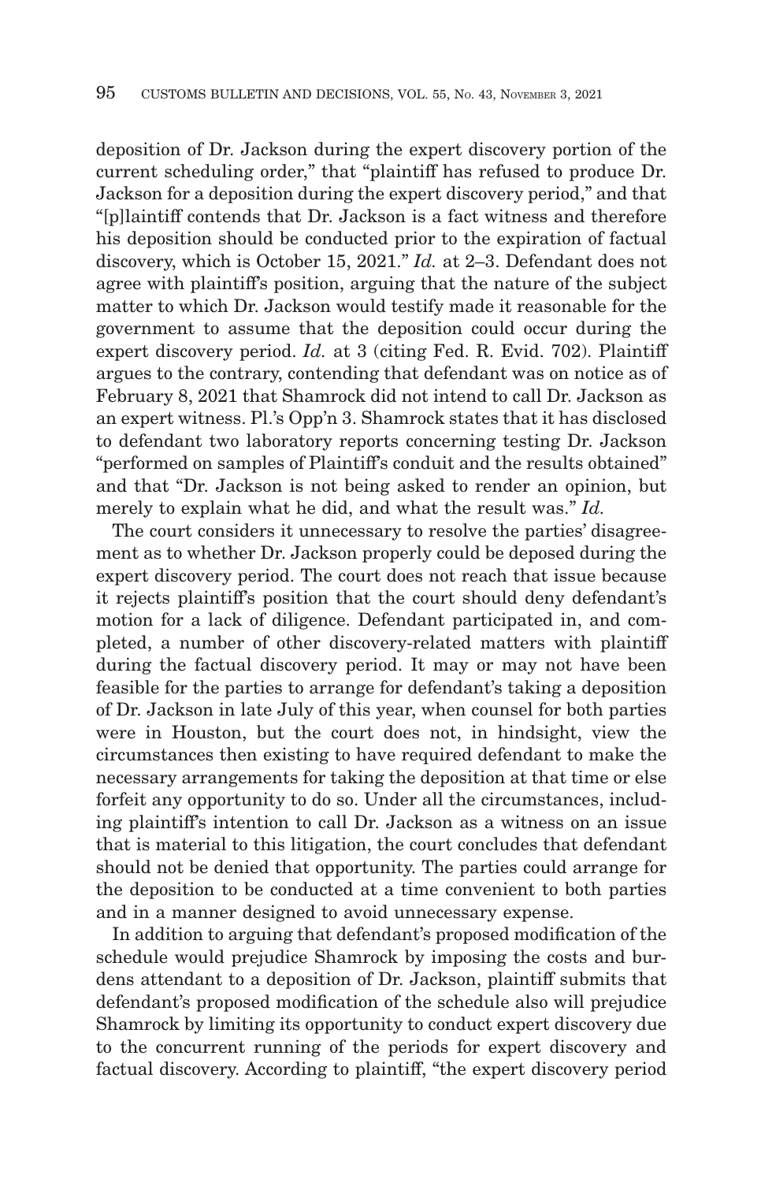deposition of Dr. Jackson during the expert discovery portion of the current scheduling order," that "plaintiff has refused to produce Dr. Jackson for a deposition during the expert discovery period," and that "[p]laintiff contends that Dr. Jackson is a fact witness and therefore his deposition should be conducted prior to the expiration of factual discovery, which is October 15, 2021." *Id.* at 2–3. Defendant does not agree with plaintiff's position, arguing that the nature of the subject matter to which Dr. Jackson would testify made it reasonable for the government to assume that the deposition could occur during the expert discovery period. *Id.* at 3 (citing Fed. R. Evid. 702). Plaintiff argues to the contrary, contending that defendant was on notice as of February 8, 2021 that Shamrock did not intend to call Dr. Jackson as an expert witness. Pl.'s Opp'n 3. Shamrock states that it has disclosed to defendant two laboratory reports concerning testing Dr. Jackson "performed on samples of Plaintiff's conduit and the results obtained" and that "Dr. Jackson is not being asked to render an opinion, but merely to explain what he did, and what the result was." *Id.*

The court considers it unnecessary to resolve the parties' disagreement as to whether Dr. Jackson properly could be deposed during the expert discovery period. The court does not reach that issue because it rejects plaintiff's position that the court should deny defendant's motion for a lack of diligence. Defendant participated in, and completed, a number of other discovery-related matters with plaintiff during the factual discovery period. It may or may not have been feasible for the parties to arrange for defendant's taking a deposition of Dr. Jackson in late July of this year, when counsel for both parties were in Houston, but the court does not, in hindsight, view the circumstances then existing to have required defendant to make the necessary arrangements for taking the deposition at that time or else forfeit any opportunity to do so. Under all the circumstances, including plaintiff's intention to call Dr. Jackson as a witness on an issue that is material to this litigation, the court concludes that defendant should not be denied that opportunity. The parties could arrange for the deposition to be conducted at a time convenient to both parties and in a manner designed to avoid unnecessary expense.

In addition to arguing that defendant's proposed modification of the schedule would prejudice Shamrock by imposing the costs and burdens attendant to a deposition of Dr. Jackson, plaintiff submits that defendant's proposed modification of the schedule also will prejudice Shamrock by limiting its opportunity to conduct expert discovery due to the concurrent running of the periods for expert discovery and factual discovery. According to plaintiff, "the expert discovery period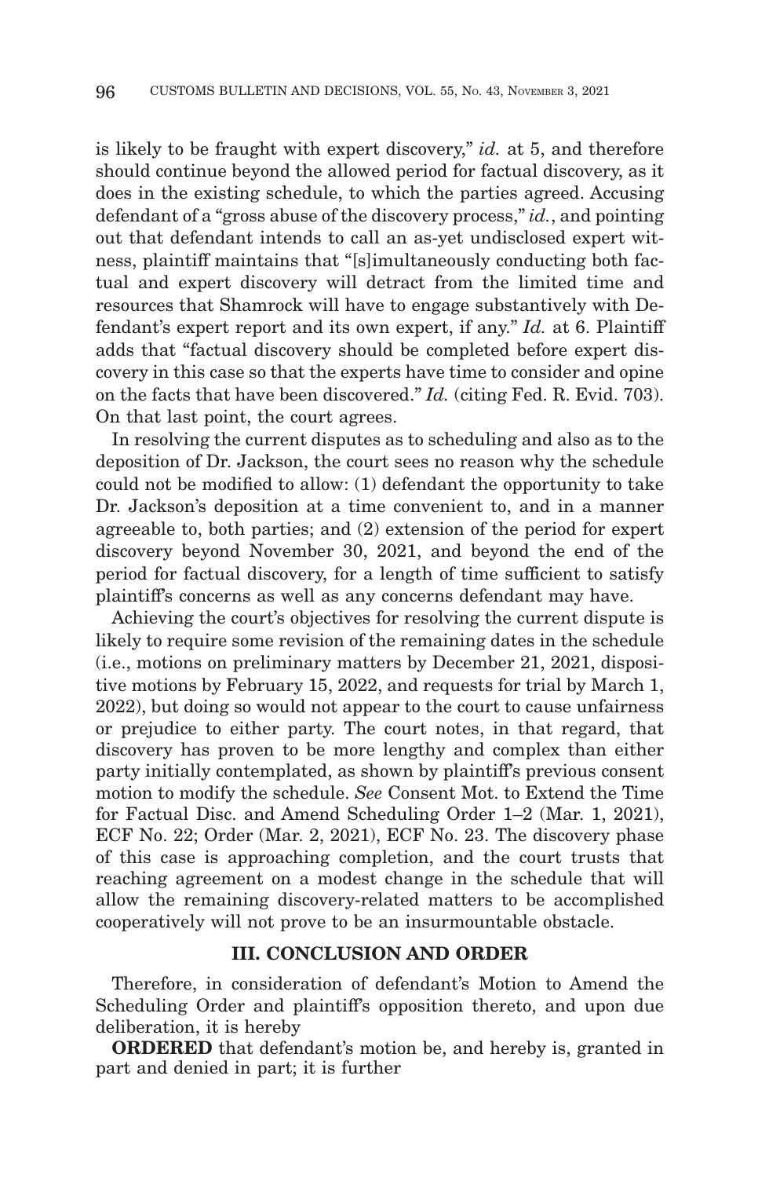is likely to be fraught with expert discovery," *id.* at 5, and therefore should continue beyond the allowed period for factual discovery, as it does in the existing schedule, to which the parties agreed. Accusing defendant of a "gross abuse of the discovery process," *id.*, and pointing out that defendant intends to call an as-yet undisclosed expert witness, plaintiff maintains that "[s]imultaneously conducting both factual and expert discovery will detract from the limited time and resources that Shamrock will have to engage substantively with Defendant's expert report and its own expert, if any." *Id.* at 6. Plaintiff adds that "factual discovery should be completed before expert discovery in this case so that the experts have time to consider and opine on the facts that have been discovered." *Id.* (citing Fed. R. Evid. 703). On that last point, the court agrees.

In resolving the current disputes as to scheduling and also as to the deposition of Dr. Jackson, the court sees no reason why the schedule could not be modified to allow: (1) defendant the opportunity to take Dr. Jackson's deposition at a time convenient to, and in a manner agreeable to, both parties; and (2) extension of the period for expert discovery beyond November 30, 2021, and beyond the end of the period for factual discovery, for a length of time sufficient to satisfy plaintiff's concerns as well as any concerns defendant may have.

Achieving the court's objectives for resolving the current dispute is likely to require some revision of the remaining dates in the schedule (i.e., motions on preliminary matters by December 21, 2021, dispositive motions by February 15, 2022, and requests for trial by March 1, 2022), but doing so would not appear to the court to cause unfairness or prejudice to either party. The court notes, in that regard, that discovery has proven to be more lengthy and complex than either party initially contemplated, as shown by plaintiff's previous consent motion to modify the schedule. *See* Consent Mot. to Extend the Time for Factual Disc. and Amend Scheduling Order 1–2 (Mar. 1, 2021), ECF No. 22; Order (Mar. 2, 2021), ECF No. 23. The discovery phase of this case is approaching completion, and the court trusts that reaching agreement on a modest change in the schedule that will allow the remaining discovery-related matters to be accomplished cooperatively will not prove to be an insurmountable obstacle.

## III. CONCLUSION AND ORDER

Therefore, in consideration of defendant's Motion to Amend the Scheduling Order and plaintiff's opposition thereto, and upon due deliberation, it is hereby

**ORDERED** that defendant's motion be, and hereby is, granted in part and denied in part; it is further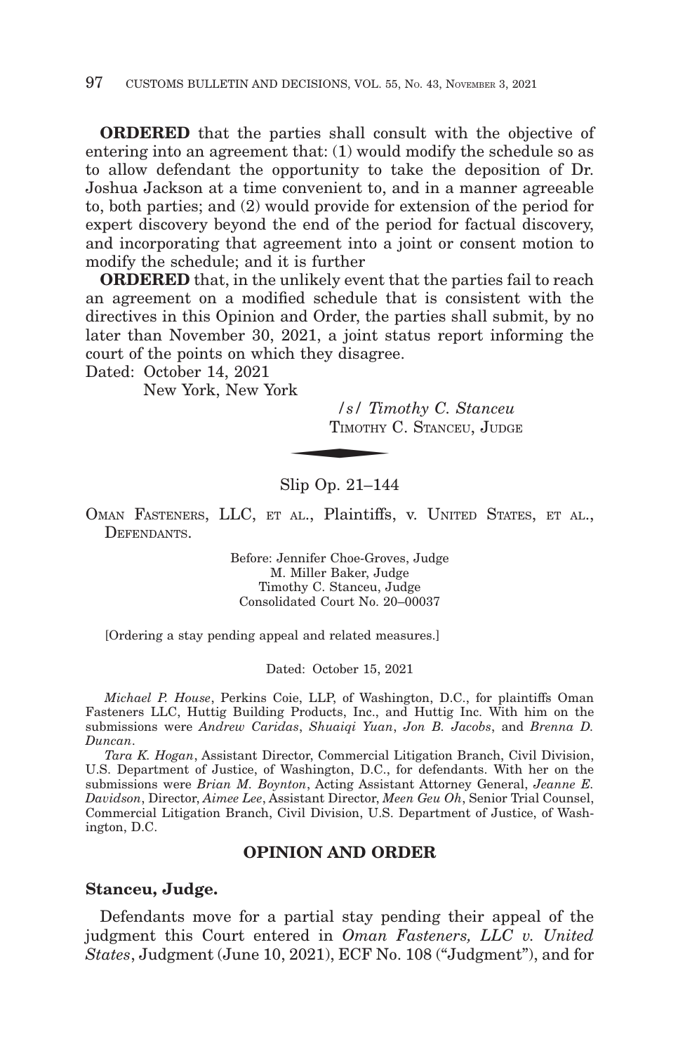**ORDERED** that the parties shall consult with the objective of entering into an agreement that: (1) would modify the schedule so as to allow defendant the opportunity to take the deposition of Dr. Joshua Jackson at a time convenient to, and in a manner agreeable to, both parties; and (2) would provide for extension of the period for expert discovery beyond the end of the period for factual discovery, and incorporating that agreement into a joint or consent motion to modify the schedule; and it is further

**ORDERED** that, in the unlikely event that the parties fail to reach an agreement on a modified schedule that is consistent with the directives in this Opinion and Order, the parties shall submit, by no later than November 30, 2021, a joint status report informing the court of the points on which they disagree.

Dated: October 14, 2021
New York, New York

/s/ *Timothy C. Stanceu*
TIMOTHY C. STANCEU, JUDGE

Slip Op. 21–144

OMAN FASTENERS, LLC, ET AL., Plaintiffs, v. UNITED STATES, ET AL., DEFENDANTS.

Before: Jennifer Choe-Groves, Judge
M. Miller Baker, Judge
Timothy C. Stanceu, Judge
Consolidated Court No. 20–00037

[Ordering a stay pending appeal and related measures.]

Dated: October 15, 2021

*Michael P. House*, Perkins Coie, LLP, of Washington, D.C., for plaintiffs Oman Fasteners LLC, Huttig Building Products, Inc., and Huttig Inc. With him on the submissions were *Andrew Caridas*, *Shuaiqi Yuan*, *Jon B. Jacobs*, and *Brenna D. Duncan*.

*Tara K. Hogan*, Assistant Director, Commercial Litigation Branch, Civil Division, U.S. Department of Justice, of Washington, D.C., for defendants. With her on the submissions were *Brian M. Boynton*, Acting Assistant Attorney General, *Jeanne E. Davidson*, Director, *Aimee Lee*, Assistant Director, *Meen Geu Oh*, Senior Trial Counsel, Commercial Litigation Branch, Civil Division, U.S. Department of Justice, of Washington, D.C.

## OPINION AND ORDER

**Stanceu, Judge.**

Defendants move for a partial stay pending their appeal of the judgment this Court entered in *Oman Fasteners, LLC v. United States*, Judgment (June 10, 2021), ECF No. 108 ("Judgment"), and for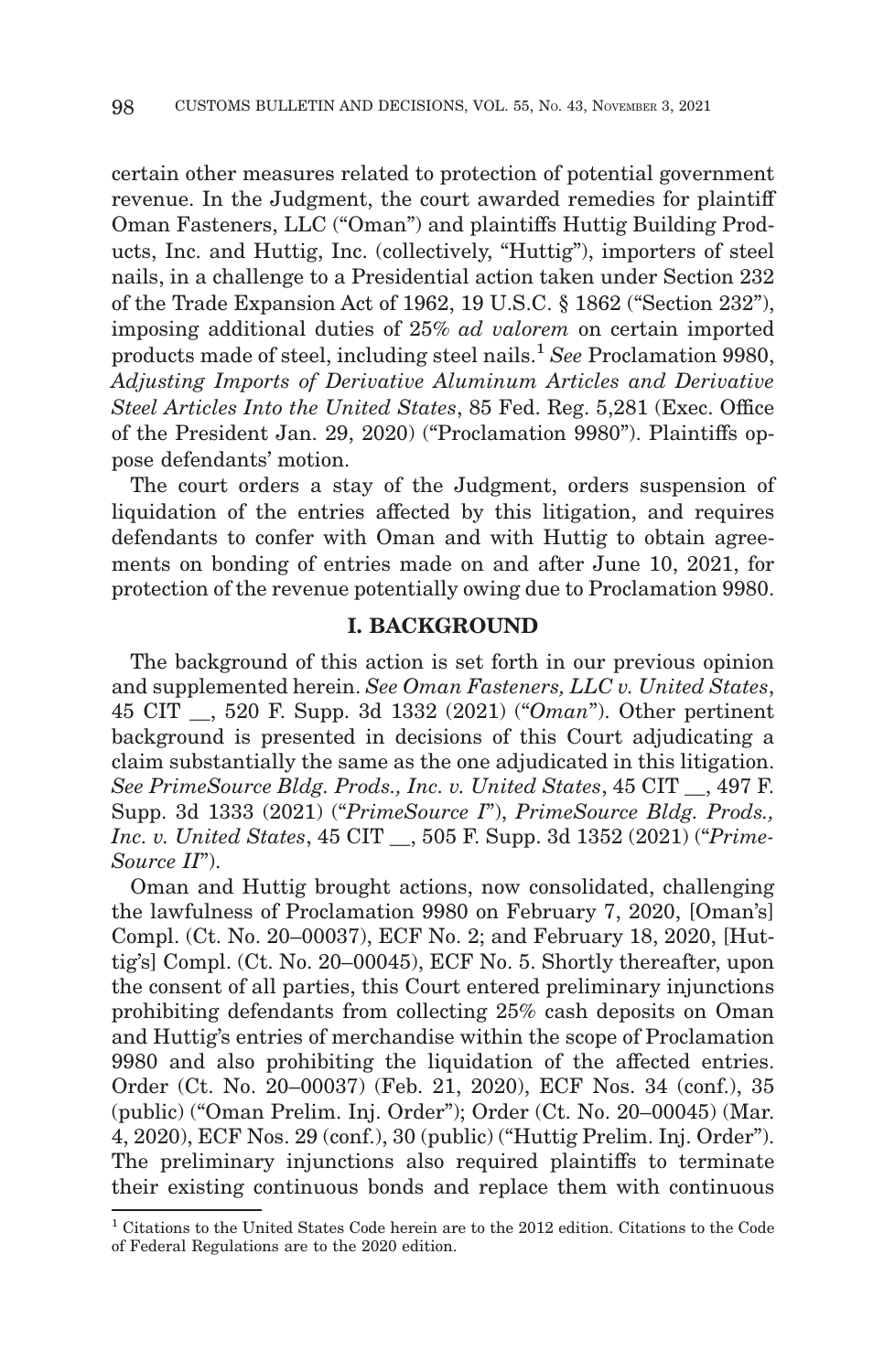certain other measures related to protection of potential government revenue. In the Judgment, the court awarded remedies for plaintiff Oman Fasteners, LLC ("Oman") and plaintiffs Huttig Building Products, Inc. and Huttig, Inc. (collectively, "Huttig"), importers of steel nails, in a challenge to a Presidential action taken under Section 232 of the Trade Expansion Act of 1962, 19 U.S.C. § 1862 ("Section 232"), imposing additional duties of 25% *ad valorem* on certain imported products made of steel, including steel nails.[1] *See* Proclamation 9980, *Adjusting Imports of Derivative Aluminum Articles and Derivative Steel Articles Into the United States*, 85 Fed. Reg. 5,281 (Exec. Office of the President Jan. 29, 2020) ("Proclamation 9980"). Plaintiffs oppose defendants' motion.

The court orders a stay of the Judgment, orders suspension of liquidation of the entries affected by this litigation, and requires defendants to confer with Oman and with Huttig to obtain agreements on bonding of entries made on and after June 10, 2021, for protection of the revenue potentially owing due to Proclamation 9980.

## I. BACKGROUND

The background of this action is set forth in our previous opinion and supplemented herein. *See Oman Fasteners, LLC v. United States*, 45 CIT __, 520 F. Supp. 3d 1332 (2021) ("*Oman*"). Other pertinent background is presented in decisions of this Court adjudicating a claim substantially the same as the one adjudicated in this litigation. *See PrimeSource Bldg. Prods., Inc. v. United States*, 45 CIT __, 497 F. Supp. 3d 1333 (2021) ("*PrimeSource I*"), *PrimeSource Bldg. Prods., Inc. v. United States*, 45 CIT __, 505 F. Supp. 3d 1352 (2021) ("*PrimeSource II*").

Oman and Huttig brought actions, now consolidated, challenging the lawfulness of Proclamation 9980 on February 7, 2020, [Oman's] Compl. (Ct. No. 20–00037), ECF No. 2; and February 18, 2020, [Huttig's] Compl. (Ct. No. 20–00045), ECF No. 5. Shortly thereafter, upon the consent of all parties, this Court entered preliminary injunctions prohibiting defendants from collecting 25% cash deposits on Oman and Huttig's entries of merchandise within the scope of Proclamation 9980 and also prohibiting the liquidation of the affected entries. Order (Ct. No. 20–00037) (Feb. 21, 2020), ECF Nos. 34 (conf.), 35 (public) ("Oman Prelim. Inj. Order"); Order (Ct. No. 20–00045) (Mar. 4, 2020), ECF Nos. 29 (conf.), 30 (public) ("Huttig Prelim. Inj. Order"). The preliminary injunctions also required plaintiffs to terminate their existing continuous bonds and replace them with continuous

[1] Citations to the United States Code herein are to the 2012 edition. Citations to the Code of Federal Regulations are to the 2020 edition.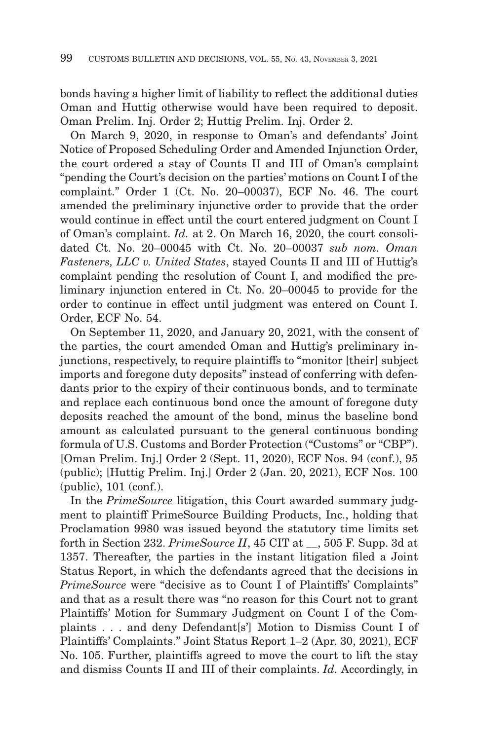bonds having a higher limit of liability to reflect the additional duties Oman and Huttig otherwise would have been required to deposit. Oman Prelim. Inj. Order 2; Huttig Prelim. Inj. Order 2.

On March 9, 2020, in response to Oman's and defendants' Joint Notice of Proposed Scheduling Order and Amended Injunction Order, the court ordered a stay of Counts II and III of Oman's complaint "pending the Court's decision on the parties' motions on Count I of the complaint." Order 1 (Ct. No. 20–00037), ECF No. 46. The court amended the preliminary injunctive order to provide that the order would continue in effect until the court entered judgment on Count I of Oman's complaint. *Id.* at 2. On March 16, 2020, the court consolidated Ct. No. 20–00045 with Ct. No. 20–00037 *sub nom. Oman Fasteners, LLC v. United States*, stayed Counts II and III of Huttig's complaint pending the resolution of Count I, and modified the preliminary injunction entered in Ct. No. 20–00045 to provide for the order to continue in effect until judgment was entered on Count I. Order, ECF No. 54.

On September 11, 2020, and January 20, 2021, with the consent of the parties, the court amended Oman and Huttig's preliminary injunctions, respectively, to require plaintiffs to "monitor [their] subject imports and foregone duty deposits" instead of conferring with defendants prior to the expiry of their continuous bonds, and to terminate and replace each continuous bond once the amount of foregone duty deposits reached the amount of the bond, minus the baseline bond amount as calculated pursuant to the general continuous bonding formula of U.S. Customs and Border Protection ("Customs" or "CBP"). [Oman Prelim. Inj.] Order 2 (Sept. 11, 2020), ECF Nos. 94 (conf.), 95 (public); [Huttig Prelim. Inj.] Order 2 (Jan. 20, 2021), ECF Nos. 100 (public), 101 (conf.).

In the *PrimeSource* litigation, this Court awarded summary judgment to plaintiff PrimeSource Building Products, Inc., holding that Proclamation 9980 was issued beyond the statutory time limits set forth in Section 232. *PrimeSource II*, 45 CIT at __, 505 F. Supp. 3d at 1357. Thereafter, the parties in the instant litigation filed a Joint Status Report, in which the defendants agreed that the decisions in *PrimeSource* were "decisive as to Count I of Plaintiffs' Complaints" and that as a result there was "no reason for this Court not to grant Plaintiffs' Motion for Summary Judgment on Count I of the Complaints . . . and deny Defendant[s'] Motion to Dismiss Count I of Plaintiffs' Complaints." Joint Status Report 1–2 (Apr. 30, 2021), ECF No. 105. Further, plaintiffs agreed to move the court to lift the stay and dismiss Counts II and III of their complaints. *Id.* Accordingly, in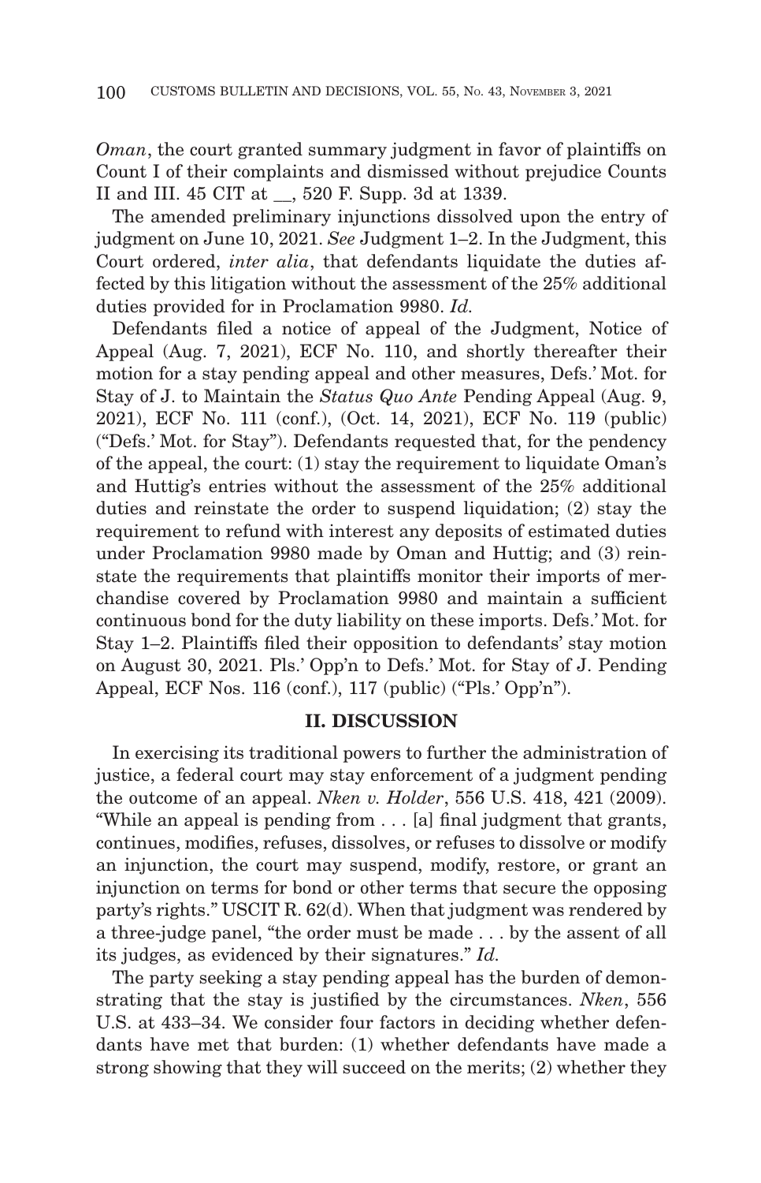*Oman*, the court granted summary judgment in favor of plaintiffs on Count I of their complaints and dismissed without prejudice Counts II and III. 45 CIT at __, 520 F. Supp. 3d at 1339.

The amended preliminary injunctions dissolved upon the entry of judgment on June 10, 2021. *See* Judgment 1–2. In the Judgment, this Court ordered, *inter alia*, that defendants liquidate the duties affected by this litigation without the assessment of the 25% additional duties provided for in Proclamation 9980. *Id.*

Defendants filed a notice of appeal of the Judgment, Notice of Appeal (Aug. 7, 2021), ECF No. 110, and shortly thereafter their motion for a stay pending appeal and other measures, Defs.' Mot. for Stay of J. to Maintain the *Status Quo Ante* Pending Appeal (Aug. 9, 2021), ECF No. 111 (conf.), (Oct. 14, 2021), ECF No. 119 (public) ("Defs.' Mot. for Stay"). Defendants requested that, for the pendency of the appeal, the court: (1) stay the requirement to liquidate Oman's and Huttig's entries without the assessment of the 25% additional duties and reinstate the order to suspend liquidation; (2) stay the requirement to refund with interest any deposits of estimated duties under Proclamation 9980 made by Oman and Huttig; and (3) reinstate the requirements that plaintiffs monitor their imports of merchandise covered by Proclamation 9980 and maintain a sufficient continuous bond for the duty liability on these imports. Defs.' Mot. for Stay 1–2. Plaintiffs filed their opposition to defendants' stay motion on August 30, 2021. Pls.' Opp'n to Defs.' Mot. for Stay of J. Pending Appeal, ECF Nos. 116 (conf.), 117 (public) ("Pls.' Opp'n").

## II. DISCUSSION

In exercising its traditional powers to further the administration of justice, a federal court may stay enforcement of a judgment pending the outcome of an appeal. *Nken v. Holder*, 556 U.S. 418, 421 (2009). "While an appeal is pending from . . . [a] final judgment that grants, continues, modifies, refuses, dissolves, or refuses to dissolve or modify an injunction, the court may suspend, modify, restore, or grant an injunction on terms for bond or other terms that secure the opposing party's rights." USCIT R. 62(d). When that judgment was rendered by a three-judge panel, "the order must be made . . . by the assent of all its judges, as evidenced by their signatures." *Id.*

The party seeking a stay pending appeal has the burden of demonstrating that the stay is justified by the circumstances. *Nken*, 556 U.S. at 433–34. We consider four factors in deciding whether defendants have met that burden: (1) whether defendants have made a strong showing that they will succeed on the merits; (2) whether they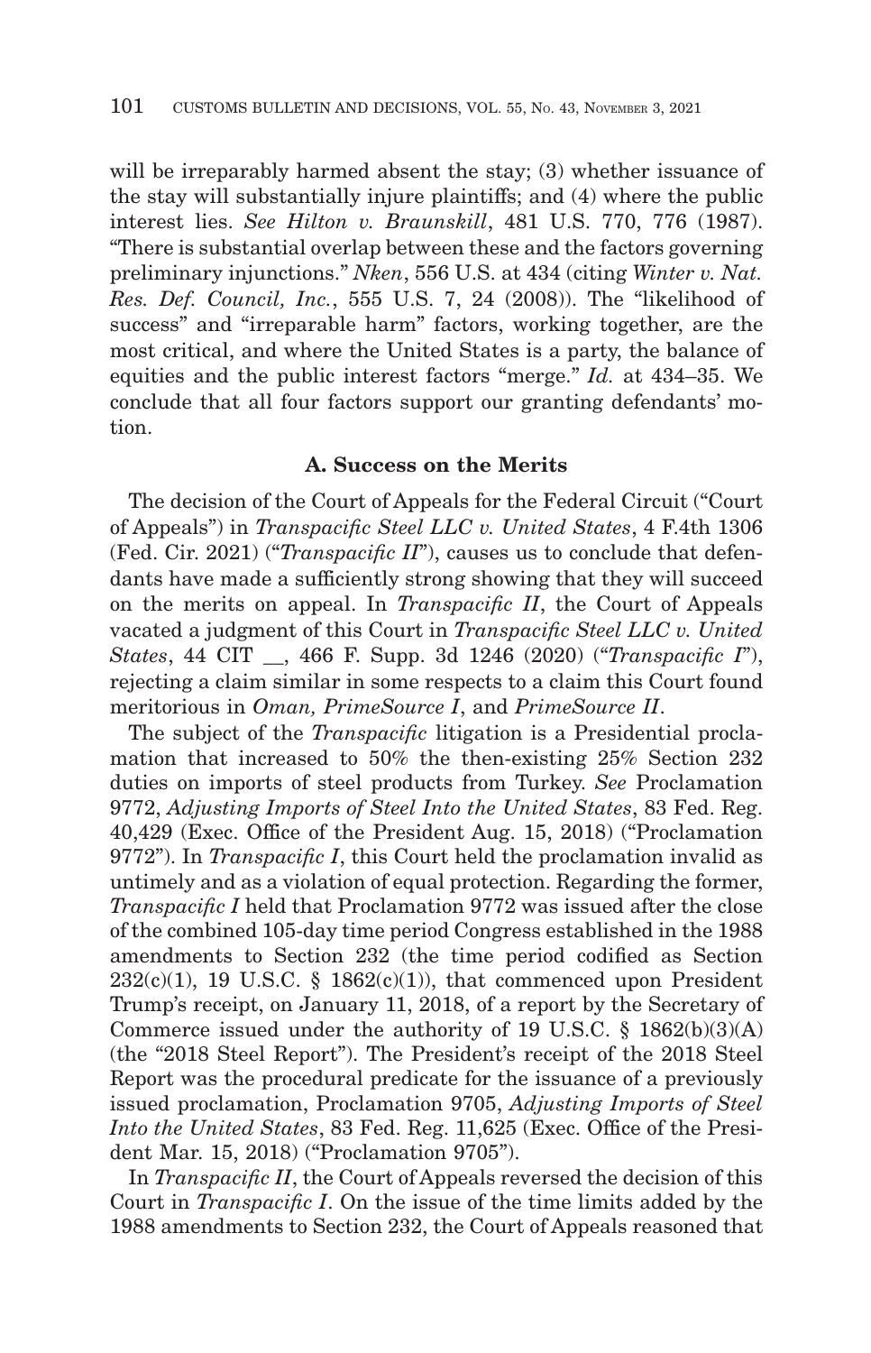will be irreparably harmed absent the stay; (3) whether issuance of the stay will substantially injure plaintiffs; and (4) where the public interest lies. *See Hilton v. Braunskill*, 481 U.S. 770, 776 (1987). "There is substantial overlap between these and the factors governing preliminary injunctions." *Nken*, 556 U.S. at 434 (citing *Winter v. Nat. Res. Def. Council, Inc.*, 555 U.S. 7, 24 (2008)). The "likelihood of success" and "irreparable harm" factors, working together, are the most critical, and where the United States is a party, the balance of equities and the public interest factors "merge." *Id.* at 434–35. We conclude that all four factors support our granting defendants' motion.

### A. Success on the Merits

The decision of the Court of Appeals for the Federal Circuit ("Court of Appeals") in *Transpacific Steel LLC v. United States*, 4 F.4th 1306 (Fed. Cir. 2021) ("*Transpacific II*"), causes us to conclude that defendants have made a sufficiently strong showing that they will succeed on the merits on appeal. In *Transpacific II*, the Court of Appeals vacated a judgment of this Court in *Transpacific Steel LLC v. United States*, 44 CIT __, 466 F. Supp. 3d 1246 (2020) ("*Transpacific I*"), rejecting a claim similar in some respects to a claim this Court found meritorious in *Oman, PrimeSource I*, and *PrimeSource II*.

The subject of the *Transpacific* litigation is a Presidential proclamation that increased to 50% the then-existing 25% Section 232 duties on imports of steel products from Turkey. *See* Proclamation 9772, *Adjusting Imports of Steel Into the United States*, 83 Fed. Reg. 40,429 (Exec. Office of the President Aug. 15, 2018) ("Proclamation 9772"). In *Transpacific I*, this Court held the proclamation invalid as untimely and as a violation of equal protection. Regarding the former, *Transpacific I* held that Proclamation 9772 was issued after the close of the combined 105-day time period Congress established in the 1988 amendments to Section 232 (the time period codified as Section 232(c)(1), 19 U.S.C. § 1862(c)(1)), that commenced upon President Trump's receipt, on January 11, 2018, of a report by the Secretary of Commerce issued under the authority of 19 U.S.C. § 1862(b)(3)(A) (the "2018 Steel Report"). The President's receipt of the 2018 Steel Report was the procedural predicate for the issuance of a previously issued proclamation, Proclamation 9705, *Adjusting Imports of Steel Into the United States*, 83 Fed. Reg. 11,625 (Exec. Office of the President Mar. 15, 2018) ("Proclamation 9705").

In *Transpacific II*, the Court of Appeals reversed the decision of this Court in *Transpacific I*. On the issue of the time limits added by the 1988 amendments to Section 232, the Court of Appeals reasoned that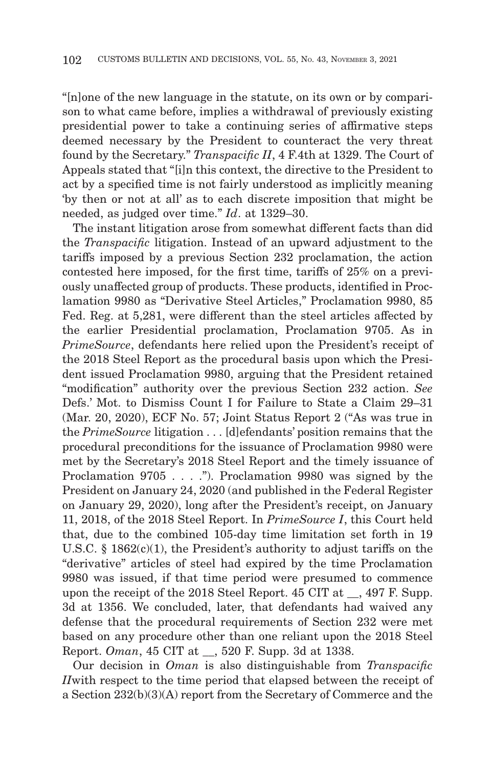"[n]one of the new language in the statute, on its own or by comparison to what came before, implies a withdrawal of previously existing presidential power to take a continuing series of affirmative steps deemed necessary by the President to counteract the very threat found by the Secretary." *Transpacific II*, 4 F.4th at 1329. The Court of Appeals stated that "[i]n this context, the directive to the President to act by a specified time is not fairly understood as implicitly meaning 'by then or not at all' as to each discrete imposition that might be needed, as judged over time." *Id*. at 1329–30.

The instant litigation arose from somewhat different facts than did the *Transpacific* litigation. Instead of an upward adjustment to the tariffs imposed by a previous Section 232 proclamation, the action contested here imposed, for the first time, tariffs of 25% on a previously unaffected group of products. These products, identified in Proclamation 9980 as "Derivative Steel Articles," Proclamation 9980, 85 Fed. Reg. at 5,281, were different than the steel articles affected by the earlier Presidential proclamation, Proclamation 9705. As in *PrimeSource*, defendants here relied upon the President's receipt of the 2018 Steel Report as the procedural basis upon which the President issued Proclamation 9980, arguing that the President retained "modification" authority over the previous Section 232 action. *See* Defs.' Mot. to Dismiss Count I for Failure to State a Claim 29–31 (Mar. 20, 2020), ECF No. 57; Joint Status Report 2 ("As was true in the *PrimeSource* litigation . . . [d]efendants' position remains that the procedural preconditions for the issuance of Proclamation 9980 were met by the Secretary's 2018 Steel Report and the timely issuance of Proclamation 9705 . . . ."). Proclamation 9980 was signed by the President on January 24, 2020 (and published in the Federal Register on January 29, 2020), long after the President's receipt, on January 11, 2018, of the 2018 Steel Report. In *PrimeSource I*, this Court held that, due to the combined 105-day time limitation set forth in 19 U.S.C. § 1862(c)(1), the President's authority to adjust tariffs on the "derivative" articles of steel had expired by the time Proclamation 9980 was issued, if that time period were presumed to commence upon the receipt of the 2018 Steel Report. 45 CIT at __, 497 F. Supp. 3d at 1356. We concluded, later, that defendants had waived any defense that the procedural requirements of Section 232 were met based on any procedure other than one reliant upon the 2018 Steel Report. *Oman*, 45 CIT at __, 520 F. Supp. 3d at 1338.

Our decision in *Oman* is also distinguishable from *Transpacific II* with respect to the time period that elapsed between the receipt of a Section 232(b)(3)(A) report from the Secretary of Commerce and the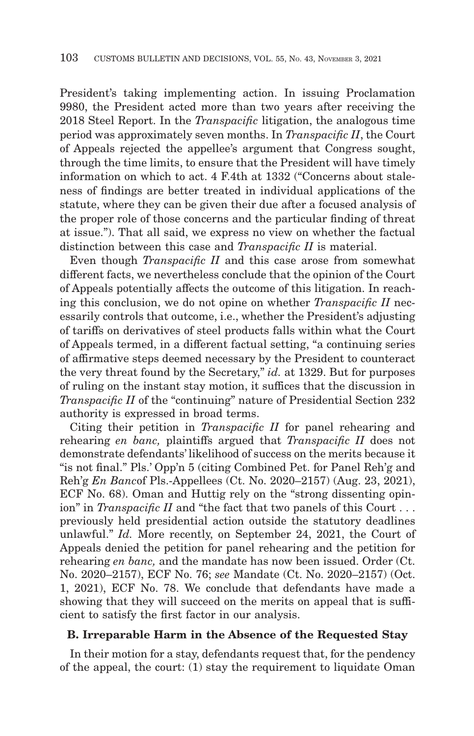President's taking implementing action. In issuing Proclamation 9980, the President acted more than two years after receiving the 2018 Steel Report. In the *Transpacific* litigation, the analogous time period was approximately seven months. In *Transpacific II*, the Court of Appeals rejected the appellee's argument that Congress sought, through the time limits, to ensure that the President will have timely information on which to act. 4 F.4th at 1332 ("Concerns about staleness of findings are better treated in individual applications of the statute, where they can be given their due after a focused analysis of the proper role of those concerns and the particular finding of threat at issue."). That all said, we express no view on whether the factual distinction between this case and *Transpacific II* is material.

Even though *Transpacific II* and this case arose from somewhat different facts, we nevertheless conclude that the opinion of the Court of Appeals potentially affects the outcome of this litigation. In reaching this conclusion, we do not opine on whether *Transpacific II* necessarily controls that outcome, i.e., whether the President's adjusting of tariffs on derivatives of steel products falls within what the Court of Appeals termed, in a different factual setting, "a continuing series of affirmative steps deemed necessary by the President to counteract the very threat found by the Secretary," *id.* at 1329. But for purposes of ruling on the instant stay motion, it suffices that the discussion in *Transpacific II* of the "continuing" nature of Presidential Section 232 authority is expressed in broad terms.

Citing their petition in *Transpacific II* for panel rehearing and rehearing *en banc,* plaintiffs argued that *Transpacific II* does not demonstrate defendants' likelihood of success on the merits because it "is not final." Pls.' Opp'n 5 (citing Combined Pet. for Panel Reh'g and Reh'g *En Banc*of Pls.-Appellees (Ct. No. 2020–2157) (Aug. 23, 2021), ECF No. 68). Oman and Huttig rely on the "strong dissenting opinion" in *Transpacific II* and "the fact that two panels of this Court . . . previously held presidential action outside the statutory deadlines unlawful." *Id.* More recently, on September 24, 2021, the Court of Appeals denied the petition for panel rehearing and the petition for rehearing *en banc,* and the mandate has now been issued. Order (Ct. No. 2020–2157), ECF No. 76; *see* Mandate (Ct. No. 2020–2157) (Oct. 1, 2021), ECF No. 78. We conclude that defendants have made a showing that they will succeed on the merits on appeal that is sufficient to satisfy the first factor in our analysis.

### B. Irreparable Harm in the Absence of the Requested Stay

In their motion for a stay, defendants request that, for the pendency of the appeal, the court: (1) stay the requirement to liquidate Oman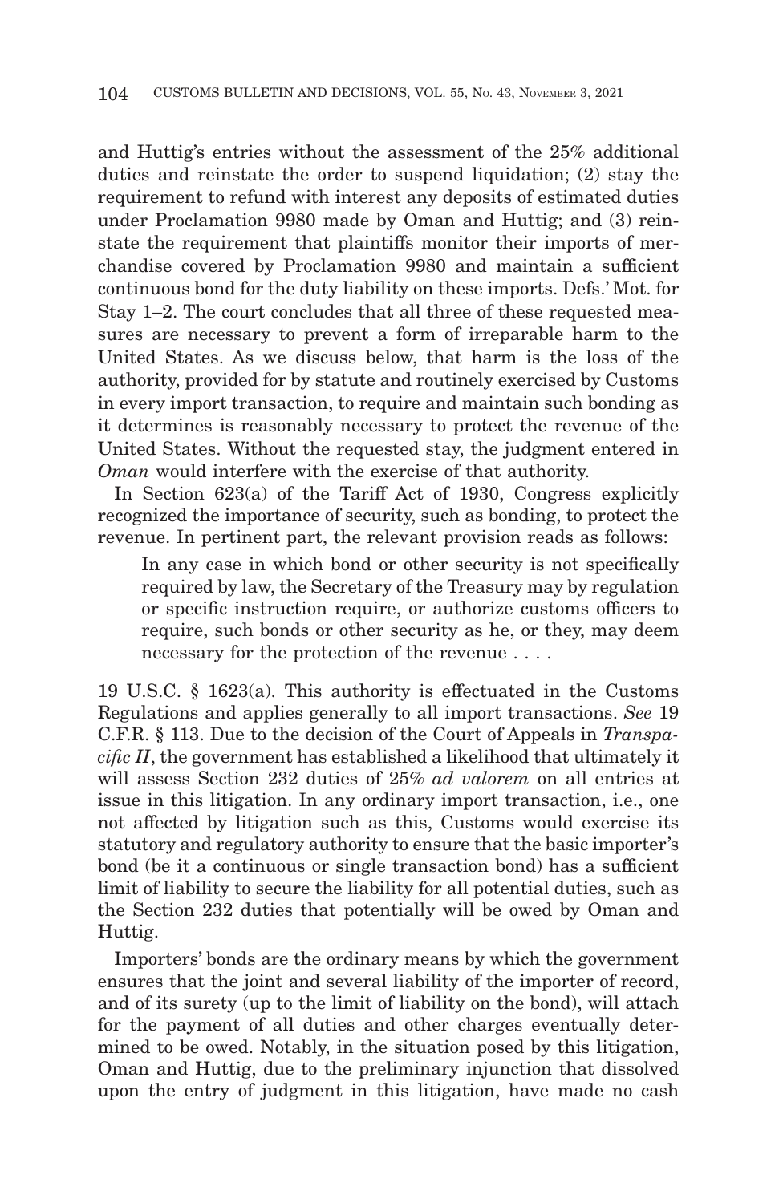and Huttig's entries without the assessment of the 25% additional duties and reinstate the order to suspend liquidation; (2) stay the requirement to refund with interest any deposits of estimated duties under Proclamation 9980 made by Oman and Huttig; and (3) reinstate the requirement that plaintiffs monitor their imports of merchandise covered by Proclamation 9980 and maintain a sufficient continuous bond for the duty liability on these imports. Defs.' Mot. for Stay 1–2. The court concludes that all three of these requested measures are necessary to prevent a form of irreparable harm to the United States. As we discuss below, that harm is the loss of the authority, provided for by statute and routinely exercised by Customs in every import transaction, to require and maintain such bonding as it determines is reasonably necessary to protect the revenue of the United States. Without the requested stay, the judgment entered in *Oman* would interfere with the exercise of that authority.

In Section 623(a) of the Tariff Act of 1930, Congress explicitly recognized the importance of security, such as bonding, to protect the revenue. In pertinent part, the relevant provision reads as follows:

> In any case in which bond or other security is not specifically required by law, the Secretary of the Treasury may by regulation or specific instruction require, or authorize customs officers to require, such bonds or other security as he, or they, may deem necessary for the protection of the revenue . . . .

19 U.S.C. § 1623(a). This authority is effectuated in the Customs Regulations and applies generally to all import transactions. *See* 19 C.F.R. § 113. Due to the decision of the Court of Appeals in *Transpacific II*, the government has established a likelihood that ultimately it will assess Section 232 duties of 25% *ad valorem* on all entries at issue in this litigation. In any ordinary import transaction, i.e., one not affected by litigation such as this, Customs would exercise its statutory and regulatory authority to ensure that the basic importer's bond (be it a continuous or single transaction bond) has a sufficient limit of liability to secure the liability for all potential duties, such as the Section 232 duties that potentially will be owed by Oman and Huttig.

Importers' bonds are the ordinary means by which the government ensures that the joint and several liability of the importer of record, and of its surety (up to the limit of liability on the bond), will attach for the payment of all duties and other charges eventually determined to be owed. Notably, in the situation posed by this litigation, Oman and Huttig, due to the preliminary injunction that dissolved upon the entry of judgment in this litigation, have made no cash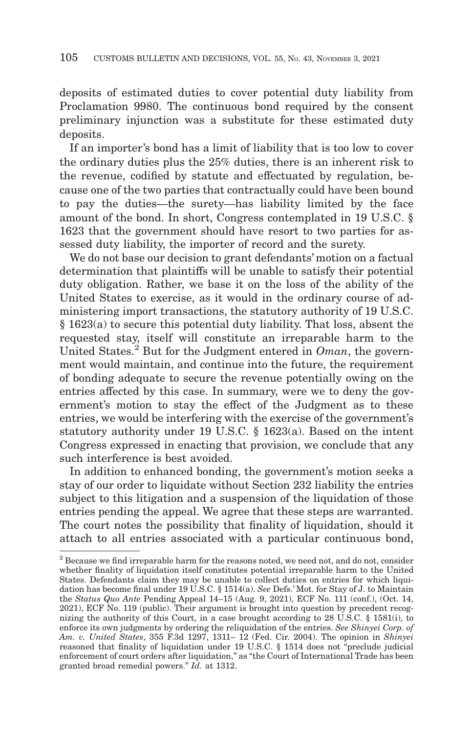deposits of estimated duties to cover potential duty liability from Proclamation 9980. The continuous bond required by the consent preliminary injunction was a substitute for these estimated duty deposits.

If an importer's bond has a limit of liability that is too low to cover the ordinary duties plus the 25% duties, there is an inherent risk to the revenue, codified by statute and effectuated by regulation, because one of the two parties that contractually could have been bound to pay the duties—the surety—has liability limited by the face amount of the bond. In short, Congress contemplated in 19 U.S.C. § 1623 that the government should have resort to two parties for assessed duty liability, the importer of record and the surety.

We do not base our decision to grant defendants' motion on a factual determination that plaintiffs will be unable to satisfy their potential duty obligation. Rather, we base it on the loss of the ability of the United States to exercise, as it would in the ordinary course of administering import transactions, the statutory authority of 19 U.S.C. § 1623(a) to secure this potential duty liability. That loss, absent the requested stay, itself will constitute an irreparable harm to the United States.[2] But for the Judgment entered in *Oman*, the government would maintain, and continue into the future, the requirement of bonding adequate to secure the revenue potentially owing on the entries affected by this case. In summary, were we to deny the government's motion to stay the effect of the Judgment as to these entries, we would be interfering with the exercise of the government's statutory authority under 19 U.S.C. § 1623(a). Based on the intent Congress expressed in enacting that provision, we conclude that any such interference is best avoided.

In addition to enhanced bonding, the government's motion seeks a stay of our order to liquidate without Section 232 liability the entries subject to this litigation and a suspension of the liquidation of those entries pending the appeal. We agree that these steps are warranted. The court notes the possibility that finality of liquidation, should it attach to all entries associated with a particular continuous bond,

[2] Because we find irreparable harm for the reasons noted, we need not, and do not, consider whether finality of liquidation itself constitutes potential irreparable harm to the United States. Defendants claim they may be unable to collect duties on entries for which liquidation has become final under 19 U.S.C. § 1514(a). *See* Defs.' Mot. for Stay of J. to Maintain the *Status Quo Ante* Pending Appeal 14–15 (Aug. 9, 2021), ECF No. 111 (conf.), (Oct. 14, 2021), ECF No. 119 (public). Their argument is brought into question by precedent recognizing the authority of this Court, in a case brought according to 28 U.S.C. § 1581(i), to enforce its own judgments by ordering the reliquidation of the entries. *See Shinyei Corp. of Am. v. United States*, 355 F.3d 1297, 1311– 12 (Fed. Cir. 2004). The opinion in *Shinyei* reasoned that finality of liquidation under 19 U.S.C. § 1514 does not "preclude judicial enforcement of court orders after liquidation," as "the Court of International Trade has been granted broad remedial powers." *Id.* at 1312.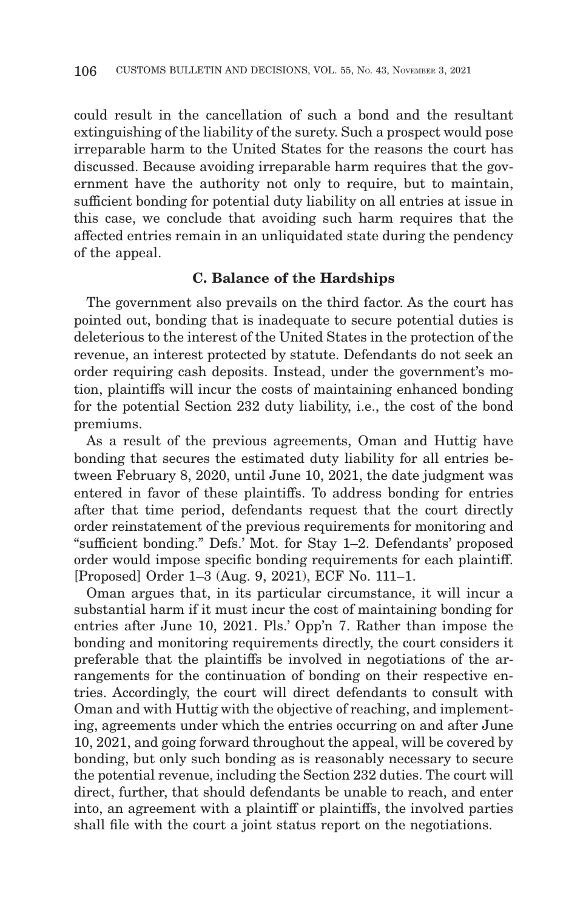could result in the cancellation of such a bond and the resultant extinguishing of the liability of the surety. Such a prospect would pose irreparable harm to the United States for the reasons the court has discussed. Because avoiding irreparable harm requires that the government have the authority not only to require, but to maintain, sufficient bonding for potential duty liability on all entries at issue in this case, we conclude that avoiding such harm requires that the affected entries remain in an unliquidated state during the pendency of the appeal.

### C. Balance of the Hardships

The government also prevails on the third factor. As the court has pointed out, bonding that is inadequate to secure potential duties is deleterious to the interest of the United States in the protection of the revenue, an interest protected by statute. Defendants do not seek an order requiring cash deposits. Instead, under the government's motion, plaintiffs will incur the costs of maintaining enhanced bonding for the potential Section 232 duty liability, i.e., the cost of the bond premiums.

As a result of the previous agreements, Oman and Huttig have bonding that secures the estimated duty liability for all entries between February 8, 2020, until June 10, 2021, the date judgment was entered in favor of these plaintiffs. To address bonding for entries after that time period, defendants request that the court directly order reinstatement of the previous requirements for monitoring and "sufficient bonding." Defs.' Mot. for Stay 1–2. Defendants' proposed order would impose specific bonding requirements for each plaintiff. [Proposed] Order 1–3 (Aug. 9, 2021), ECF No. 111–1.

Oman argues that, in its particular circumstance, it will incur a substantial harm if it must incur the cost of maintaining bonding for entries after June 10, 2021. Pls.' Opp'n 7. Rather than impose the bonding and monitoring requirements directly, the court considers it preferable that the plaintiffs be involved in negotiations of the arrangements for the continuation of bonding on their respective entries. Accordingly, the court will direct defendants to consult with Oman and with Huttig with the objective of reaching, and implementing, agreements under which the entries occurring on and after June 10, 2021, and going forward throughout the appeal, will be covered by bonding, but only such bonding as is reasonably necessary to secure the potential revenue, including the Section 232 duties. The court will direct, further, that should defendants be unable to reach, and enter into, an agreement with a plaintiff or plaintiffs, the involved parties shall file with the court a joint status report on the negotiations.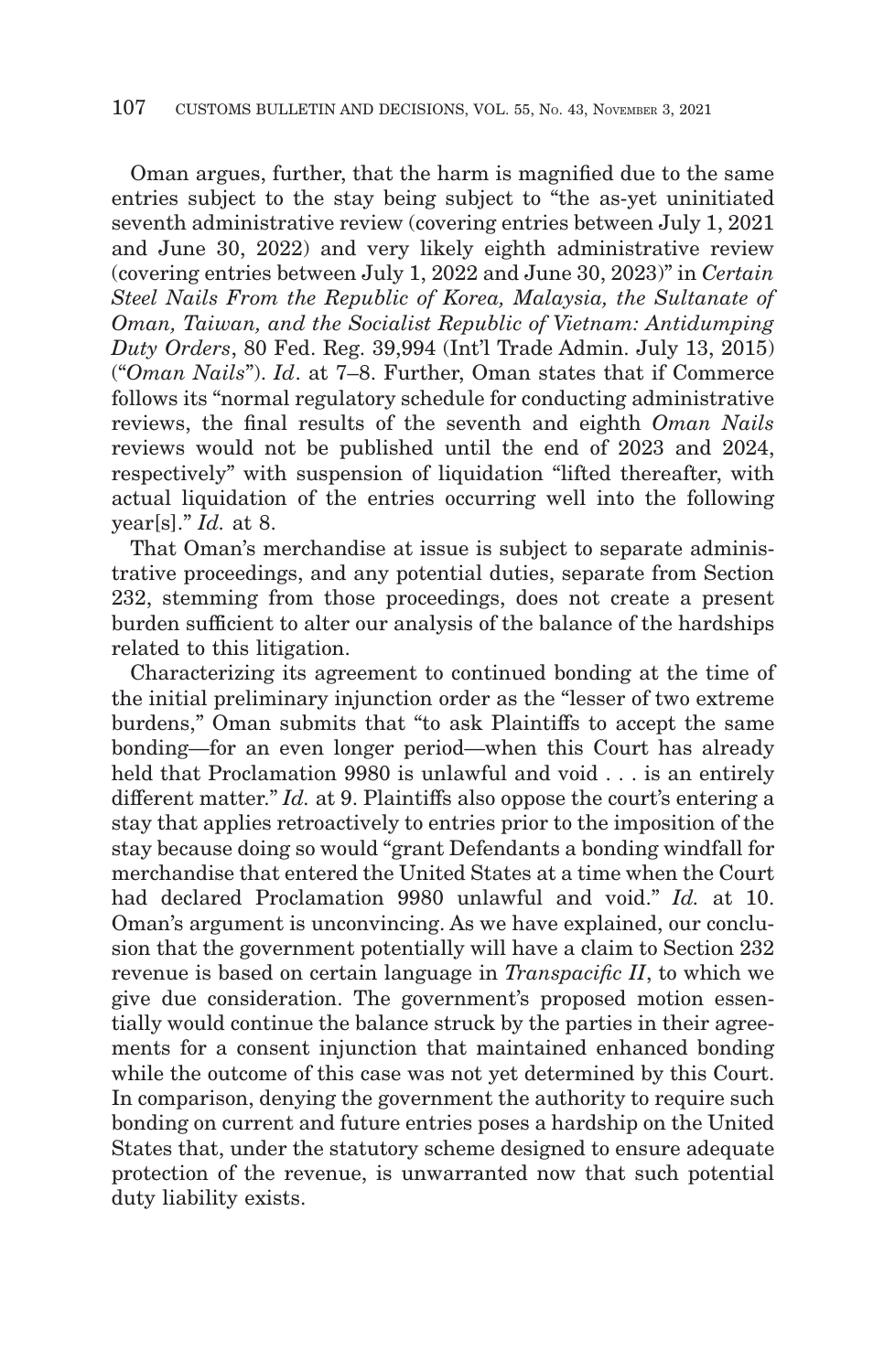Oman argues, further, that the harm is magnified due to the same entries subject to the stay being subject to "the as-yet uninitiated seventh administrative review (covering entries between July 1, 2021 and June 30, 2022) and very likely eighth administrative review (covering entries between July 1, 2022 and June 30, 2023)" in *Certain Steel Nails From the Republic of Korea, Malaysia, the Sultanate of Oman, Taiwan, and the Socialist Republic of Vietnam: Antidumping Duty Orders*, 80 Fed. Reg. 39,994 (Int'l Trade Admin. July 13, 2015) ("*Oman Nails*"). *Id*. at 7–8. Further, Oman states that if Commerce follows its "normal regulatory schedule for conducting administrative reviews, the final results of the seventh and eighth *Oman Nails* reviews would not be published until the end of 2023 and 2024, respectively" with suspension of liquidation "lifted thereafter, with actual liquidation of the entries occurring well into the following year[s]." *Id.* at 8.

That Oman's merchandise at issue is subject to separate administrative proceedings, and any potential duties, separate from Section 232, stemming from those proceedings, does not create a present burden sufficient to alter our analysis of the balance of the hardships related to this litigation.

Characterizing its agreement to continued bonding at the time of the initial preliminary injunction order as the "lesser of two extreme burdens," Oman submits that "to ask Plaintiffs to accept the same bonding—for an even longer period—when this Court has already held that Proclamation 9980 is unlawful and void . . . is an entirely different matter." *Id.* at 9. Plaintiffs also oppose the court's entering a stay that applies retroactively to entries prior to the imposition of the stay because doing so would "grant Defendants a bonding windfall for merchandise that entered the United States at a time when the Court had declared Proclamation 9980 unlawful and void." *Id.* at 10. Oman's argument is unconvincing. As we have explained, our conclusion that the government potentially will have a claim to Section 232 revenue is based on certain language in *Transpacific II*, to which we give due consideration. The government's proposed motion essentially would continue the balance struck by the parties in their agreements for a consent injunction that maintained enhanced bonding while the outcome of this case was not yet determined by this Court. In comparison, denying the government the authority to require such bonding on current and future entries poses a hardship on the United States that, under the statutory scheme designed to ensure adequate protection of the revenue, is unwarranted now that such potential duty liability exists.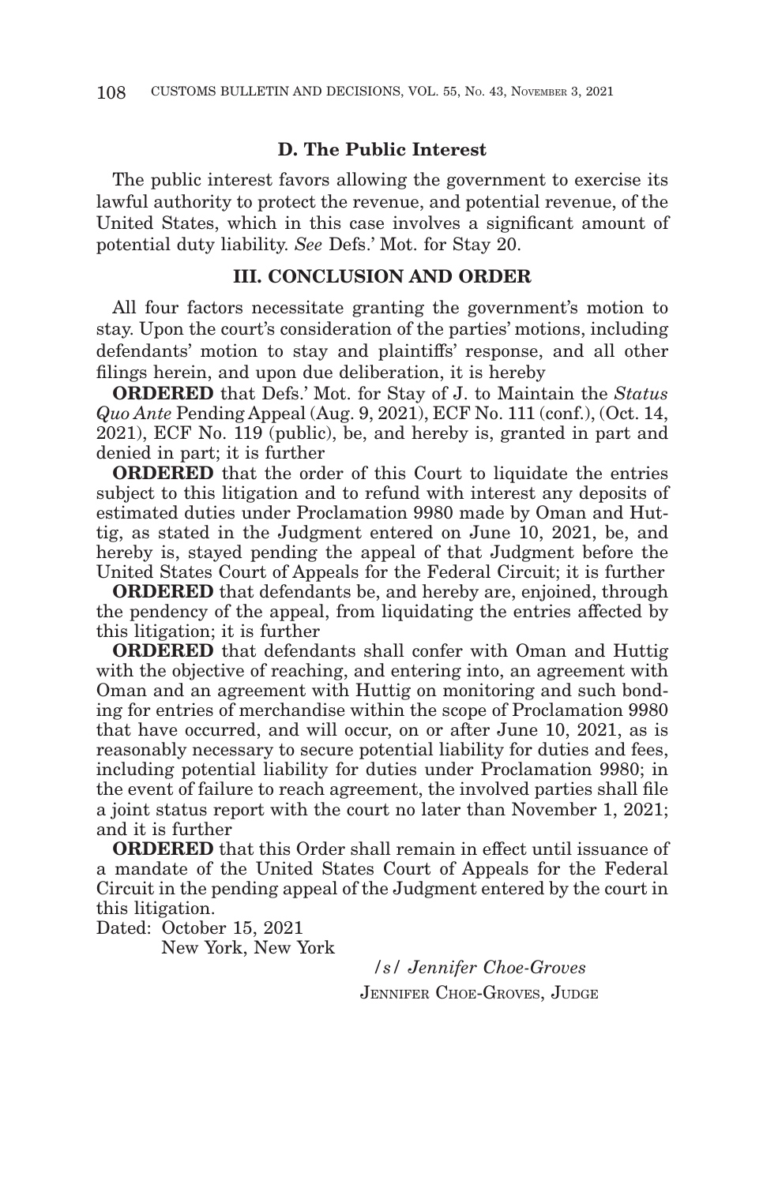### D. The Public Interest

The public interest favors allowing the government to exercise its lawful authority to protect the revenue, and potential revenue, of the United States, which in this case involves a significant amount of potential duty liability. *See* Defs.' Mot. for Stay 20.

## III. CONCLUSION AND ORDER

All four factors necessitate granting the government's motion to stay. Upon the court's consideration of the parties' motions, including defendants' motion to stay and plaintiffs' response, and all other filings herein, and upon due deliberation, it is hereby

**ORDERED** that Defs.' Mot. for Stay of J. to Maintain the *Status Quo Ante* Pending Appeal (Aug. 9, 2021), ECF No. 111 (conf.), (Oct. 14, 2021), ECF No. 119 (public), be, and hereby is, granted in part and denied in part; it is further

**ORDERED** that the order of this Court to liquidate the entries subject to this litigation and to refund with interest any deposits of estimated duties under Proclamation 9980 made by Oman and Huttig, as stated in the Judgment entered on June 10, 2021, be, and hereby is, stayed pending the appeal of that Judgment before the United States Court of Appeals for the Federal Circuit; it is further

**ORDERED** that defendants be, and hereby are, enjoined, through the pendency of the appeal, from liquidating the entries affected by this litigation; it is further

**ORDERED** that defendants shall confer with Oman and Huttig with the objective of reaching, and entering into, an agreement with Oman and an agreement with Huttig on monitoring and such bonding for entries of merchandise within the scope of Proclamation 9980 that have occurred, and will occur, on or after June 10, 2021, as is reasonably necessary to secure potential liability for duties and fees, including potential liability for duties under Proclamation 9980; in the event of failure to reach agreement, the involved parties shall file a joint status report with the court no later than November 1, 2021; and it is further

**ORDERED** that this Order shall remain in effect until issuance of a mandate of the United States Court of Appeals for the Federal Circuit in the pending appeal of the Judgment entered by the court in this litigation.

Dated: October 15, 2021
New York, New York

/s/ *Jennifer Choe-Groves*
JENNIFER CHOE-GROVES, JUDGE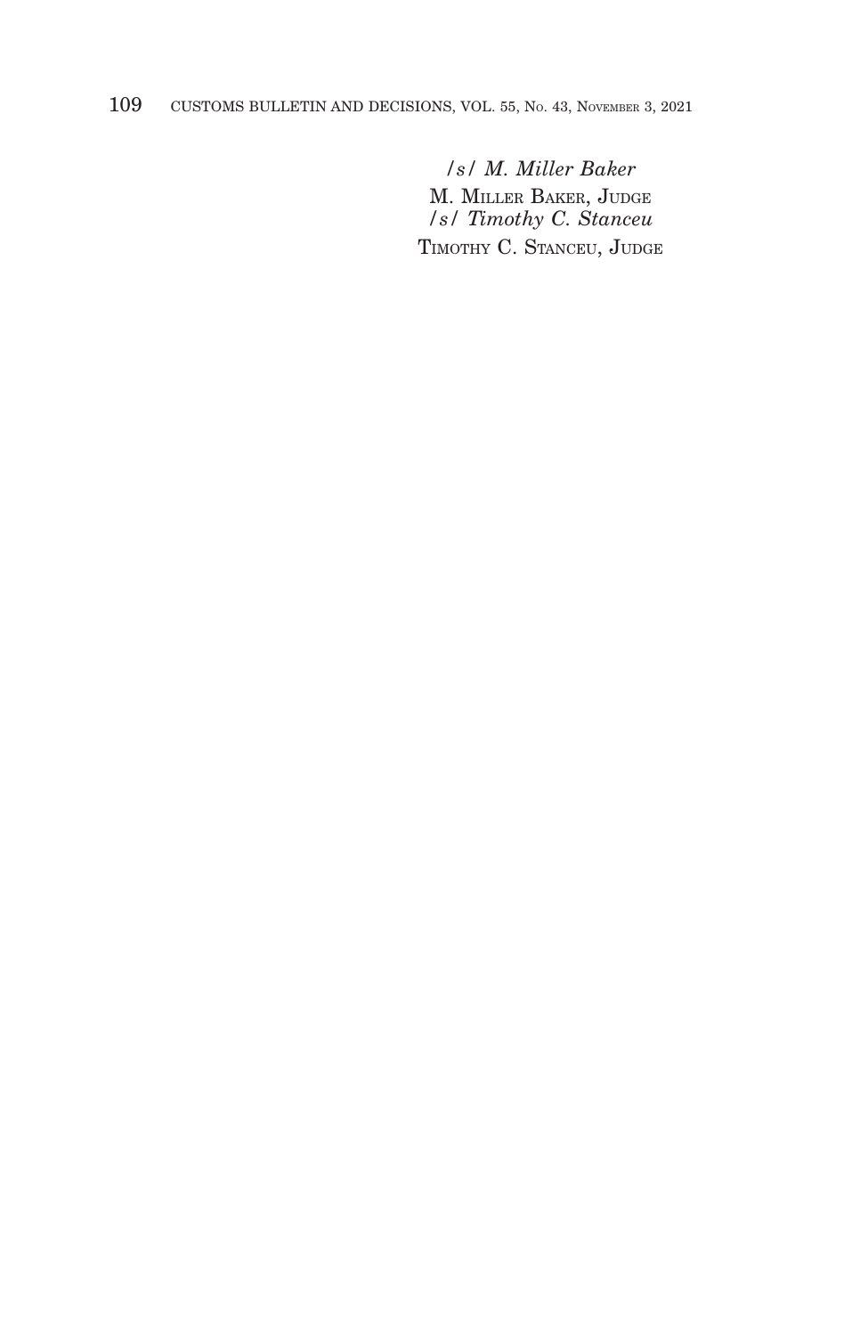/s/ *M. Miller Baker*
M. MILLER BAKER, JUDGE
/s/ *Timothy C. Stanceu*
TIMOTHY C. STANCEU, JUDGE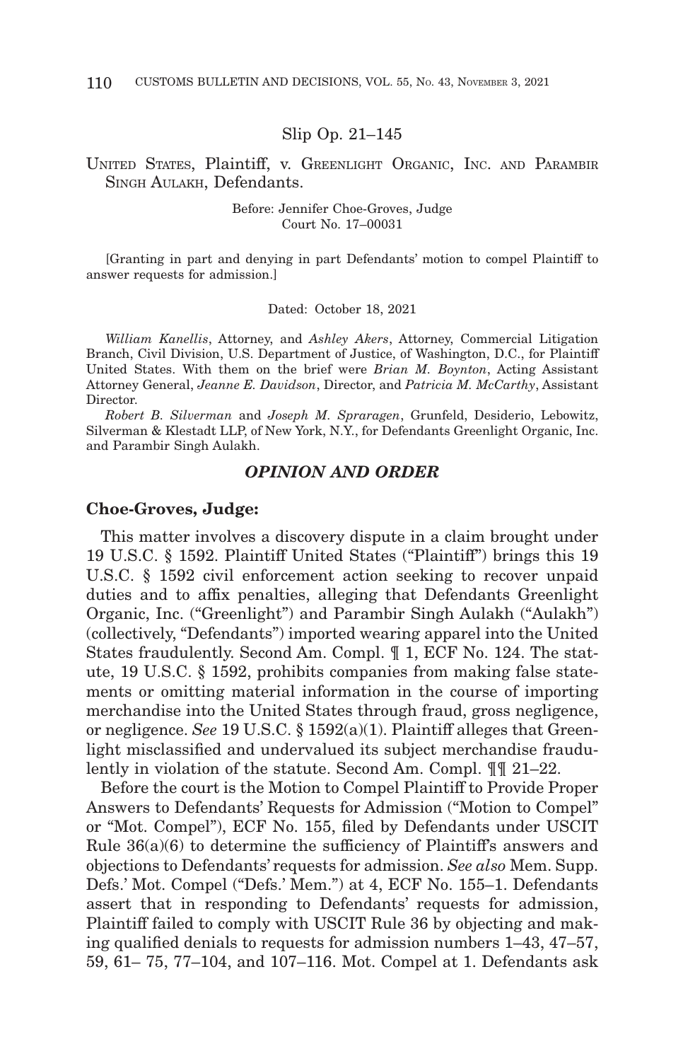Slip Op. 21–145

UNITED STATES, Plaintiff, v. GREENLIGHT ORGANIC, INC. AND PARAMBIR SINGH AULAKH, Defendants.

Before: Jennifer Choe-Groves, Judge
Court No. 17–00031

[Granting in part and denying in part Defendants' motion to compel Plaintiff to answer requests for admission.]

Dated: October 18, 2021

*William Kanellis*, Attorney, and *Ashley Akers*, Attorney, Commercial Litigation Branch, Civil Division, U.S. Department of Justice, of Washington, D.C., for Plaintiff United States. With them on the brief were *Brian M. Boynton*, Acting Assistant Attorney General, *Jeanne E. Davidson*, Director, and *Patricia M. McCarthy*, Assistant Director.

*Robert B. Silverman* and *Joseph M. Spraragen*, Grunfeld, Desiderio, Lebowitz, Silverman & Klestadt LLP, of New York, N.Y., for Defendants Greenlight Organic, Inc. and Parambir Singh Aulakh.

## *OPINION AND ORDER*

**Choe-Groves, Judge:**

This matter involves a discovery dispute in a claim brought under 19 U.S.C. § 1592. Plaintiff United States ("Plaintiff") brings this 19 U.S.C. § 1592 civil enforcement action seeking to recover unpaid duties and to affix penalties, alleging that Defendants Greenlight Organic, Inc. ("Greenlight") and Parambir Singh Aulakh ("Aulakh") (collectively, "Defendants") imported wearing apparel into the United States fraudulently. Second Am. Compl. ¶ 1, ECF No. 124. The statute, 19 U.S.C. § 1592, prohibits companies from making false statements or omitting material information in the course of importing merchandise into the United States through fraud, gross negligence, or negligence. *See* 19 U.S.C. § 1592(a)(1). Plaintiff alleges that Greenlight misclassified and undervalued its subject merchandise fraudulently in violation of the statute. Second Am. Compl. ¶¶ 21–22.

Before the court is the Motion to Compel Plaintiff to Provide Proper Answers to Defendants' Requests for Admission ("Motion to Compel" or "Mot. Compel"), ECF No. 155, filed by Defendants under USCIT Rule 36(a)(6) to determine the sufficiency of Plaintiff's answers and objections to Defendants' requests for admission. *See also* Mem. Supp. Defs.' Mot. Compel ("Defs.' Mem.") at 4, ECF No. 155–1. Defendants assert that in responding to Defendants' requests for admission, Plaintiff failed to comply with USCIT Rule 36 by objecting and making qualified denials to requests for admission numbers 1–43, 47–57, 59, 61– 75, 77–104, and 107–116. Mot. Compel at 1. Defendants ask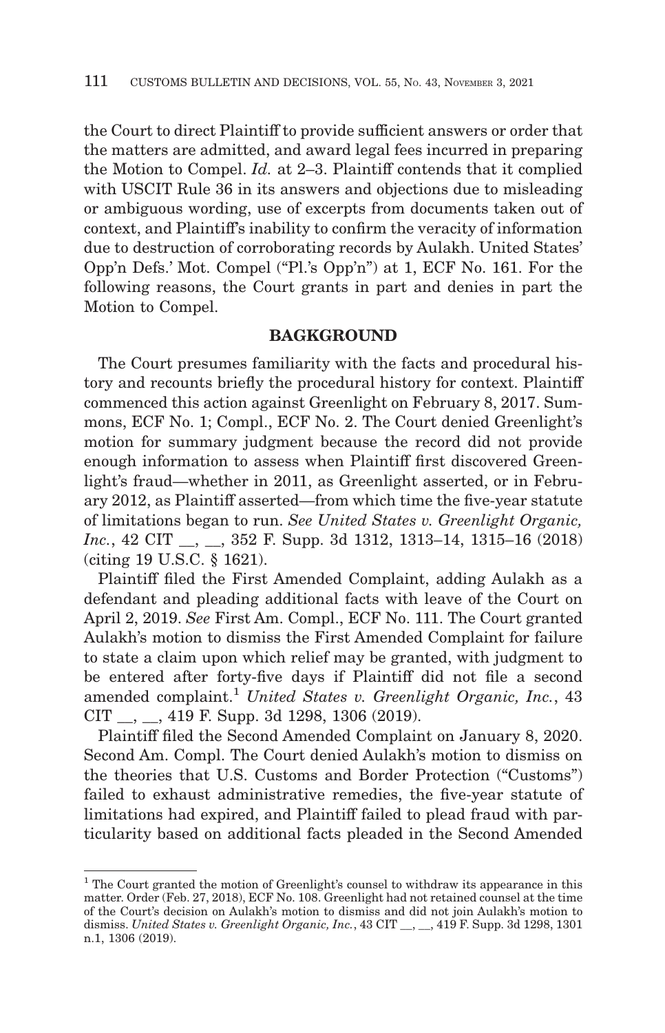the Court to direct Plaintiff to provide sufficient answers or order that the matters are admitted, and award legal fees incurred in preparing the Motion to Compel. *Id.* at 2–3. Plaintiff contends that it complied with USCIT Rule 36 in its answers and objections due to misleading or ambiguous wording, use of excerpts from documents taken out of context, and Plaintiff's inability to confirm the veracity of information due to destruction of corroborating records by Aulakh. United States' Opp'n Defs.' Mot. Compel ("Pl.'s Opp'n") at 1, ECF No. 161. For the following reasons, the Court grants in part and denies in part the Motion to Compel.

## BAGKGROUND

The Court presumes familiarity with the facts and procedural history and recounts briefly the procedural history for context. Plaintiff commenced this action against Greenlight on February 8, 2017. Summons, ECF No. 1; Compl., ECF No. 2. The Court denied Greenlight's motion for summary judgment because the record did not provide enough information to assess when Plaintiff first discovered Greenlight's fraud—whether in 2011, as Greenlight asserted, or in February 2012, as Plaintiff asserted—from which time the five-year statute of limitations began to run. *See United States v. Greenlight Organic, Inc.*, 42 CIT __, __, 352 F. Supp. 3d 1312, 1313–14, 1315–16 (2018) (citing 19 U.S.C. § 1621).

Plaintiff filed the First Amended Complaint, adding Aulakh as a defendant and pleading additional facts with leave of the Court on April 2, 2019. *See* First Am. Compl., ECF No. 111. The Court granted Aulakh's motion to dismiss the First Amended Complaint for failure to state a claim upon which relief may be granted, with judgment to be entered after forty-five days if Plaintiff did not file a second amended complaint.[1] *United States v. Greenlight Organic, Inc.*, 43 CIT __, __, 419 F. Supp. 3d 1298, 1306 (2019).

Plaintiff filed the Second Amended Complaint on January 8, 2020. Second Am. Compl. The Court denied Aulakh's motion to dismiss on the theories that U.S. Customs and Border Protection ("Customs") failed to exhaust administrative remedies, the five-year statute of limitations had expired, and Plaintiff failed to plead fraud with particularity based on additional facts pleaded in the Second Amended

---

[1] The Court granted the motion of Greenlight's counsel to withdraw its appearance in this matter. Order (Feb. 27, 2018), ECF No. 108. Greenlight had not retained counsel at the time of the Court's decision on Aulakh's motion to dismiss and did not join Aulakh's motion to dismiss. *United States v. Greenlight Organic, Inc.*, 43 CIT __, __, 419 F. Supp. 3d 1298, 1301 n.1, 1306 (2019).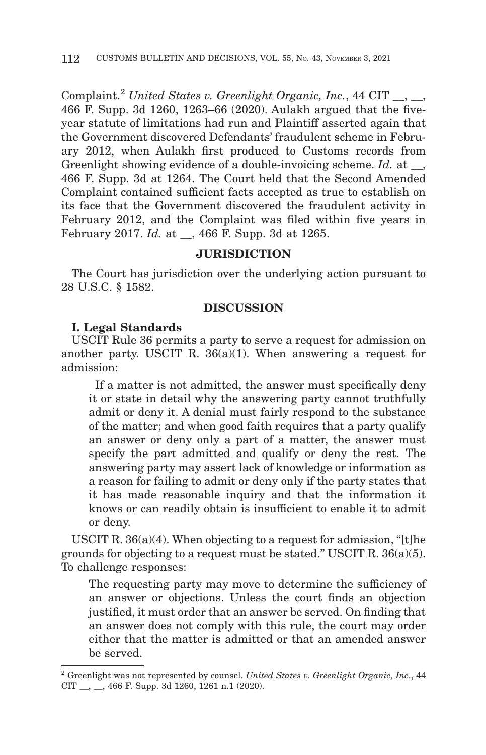Complaint.[2] *United States v. Greenlight Organic, Inc.*, 44 CIT __, __, 466 F. Supp. 3d 1260, 1263–66 (2020). Aulakh argued that the five-year statute of limitations had run and Plaintiff asserted again that the Government discovered Defendants' fraudulent scheme in February 2012, when Aulakh first produced to Customs records from Greenlight showing evidence of a double-invoicing scheme. *Id.* at __, 466 F. Supp. 3d at 1264. The Court held that the Second Amended Complaint contained sufficient facts accepted as true to establish on its face that the Government discovered the fraudulent activity in February 2012, and the Complaint was filed within five years in February 2017. *Id.* at __, 466 F. Supp. 3d at 1265.

## JURISDICTION

The Court has jurisdiction over the underlying action pursuant to 28 U.S.C. § 1582.

## DISCUSSION

### I. Legal Standards

USCIT Rule 36 permits a party to serve a request for admission on another party. USCIT R. 36(a)(1). When answering a request for admission:

> If a matter is not admitted, the answer must specifically deny it or state in detail why the answering party cannot truthfully admit or deny it. A denial must fairly respond to the substance of the matter; and when good faith requires that a party qualify an answer or deny only a part of a matter, the answer must specify the part admitted and qualify or deny the rest. The answering party may assert lack of knowledge or information as a reason for failing to admit or deny only if the party states that it has made reasonable inquiry and that the information it knows or can readily obtain is insufficient to enable it to admit or deny.

USCIT R. 36(a)(4). When objecting to a request for admission, "[t]he grounds for objecting to a request must be stated." USCIT R. 36(a)(5). To challenge responses:

> The requesting party may move to determine the sufficiency of an answer or objections. Unless the court finds an objection justified, it must order that an answer be served. On finding that an answer does not comply with this rule, the court may order either that the matter is admitted or that an amended answer be served.

---

[2] Greenlight was not represented by counsel. *United States v. Greenlight Organic, Inc.*, 44 CIT __, __, 466 F. Supp. 3d 1260, 1261 n.1 (2020).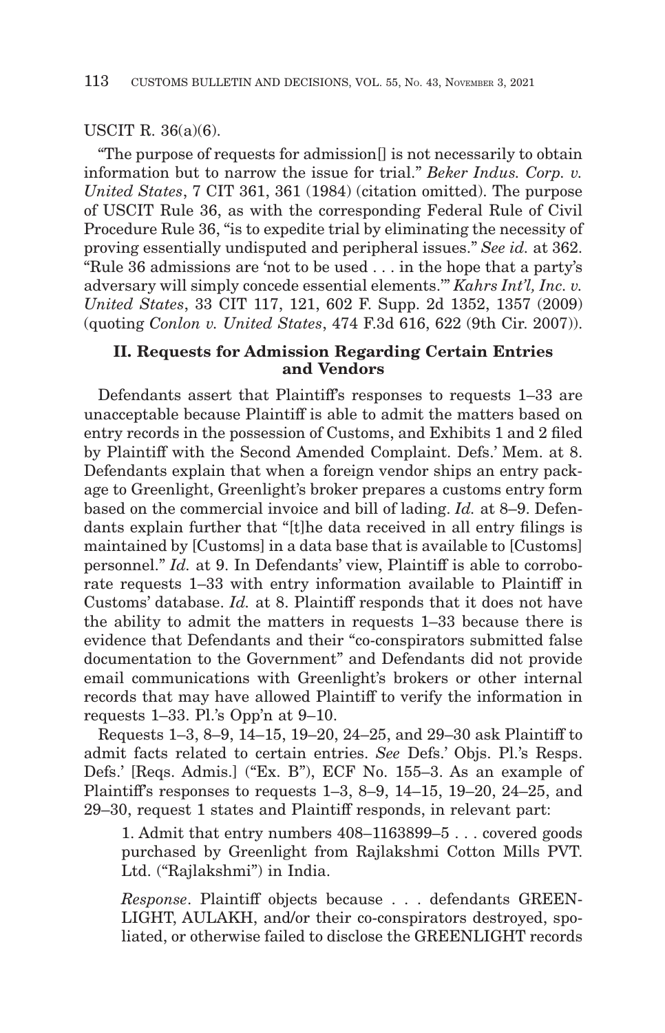USCIT R. 36(a)(6).

"The purpose of requests for admission[] is not necessarily to obtain information but to narrow the issue for trial." *Beker Indus. Corp. v. United States*, 7 CIT 361, 361 (1984) (citation omitted). The purpose of USCIT Rule 36, as with the corresponding Federal Rule of Civil Procedure Rule 36, "is to expedite trial by eliminating the necessity of proving essentially undisputed and peripheral issues." *See id.* at 362. "Rule 36 admissions are 'not to be used . . . in the hope that a party's adversary will simply concede essential elements.'" *Kahrs Int'l, Inc. v. United States*, 33 CIT 117, 121, 602 F. Supp. 2d 1352, 1357 (2009) (quoting *Conlon v. United States*, 474 F.3d 616, 622 (9th Cir. 2007)).

## II. Requests for Admission Regarding Certain Entries and Vendors

Defendants assert that Plaintiff's responses to requests 1–33 are unacceptable because Plaintiff is able to admit the matters based on entry records in the possession of Customs, and Exhibits 1 and 2 filed by Plaintiff with the Second Amended Complaint. Defs.' Mem. at 8. Defendants explain that when a foreign vendor ships an entry package to Greenlight, Greenlight's broker prepares a customs entry form based on the commercial invoice and bill of lading. *Id.* at 8–9. Defendants explain further that "[t]he data received in all entry filings is maintained by [Customs] in a data base that is available to [Customs] personnel." *Id.* at 9. In Defendants' view, Plaintiff is able to corroborate requests 1–33 with entry information available to Plaintiff in Customs' database. *Id.* at 8. Plaintiff responds that it does not have the ability to admit the matters in requests 1–33 because there is evidence that Defendants and their "co-conspirators submitted false documentation to the Government" and Defendants did not provide email communications with Greenlight's brokers or other internal records that may have allowed Plaintiff to verify the information in requests 1–33. Pl.'s Opp'n at 9–10.

Requests 1–3, 8–9, 14–15, 19–20, 24–25, and 29–30 ask Plaintiff to admit facts related to certain entries. *See* Defs.' Objs. Pl.'s Resps. Defs.' [Reqs. Admis.] ("Ex. B"), ECF No. 155–3. As an example of Plaintiff's responses to requests 1–3, 8–9, 14–15, 19–20, 24–25, and 29–30, request 1 states and Plaintiff responds, in relevant part:

> 1. Admit that entry numbers 408–1163899–5 . . . covered goods purchased by Greenlight from Rajlakshmi Cotton Mills PVT. Ltd. ("Rajlakshmi") in India.
>
> *Response*. Plaintiff objects because . . . defendants GREENLIGHT, AULAKH, and/or their co-conspirators destroyed, spoliated, or otherwise failed to disclose the GREENLIGHT records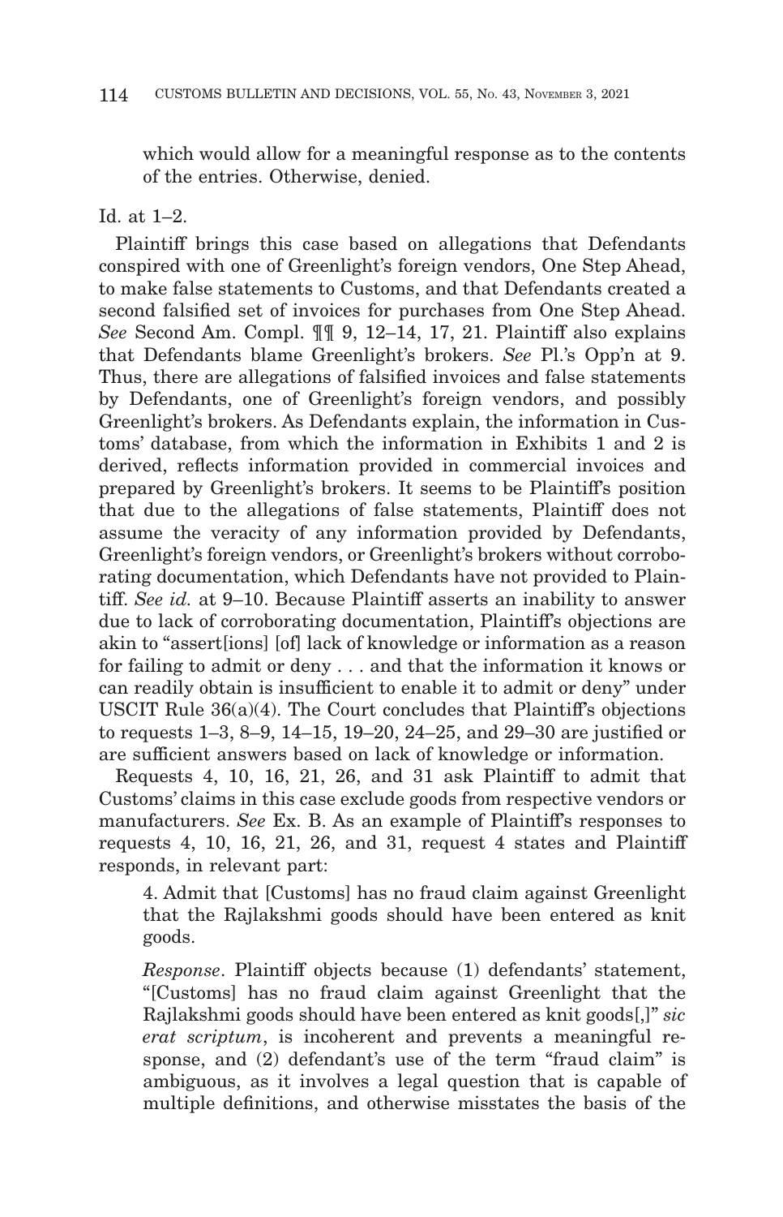which would allow for a meaningful response as to the contents of the entries. Otherwise, denied.

Id. at 1–2.

Plaintiff brings this case based on allegations that Defendants conspired with one of Greenlight's foreign vendors, One Step Ahead, to make false statements to Customs, and that Defendants created a second falsified set of invoices for purchases from One Step Ahead. *See* Second Am. Compl. ¶¶ 9, 12–14, 17, 21. Plaintiff also explains that Defendants blame Greenlight's brokers. *See* Pl.'s Opp'n at 9. Thus, there are allegations of falsified invoices and false statements by Defendants, one of Greenlight's foreign vendors, and possibly Greenlight's brokers. As Defendants explain, the information in Customs' database, from which the information in Exhibits 1 and 2 is derived, reflects information provided in commercial invoices and prepared by Greenlight's brokers. It seems to be Plaintiff's position that due to the allegations of false statements, Plaintiff does not assume the veracity of any information provided by Defendants, Greenlight's foreign vendors, or Greenlight's brokers without corroborating documentation, which Defendants have not provided to Plaintiff. *See id.* at 9–10. Because Plaintiff asserts an inability to answer due to lack of corroborating documentation, Plaintiff's objections are akin to "assert[ions] [of] lack of knowledge or information as a reason for failing to admit or deny . . . and that the information it knows or can readily obtain is insufficient to enable it to admit or deny" under USCIT Rule 36(a)(4). The Court concludes that Plaintiff's objections to requests 1–3, 8–9, 14–15, 19–20, 24–25, and 29–30 are justified or are sufficient answers based on lack of knowledge or information.

Requests 4, 10, 16, 21, 26, and 31 ask Plaintiff to admit that Customs' claims in this case exclude goods from respective vendors or manufacturers. *See* Ex. B. As an example of Plaintiff's responses to requests 4, 10, 16, 21, 26, and 31, request 4 states and Plaintiff responds, in relevant part:

> 4. Admit that [Customs] has no fraud claim against Greenlight that the Rajlakshmi goods should have been entered as knit goods.
>
> *Response*. Plaintiff objects because (1) defendants' statement, "[Customs] has no fraud claim against Greenlight that the Rajlakshmi goods should have been entered as knit goods[,]" *sic erat scriptum*, is incoherent and prevents a meaningful response, and (2) defendant's use of the term "fraud claim" is ambiguous, as it involves a legal question that is capable of multiple definitions, and otherwise misstate the basis of the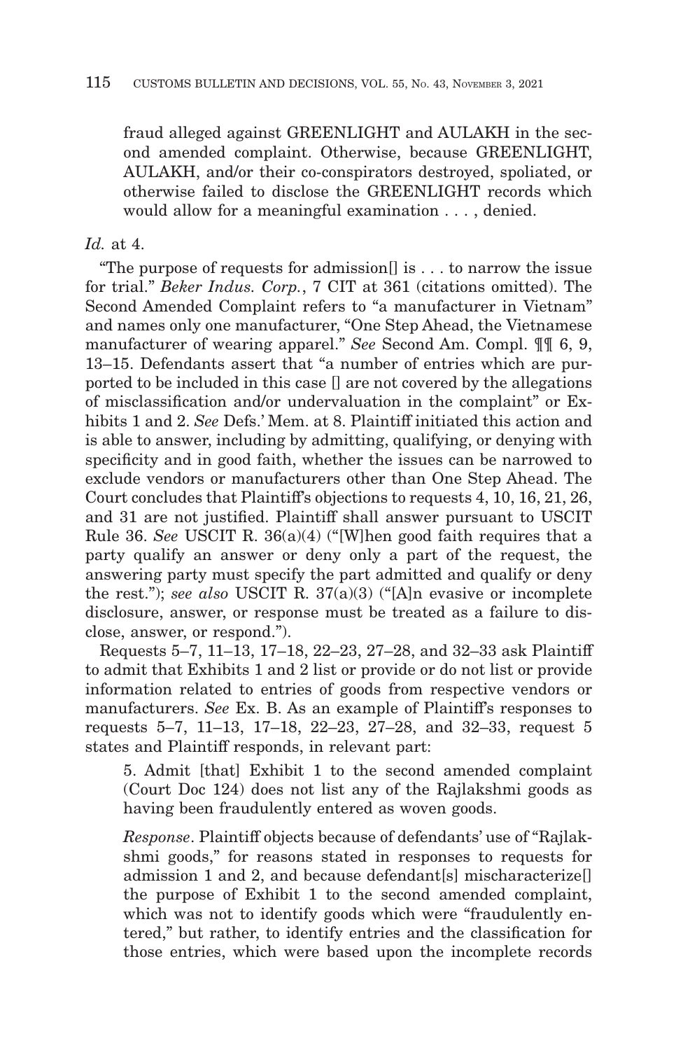fraud alleged against GREENLIGHT and AULAKH in the second amended complaint. Otherwise, because GREENLIGHT, AULAKH, and/or their co-conspirators destroyed, spoliated, or otherwise failed to disclose the GREENLIGHT records which would allow for a meaningful examination . . . , denied.

*Id.* at 4.

"The purpose of requests for admission[] is . . . to narrow the issue for trial." *Beker Indus. Corp.*, 7 CIT at 361 (citations omitted). The Second Amended Complaint refers to "a manufacturer in Vietnam" and names only one manufacturer, "One Step Ahead, the Vietnamese manufacturer of wearing apparel." *See* Second Am. Compl. ¶¶ 6, 9, 13–15. Defendants assert that "a number of entries which are purported to be included in this case [] are not covered by the allegations of misclassification and/or undervaluation in the complaint" or Exhibits 1 and 2. *See* Defs.' Mem. at 8. Plaintiff initiated this action and is able to answer, including by admitting, qualifying, or denying with specificity and in good faith, whether the issues can be narrowed to exclude vendors or manufacturers other than One Step Ahead. The Court concludes that Plaintiff's objections to requests 4, 10, 16, 21, 26, and 31 are not justified. Plaintiff shall answer pursuant to USCIT Rule 36. *See* USCIT R. 36(a)(4) ("[W]hen good faith requires that a party qualify an answer or deny only a part of the request, the answering party must specify the part admitted and qualify or deny the rest."); *see also* USCIT R. 37(a)(3) ("[A]n evasive or incomplete disclosure, answer, or response must be treated as a failure to disclose, answer, or respond.").

Requests 5–7, 11–13, 17–18, 22–23, 27–28, and 32–33 ask Plaintiff to admit that Exhibits 1 and 2 list or provide or do not list or provide information related to entries of goods from respective vendors or manufacturers. *See* Ex. B. As an example of Plaintiff's responses to requests 5–7, 11–13, 17–18, 22–23, 27–28, and 32–33, request 5 states and Plaintiff responds, in relevant part:

5. Admit [that] Exhibit 1 to the second amended complaint (Court Doc 124) does not list any of the Rajlakshmi goods as having been fraudulently entered as woven goods.

*Response*. Plaintiff objects because of defendants' use of "Rajlakshmi goods," for reasons stated in responses to requests for admission 1 and 2, and because defendant[s] mischaracterize[] the purpose of Exhibit 1 to the second amended complaint, which was not to identify goods which were "fraudulently entered," but rather, to identify entries and the classification for those entries, which were based upon the incomplete records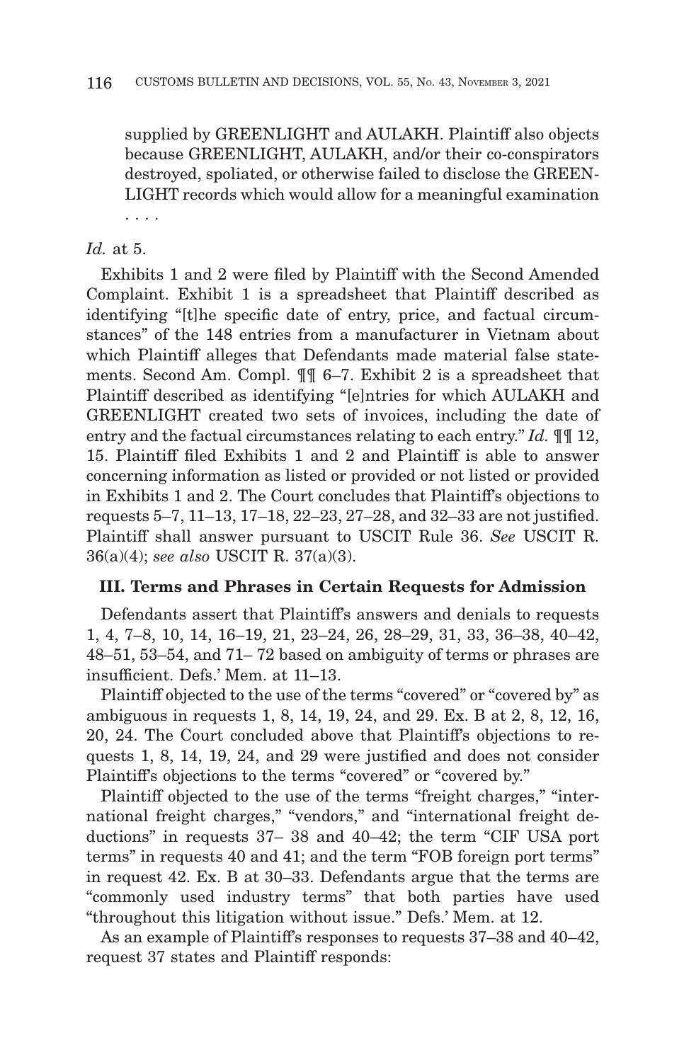supplied by GREENLIGHT and AULAKH. Plaintiff also objects because GREENLIGHT, AULAKH, and/or their co-conspirators destroyed, spoliated, or otherwise failed to disclose the GREENLIGHT records which would allow for a meaningful examination . . . .

*Id.* at 5.

Exhibits 1 and 2 were filed by Plaintiff with the Second Amended Complaint. Exhibit 1 is a spreadsheet that Plaintiff described as identifying "[t]he specific date of entry, price, and factual circumstances" of the 148 entries from a manufacturer in Vietnam about which Plaintiff alleges that Defendants made material false statements. Second Am. Compl. ¶¶ 6–7. Exhibit 2 is a spreadsheet that Plaintiff described as identifying "[e]ntries for which AULAKH and GREENLIGHT created two sets of invoices, including the date of entry and the factual circumstances relating to each entry." *Id.* ¶¶ 12, 15. Plaintiff filed Exhibits 1 and 2 and Plaintiff is able to answer concerning information as listed or provided or not listed or provided in Exhibits 1 and 2. The Court concludes that Plaintiff's objections to requests 5–7, 11–13, 17–18, 22–23, 27–28, and 32–33 are not justified. Plaintiff shall answer pursuant to USCIT Rule 36. *See* USCIT R. 36(a)(4); *see also* USCIT R. 37(a)(3).

### III. Terms and Phrases in Certain Requests for Admission

Defendants assert that Plaintiff's answers and denials to requests 1, 4, 7–8, 10, 14, 16–19, 21, 23–24, 26, 28–29, 31, 33, 36–38, 40–42, 48–51, 53–54, and 71– 72 based on ambiguity of terms or phrases are insufficient. Defs.' Mem. at 11–13.

Plaintiff objected to the use of the terms "covered" or "covered by" as ambiguous in requests 1, 8, 14, 19, 24, and 29. Ex. B at 2, 8, 12, 16, 20, 24. The Court concluded above that Plaintiff's objections to requests 1, 8, 14, 19, 24, and 29 were justified and does not consider Plaintiff's objections to the terms "covered" or "covered by."

Plaintiff objected to the use of the terms "freight charges," "international freight charges," "vendors," and "international freight deductions" in requests 37– 38 and 40–42; the term "CIF USA port terms" in requests 40 and 41; and the term "FOB foreign port terms" in request 42. Ex. B at 30–33. Defendants argue that the terms are "commonly used industry terms" that both parties have used "throughout this litigation without issue." Defs.' Mem. at 12.

As an example of Plaintiff's responses to requests 37–38 and 40–42, request 37 states and Plaintiff responds: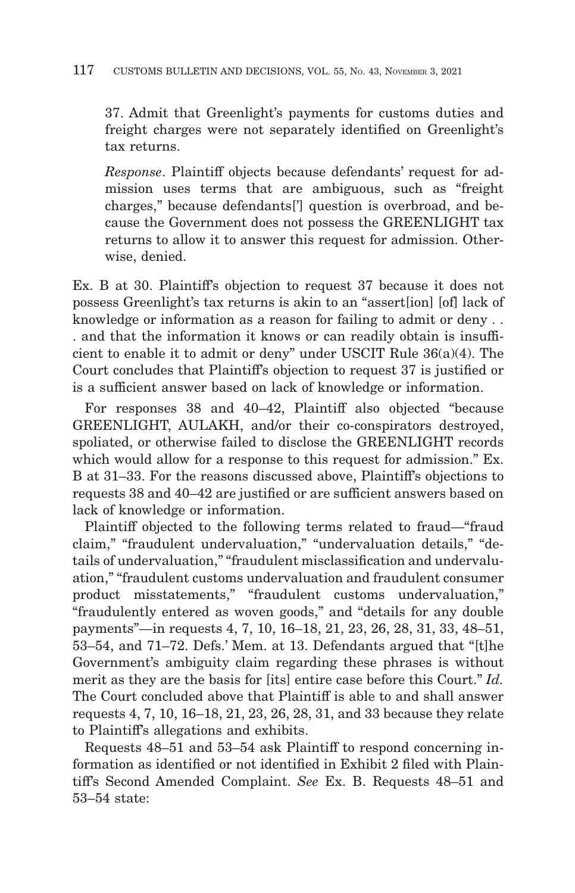37. Admit that Greenlight's payments for customs duties and freight charges were not separately identified on Greenlight's tax returns.

*Response*. Plaintiff objects because defendants' request for admission uses terms that are ambiguous, such as "freight charges," because defendants['] question is overbroad, and because the Government does not possess the GREENLIGHT tax returns to allow it to answer this request for admission. Otherwise, denied.

Ex. B at 30. Plaintiff's objection to request 37 because it does not possess Greenlight's tax returns is akin to an "assert[ion] [of] lack of knowledge or information as a reason for failing to admit or deny . . . and that the information it knows or can readily obtain is insufficient to enable it to admit or deny" under USCIT Rule 36(a)(4). The Court concludes that Plaintiff's objection to request 37 is justified or is a sufficient answer based on lack of knowledge or information.

For responses 38 and 40–42, Plaintiff also objected "because GREENLIGHT, AULAKH, and/or their co-conspirators destroyed, spoliated, or otherwise failed to disclose the GREENLIGHT records which would allow for a response to this request for admission." Ex. B at 31–33. For the reasons discussed above, Plaintiff's objections to requests 38 and 40–42 are justified or are sufficient answers based on lack of knowledge or information.

Plaintiff objected to the following terms related to fraud—"fraud claim," "fraudulent undervaluation," "undervaluation details," "details of undervaluation," "fraudulent misclassification and undervaluation," "fraudulent customs undervaluation and fraudulent consumer product misstatements," "fraudulent customs undervaluation," "fraudulently entered as woven goods," and "details for any double payments"—in requests 4, 7, 10, 16–18, 21, 23, 26, 28, 31, 33, 48–51, 53–54, and 71–72. Defs.' Mem. at 13. Defendants argued that "[t]he Government's ambiguity claim regarding these phrases is without merit as they are the basis for [its] entire case before this Court." *Id.* The Court concluded above that Plaintiff is able to and shall answer requests 4, 7, 10, 16–18, 21, 23, 26, 28, 31, and 33 because they relate to Plaintiff's allegations and exhibits.

Requests 48–51 and 53–54 ask Plaintiff to respond concerning information as identified or not identified in Exhibit 2 filed with Plaintiff's Second Amended Complaint. *See* Ex. B. Requests 48–51 and 53–54 state: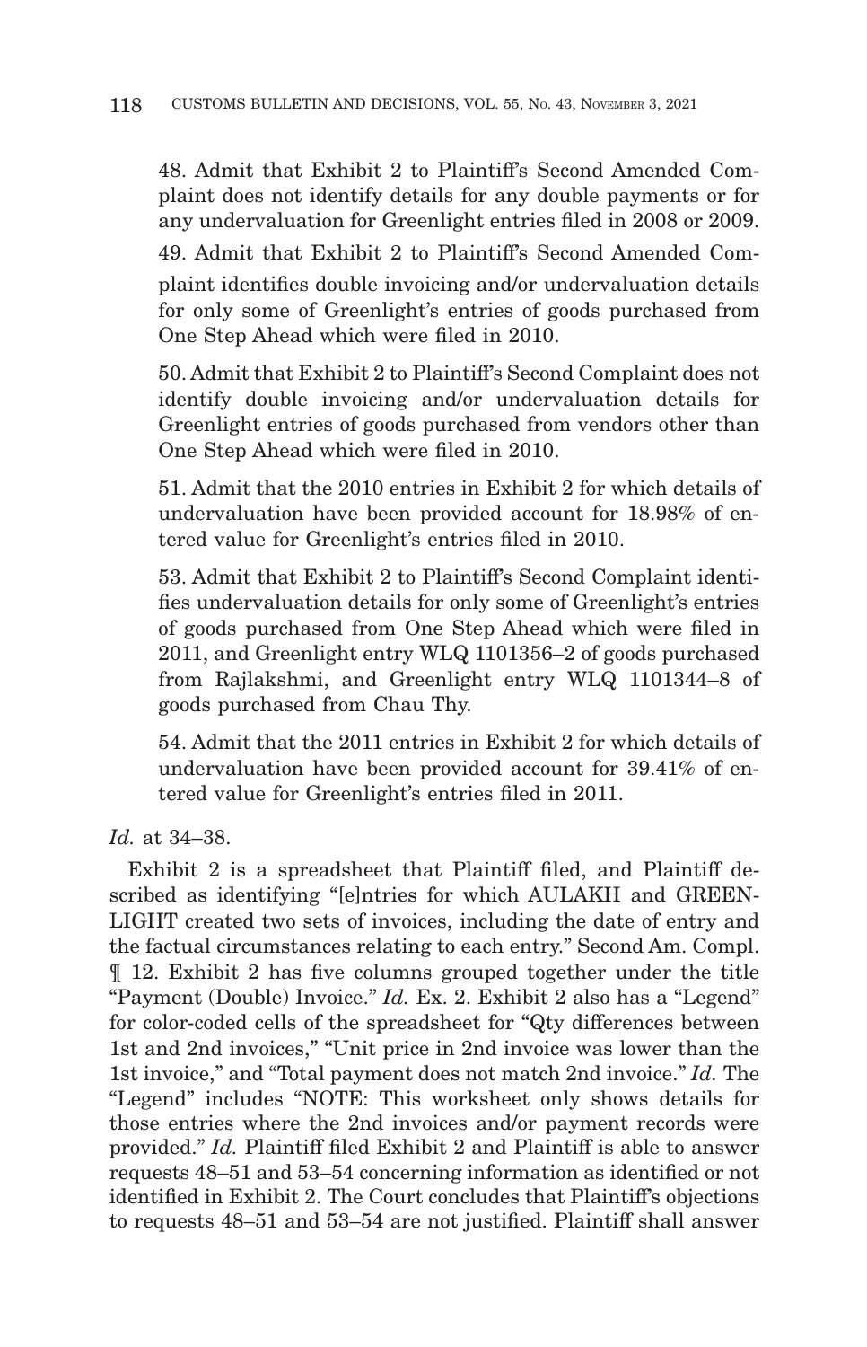> 48. Admit that Exhibit 2 to Plaintiff's Second Amended Complaint does not identify details for any double payments or for any undervaluation for Greenlight entries filed in 2008 or 2009.
>
> 49. Admit that Exhibit 2 to Plaintiff's Second Amended Complaint identifies double invoicing and/or undervaluation details for only some of Greenlight's entries of goods purchased from One Step Ahead which were filed in 2010.
>
> 50. Admit that Exhibit 2 to Plaintiff's Second Complaint does not identify double invoicing and/or undervaluation details for Greenlight entries of goods purchased from vendors other than One Step Ahead which were filed in 2010.
>
> 51. Admit that the 2010 entries in Exhibit 2 for which details of undervaluation have been provided account for 18.98% of entered value for Greenlight's entries filed in 2010.
>
> 53. Admit that Exhibit 2 to Plaintiff's Second Complaint identifies undervaluation details for only some of Greenlight's entries of goods purchased from One Step Ahead which were filed in 2011, and Greenlight entry WLQ 1101356–2 of goods purchased from Rajlakshmi, and Greenlight entry WLQ 1101344–8 of goods purchased from Chau Thy.
>
> 54. Admit that the 2011 entries in Exhibit 2 for which details of undervaluation have been provided account for 39.41% of entered value for Greenlight's entries filed in 2011.

*Id.* at 34–38.

Exhibit 2 is a spreadsheet that Plaintiff filed, and Plaintiff described as identifying "[e]ntries for which AULAKH and GREENLIGHT created two sets of invoices, including the date of entry and the factual circumstances relating to each entry." Second Am. Compl. ¶ 12. Exhibit 2 has five columns grouped together under the title "Payment (Double) Invoice." *Id.* Ex. 2. Exhibit 2 also has a "Legend" for color-coded cells of the spreadsheet for "Qty differences between 1st and 2nd invoices," "Unit price in 2nd invoice was lower than the 1st invoice," and "Total payment does not match 2nd invoice." *Id.* The "Legend" includes "NOTE: This worksheet only shows details for those entries where the 2nd invoices and/or payment records were provided." *Id.* Plaintiff filed Exhibit 2 and Plaintiff is able to answer requests 48–51 and 53–54 concerning information as identified or not identified in Exhibit 2. The Court concludes that Plaintiff's objections to requests 48–51 and 53–54 are not justified. Plaintiff shall answer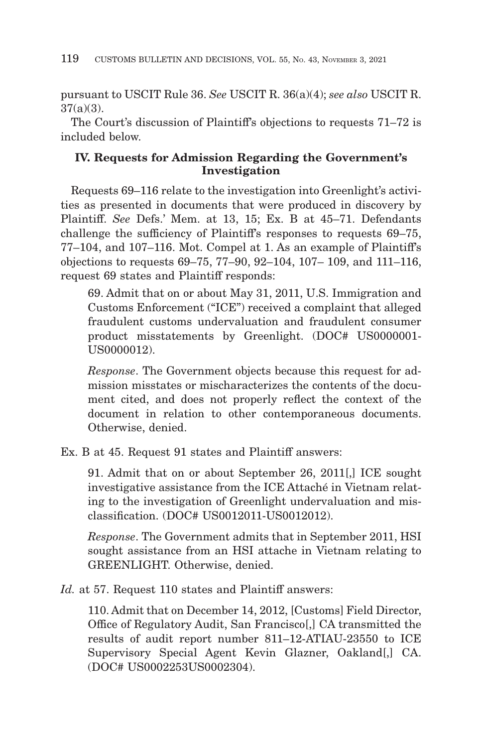pursuant to USCIT Rule 36. *See* USCIT R. 36(a)(4); *see also* USCIT R. 37(a)(3).

The Court's discussion of Plaintiff's objections to requests 71–72 is included below.

### IV. Requests for Admission Regarding the Government's Investigation

Requests 69–116 relate to the investigation into Greenlight's activities as presented in documents that were produced in discovery by Plaintiff. *See* Defs.' Mem. at 13, 15; Ex. B at 45–71. Defendants challenge the sufficiency of Plaintiff's responses to requests 69–75, 77–104, and 107–116. Mot. Compel at 1. As an example of Plaintiff's objections to requests 69–75, 77–90, 92–104, 107– 109, and 111–116, request 69 states and Plaintiff responds:

> 69. Admit that on or about May 31, 2011, U.S. Immigration and Customs Enforcement ("ICE") received a complaint that alleged fraudulent customs undervaluation and fraudulent consumer product misstatements by Greenlight. (DOC# US0000001-US0000012).
>
> *Response*. The Government objects because this request for admission misstates or mischaracterizes the contents of the document cited, and does not properly reflect the context of the document in relation to other contemporaneous documents. Otherwise, denied.

Ex. B at 45. Request 91 states and Plaintiff answers:

> 91. Admit that on or about September 26, 2011[,] ICE sought investigative assistance from the ICE Attaché in Vietnam relating to the investigation of Greenlight undervaluation and misclassification. (DOC# US0012011-US0012012).
>
> *Response*. The Government admits that in September 2011, HSI sought assistance from an HSI attache in Vietnam relating to GREENLIGHT. Otherwise, denied.

*Id.* at 57. Request 110 states and Plaintiff answers:

> 110. Admit that on December 14, 2012, [Customs] Field Director, Office of Regulatory Audit, San Francisco[,] CA transmitted the results of audit report number 811–12-ATIAU-23550 to ICE Supervisory Special Agent Kevin Glazner, Oakland[,] CA. (DOC# US0002253US0002304).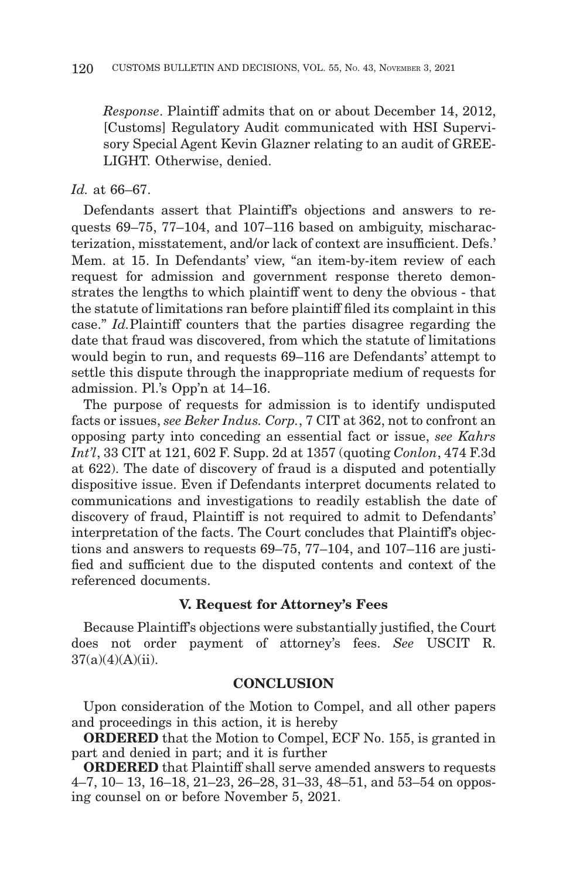> *Response*. Plaintiff admits that on or about December 14, 2012, [Customs] Regulatory Audit communicated with HSI Supervisory Special Agent Kevin Glazner relating to an audit of GREELIGHT. Otherwise, denied.

*Id.* at 66–67.

Defendants assert that Plaintiff's objections and answers to requests 69–75, 77–104, and 107–116 based on ambiguity, mischaracterization, misstatement, and/or lack of context are insufficient. Defs.' Mem. at 15. In Defendants' view, "an item-by-item review of each request for admission and government response thereto demonstrates the lengths to which plaintiff went to deny the obvious - that the statute of limitations ran before plaintiff filed its complaint in this case." *Id.* Plaintiff counters that the parties disagree regarding the date that fraud was discovered, from which the statute of limitations would begin to run, and requests 69–116 are Defendants' attempt to settle this dispute through the inappropriate medium of requests for admission. Pl.'s Opp'n at 14–16.

The purpose of requests for admission is to identify undisputed facts or issues, *see Beker Indus. Corp.*, 7 CIT at 362, not to confront an opposing party into conceding an essential fact or issue, *see Kahrs Int'l*, 33 CIT at 121, 602 F. Supp. 2d at 1357 (quoting *Conlon*, 474 F.3d at 622). The date of discovery of fraud is a disputed and potentially dispositive issue. Even if Defendants interpret documents related to communications and investigations to readily establish the date of discovery of fraud, Plaintiff is not required to admit to Defendants' interpretation of the facts. The Court concludes that Plaintiff's objections and answers to requests 69–75, 77–104, and 107–116 are justified and sufficient due to the disputed contents and context of the referenced documents.

### V. Request for Attorney's Fees

Because Plaintiff's objections were substantially justified, the Court does not order payment of attorney's fees. *See* USCIT R. 37(a)(4)(A)(ii).

### CONCLUSION

Upon consideration of the Motion to Compel, and all other papers and proceedings in this action, it is hereby

**ORDERED** that the Motion to Compel, ECF No. 155, is granted in part and denied in part; and it is further

**ORDERED** that Plaintiff shall serve amended answers to requests 4–7, 10– 13, 16–18, 21–23, 26–28, 31–33, 48–51, and 53–54 on opposing counsel on or before November 5, 2021.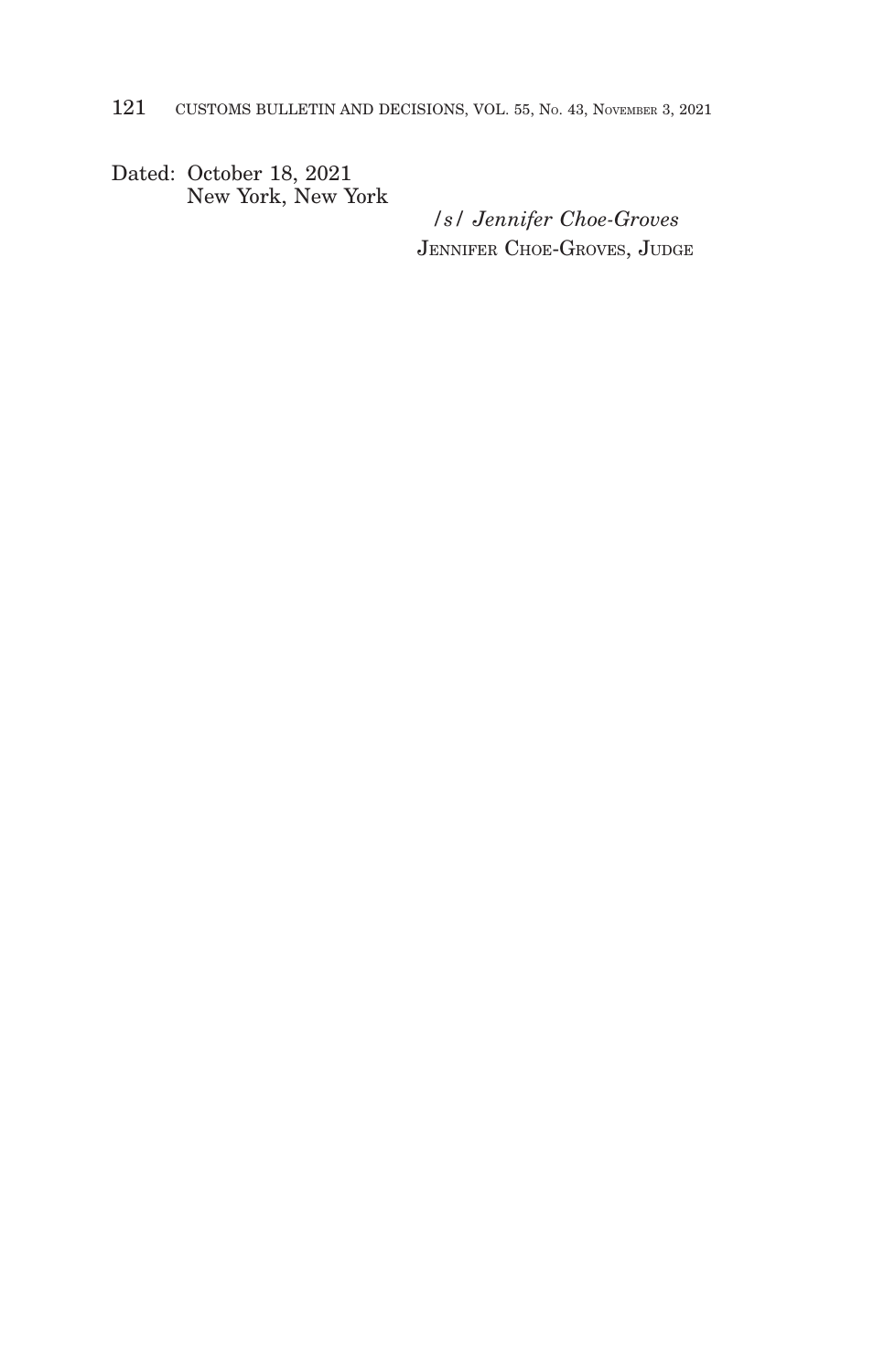Dated: October 18, 2021
New York, New York

/s/ *Jennifer Choe-Groves*
JENNIFER CHOE-GROVES, JUDGE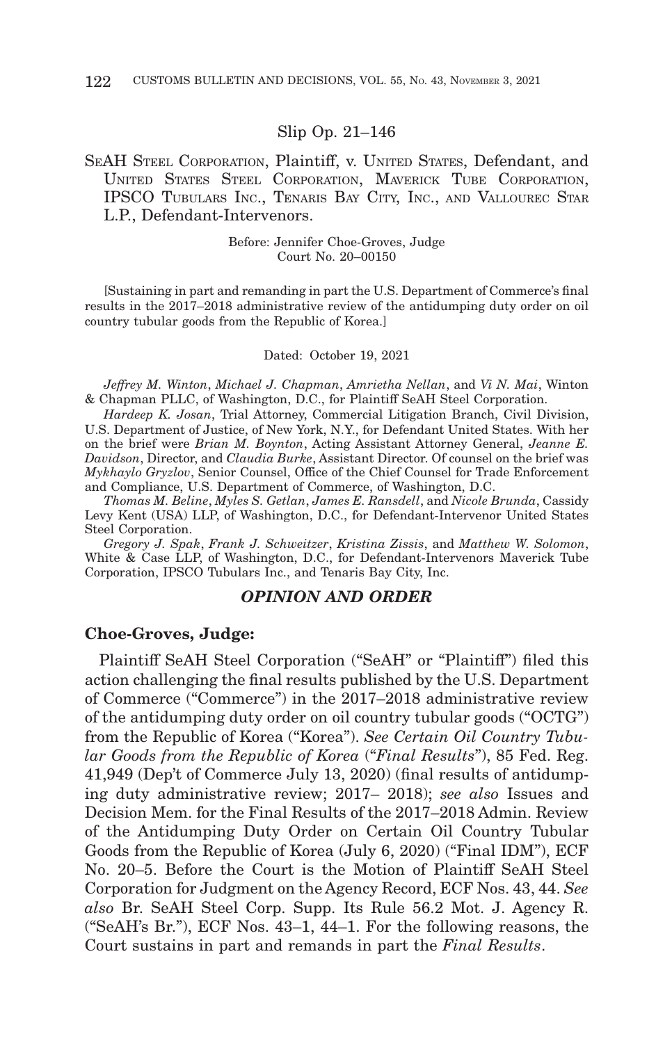Slip Op. 21–146

SEAH STEEL CORPORATION, Plaintiff, v. UNITED STATES, Defendant, and UNITED STATES STEEL CORPORATION, MAVERICK TUBE CORPORATION, IPSCO TUBULARS INC., TENARIS BAY CITY, INC., AND VALLOUREC STAR L.P., Defendant-Intervenors.

Before: Jennifer Choe-Groves, Judge
Court No. 20–00150

[Sustaining in part and remanding in part the U.S. Department of Commerce's final results in the 2017–2018 administrative review of the antidumping duty order on oil country tubular goods from the Republic of Korea.]

Dated: October 19, 2021

*Jeffrey M. Winton*, *Michael J. Chapman*, *Amrietha Nellan*, and *Vi N. Mai*, Winton & Chapman PLLC, of Washington, D.C., for Plaintiff SeAH Steel Corporation.

*Hardeep K. Josan*, Trial Attorney, Commercial Litigation Branch, Civil Division, U.S. Department of Justice, of New York, N.Y., for Defendant United States. With her on the brief were *Brian M. Boynton*, Acting Assistant Attorney General, *Jeanne E. Davidson*, Director, and *Claudia Burke*, Assistant Director. Of counsel on the brief was *Mykhaylo Gryzlov*, Senior Counsel, Office of the Chief Counsel for Trade Enforcement and Compliance, U.S. Department of Commerce, of Washington, D.C.

*Thomas M. Beline*, *Myles S. Getlan*, *James E. Ransdell*, and *Nicole Brunda*, Cassidy Levy Kent (USA) LLP, of Washington, D.C., for Defendant-Intervenor United States Steel Corporation.

*Gregory J. Spak*, *Frank J. Schweitzer*, *Kristina Zissis*, and *Matthew W. Solomon*, White & Case LLP, of Washington, D.C., for Defendant-Intervenors Maverick Tube Corporation, IPSCO Tubulars Inc., and Tenaris Bay City, Inc.

## *OPINION AND ORDER*

**Choe-Groves, Judge:**

Plaintiff SeAH Steel Corporation ("SeAH" or "Plaintiff") filed this action challenging the final results published by the U.S. Department of Commerce ("Commerce") in the 2017–2018 administrative review of the antidumping duty order on oil country tubular goods ("OCTG") from the Republic of Korea ("Korea"). *See Certain Oil Country Tubular Goods from the Republic of Korea* ("*Final Results*"), 85 Fed. Reg. 41,949 (Dep't of Commerce July 13, 2020) (final results of antidumping duty administrative review; 2017– 2018); *see also* Issues and Decision Mem. for the Final Results of the 2017–2018 Admin. Review of the Antidumping Duty Order on Certain Oil Country Tubular Goods from the Republic of Korea (July 6, 2020) ("Final IDM"), ECF No. 20–5. Before the Court is the Motion of Plaintiff SeAH Steel Corporation for Judgment on the Agency Record, ECF Nos. 43, 44. *See also* Br. SeAH Steel Corp. Supp. Its Rule 56.2 Mot. J. Agency R. ("SeAH's Br."), ECF Nos. 43–1, 44–1. For the following reasons, the Court sustains in part and remands in part the *Final Results*.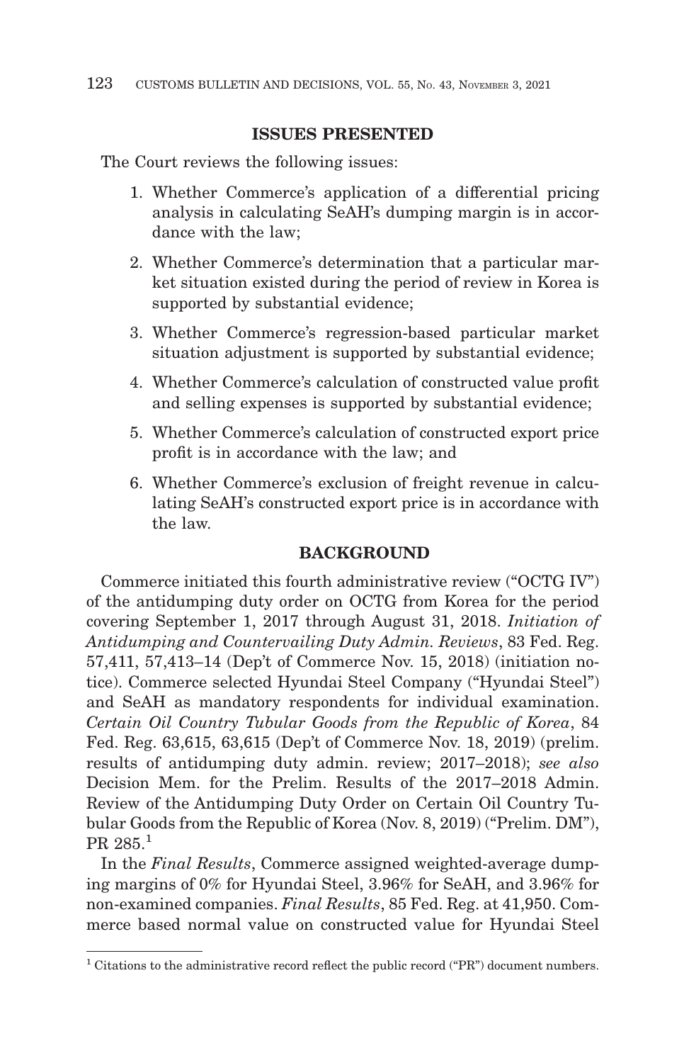## ISSUES PRESENTED

The Court reviews the following issues:

1. Whether Commerce's application of a differential pricing analysis in calculating SeAH's dumping margin is in accordance with the law;
2. Whether Commerce's determination that a particular market situation existed during the period of review in Korea is supported by substantial evidence;
3. Whether Commerce's regression-based particular market situation adjustment is supported by substantial evidence;
4. Whether Commerce's calculation of constructed value profit and selling expenses is supported by substantial evidence;
5. Whether Commerce's calculation of constructed export price profit is in accordance with the law; and
6. Whether Commerce's exclusion of freight revenue in calculating SeAH's constructed export price is in accordance with the law.

## BACKGROUND

Commerce initiated this fourth administrative review ("OCTG IV") of the antidumping duty order on OCTG from Korea for the period covering September 1, 2017 through August 31, 2018. *Initiation of Antidumping and Countervailing Duty Admin. Reviews*, 83 Fed. Reg. 57,411, 57,413–14 (Dep't of Commerce Nov. 15, 2018) (initiation notice). Commerce selected Hyundai Steel Company ("Hyundai Steel") and SeAH as mandatory respondents for individual examination. *Certain Oil Country Tubular Goods from the Republic of Korea*, 84 Fed. Reg. 63,615, 63,615 (Dep't of Commerce Nov. 18, 2019) (prelim. results of antidumping duty admin. review; 2017–2018); *see also* Decision Mem. for the Prelim. Results of the 2017–2018 Admin. Review of the Antidumping Duty Order on Certain Oil Country Tubular Goods from the Republic of Korea (Nov. 8, 2019) ("Prelim. DM"), PR 285.[1]

In the *Final Results*, Commerce assigned weighted-average dumping margins of 0% for Hyundai Steel, 3.96% for SeAH, and 3.96% for non-examined companies. *Final Results*, 85 Fed. Reg. at 41,950. Commerce based normal value on constructed value for Hyundai Steel

[1] Citations to the administrative record reflect the public record ("PR") document numbers.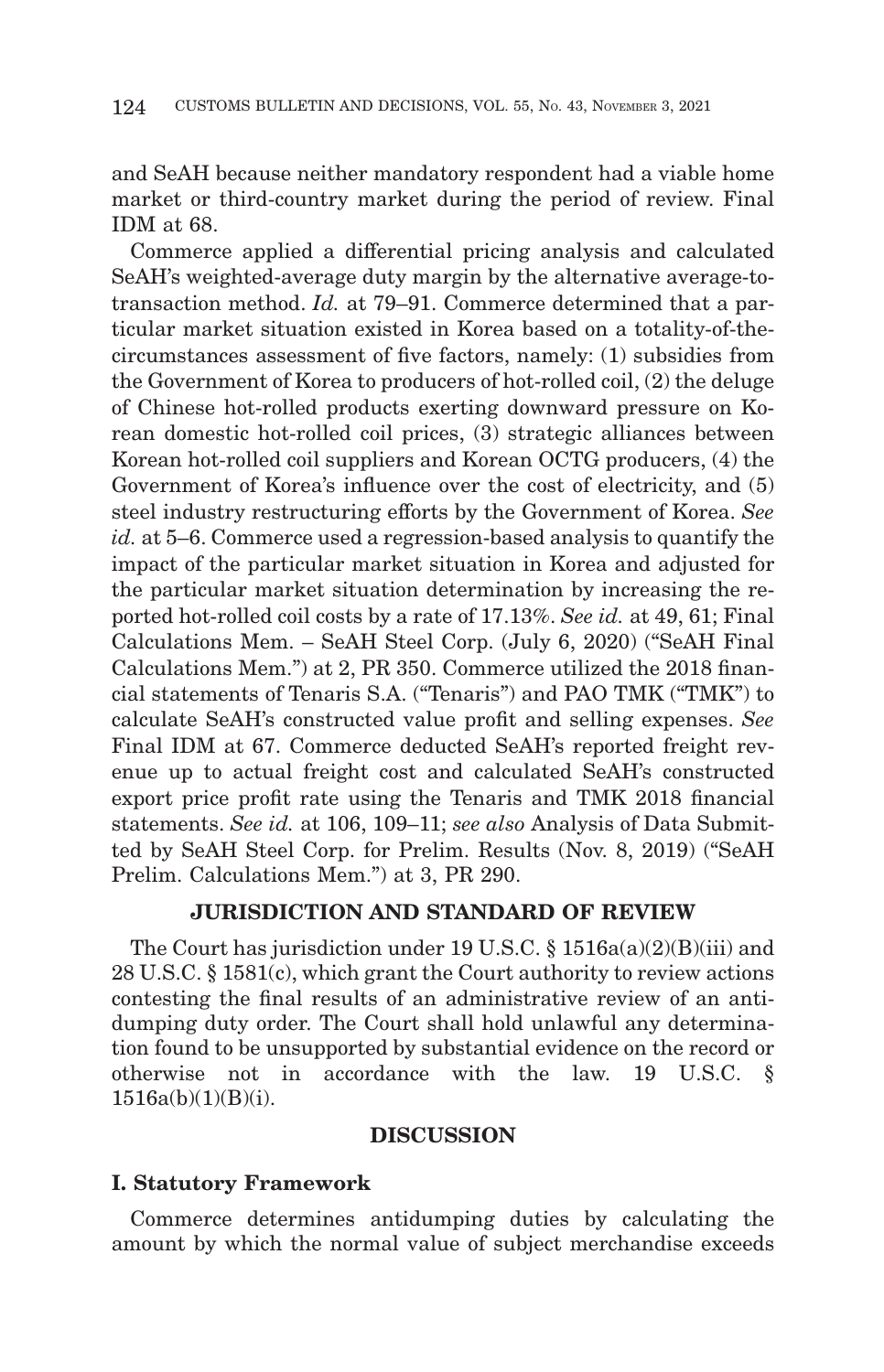and SeAH because neither mandatory respondent had a viable home market or third-country market during the period of review. Final IDM at 68.

Commerce applied a differential pricing analysis and calculated SeAH's weighted-average duty margin by the alternative average-to-transaction method. *Id.* at 79–91. Commerce determined that a particular market situation existed in Korea based on a totality-of-the-circumstances assessment of five factors, namely: (1) subsidies from the Government of Korea to producers of hot-rolled coil, (2) the deluge of Chinese hot-rolled products exerting downward pressure on Korean domestic hot-rolled coil prices, (3) strategic alliances between Korean hot-rolled coil suppliers and Korean OCTG producers, (4) the Government of Korea's influence over the cost of electricity, and (5) steel industry restructuring efforts by the Government of Korea. *See id.* at 5–6. Commerce used a regression-based analysis to quantify the impact of the particular market situation in Korea and adjusted for the particular market situation determination by increasing the reported hot-rolled coil costs by a rate of 17.13%. *See id.* at 49, 61; Final Calculations Mem. – SeAH Steel Corp. (July 6, 2020) ("SeAH Final Calculations Mem.") at 2, PR 350. Commerce utilized the 2018 financial statements of Tenaris S.A. ("Tenaris") and PAO TMK ("TMK") to calculate SeAH's constructed value profit and selling expenses. *See* Final IDM at 67. Commerce deducted SeAH's reported freight revenue up to actual freight cost and calculated SeAH's constructed export price profit rate using the Tenaris and TMK 2018 financial statements. *See id.* at 106, 109–11; *see also* Analysis of Data Submitted by SeAH Steel Corp. for Prelim. Results (Nov. 8, 2019) ("SeAH Prelim. Calculations Mem.") at 3, PR 290.

## JURISDICTION AND STANDARD OF REVIEW

The Court has jurisdiction under 19 U.S.C. § 1516a(a)(2)(B)(iii) and 28 U.S.C. § 1581(c), which grant the Court authority to review actions contesting the final results of an administrative review of an antidumping duty order. The Court shall hold unlawful any determination found to be unsupported by substantial evidence on the record or otherwise not in accordance with the law. 19 U.S.C. § 1516a(b)(1)(B)(i).

## DISCUSSION

### I. Statutory Framework

Commerce determines antidumping duties by calculating the amount by which the normal value of subject merchandise exceeds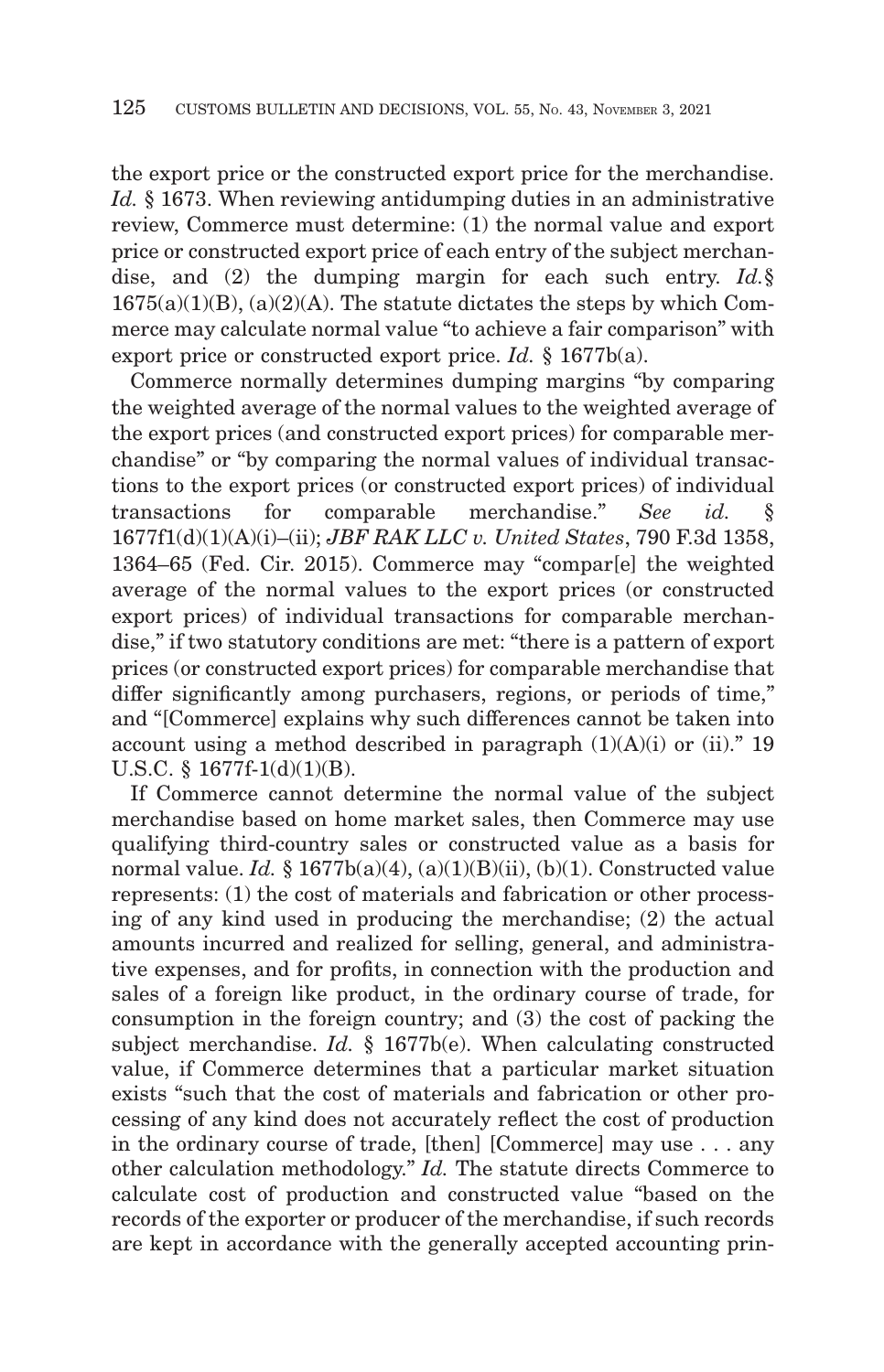the export price or the constructed export price for the merchandise. *Id.* § 1673. When reviewing antidumping duties in an administrative review, Commerce must determine: (1) the normal value and export price or constructed export price of each entry of the subject merchandise, and (2) the dumping margin for each such entry. *Id.*§ 1675(a)(1)(B), (a)(2)(A). The statute dictates the steps by which Commerce may calculate normal value "to achieve a fair comparison" with export price or constructed export price. *Id.* § 1677b(a).

Commerce normally determines dumping margins "by comparing the weighted average of the normal values to the weighted average of the export prices (and constructed export prices) for comparable merchandise" or "by comparing the normal values of individual transactions to the export prices (or constructed export prices) of individual transactions for comparable merchandise." *See id.* § 1677f1(d)(1)(A)(i)–(ii); *JBF RAK LLC v. United States*, 790 F.3d 1358, 1364–65 (Fed. Cir. 2015). Commerce may "compar[e] the weighted average of the normal values to the export prices (or constructed export prices) of individual transactions for comparable merchandise," if two statutory conditions are met: "there is a pattern of export prices (or constructed export prices) for comparable merchandise that differ significantly among purchasers, regions, or periods of time," and "[Commerce] explains why such differences cannot be taken into account using a method described in paragraph (1)(A)(i) or (ii)." 19 U.S.C. § 1677f-1(d)(1)(B).

If Commerce cannot determine the normal value of the subject merchandise based on home market sales, then Commerce may use qualifying third-country sales or constructed value as a basis for normal value. *Id.* § 1677b(a)(4), (a)(1)(B)(ii), (b)(1). Constructed value represents: (1) the cost of materials and fabrication or other processing of any kind used in producing the merchandise; (2) the actual amounts incurred and realized for selling, general, and administrative expenses, and for profits, in connection with the production and sales of a foreign like product, in the ordinary course of trade, for consumption in the foreign country; and (3) the cost of packing the subject merchandise. *Id.* § 1677b(e). When calculating constructed value, if Commerce determines that a particular market situation exists "such that the cost of materials and fabrication or other processing of any kind does not accurately reflect the cost of production in the ordinary course of trade, [then] [Commerce] may use . . . any other calculation methodology." *Id.* The statute directs Commerce to calculate cost of production and constructed value "based on the records of the exporter or producer of the merchandise, if such records are kept in accordance with the generally accepted accounting prin-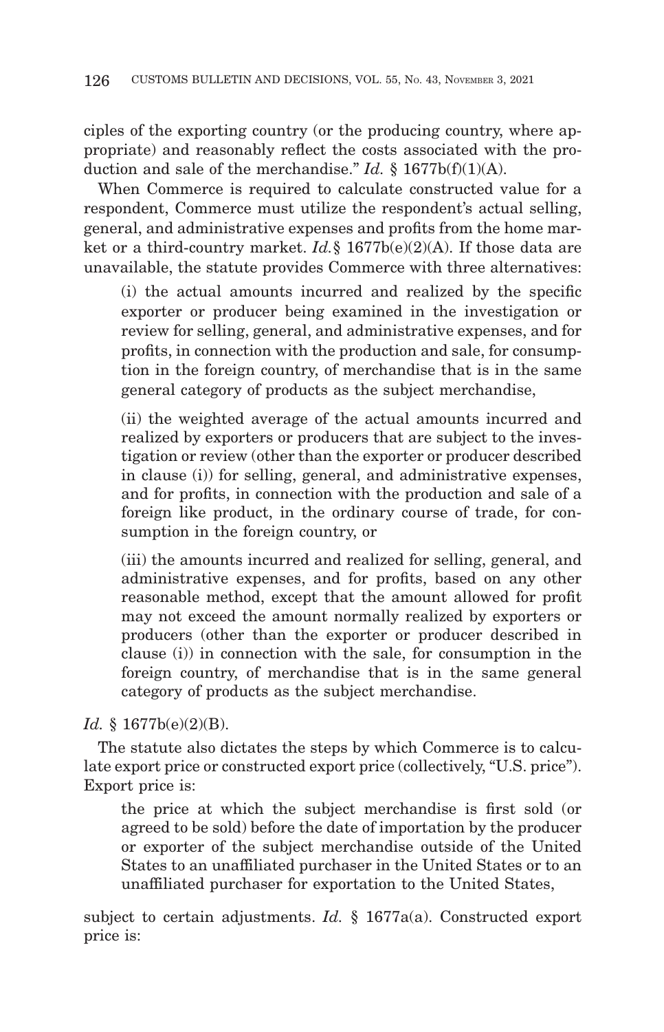ciples of the exporting country (or the producing country, where appropriate) and reasonably reflect the costs associated with the production and sale of the merchandise." *Id.* § 1677b(f)(1)(A).

When Commerce is required to calculate constructed value for a respondent, Commerce must utilize the respondent's actual selling, general, and administrative expenses and profits from the home market or a third-country market. *Id.*§ 1677b(e)(2)(A). If those data are unavailable, the statute provides Commerce with three alternatives:

> (i) the actual amounts incurred and realized by the specific exporter or producer being examined in the investigation or review for selling, general, and administrative expenses, and for profits, in connection with the production and sale, for consumption in the foreign country, of merchandise that is in the same general category of products as the subject merchandise,
>
> (ii) the weighted average of the actual amounts incurred and realized by exporters or producers that are subject to the investigation or review (other than the exporter or producer described in clause (i)) for selling, general, and administrative expenses, and for profits, in connection with the production and sale of a foreign like product, in the ordinary course of trade, for consumption in the foreign country, or
>
> (iii) the amounts incurred and realized for selling, general, and administrative expenses, and for profits, based on any other reasonable method, except that the amount allowed for profit may not exceed the amount normally realized by exporters or producers (other than the exporter or producer described in clause (i)) in connection with the sale, for consumption in the foreign country, of merchandise that is in the same general category of products as the subject merchandise.

*Id.* § 1677b(e)(2)(B).

The statute also dictates the steps by which Commerce is to calculate export price or constructed export price (collectively, "U.S. price"). Export price is:

> the price at which the subject merchandise is first sold (or agreed to be sold) before the date of importation by the producer or exporter of the subject merchandise outside of the United States to an unaffiliated purchaser in the United States or to an unaffiliated purchaser for exportation to the United States,

subject to certain adjustments. *Id.* § 1677a(a). Constructed export price is: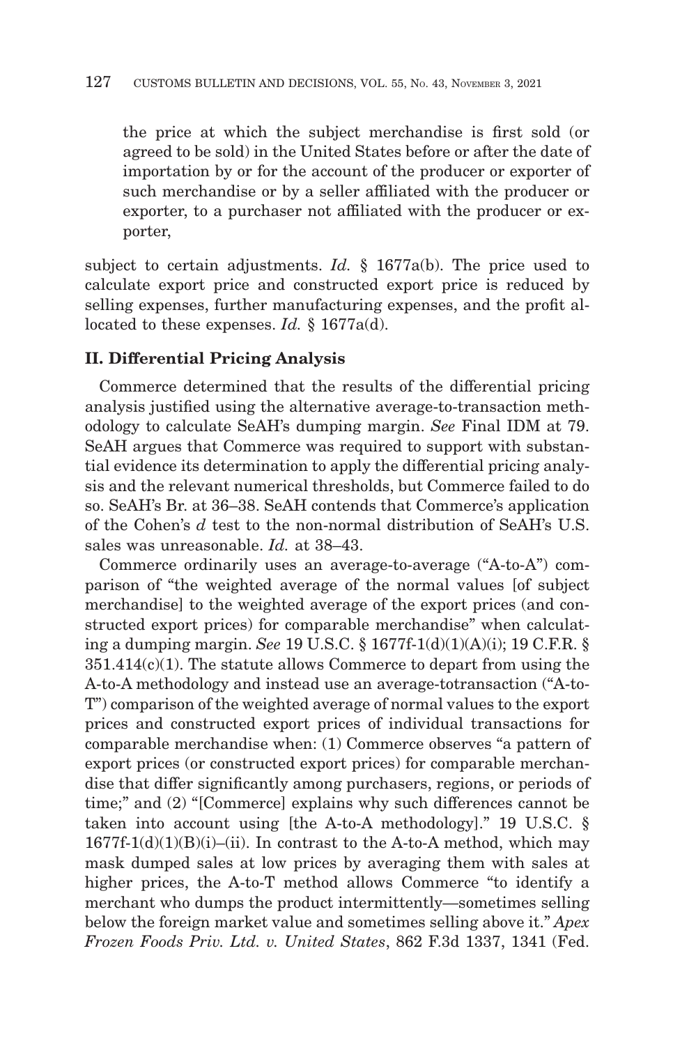the price at which the subject merchandise is first sold (or agreed to be sold) in the United States before or after the date of importation by or for the account of the producer or exporter of such merchandise or by a seller affiliated with the producer or exporter, to a purchaser not affiliated with the producer or exporter,

subject to certain adjustments. *Id.* § 1677a(b). The price used to calculate export price and constructed export price is reduced by selling expenses, further manufacturing expenses, and the profit allocated to these expenses. *Id.* § 1677a(d).

### II. Differential Pricing Analysis

Commerce determined that the results of the differential pricing analysis justified using the alternative average-to-transaction methodology to calculate SeAH's dumping margin. *See* Final IDM at 79. SeAH argues that Commerce was required to support with substantial evidence its determination to apply the differential pricing analysis and the relevant numerical thresholds, but Commerce failed to do so. SeAH's Br. at 36–38. SeAH contends that Commerce's application of the Cohen's *d* test to the non-normal distribution of SeAH's U.S. sales was unreasonable. *Id.* at 38–43.

Commerce ordinarily uses an average-to-average ("A-to-A") comparison of "the weighted average of the normal values [of subject merchandise] to the weighted average of the export prices (and constructed export prices) for comparable merchandise" when calculating a dumping margin. *See* 19 U.S.C. § 1677f-1(d)(1)(A)(i); 19 C.F.R. § 351.414(c)(1). The statute allows Commerce to depart from using the A-to-A methodology and instead use an average-totransaction ("A-to-T") comparison of the weighted average of normal values to the export prices and constructed export prices of individual transactions for comparable merchandise when: (1) Commerce observes "a pattern of export prices (or constructed export prices) for comparable merchandise that differ significantly among purchasers, regions, or periods of time;" and (2) "[Commerce] explains why such differences cannot be taken into account using [the A-to-A methodology]." 19 U.S.C. § 1677f-1(d)(1)(B)(i)–(ii). In contrast to the A-to-A method, which may mask dumped sales at low prices by averaging them with sales at higher prices, the A-to-T method allows Commerce "to identify a merchant who dumps the product intermittently—sometimes selling below the foreign market value and sometimes selling above it." *Apex Frozen Foods Priv. Ltd. v. United States*, 862 F.3d 1337, 1341 (Fed.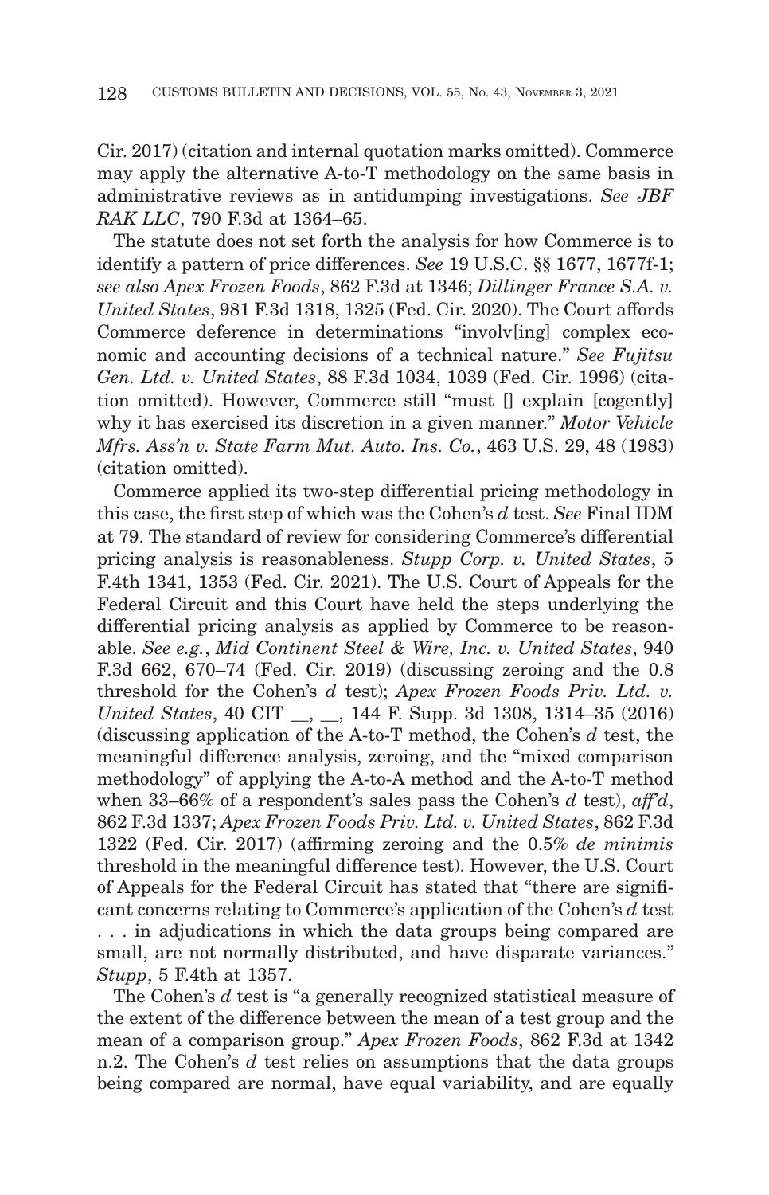Cir. 2017) (citation and internal quotation marks omitted). Commerce may apply the alternative A-to-T methodology on the same basis in administrative reviews as in antidumping investigations. *See JBF RAK LLC*, 790 F.3d at 1364–65.

The statute does not set forth the analysis for how Commerce is to identify a pattern of price differences. *See* 19 U.S.C. §§ 1677, 1677f-1; *see also Apex Frozen Foods*, 862 F.3d at 1346; *Dillinger France S.A. v. United States*, 981 F.3d 1318, 1325 (Fed. Cir. 2020). The Court affords Commerce deference in determinations "involv[ing] complex economic and accounting decisions of a technical nature." *See Fujitsu Gen. Ltd. v. United States*, 88 F.3d 1034, 1039 (Fed. Cir. 1996) (citation omitted). However, Commerce still "must [] explain [cogently] why it has exercised its discretion in a given manner." *Motor Vehicle Mfrs. Ass'n v. State Farm Mut. Auto. Ins. Co.*, 463 U.S. 29, 48 (1983) (citation omitted).

Commerce applied its two-step differential pricing methodology in this case, the first step of which was the Cohen's *d* test. *See* Final IDM at 79. The standard of review for considering Commerce's differential pricing analysis is reasonableness. *Stupp Corp. v. United States*, 5 F.4th 1341, 1353 (Fed. Cir. 2021). The U.S. Court of Appeals for the Federal Circuit and this Court have held the steps underlying the differential pricing analysis as applied by Commerce to be reasonable. *See e.g.*, *Mid Continent Steel & Wire, Inc. v. United States*, 940 F.3d 662, 670–74 (Fed. Cir. 2019) (discussing zeroing and the 0.8 threshold for the Cohen's *d* test); *Apex Frozen Foods Priv. Ltd. v. United States*, 40 CIT __, __, 144 F. Supp. 3d 1308, 1314–35 (2016) (discussing application of the A-to-T method, the Cohen's *d* test, the meaningful difference analysis, zeroing, and the "mixed comparison methodology" of applying the A-to-A method and the A-to-T method when 33–66% of a respondent's sales pass the Cohen's *d* test), *aff'd*, 862 F.3d 1337; *Apex Frozen Foods Priv. Ltd. v. United States*, 862 F.3d 1322 (Fed. Cir. 2017) (affirming zeroing and the 0.5% *de minimis* threshold in the meaningful difference test). However, the U.S. Court of Appeals for the Federal Circuit has stated that "there are significant concerns relating to Commerce's application of the Cohen's *d* test . . . in adjudications in which the data groups being compared are small, are not normally distributed, and have disparate variances." *Stupp*, 5 F.4th at 1357.

The Cohen's *d* test is "a generally recognized statistical measure of the extent of the difference between the mean of a test group and the mean of a comparison group." *Apex Frozen Foods*, 862 F.3d at 1342 n.2. The Cohen's *d* test relies on assumptions that the data groups being compared are normal, have equal variability, and are equally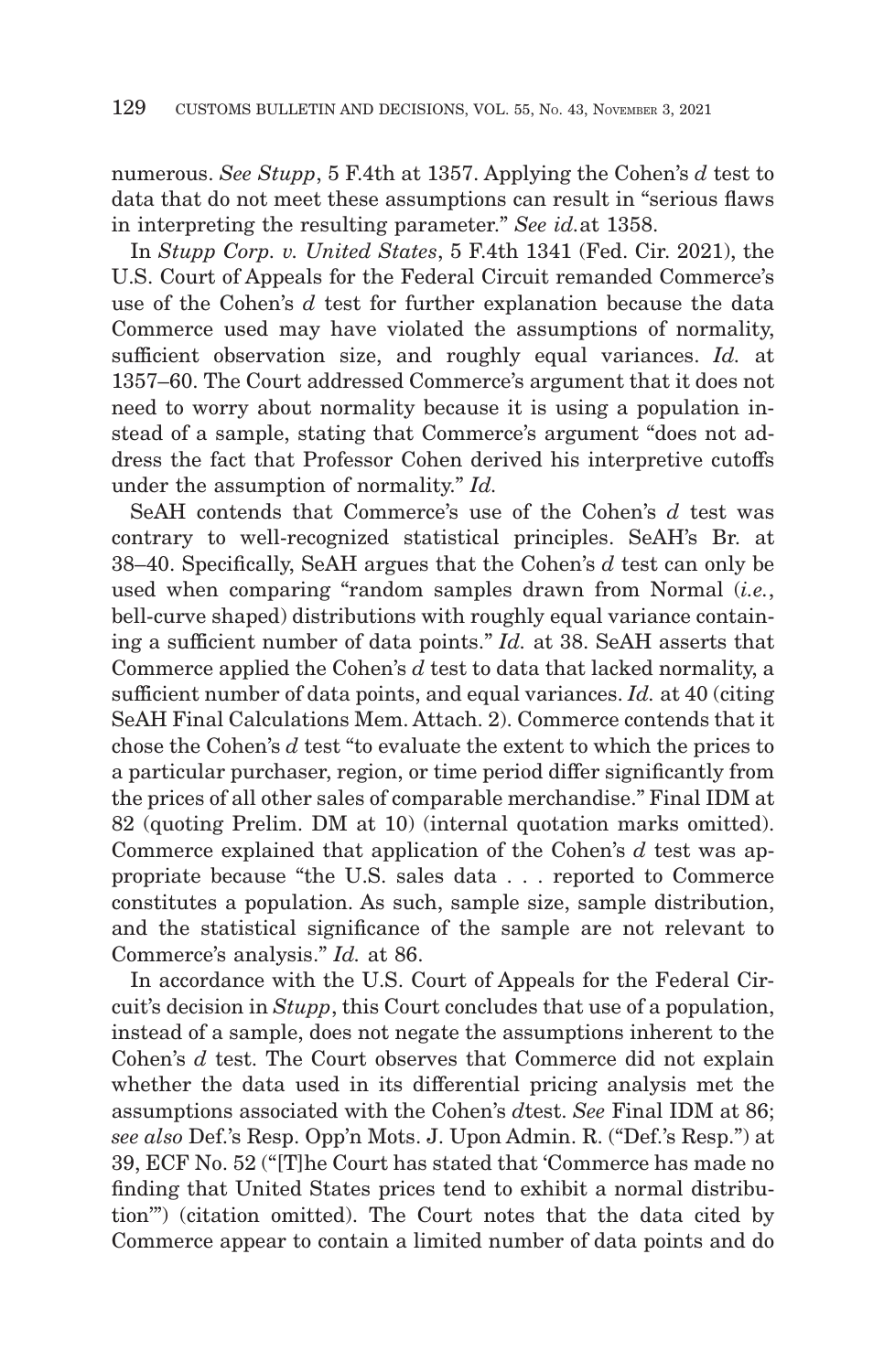numerous. *See Stupp*, 5 F.4th at 1357. Applying the Cohen's *d* test to data that do not meet these assumptions can result in "serious flaws in interpreting the resulting parameter." *See id.*at 1358.

In *Stupp Corp. v. United States*, 5 F.4th 1341 (Fed. Cir. 2021), the U.S. Court of Appeals for the Federal Circuit remanded Commerce's use of the Cohen's *d* test for further explanation because the data Commerce used may have violated the assumptions of normality, sufficient observation size, and roughly equal variances. *Id.* at 1357–60. The Court addressed Commerce's argument that it does not need to worry about normality because it is using a population instead of a sample, stating that Commerce's argument "does not address the fact that Professor Cohen derived his interpretive cutoffs under the assumption of normality." *Id.*

SeAH contends that Commerce's use of the Cohen's *d* test was contrary to well-recognized statistical principles. SeAH's Br. at 38–40. Specifically, SeAH argues that the Cohen's *d* test can only be used when comparing "random samples drawn from Normal (*i.e.*, bell-curve shaped) distributions with roughly equal variance containing a sufficient number of data points." *Id.* at 38. SeAH asserts that Commerce applied the Cohen's *d* test to data that lacked normality, a sufficient number of data points, and equal variances. *Id.* at 40 (citing SeAH Final Calculations Mem. Attach. 2). Commerce contends that it chose the Cohen's *d* test "to evaluate the extent to which the prices to a particular purchaser, region, or time period differ significantly from the prices of all other sales of comparable merchandise." Final IDM at 82 (quoting Prelim. DM at 10) (internal quotation marks omitted). Commerce explained that application of the Cohen's *d* test was appropriate because "the U.S. sales data . . . reported to Commerce constitutes a population. As such, sample size, sample distribution, and the statistical significance of the sample are not relevant to Commerce's analysis." *Id.* at 86.

In accordance with the U.S. Court of Appeals for the Federal Circuit's decision in *Stupp*, this Court concludes that use of a population, instead of a sample, does not negate the assumptions inherent to the Cohen's *d* test. The Court observes that Commerce did not explain whether the data used in its differential pricing analysis met the assumptions associated with the Cohen's *d*test. *See* Final IDM at 86; *see also* Def.'s Resp. Opp'n Mots. J. Upon Admin. R. ("Def.'s Resp.") at 39, ECF No. 52 ("[T]he Court has stated that 'Commerce has made no finding that United States prices tend to exhibit a normal distribution'") (citation omitted). The Court notes that the data cited by Commerce appear to contain a limited number of data points and do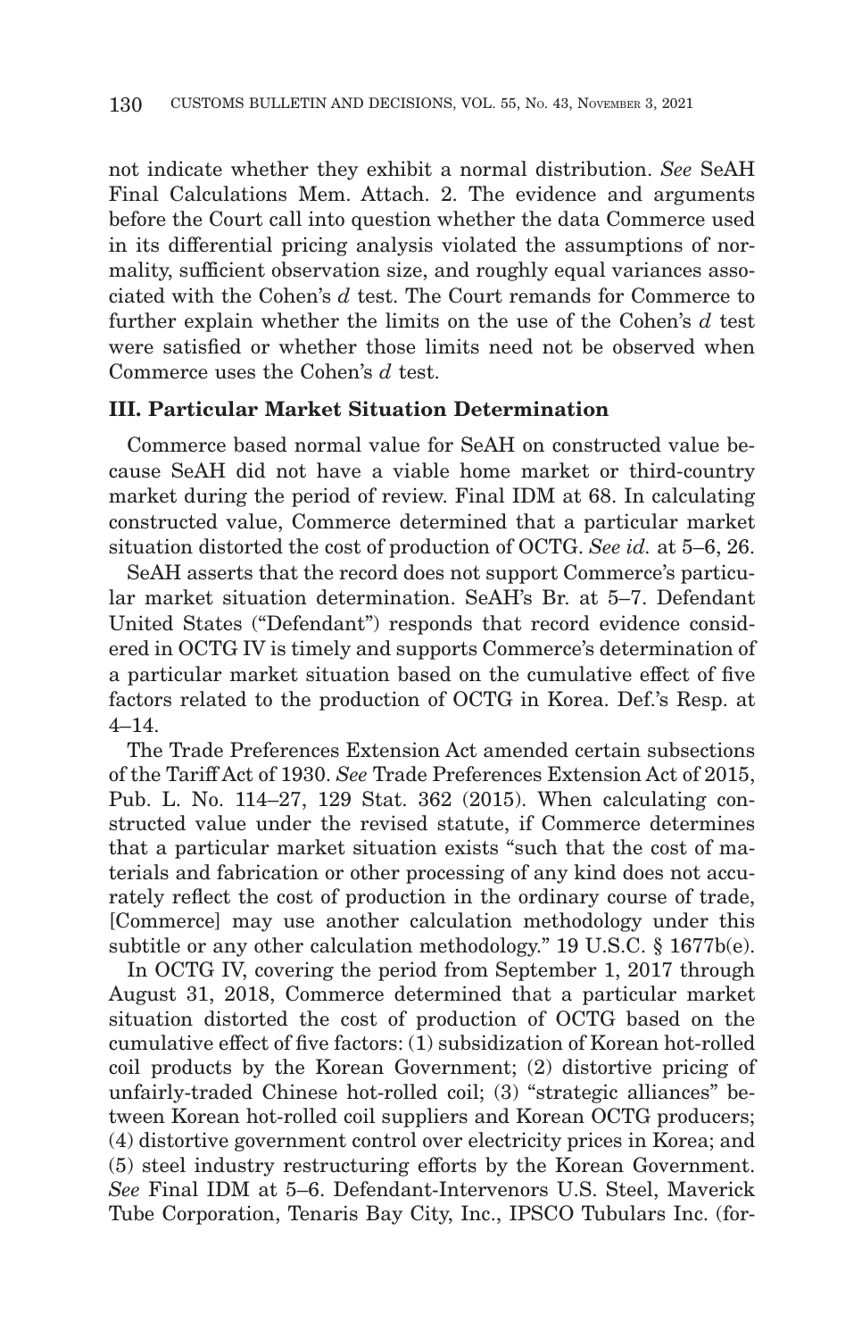not indicate whether they exhibit a normal distribution. *See* SeAH Final Calculations Mem. Attach. 2. The evidence and arguments before the Court call into question whether the data Commerce used in its differential pricing analysis violated the assumptions of normality, sufficient observation size, and roughly equal variances associated with the Cohen's *d* test. The Court remands for Commerce to further explain whether the limits on the use of the Cohen's *d* test were satisfied or whether those limits need not be observed when Commerce uses the Cohen's *d* test.

### III. Particular Market Situation Determination

Commerce based normal value for SeAH on constructed value because SeAH did not have a viable home market or third-country market during the period of review. Final IDM at 68. In calculating constructed value, Commerce determined that a particular market situation distorted the cost of production of OCTG. *See id.* at 5–6, 26.

SeAH asserts that the record does not support Commerce's particular market situation determination. SeAH's Br. at 5–7. Defendant United States ("Defendant") responds that record evidence considered in OCTG IV is timely and supports Commerce's determination of a particular market situation based on the cumulative effect of five factors related to the production of OCTG in Korea. Def.'s Resp. at 4–14.

The Trade Preferences Extension Act amended certain subsections of the Tariff Act of 1930. *See* Trade Preferences Extension Act of 2015, Pub. L. No. 114–27, 129 Stat. 362 (2015). When calculating constructed value under the revised statute, if Commerce determines that a particular market situation exists "such that the cost of materials and fabrication or other processing of any kind does not accurately reflect the cost of production in the ordinary course of trade, [Commerce] may use another calculation methodology under this subtitle or any other calculation methodology." 19 U.S.C. § 1677b(e).

In OCTG IV, covering the period from September 1, 2017 through August 31, 2018, Commerce determined that a particular market situation distorted the cost of production of OCTG based on the cumulative effect of five factors: (1) subsidization of Korean hot-rolled coil products by the Korean Government; (2) distortive pricing of unfairly-traded Chinese hot-rolled coil; (3) "strategic alliances" between Korean hot-rolled coil suppliers and Korean OCTG producers; (4) distortive government control over electricity prices in Korea; and (5) steel industry restructuring efforts by the Korean Government. *See* Final IDM at 5–6. Defendant-Intervenors U.S. Steel, Maverick Tube Corporation, Tenaris Bay City, Inc., IPSCO Tubulars Inc. (for-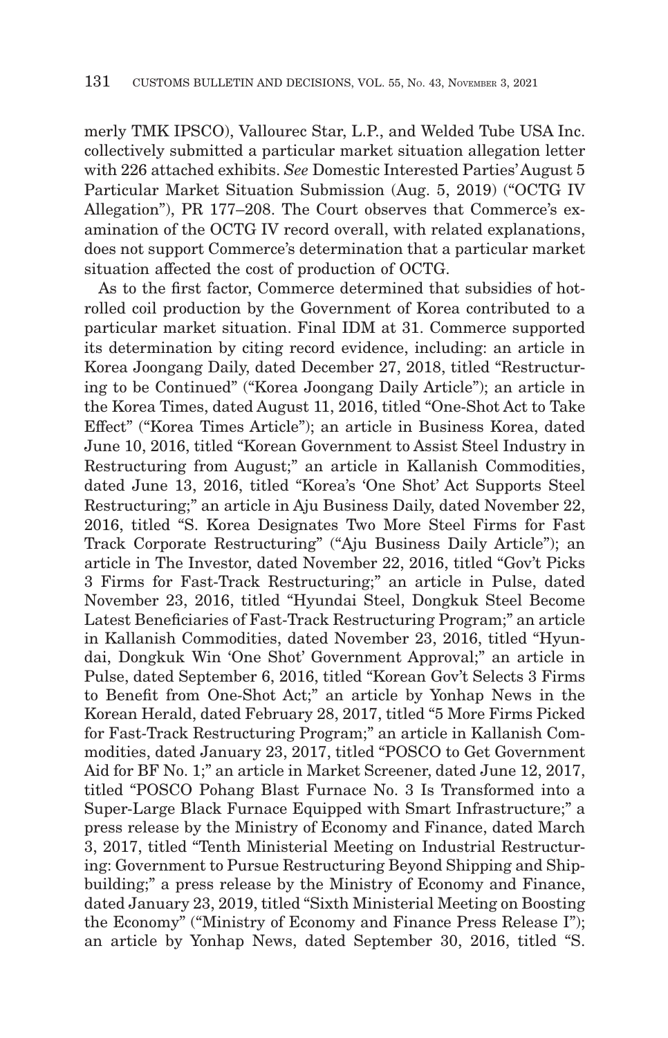merly TMK IPSCO), Vallourec Star, L.P., and Welded Tube USA Inc. collectively submitted a particular market situation allegation letter with 226 attached exhibits. *See* Domestic Interested Parties' August 5 Particular Market Situation Submission (Aug. 5, 2019) ("OCTG IV Allegation"), PR 177–208. The Court observes that Commerce's examination of the OCTG IV record overall, with related explanations, does not support Commerce's determination that a particular market situation affected the cost of production of OCTG.

As to the first factor, Commerce determined that subsidies of hot-rolled coil production by the Government of Korea contributed to a particular market situation. Final IDM at 31. Commerce supported its determination by citing record evidence, including: an article in Korea Joongang Daily, dated December 27, 2018, titled "Restructuring to be Continued" ("Korea Joongang Daily Article"); an article in the Korea Times, dated August 11, 2016, titled "One-Shot Act to Take Effect" ("Korea Times Article"); an article in Business Korea, dated June 10, 2016, titled "Korean Government to Assist Steel Industry in Restructuring from August;" an article in Kallanish Commodities, dated June 13, 2016, titled "Korea's 'One Shot' Act Supports Steel Restructuring;" an article in Aju Business Daily, dated November 22, 2016, titled "S. Korea Designates Two More Steel Firms for Fast Track Corporate Restructuring" ("Aju Business Daily Article"); an article in The Investor, dated November 22, 2016, titled "Gov't Picks 3 Firms for Fast-Track Restructuring;" an article in Pulse, dated November 23, 2016, titled "Hyundai Steel, Dongkuk Steel Become Latest Beneficiaries of Fast-Track Restructuring Program;" an article in Kallanish Commodities, dated November 23, 2016, titled "Hyundai, Dongkuk Win 'One Shot' Government Approval;" an article in Pulse, dated September 6, 2016, titled "Korean Gov't Selects 3 Firms to Benefit from One-Shot Act;" an article by Yonhap News in the Korean Herald, dated February 28, 2017, titled "5 More Firms Picked for Fast-Track Restructuring Program;" an article in Kallanish Commodities, dated January 23, 2017, titled "POSCO to Get Government Aid for BF No. 1;" an article in Market Screener, dated June 12, 2017, titled "POSCO Pohang Blast Furnace No. 3 Is Transformed into a Super-Large Black Furnace Equipped with Smart Infrastructure;" a press release by the Ministry of Economy and Finance, dated March 3, 2017, titled "Tenth Ministerial Meeting on Industrial Restructuring: Government to Pursue Restructuring Beyond Shipping and Shipbuilding;" a press release by the Ministry of Economy and Finance, dated January 23, 2019, titled "Sixth Ministerial Meeting on Boosting the Economy" ("Ministry of Economy and Finance Press Release I"); an article by Yonhap News, dated September 30, 2016, titled "S.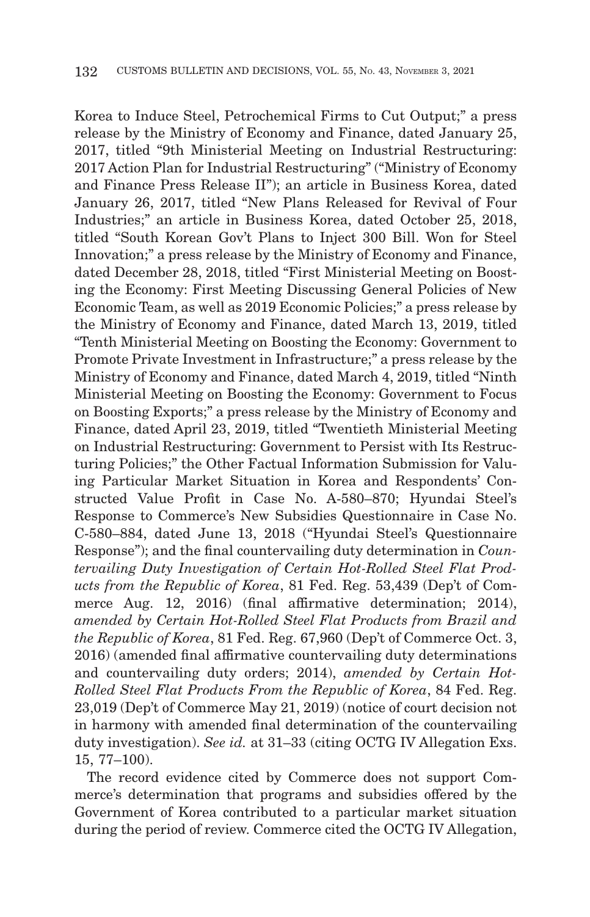Korea to Induce Steel, Petrochemical Firms to Cut Output;" a press release by the Ministry of Economy and Finance, dated January 25, 2017, titled "9th Ministerial Meeting on Industrial Restructuring: 2017 Action Plan for Industrial Restructuring" ("Ministry of Economy and Finance Press Release II"); an article in Business Korea, dated January 26, 2017, titled "New Plans Released for Revival of Four Industries;" an article in Business Korea, dated October 25, 2018, titled "South Korean Gov't Plans to Inject 300 Bill. Won for Steel Innovation;" a press release by the Ministry of Economy and Finance, dated December 28, 2018, titled "First Ministerial Meeting on Boosting the Economy: First Meeting Discussing General Policies of New Economic Team, as well as 2019 Economic Policies;" a press release by the Ministry of Economy and Finance, dated March 13, 2019, titled "Tenth Ministerial Meeting on Boosting the Economy: Government to Promote Private Investment in Infrastructure;" a press release by the Ministry of Economy and Finance, dated March 4, 2019, titled "Ninth Ministerial Meeting on Boosting the Economy: Government to Focus on Boosting Exports;" a press release by the Ministry of Economy and Finance, dated April 23, 2019, titled "Twentieth Ministerial Meeting on Industrial Restructuring: Government to Persist with Its Restructuring Policies;" the Other Factual Information Submission for Valuing Particular Market Situation in Korea and Respondents' Constructed Value Profit in Case No. A-580–870; Hyundai Steel's Response to Commerce's New Subsidies Questionnaire in Case No. C-580–884, dated June 13, 2018 ("Hyundai Steel's Questionnaire Response"); and the final countervailing duty determination in *Countervailing Duty Investigation of Certain Hot-Rolled Steel Flat Products from the Republic of Korea*, 81 Fed. Reg. 53,439 (Dep't of Commerce Aug. 12, 2016) (final affirmative determination; 2014), *amended by Certain Hot-Rolled Steel Flat Products from Brazil and the Republic of Korea*, 81 Fed. Reg. 67,960 (Dep't of Commerce Oct. 3, 2016) (amended final affirmative countervailing duty determinations and countervailing duty orders; 2014), *amended by Certain Hot-Rolled Steel Flat Products From the Republic of Korea*, 84 Fed. Reg. 23,019 (Dep't of Commerce May 21, 2019) (notice of court decision not in harmony with amended final determination of the countervailing duty investigation). *See id.* at 31–33 (citing OCTG IV Allegation Exs. 15, 77–100).

The record evidence cited by Commerce does not support Commerce's determination that programs and subsidies offered by the Government of Korea contributed to a particular market situation during the period of review. Commerce cited the OCTG IV Allegation,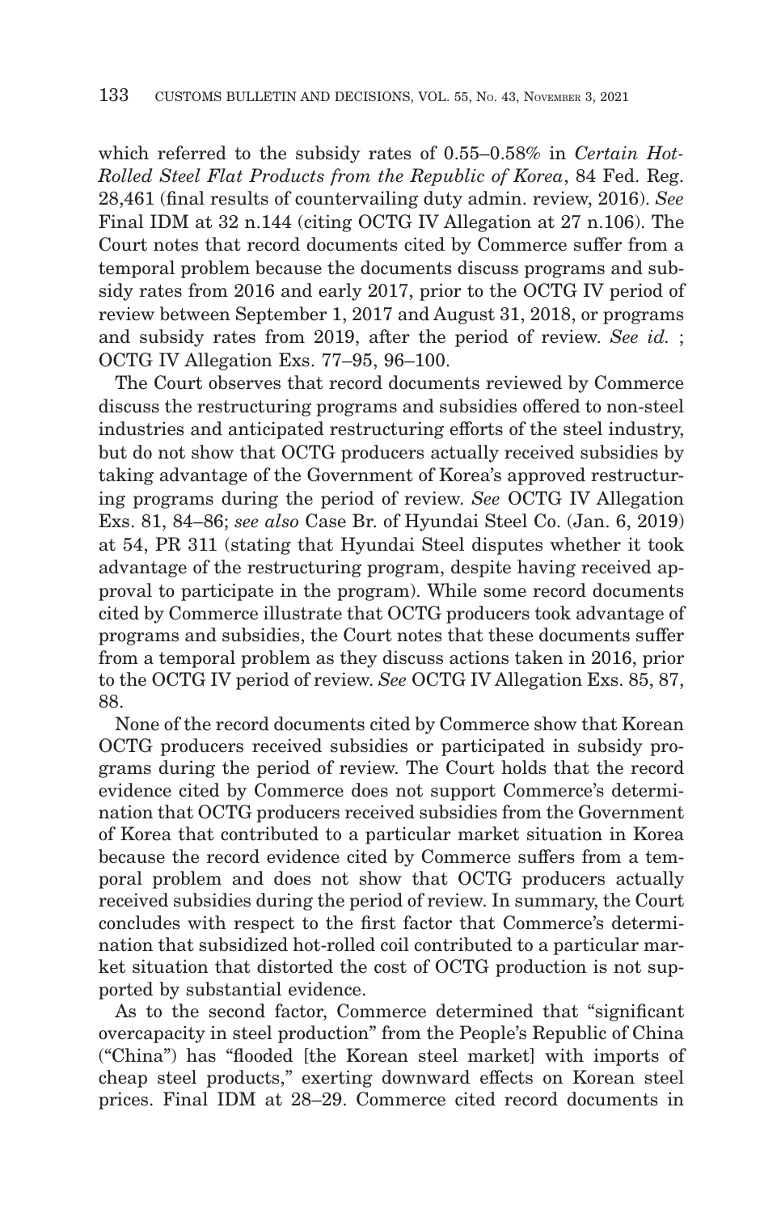which referred to the subsidy rates of 0.55–0.58% in *Certain Hot-Rolled Steel Flat Products from the Republic of Korea*, 84 Fed. Reg. 28,461 (final results of countervailing duty admin. review, 2016). *See* Final IDM at 32 n.144 (citing OCTG IV Allegation at 27 n.106). The Court notes that record documents cited by Commerce suffer from a temporal problem because the documents discuss programs and subsidy rates from 2016 and early 2017, prior to the OCTG IV period of review between September 1, 2017 and August 31, 2018, or programs and subsidy rates from 2019, after the period of review. *See id.* ; OCTG IV Allegation Exs. 77–95, 96–100.

The Court observes that record documents reviewed by Commerce discuss the restructuring programs and subsidies offered to non-steel industries and anticipated restructuring efforts of the steel industry, but do not show that OCTG producers actually received subsidies by taking advantage of the Government of Korea's approved restructuring programs during the period of review. *See* OCTG IV Allegation Exs. 81, 84–86; *see also* Case Br. of Hyundai Steel Co. (Jan. 6, 2019) at 54, PR 311 (stating that Hyundai Steel disputes whether it took advantage of the restructuring program, despite having received approval to participate in the program). While some record documents cited by Commerce illustrate that OCTG producers took advantage of programs and subsidies, the Court notes that these documents suffer from a temporal problem as they discuss actions taken in 2016, prior to the OCTG IV period of review. *See* OCTG IV Allegation Exs. 85, 87, 88.

None of the record documents cited by Commerce show that Korean OCTG producers received subsidies or participated in subsidy programs during the period of review. The Court holds that the record evidence cited by Commerce does not support Commerce's determination that OCTG producers received subsidies from the Government of Korea that contributed to a particular market situation in Korea because the record evidence cited by Commerce suffers from a temporal problem and does not show that OCTG producers actually received subsidies during the period of review. In summary, the Court concludes with respect to the first factor that Commerce's determination that subsidized hot-rolled coil contributed to a particular market situation that distorted the cost of OCTG production is not supported by substantial evidence.

As to the second factor, Commerce determined that "significant overcapacity in steel production" from the People's Republic of China ("China") has "flooded [the Korean steel market] with imports of cheap steel products," exerting downward effects on Korean steel prices. Final IDM at 28–29. Commerce cited record documents in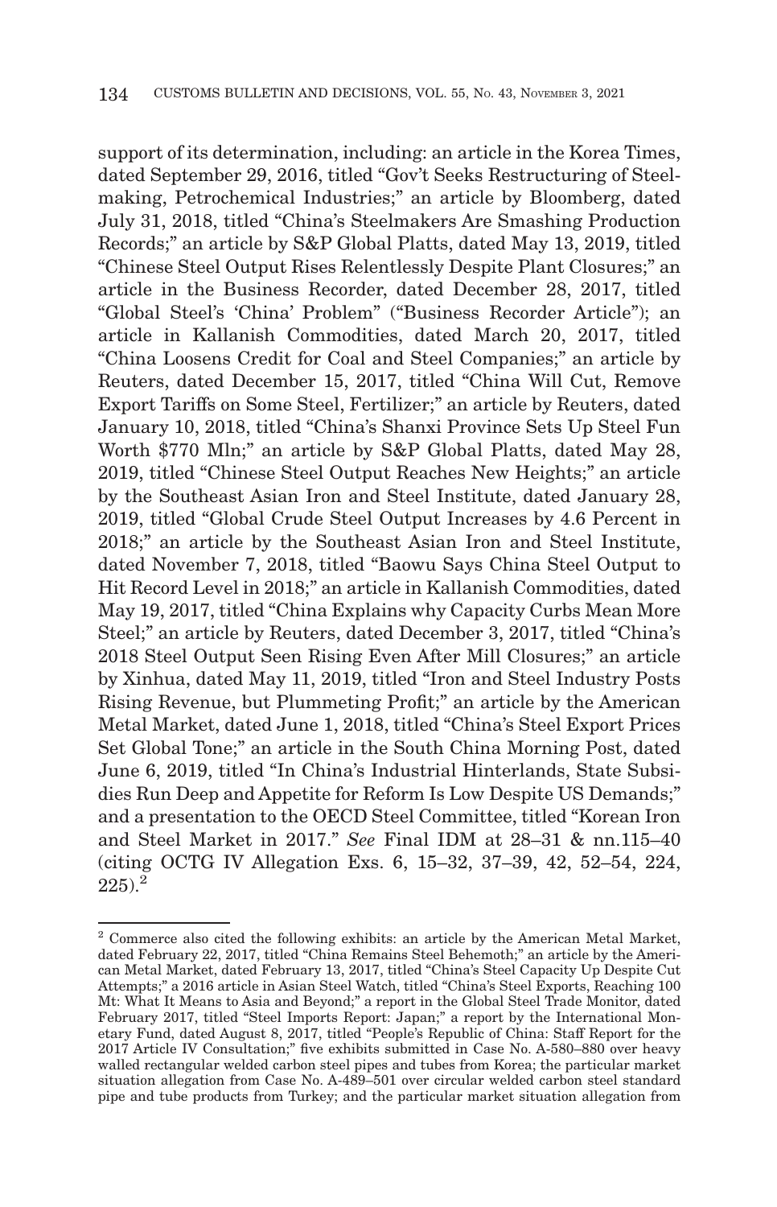support of its determination, including: an article in the Korea Times, dated September 29, 2016, titled "Gov't Seeks Restructuring of Steelmaking, Petrochemical Industries;" an article by Bloomberg, dated July 31, 2018, titled "China's Steelmakers Are Smashing Production Records;" an article by S&P Global Platts, dated May 13, 2019, titled "Chinese Steel Output Rises Relentlessly Despite Plant Closures;" an article in the Business Recorder, dated December 28, 2017, titled "Global Steel's 'China' Problem" ("Business Recorder Article"); an article in Kallanish Commodities, dated March 20, 2017, titled "China Loosens Credit for Coal and Steel Companies;" an article by Reuters, dated December 15, 2017, titled "China Will Cut, Remove Export Tariffs on Some Steel, Fertilizer;" an article by Reuters, dated January 10, 2018, titled "China's Shanxi Province Sets Up Steel Fun Worth $770 Mln;" an article by S&P Global Platts, dated May 28, 2019, titled "Chinese Steel Output Reaches New Heights;" an article by the Southeast Asian Iron and Steel Institute, dated January 28, 2019, titled "Global Crude Steel Output Increases by 4.6 Percent in 2018;" an article by the Southeast Asian Iron and Steel Institute, dated November 7, 2018, titled "Baowu Says China Steel Output to Hit Record Level in 2018;" an article in Kallanish Commodities, dated May 19, 2017, titled "China Explains why Capacity Curbs Mean More Steel;" an article by Reuters, dated December 3, 2017, titled "China's 2018 Steel Output Seen Rising Even After Mill Closures;" an article by Xinhua, dated May 11, 2019, titled "Iron and Steel Industry Posts Rising Revenue, but Plummeting Profit;" an article by the American Metal Market, dated June 1, 2018, titled "China's Steel Export Prices Set Global Tone;" an article in the South China Morning Post, dated June 6, 2019, titled "In China's Industrial Hinterlands, State Subsidies Run Deep and Appetite for Reform Is Low Despite US Demands;" and a presentation to the OECD Steel Committee, titled "Korean Iron and Steel Market in 2017." *See* Final IDM at 28–31 & nn.115–40 (citing OCTG IV Allegation Exs. 6, 15–32, 37–39, 42, 52–54, 224, 225).[2]

---

[2] Commerce also cited the following exhibits: an article by the American Metal Market, dated February 22, 2017, titled "China Remains Steel Behemoth;" an article by the American Metal Market, dated February 13, 2017, titled "China's Steel Capacity Up Despite Cut Attempts;" a 2016 article in Asian Steel Watch, titled "China's Steel Exports, Reaching 100 Mt: What It Means to Asia and Beyond;" a report in the Global Steel Trade Monitor, dated February 2017, titled "Steel Imports Report: Japan;" a report by the International Monetary Fund, dated August 8, 2017, titled "People's Republic of China: Staff Report for the 2017 Article IV Consultation;" five exhibits submitted in Case No. A-580–880 over heavy walled rectangular welded carbon steel pipes and tubes from Korea; the particular market situation allegation from Case No. A-489–501 over circular welded carbon steel standard pipe and tube products from Turkey; and the particular market situation allegation from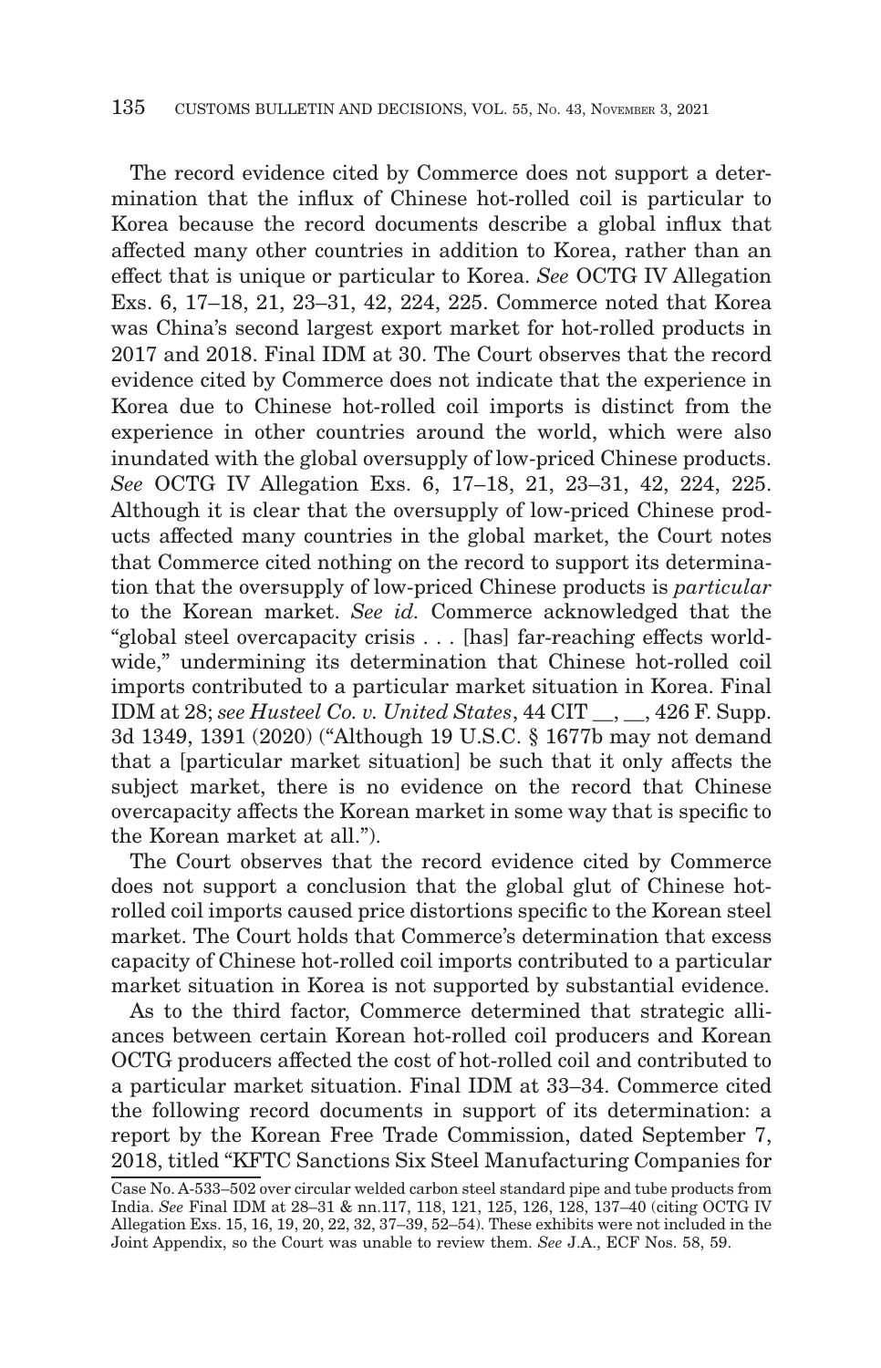The record evidence cited by Commerce does not support a determination that the influx of Chinese hot-rolled coil is particular to Korea because the record documents describe a global influx that affected many other countries in addition to Korea, rather than an effect that is unique or particular to Korea. *See* OCTG IV Allegation Exs. 6, 17–18, 21, 23–31, 42, 224, 225. Commerce noted that Korea was China's second largest export market for hot-rolled products in 2017 and 2018. Final IDM at 30. The Court observes that the record evidence cited by Commerce does not indicate that the experience in Korea due to Chinese hot-rolled coil imports is distinct from the experience in other countries around the world, which were also inundated with the global oversupply of low-priced Chinese products. *See* OCTG IV Allegation Exs. 6, 17–18, 21, 23–31, 42, 224, 225. Although it is clear that the oversupply of low-priced Chinese products affected many countries in the global market, the Court notes that Commerce cited nothing on the record to support its determination that the oversupply of low-priced Chinese products is *particular* to the Korean market. *See id.* Commerce acknowledged that the "global steel overcapacity crisis . . . [has] far-reaching effects worldwide," undermining its determination that Chinese hot-rolled coil imports contributed to a particular market situation in Korea. Final IDM at 28; *see Husteel Co. v. United States*, 44 CIT __, __, 426 F. Supp. 3d 1349, 1391 (2020) ("Although 19 U.S.C. § 1677b may not demand that a [particular market situation] be such that it only affects the subject market, there is no evidence on the record that Chinese overcapacity affects the Korean market in some way that is specific to the Korean market at all.").

The Court observes that the record evidence cited by Commerce does not support a conclusion that the global glut of Chinese hot-rolled coil imports caused price distortions specific to the Korean steel market. The Court holds that Commerce's determination that excess capacity of Chinese hot-rolled coil imports contributed to a particular market situation in Korea is not supported by substantial evidence.

As to the third factor, Commerce determined that strategic alliances between certain Korean hot-rolled coil producers and Korean OCTG producers affected the cost of hot-rolled coil and contributed to a particular market situation. Final IDM at 33–34. Commerce cited the following record documents in support of its determination: a report by the Korean Free Trade Commission, dated September 7, 2018, titled "KFTC Sanctions Six Steel Manufacturing Companies for

---

Case No. A-533–502 over circular welded carbon steel standard pipe and tube products from India. *See* Final IDM at 28–31 & nn.117, 118, 121, 125, 126, 128, 137–40 (citing OCTG IV Allegation Exs. 15, 16, 19, 20, 22, 32, 37–39, 52–54). These exhibits were not included in the Joint Appendix, so the Court was unable to review them. *See* J.A., ECF Nos. 58, 59.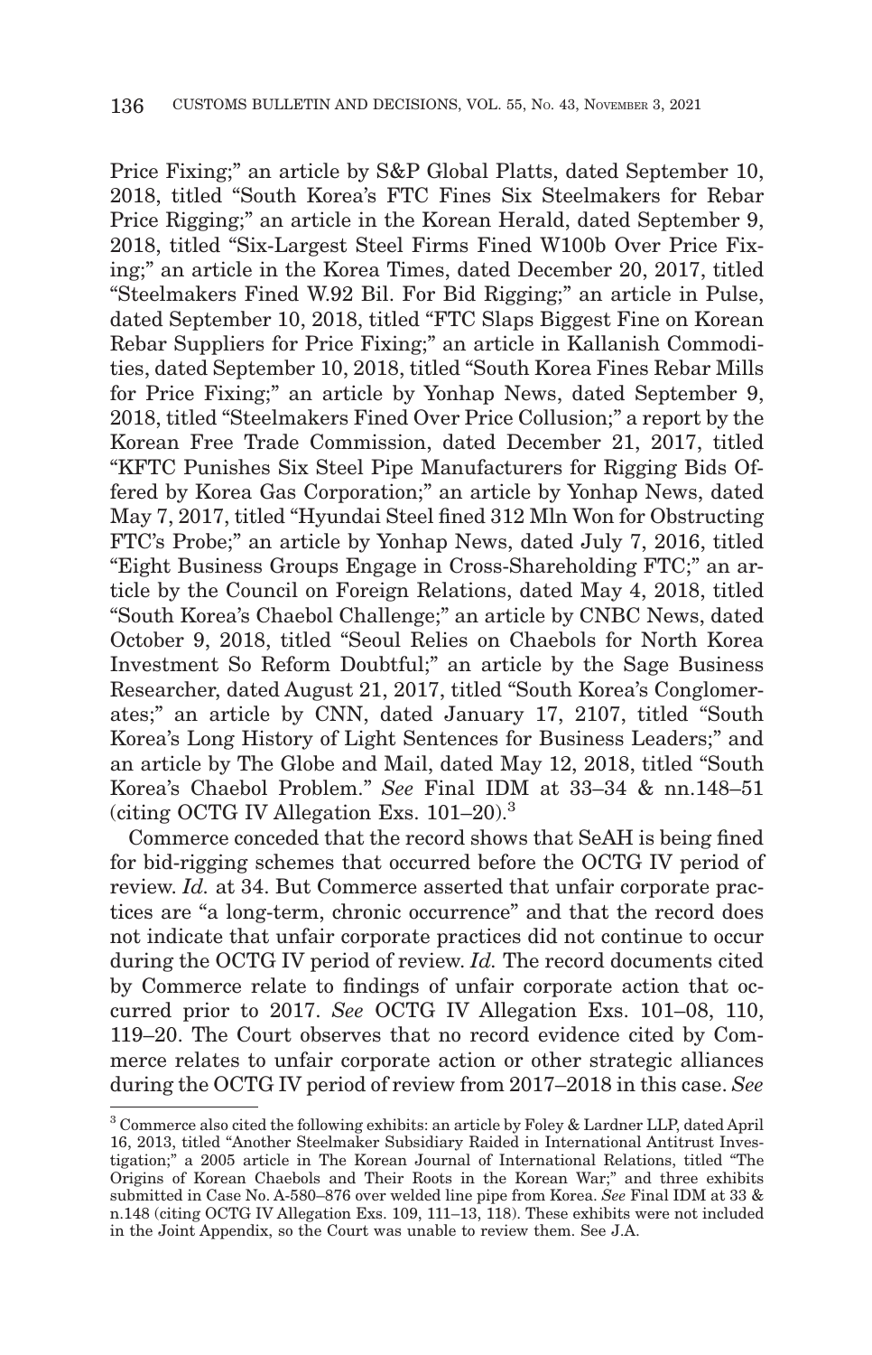Price Fixing;" an article by S&P Global Platts, dated September 10, 2018, titled "South Korea's FTC Fines Six Steelmakers for Rebar Price Rigging;" an article in the Korean Herald, dated September 9, 2018, titled "Six-Largest Steel Firms Fined W100b Over Price Fixing;" an article in the Korea Times, dated December 20, 2017, titled "Steelmakers Fined W.92 Bil. For Bid Rigging;" an article in Pulse, dated September 10, 2018, titled "FTC Slaps Biggest Fine on Korean Rebar Suppliers for Price Fixing;" an article in Kallanish Commodities, dated September 10, 2018, titled "South Korea Fines Rebar Mills for Price Fixing;" an article by Yonhap News, dated September 9, 2018, titled "Steelmakers Fined Over Price Collusion;" a report by the Korean Free Trade Commission, dated December 21, 2017, titled "KFTC Punishes Six Steel Pipe Manufacturers for Rigging Bids Offered by Korea Gas Corporation;" an article by Yonhap News, dated May 7, 2017, titled "Hyundai Steel fined 312 Mln Won for Obstructing FTC's Probe;" an article by Yonhap News, dated July 7, 2016, titled "Eight Business Groups Engage in Cross-Shareholding FTC;" an article by the Council on Foreign Relations, dated May 4, 2018, titled "South Korea's Chaebol Challenge;" an article by CNBC News, dated October 9, 2018, titled "Seoul Relies on Chaebols for North Korea Investment So Reform Doubtful;" an article by the Sage Business Researcher, dated August 21, 2017, titled "South Korea's Conglomerates;" an article by CNN, dated January 17, 2107, titled "South Korea's Long History of Light Sentences for Business Leaders;" and an article by The Globe and Mail, dated May 12, 2018, titled "South Korea's Chaebol Problem." *See* Final IDM at 33–34 & nn.148–51 (citing OCTG IV Allegation Exs. 101–20).[3]

Commerce conceded that the record shows that SeAH is being fined for bid-rigging schemes that occurred before the OCTG IV period of review. *Id.* at 34. But Commerce asserted that unfair corporate practices are "a long-term, chronic occurrence" and that the record does not indicate that unfair corporate practices did not continue to occur during the OCTG IV period of review. *Id.* The record documents cited by Commerce relate to findings of unfair corporate action that occurred prior to 2017. *See* OCTG IV Allegation Exs. 101–08, 110, 119–20. The Court observes that no record evidence cited by Commerce relates to unfair corporate action or other strategic alliances during the OCTG IV period of review from 2017–2018 in this case. *See*

[3] Commerce also cited the following exhibits: an article by Foley & Lardner LLP, dated April 16, 2013, titled "Another Steelmaker Subsidiary Raided in International Antitrust Investigation;" a 2005 article in The Korean Journal of International Relations, titled "The Origins of Korean Chaebols and Their Roots in the Korean War;" and three exhibits submitted in Case No. A-580–876 over welded line pipe from Korea. *See* Final IDM at 33 & n.148 (citing OCTG IV Allegation Exs. 109, 111–13, 118). These exhibits were not included in the Joint Appendix, so the Court was unable to review them. See J.A.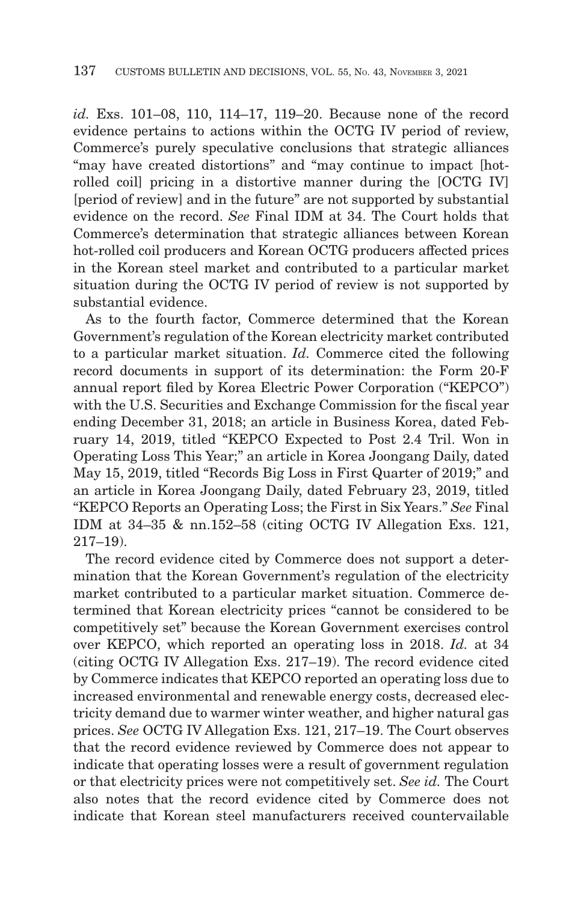*id.* Exs. 101–08, 110, 114–17, 119–20. Because none of the record evidence pertains to actions within the OCTG IV period of review, Commerce's purely speculative conclusions that strategic alliances "may have created distortions" and "may continue to impact [hot-rolled coil] pricing in a distortive manner during the [OCTG IV] [period of review] and in the future" are not supported by substantial evidence on the record. *See* Final IDM at 34. The Court holds that Commerce's determination that strategic alliances between Korean hot-rolled coil producers and Korean OCTG producers affected prices in the Korean steel market and contributed to a particular market situation during the OCTG IV period of review is not supported by substantial evidence.

As to the fourth factor, Commerce determined that the Korean Government's regulation of the Korean electricity market contributed to a particular market situation. *Id.* Commerce cited the following record documents in support of its determination: the Form 20-F annual report filed by Korea Electric Power Corporation ("KEPCO") with the U.S. Securities and Exchange Commission for the fiscal year ending December 31, 2018; an article in Business Korea, dated February 14, 2019, titled "KEPCO Expected to Post 2.4 Tril. Won in Operating Loss This Year;" an article in Korea Joongang Daily, dated May 15, 2019, titled "Records Big Loss in First Quarter of 2019;" and an article in Korea Joongang Daily, dated February 23, 2019, titled "KEPCO Reports an Operating Loss; the First in Six Years." *See* Final IDM at 34–35 & nn.152–58 (citing OCTG IV Allegation Exs. 121, 217–19).

The record evidence cited by Commerce does not support a determination that the Korean Government's regulation of the electricity market contributed to a particular market situation. Commerce determined that Korean electricity prices "cannot be considered to be competitively set" because the Korean Government exercises control over KEPCO, which reported an operating loss in 2018. *Id.* at 34 (citing OCTG IV Allegation Exs. 217–19). The record evidence cited by Commerce indicates that KEPCO reported an operating loss due to increased environmental and renewable energy costs, decreased electricity demand due to warmer winter weather, and higher natural gas prices. *See* OCTG IV Allegation Exs. 121, 217–19. The Court observes that the record evidence reviewed by Commerce does not appear to indicate that operating losses were a result of government regulation or that electricity prices were not competitively set. *See id.* The Court also notes that the record evidence cited by Commerce does not indicate that Korean steel manufacturers received countervailable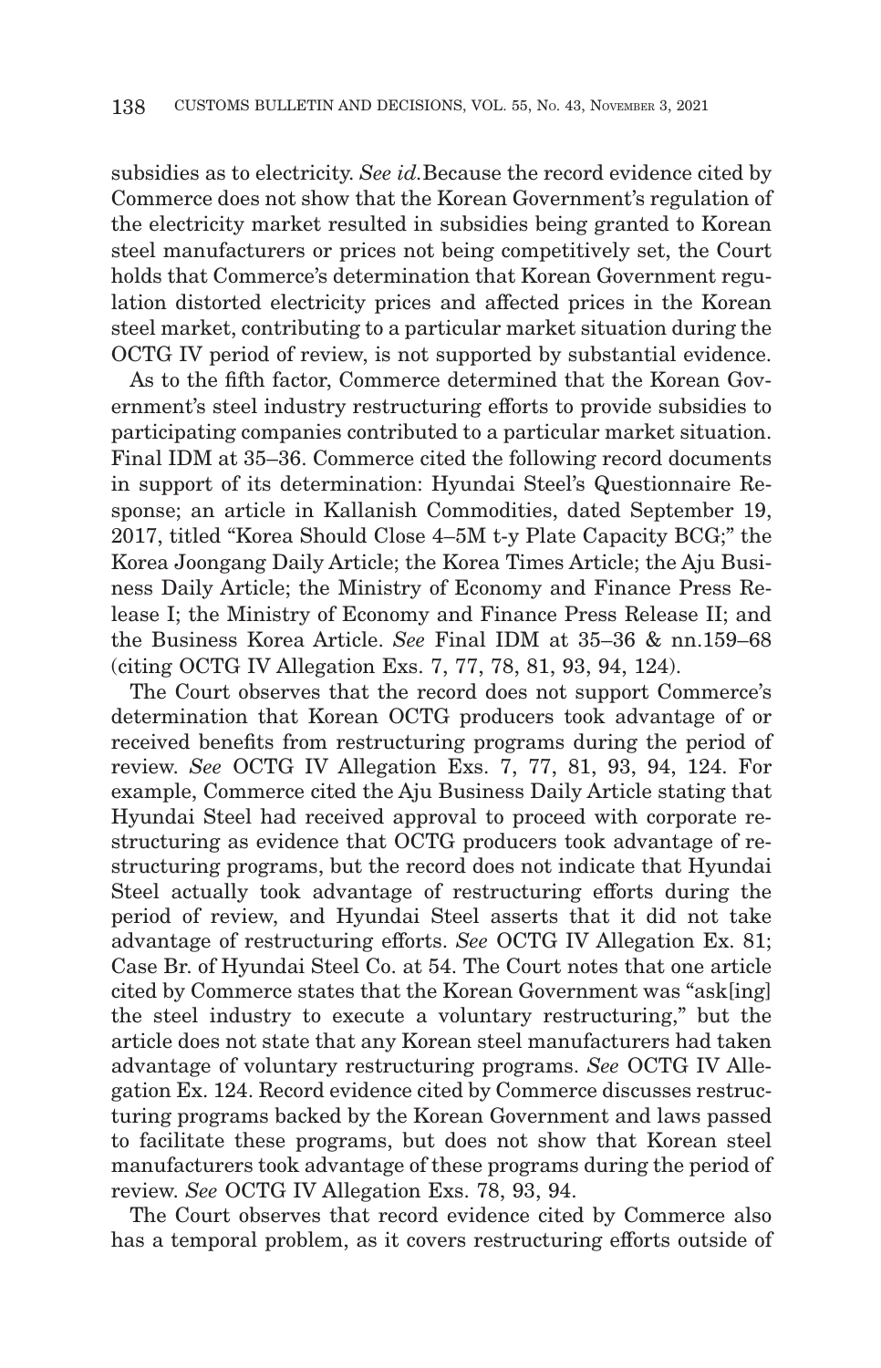subsidies as to electricity. *See id.*Because the record evidence cited by Commerce does not show that the Korean Government's regulation of the electricity market resulted in subsidies being granted to Korean steel manufacturers or prices not being competitively set, the Court holds that Commerce's determination that Korean Government regulation distorted electricity prices and affected prices in the Korean steel market, contributing to a particular market situation during the OCTG IV period of review, is not supported by substantial evidence.

As to the fifth factor, Commerce determined that the Korean Government's steel industry restructuring efforts to provide subsidies to participating companies contributed to a particular market situation. Final IDM at 35–36. Commerce cited the following record documents in support of its determination: Hyundai Steel's Questionnaire Response; an article in Kallanish Commodities, dated September 19, 2017, titled "Korea Should Close 4–5M t-y Plate Capacity BCG;" the Korea Joongang Daily Article; the Korea Times Article; the Aju Business Daily Article; the Ministry of Economy and Finance Press Release I; the Ministry of Economy and Finance Press Release II; and the Business Korea Article. *See* Final IDM at 35–36 & nn.159–68 (citing OCTG IV Allegation Exs. 7, 77, 78, 81, 93, 94, 124).

The Court observes that the record does not support Commerce's determination that Korean OCTG producers took advantage of or received benefits from restructuring programs during the period of review. *See* OCTG IV Allegation Exs. 7, 77, 81, 93, 94, 124. For example, Commerce cited the Aju Business Daily Article stating that Hyundai Steel had received approval to proceed with corporate restructuring as evidence that OCTG producers took advantage of restructuring programs, but the record does not indicate that Hyundai Steel actually took advantage of restructuring efforts during the period of review, and Hyundai Steel asserts that it did not take advantage of restructuring efforts. *See* OCTG IV Allegation Ex. 81; Case Br. of Hyundai Steel Co. at 54. The Court notes that one article cited by Commerce states that the Korean Government was "ask[ing] the steel industry to execute a voluntary restructuring," but the article does not state that any Korean steel manufacturers had taken advantage of voluntary restructuring programs. *See* OCTG IV Allegation Ex. 124. Record evidence cited by Commerce discusses restructuring programs backed by the Korean Government and laws passed to facilitate these programs, but does not show that Korean steel manufacturers took advantage of these programs during the period of review. *See* OCTG IV Allegation Exs. 78, 93, 94.

The Court observes that record evidence cited by Commerce also has a temporal problem, as it covers restructuring efforts outside of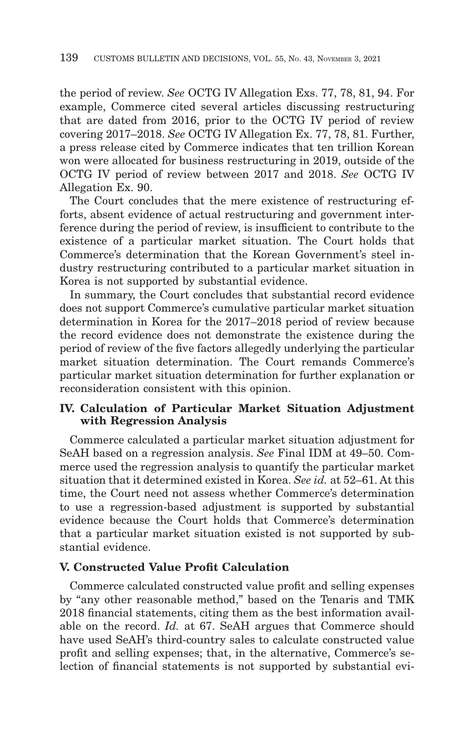the period of review. *See* OCTG IV Allegation Exs. 77, 78, 81, 94. For example, Commerce cited several articles discussing restructuring that are dated from 2016, prior to the OCTG IV period of review covering 2017–2018. *See* OCTG IV Allegation Ex. 77, 78, 81. Further, a press release cited by Commerce indicates that ten trillion Korean won were allocated for business restructuring in 2019, outside of the OCTG IV period of review between 2017 and 2018. *See* OCTG IV Allegation Ex. 90.

The Court concludes that the mere existence of restructuring efforts, absent evidence of actual restructuring and government interference during the period of review, is insufficient to contribute to the existence of a particular market situation. The Court holds that Commerce's determination that the Korean Government's steel industry restructuring contributed to a particular market situation in Korea is not supported by substantial evidence.

In summary, the Court concludes that substantial record evidence does not support Commerce's cumulative particular market situation determination in Korea for the 2017–2018 period of review because the record evidence does not demonstrate the existence during the period of review of the five factors allegedly underlying the particular market situation determination. The Court remands Commerce's particular market situation determination for further explanation or reconsideration consistent with this opinion.

### IV. Calculation of Particular Market Situation Adjustment with Regression Analysis

Commerce calculated a particular market situation adjustment for SeAH based on a regression analysis. *See* Final IDM at 49–50. Commerce used the regression analysis to quantify the particular market situation that it determined existed in Korea. *See id.* at 52–61. At this time, the Court need not assess whether Commerce's determination to use a regression-based adjustment is supported by substantial evidence because the Court holds that Commerce's determination that a particular market situation existed is not supported by substantial evidence.

### V. Constructed Value Profit Calculation

Commerce calculated constructed value profit and selling expenses by "any other reasonable method," based on the Tenaris and TMK 2018 financial statements, citing them as the best information available on the record. *Id.* at 67. SeAH argues that Commerce should have used SeAH's third-country sales to calculate constructed value profit and selling expenses; that, in the alternative, Commerce's selection of financial statements is not supported by substantial evi-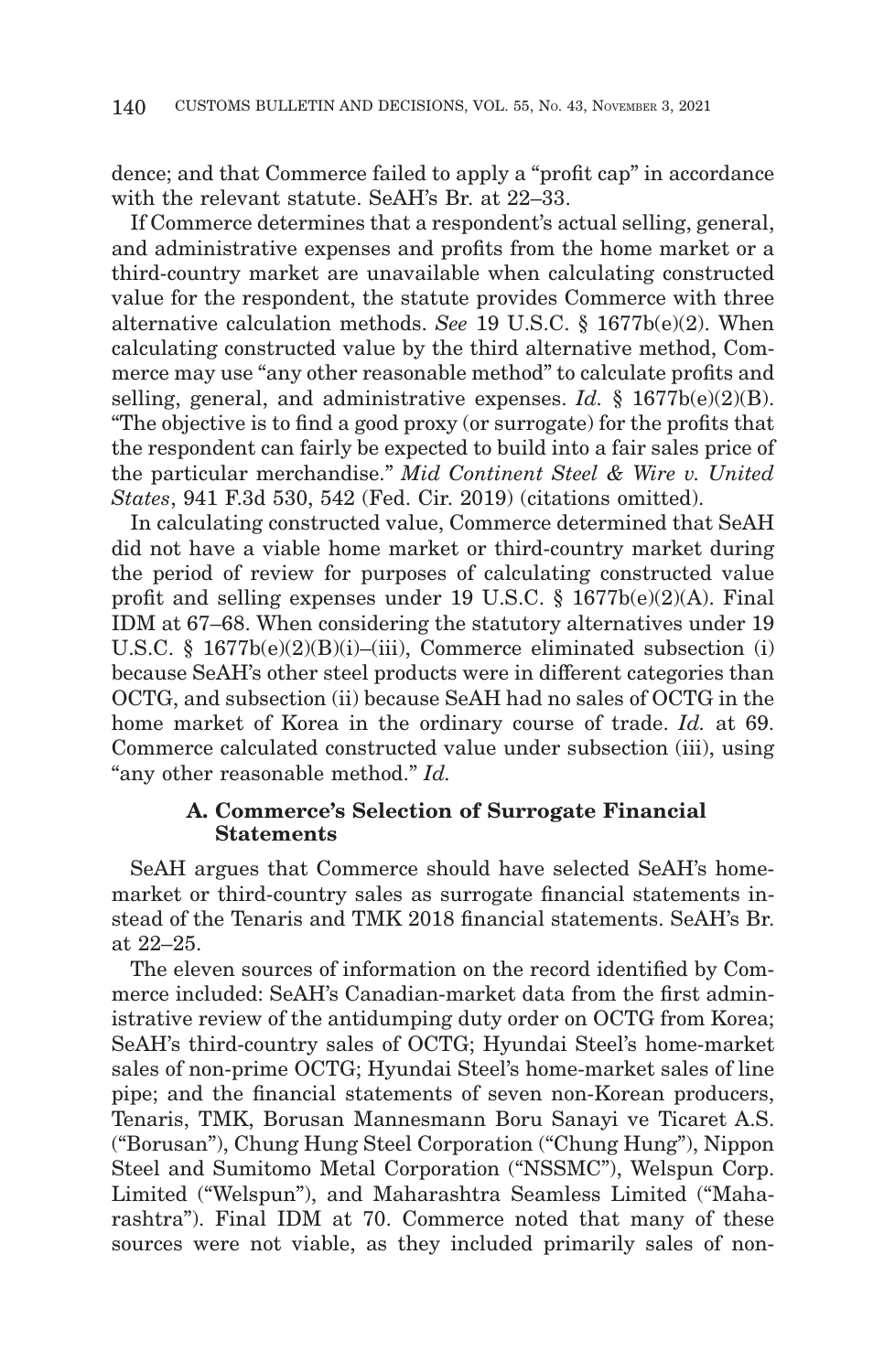dence; and that Commerce failed to apply a "profit cap" in accordance with the relevant statute. SeAH's Br. at 22–33.

If Commerce determines that a respondent's actual selling, general, and administrative expenses and profits from the home market or a third-country market are unavailable when calculating constructed value for the respondent, the statute provides Commerce with three alternative calculation methods. *See* 19 U.S.C. § 1677b(e)(2). When calculating constructed value by the third alternative method, Commerce may use "any other reasonable method" to calculate profits and selling, general, and administrative expenses. *Id.* § 1677b(e)(2)(B). "The objective is to find a good proxy (or surrogate) for the profits that the respondent can fairly be expected to build into a fair sales price of the particular merchandise." *Mid Continent Steel & Wire v. United States*, 941 F.3d 530, 542 (Fed. Cir. 2019) (citations omitted).

In calculating constructed value, Commerce determined that SeAH did not have a viable home market or third-country market during the period of review for purposes of calculating constructed value profit and selling expenses under 19 U.S.C. § 1677b(e)(2)(A). Final IDM at 67–68. When considering the statutory alternatives under 19 U.S.C. § 1677b(e)(2)(B)(i)–(iii), Commerce eliminated subsection (i) because SeAH's other steel products were in different categories than OCTG, and subsection (ii) because SeAH had no sales of OCTG in the home market of Korea in the ordinary course of trade. *Id.* at 69. Commerce calculated constructed value under subsection (iii), using "any other reasonable method." *Id.*

### A. Commerce's Selection of Surrogate Financial Statements

SeAH argues that Commerce should have selected SeAH's home-market or third-country sales as surrogate financial statements instead of the Tenaris and TMK 2018 financial statements. SeAH's Br. at 22–25.

The eleven sources of information on the record identified by Commerce included: SeAH's Canadian-market data from the first administrative review of the antidumping duty order on OCTG from Korea; SeAH's third-country sales of OCTG; Hyundai Steel's home-market sales of non-prime OCTG; Hyundai Steel's home-market sales of line pipe; and the financial statements of seven non-Korean producers, Tenaris, TMK, Borusan Mannesmann Boru Sanayi ve Ticaret A.S. ("Borusan"), Chung Hung Steel Corporation ("Chung Hung"), Nippon Steel and Sumitomo Metal Corporation ("NSSMC"), Welspun Corp. Limited ("Welspun"), and Maharashtra Seamless Limited ("Maharashtra"). Final IDM at 70. Commerce noted that many of these sources were not viable, as they included primarily sales of non-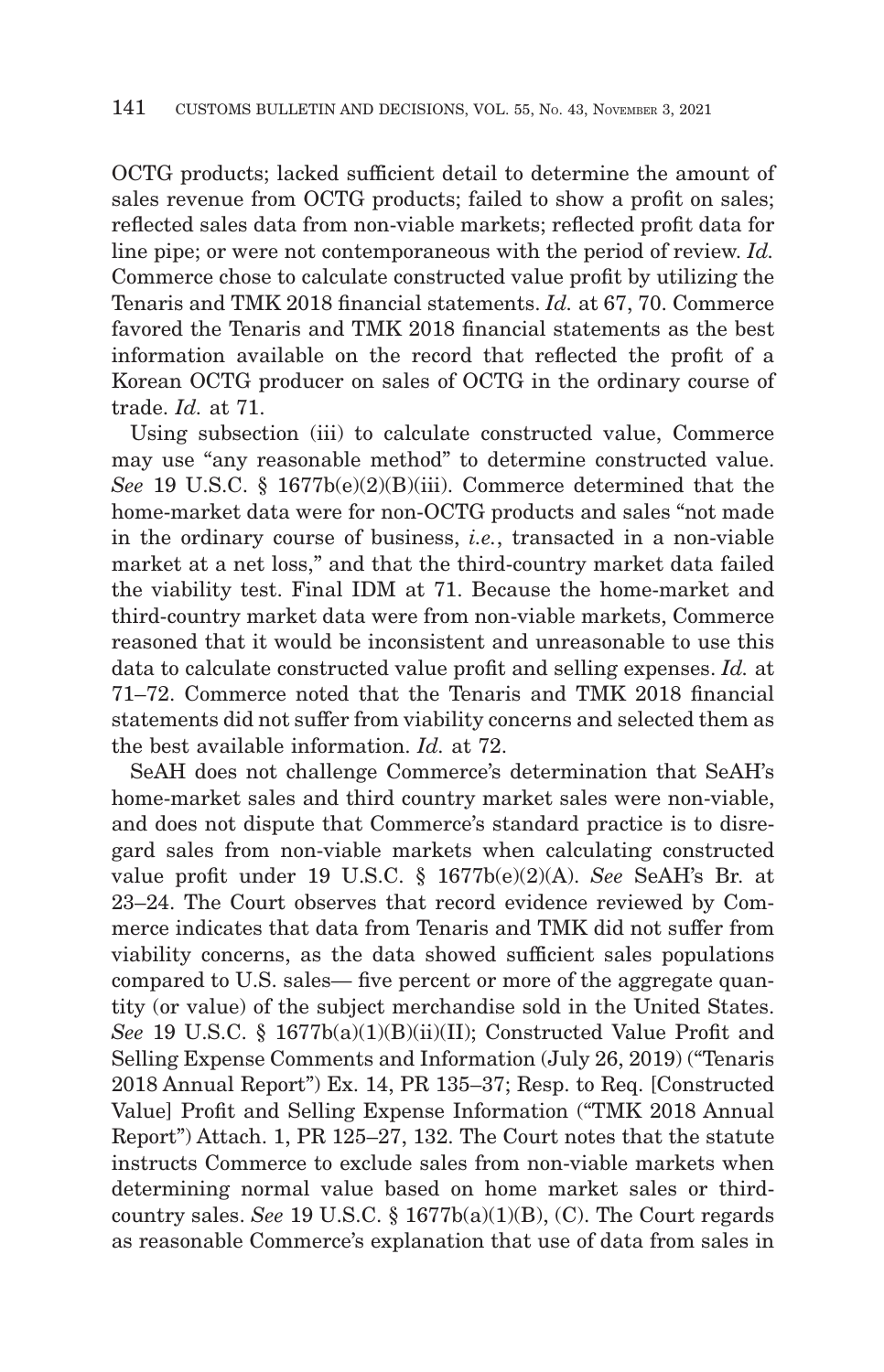OCTG products; lacked sufficient detail to determine the amount of sales revenue from OCTG products; failed to show a profit on sales; reflected sales data from non-viable markets; reflected profit data for line pipe; or were not contemporaneous with the period of review. *Id.* Commerce chose to calculate constructed value profit by utilizing the Tenaris and TMK 2018 financial statements. *Id.* at 67, 70. Commerce favored the Tenaris and TMK 2018 financial statements as the best information available on the record that reflected the profit of a Korean OCTG producer on sales of OCTG in the ordinary course of trade. *Id.* at 71.

Using subsection (iii) to calculate constructed value, Commerce may use "any reasonable method" to determine constructed value. *See* 19 U.S.C. § 1677b(e)(2)(B)(iii). Commerce determined that the home-market data were for non-OCTG products and sales "not made in the ordinary course of business, *i.e.*, transacted in a non-viable market at a net loss," and that the third-country market data failed the viability test. Final IDM at 71. Because the home-market and third-country market data were from non-viable markets, Commerce reasoned that it would be inconsistent and unreasonable to use this data to calculate constructed value profit and selling expenses. *Id.* at 71–72. Commerce noted that the Tenaris and TMK 2018 financial statements did not suffer from viability concerns and selected them as the best available information. *Id.* at 72.

SeAH does not challenge Commerce's determination that SeAH's home-market sales and third country market sales were non-viable, and does not dispute that Commerce's standard practice is to disregard sales from non-viable markets when calculating constructed value profit under 19 U.S.C. § 1677b(e)(2)(A). *See* SeAH's Br. at 23–24. The Court observes that record evidence reviewed by Commerce indicates that data from Tenaris and TMK did not suffer from viability concerns, as the data showed sufficient sales populations compared to U.S. sales— five percent or more of the aggregate quantity (or value) of the subject merchandise sold in the United States. *See* 19 U.S.C. § 1677b(a)(1)(B)(ii)(II); Constructed Value Profit and Selling Expense Comments and Information (July 26, 2019) ("Tenaris 2018 Annual Report") Ex. 14, PR 135–37; Resp. to Req. [Constructed Value] Profit and Selling Expense Information ("TMK 2018 Annual Report") Attach. 1, PR 125–27, 132. The Court notes that the statute instructs Commerce to exclude sales from non-viable markets when determining normal value based on home market sales or third-country sales. *See* 19 U.S.C. § 1677b(a)(1)(B), (C). The Court regards as reasonable Commerce's explanation that use of data from sales in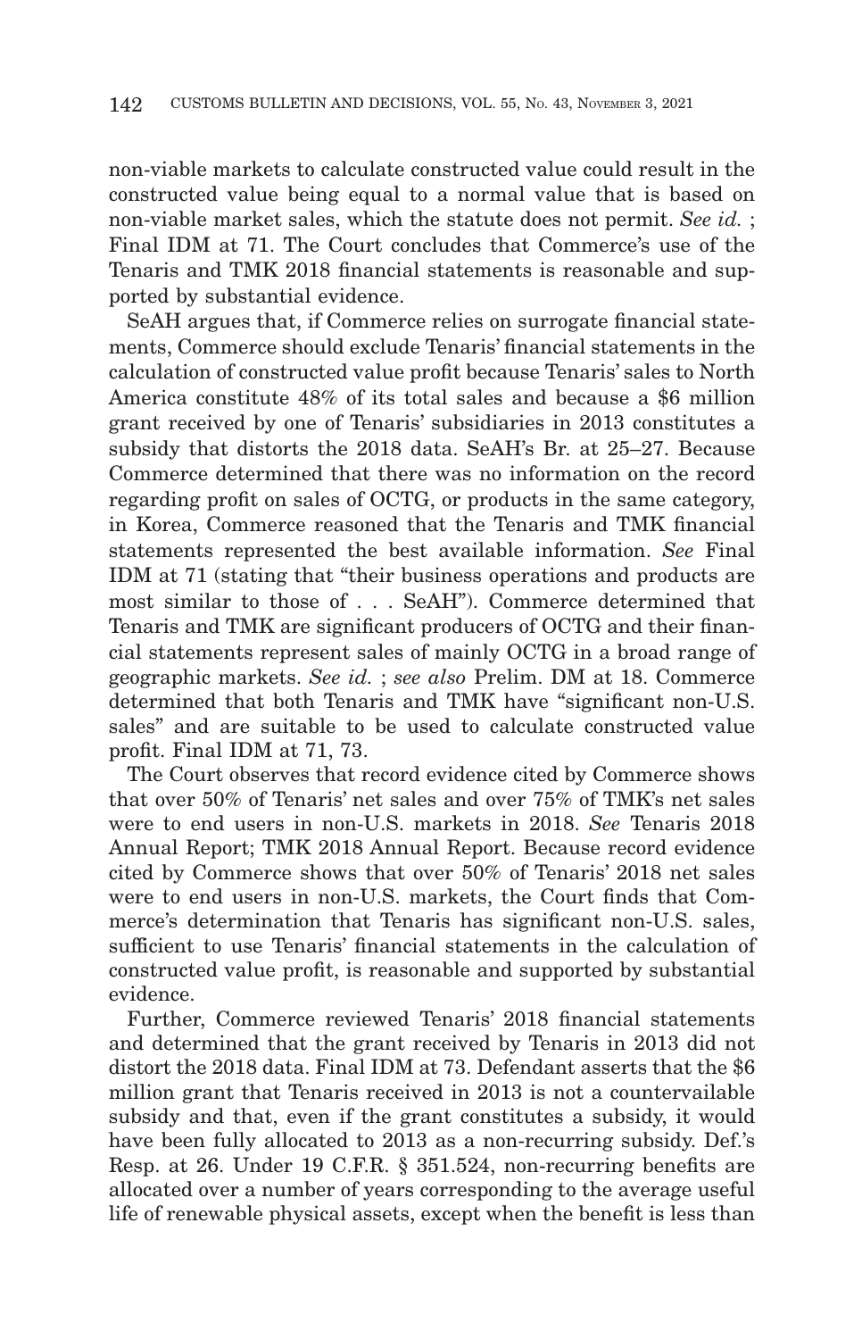non-viable markets to calculate constructed value could result in the constructed value being equal to a normal value that is based on non-viable market sales, which the statute does not permit. *See id.* ; Final IDM at 71. The Court concludes that Commerce's use of the Tenaris and TMK 2018 financial statements is reasonable and supported by substantial evidence.

SeAH argues that, if Commerce relies on surrogate financial statements, Commerce should exclude Tenaris' financial statements in the calculation of constructed value profit because Tenaris' sales to North America constitute 48% of its total sales and because a $6 million grant received by one of Tenaris' subsidiaries in 2013 constitutes a subsidy that distorts the 2018 data. SeAH's Br. at 25–27. Because Commerce determined that there was no information on the record regarding profit on sales of OCTG, or products in the same category, in Korea, Commerce reasoned that the Tenaris and TMK financial statements represented the best available information. *See* Final IDM at 71 (stating that "their business operations and products are most similar to those of . . . SeAH"). Commerce determined that Tenaris and TMK are significant producers of OCTG and their financial statements represent sales of mainly OCTG in a broad range of geographic markets. *See id.* ; *see also* Prelim. DM at 18. Commerce determined that both Tenaris and TMK have "significant non-U.S. sales" and are suitable to be used to calculate constructed value profit. Final IDM at 71, 73.

The Court observes that record evidence cited by Commerce shows that over 50% of Tenaris' net sales and over 75% of TMK's net sales were to end users in non-U.S. markets in 2018. *See* Tenaris 2018 Annual Report; TMK 2018 Annual Report. Because record evidence cited by Commerce shows that over 50% of Tenaris' 2018 net sales were to end users in non-U.S. markets, the Court finds that Commerce's determination that Tenaris has significant non-U.S. sales, sufficient to use Tenaris' financial statements in the calculation of constructed value profit, is reasonable and supported by substantial evidence.

Further, Commerce reviewed Tenaris' 2018 financial statements and determined that the grant received by Tenaris in 2013 did not distort the 2018 data. Final IDM at 73. Defendant asserts that the $6 million grant that Tenaris received in 2013 is not a countervailable subsidy and that, even if the grant constitutes a subsidy, it would have been fully allocated to 2013 as a non-recurring subsidy. Def.'s Resp. at 26. Under 19 C.F.R. § 351.524, non-recurring benefits are allocated over a number of years corresponding to the average useful life of renewable physical assets, except when the benefit is less than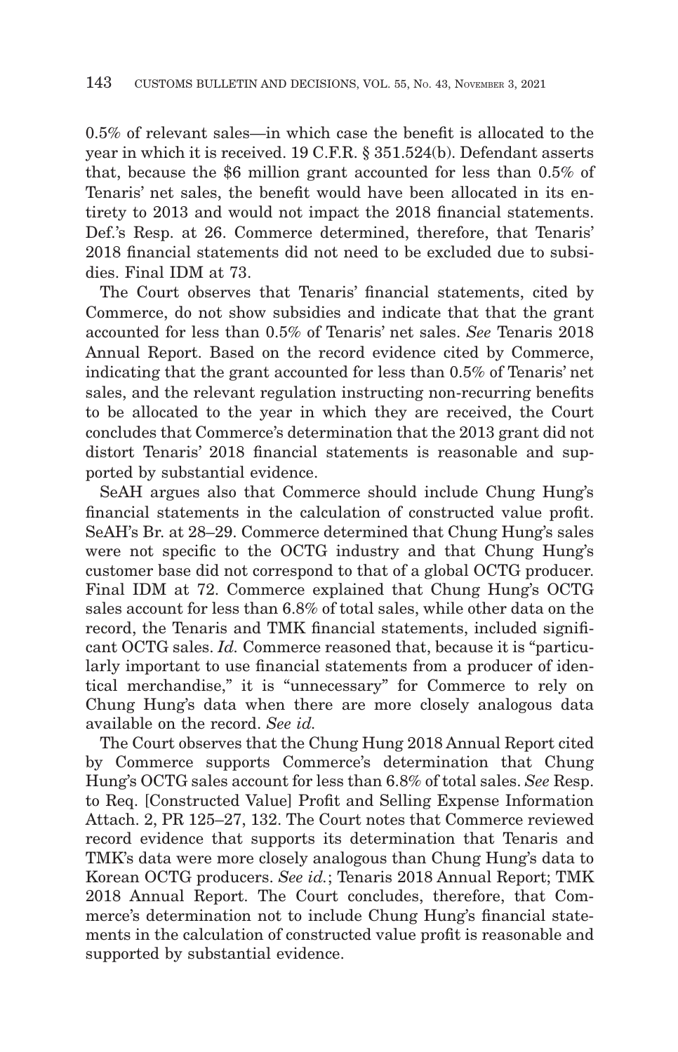0.5% of relevant sales—in which case the benefit is allocated to the year in which it is received. 19 C.F.R. § 351.524(b). Defendant asserts that, because the $6 million grant accounted for less than 0.5% of Tenaris' net sales, the benefit would have been allocated in its entirety to 2013 and would not impact the 2018 financial statements. Def.'s Resp. at 26. Commerce determined, therefore, that Tenaris' 2018 financial statements did not need to be excluded due to subsidies. Final IDM at 73.

The Court observes that Tenaris' financial statements, cited by Commerce, do not show subsidies and indicate that that the grant accounted for less than 0.5% of Tenaris' net sales. *See* Tenaris 2018 Annual Report. Based on the record evidence cited by Commerce, indicating that the grant accounted for less than 0.5% of Tenaris' net sales, and the relevant regulation instructing non-recurring benefits to be allocated to the year in which they are received, the Court concludes that Commerce's determination that the 2013 grant did not distort Tenaris' 2018 financial statements is reasonable and supported by substantial evidence.

SeAH argues also that Commerce should include Chung Hung's financial statements in the calculation of constructed value profit. SeAH's Br. at 28–29. Commerce determined that Chung Hung's sales were not specific to the OCTG industry and that Chung Hung's customer base did not correspond to that of a global OCTG producer. Final IDM at 72. Commerce explained that Chung Hung's OCTG sales account for less than 6.8% of total sales, while other data on the record, the Tenaris and TMK financial statements, included significant OCTG sales. *Id.* Commerce reasoned that, because it is "particularly important to use financial statements from a producer of identical merchandise," it is "unnecessary" for Commerce to rely on Chung Hung's data when there are more closely analogous data available on the record. *See id.*

The Court observes that the Chung Hung 2018 Annual Report cited by Commerce supports Commerce's determination that Chung Hung's OCTG sales account for less than 6.8% of total sales. *See* Resp. to Req. [Constructed Value] Profit and Selling Expense Information Attach. 2, PR 125–27, 132. The Court notes that Commerce reviewed record evidence that supports its determination that Tenaris and TMK's data were more closely analogous than Chung Hung's data to Korean OCTG producers. *See id.*; Tenaris 2018 Annual Report; TMK 2018 Annual Report. The Court concludes, therefore, that Commerce's determination not to include Chung Hung's financial statements in the calculation of constructed value profit is reasonable and supported by substantial evidence.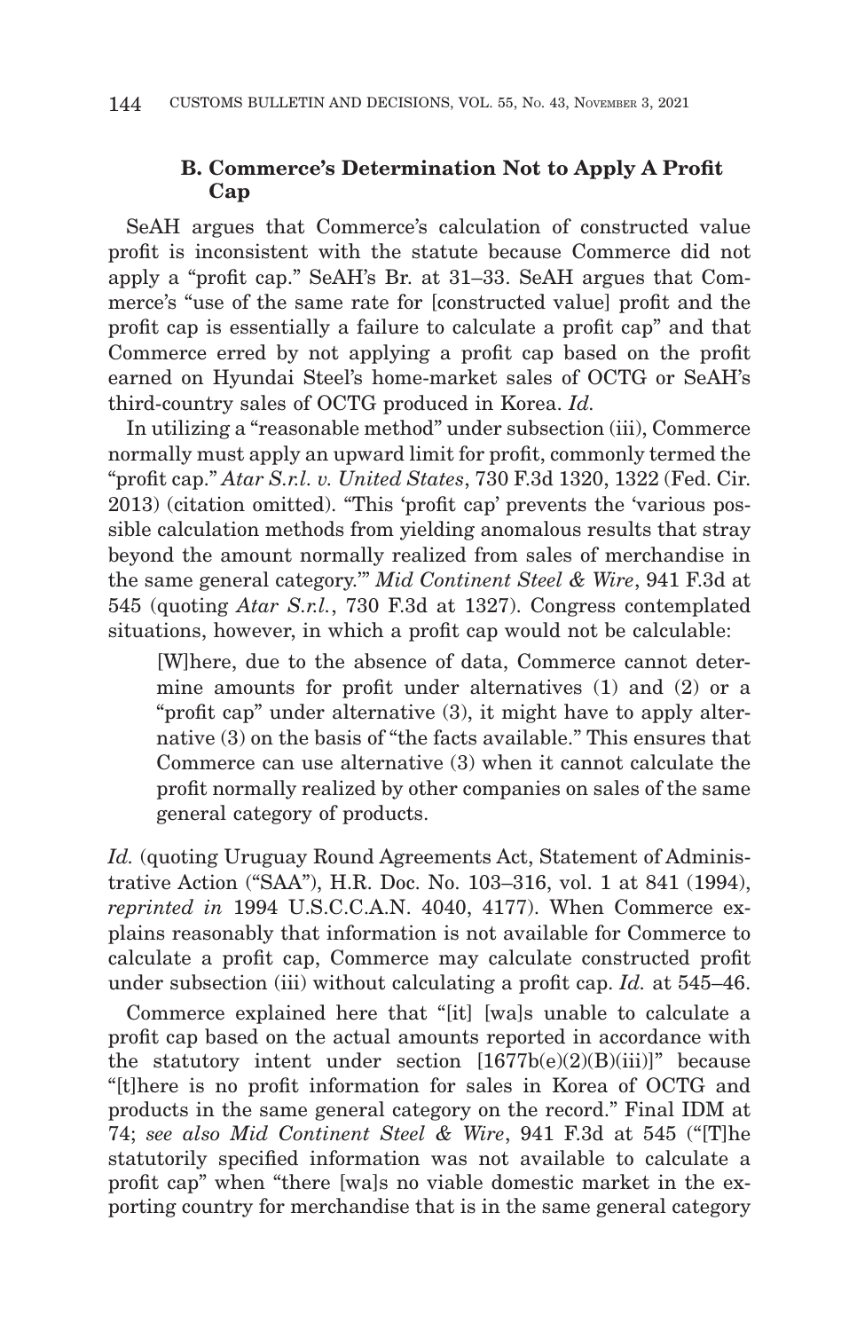### B. Commerce's Determination Not to Apply A Profit Cap

SeAH argues that Commerce's calculation of constructed value profit is inconsistent with the statute because Commerce did not apply a "profit cap." SeAH's Br. at 31–33. SeAH argues that Commerce's "use of the same rate for [constructed value] profit and the profit cap is essentially a failure to calculate a profit cap" and that Commerce erred by not applying a profit cap based on the profit earned on Hyundai Steel's home-market sales of OCTG or SeAH's third-country sales of OCTG produced in Korea. *Id.*

In utilizing a "reasonable method" under subsection (iii), Commerce normally must apply an upward limit for profit, commonly termed the "profit cap." *Atar S.r.l. v. United States*, 730 F.3d 1320, 1322 (Fed. Cir. 2013) (citation omitted). "This 'profit cap' prevents the 'various possible calculation methods from yielding anomalous results that stray beyond the amount normally realized from sales of merchandise in the same general category.'" *Mid Continent Steel & Wire*, 941 F.3d at 545 (quoting *Atar S.r.l.*, 730 F.3d at 1327). Congress contemplated situations, however, in which a profit cap would not be calculable:

> [W]here, due to the absence of data, Commerce cannot determine amounts for profit under alternatives (1) and (2) or a "profit cap" under alternative (3), it might have to apply alternative (3) on the basis of "the facts available." This ensures that Commerce can use alternative (3) when it cannot calculate the profit normally realized by other companies on sales of the same general category of products.

*Id.* (quoting Uruguay Round Agreements Act, Statement of Administrative Action ("SAA"), H.R. Doc. No. 103–316, vol. 1 at 841 (1994), *reprinted in* 1994 U.S.C.C.A.N. 4040, 4177). When Commerce explains reasonably that information is not available for Commerce to calculate a profit cap, Commerce may calculate constructed profit under subsection (iii) without calculating a profit cap. *Id.* at 545–46.

Commerce explained here that "[it] [wa]s unable to calculate a profit cap based on the actual amounts reported in accordance with the statutory intent under section [1677b(e)(2)(B)(iii)]" because "[t]here is no profit information for sales in Korea of OCTG and products in the same general category on the record." Final IDM at 74; *see also Mid Continent Steel & Wire*, 941 F.3d at 545 ("[T]he statutorily specified information was not available to calculate a profit cap" when "there [wa]s no viable domestic market in the exporting country for merchandise that is in the same general category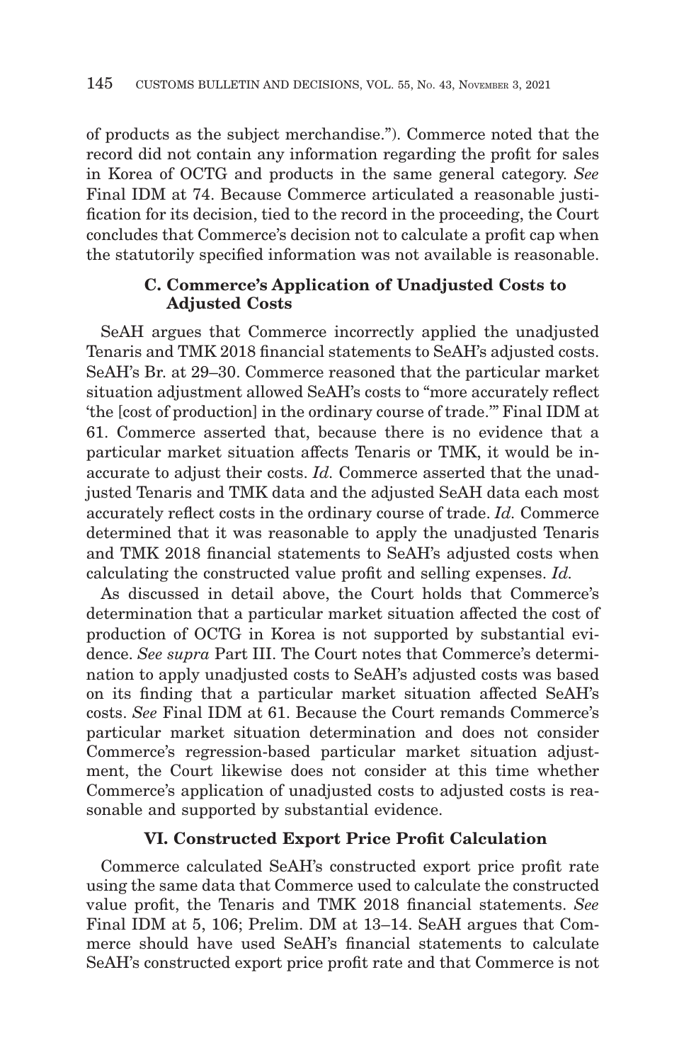of products as the subject merchandise."). Commerce noted that the record did not contain any information regarding the profit for sales in Korea of OCTG and products in the same general category. *See* Final IDM at 74. Because Commerce articulated a reasonable justification for its decision, tied to the record in the proceeding, the Court concludes that Commerce's decision not to calculate a profit cap when the statutorily specified information was not available is reasonable.

### C. Commerce's Application of Unadjusted Costs to Adjusted Costs

SeAH argues that Commerce incorrectly applied the unadjusted Tenaris and TMK 2018 financial statements to SeAH's adjusted costs. SeAH's Br. at 29–30. Commerce reasoned that the particular market situation adjustment allowed SeAH's costs to "more accurately reflect 'the [cost of production] in the ordinary course of trade.'" Final IDM at 61. Commerce asserted that, because there is no evidence that a particular market situation affects Tenaris or TMK, it would be inaccurate to adjust their costs. *Id.* Commerce asserted that the unadjusted Tenaris and TMK data and the adjusted SeAH data each most accurately reflect costs in the ordinary course of trade. *Id.* Commerce determined that it was reasonable to apply the unadjusted Tenaris and TMK 2018 financial statements to SeAH's adjusted costs when calculating the constructed value profit and selling expenses. *Id.*

As discussed in detail above, the Court holds that Commerce's determination that a particular market situation affected the cost of production of OCTG in Korea is not supported by substantial evidence. *See supra* Part III. The Court notes that Commerce's determination to apply unadjusted costs to SeAH's adjusted costs was based on its finding that a particular market situation affected SeAH's costs. *See* Final IDM at 61. Because the Court remands Commerce's particular market situation determination and does not consider Commerce's regression-based particular market situation adjustment, the Court likewise does not consider at this time whether Commerce's application of unadjusted costs to adjusted costs is reasonable and supported by substantial evidence.

## VI. Constructed Export Price Profit Calculation

Commerce calculated SeAH's constructed export price profit rate using the same data that Commerce used to calculate the constructed value profit, the Tenaris and TMK 2018 financial statements. *See* Final IDM at 5, 106; Prelim. DM at 13–14. SeAH argues that Commerce should have used SeAH's financial statements to calculate SeAH's constructed export price profit rate and that Commerce is not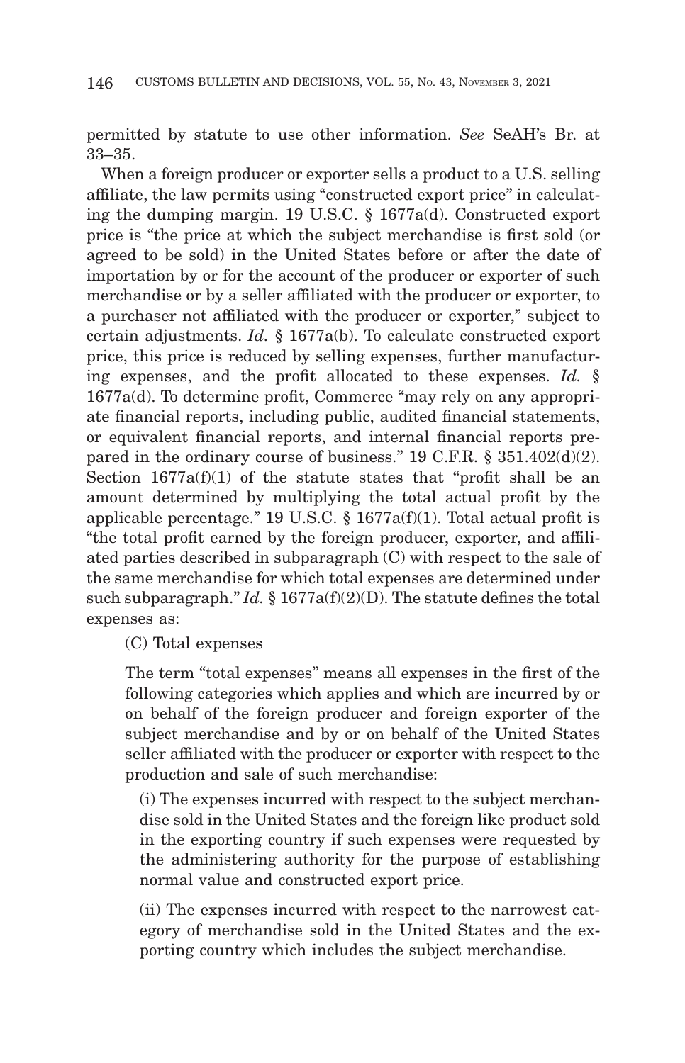permitted by statute to use other information. *See* SeAH's Br. at 33–35.

When a foreign producer or exporter sells a product to a U.S. selling affiliate, the law permits using "constructed export price" in calculating the dumping margin. 19 U.S.C. § 1677a(d). Constructed export price is "the price at which the subject merchandise is first sold (or agreed to be sold) in the United States before or after the date of importation by or for the account of the producer or exporter of such merchandise or by a seller affiliated with the producer or exporter, to a purchaser not affiliated with the producer or exporter," subject to certain adjustments. *Id.* § 1677a(b). To calculate constructed export price, this price is reduced by selling expenses, further manufacturing expenses, and the profit allocated to these expenses. *Id.* § 1677a(d). To determine profit, Commerce "may rely on any appropriate financial reports, including public, audited financial statements, or equivalent financial reports, and internal financial reports prepared in the ordinary course of business." 19 C.F.R. § 351.402(d)(2). Section 1677a(f)(1) of the statute states that "profit shall be an amount determined by multiplying the total actual profit by the applicable percentage." 19 U.S.C. § 1677a(f)(1). Total actual profit is "the total profit earned by the foreign producer, exporter, and affiliated parties described in subparagraph (C) with respect to the sale of the same merchandise for which total expenses are determined under such subparagraph." *Id.* § 1677a(f)(2)(D). The statute defines the total expenses as:

> (C) Total expenses
>
> The term "total expenses" means all expenses in the first of the following categories which applies and which are incurred by or on behalf of the foreign producer and foreign exporter of the subject merchandise and by or on behalf of the United States seller affiliated with the producer or exporter with respect to the production and sale of such merchandise:
>
> > (i) The expenses incurred with respect to the subject merchandise sold in the United States and the foreign like product sold in the exporting country if such expenses were requested by the administering authority for the purpose of establishing normal value and constructed export price.
> >
> > (ii) The expenses incurred with respect to the narrowest category of merchandise sold in the United States and the exporting country which includes the subject merchandise.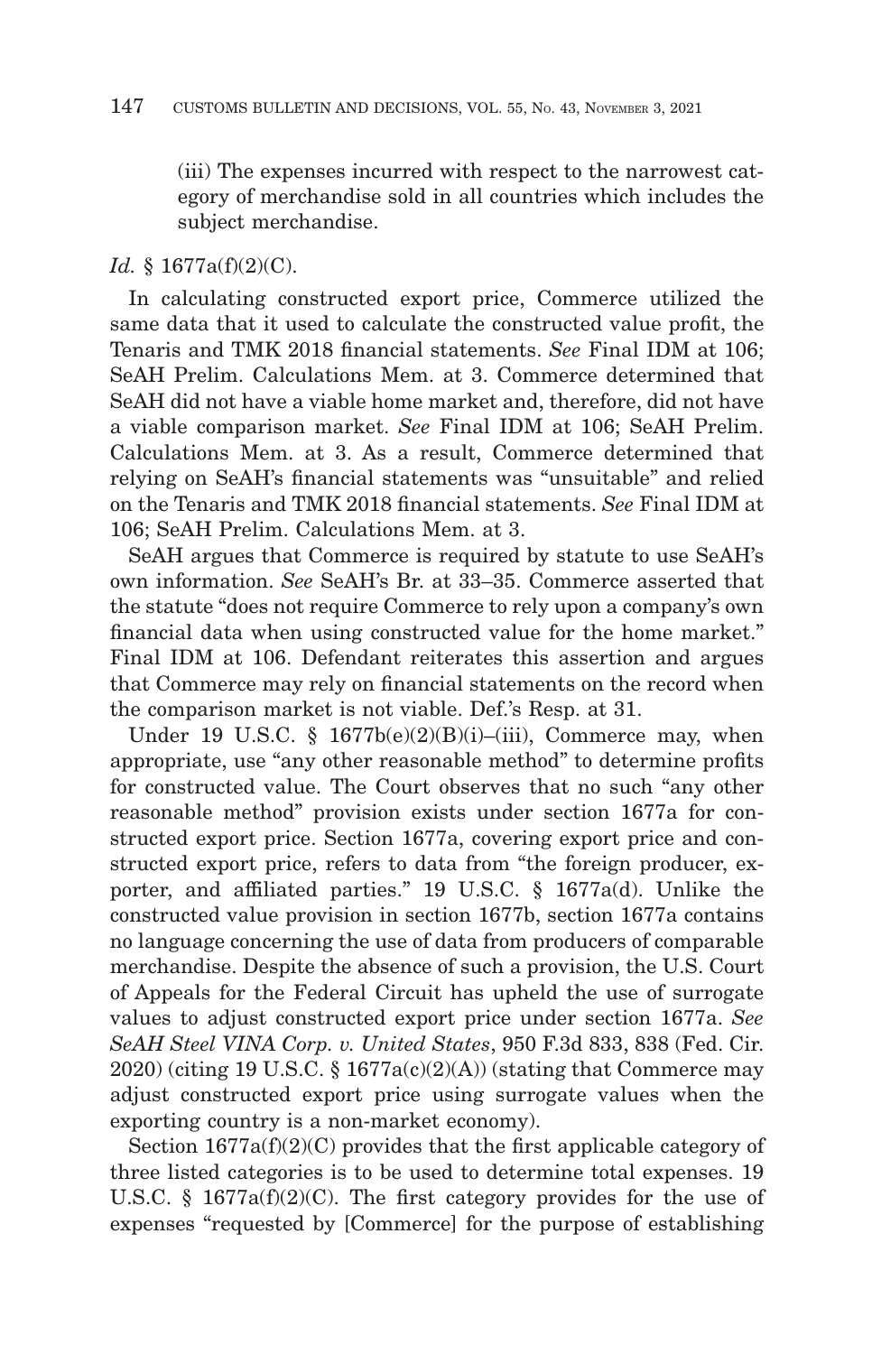(iii) The expenses incurred with respect to the narrowest category of merchandise sold in all countries which includes the subject merchandise.

*Id.* § 1677a(f)(2)(C).

In calculating constructed export price, Commerce utilized the same data that it used to calculate the constructed value profit, the Tenaris and TMK 2018 financial statements. *See* Final IDM at 106; SeAH Prelim. Calculations Mem. at 3. Commerce determined that SeAH did not have a viable home market and, therefore, did not have a viable comparison market. *See* Final IDM at 106; SeAH Prelim. Calculations Mem. at 3. As a result, Commerce determined that relying on SeAH's financial statements was "unsuitable" and relied on the Tenaris and TMK 2018 financial statements. *See* Final IDM at 106; SeAH Prelim. Calculations Mem. at 3.

SeAH argues that Commerce is required by statute to use SeAH's own information. *See* SeAH's Br. at 33–35. Commerce asserted that the statute "does not require Commerce to rely upon a company's own financial data when using constructed value for the home market." Final IDM at 106. Defendant reiterates this assertion and argues that Commerce may rely on financial statements on the record when the comparison market is not viable. Def.'s Resp. at 31.

Under 19 U.S.C. § 1677b(e)(2)(B)(i)–(iii), Commerce may, when appropriate, use "any other reasonable method" to determine profits for constructed value. The Court observes that no such "any other reasonable method" provision exists under section 1677a for constructed export price. Section 1677a, covering export price and constructed export price, refers to data from "the foreign producer, exporter, and affiliated parties." 19 U.S.C. § 1677a(d). Unlike the constructed value provision in section 1677b, section 1677a contains no language concerning the use of data from producers of comparable merchandise. Despite the absence of such a provision, the U.S. Court of Appeals for the Federal Circuit has upheld the use of surrogate values to adjust constructed export price under section 1677a. *See SeAH Steel VINA Corp. v. United States*, 950 F.3d 833, 838 (Fed. Cir. 2020) (citing 19 U.S.C. § 1677a(c)(2)(A)) (stating that Commerce may adjust constructed export price using surrogate values when the exporting country is a non-market economy).

Section 1677a(f)(2)(C) provides that the first applicable category of three listed categories is to be used to determine total expenses. 19 U.S.C. § 1677a(f)(2)(C). The first category provides for the use of expenses "requested by [Commerce] for the purpose of establishing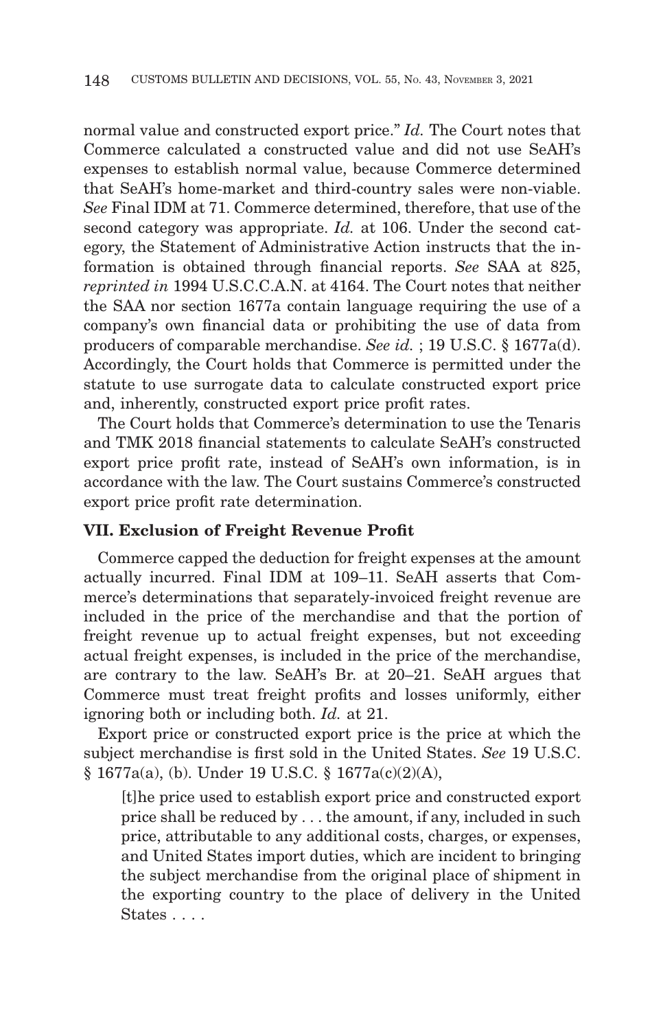normal value and constructed export price." *Id.* The Court notes that Commerce calculated a constructed value and did not use SeAH's expenses to establish normal value, because Commerce determined that SeAH's home-market and third-country sales were non-viable. *See* Final IDM at 71. Commerce determined, therefore, that use of the second category was appropriate. *Id.* at 106. Under the second category, the Statement of Administrative Action instructs that the information is obtained through financial reports. *See* SAA at 825, *reprinted in* 1994 U.S.C.C.A.N. at 4164. The Court notes that neither the SAA nor section 1677a contain language requiring the use of a company's own financial data or prohibiting the use of data from producers of comparable merchandise. *See id.* ; 19 U.S.C. § 1677a(d). Accordingly, the Court holds that Commerce is permitted under the statute to use surrogate data to calculate constructed export price and, inherently, constructed export price profit rates.

The Court holds that Commerce's determination to use the Tenaris and TMK 2018 financial statements to calculate SeAH's constructed export price profit rate, instead of SeAH's own information, is in accordance with the law. The Court sustains Commerce's constructed export price profit rate determination.

### VII. Exclusion of Freight Revenue Profit

Commerce capped the deduction for freight expenses at the amount actually incurred. Final IDM at 109–11. SeAH asserts that Commerce's determinations that separately-invoiced freight revenue are included in the price of the merchandise and that the portion of freight revenue up to actual freight expenses, but not exceeding actual freight expenses, is included in the price of the merchandise, are contrary to the law. SeAH's Br. at 20–21. SeAH argues that Commerce must treat freight profits and losses uniformly, either ignoring both or including both. *Id.* at 21.

Export price or constructed export price is the price at which the subject merchandise is first sold in the United States. *See* 19 U.S.C. § 1677a(a), (b). Under 19 U.S.C. § 1677a(c)(2)(A),

> [t]he price used to establish export price and constructed export price shall be reduced by . . . the amount, if any, included in such price, attributable to any additional costs, charges, or expenses, and United States import duties, which are incident to bringing the subject merchandise from the original place of shipment in the exporting country to the place of delivery in the United States . . . .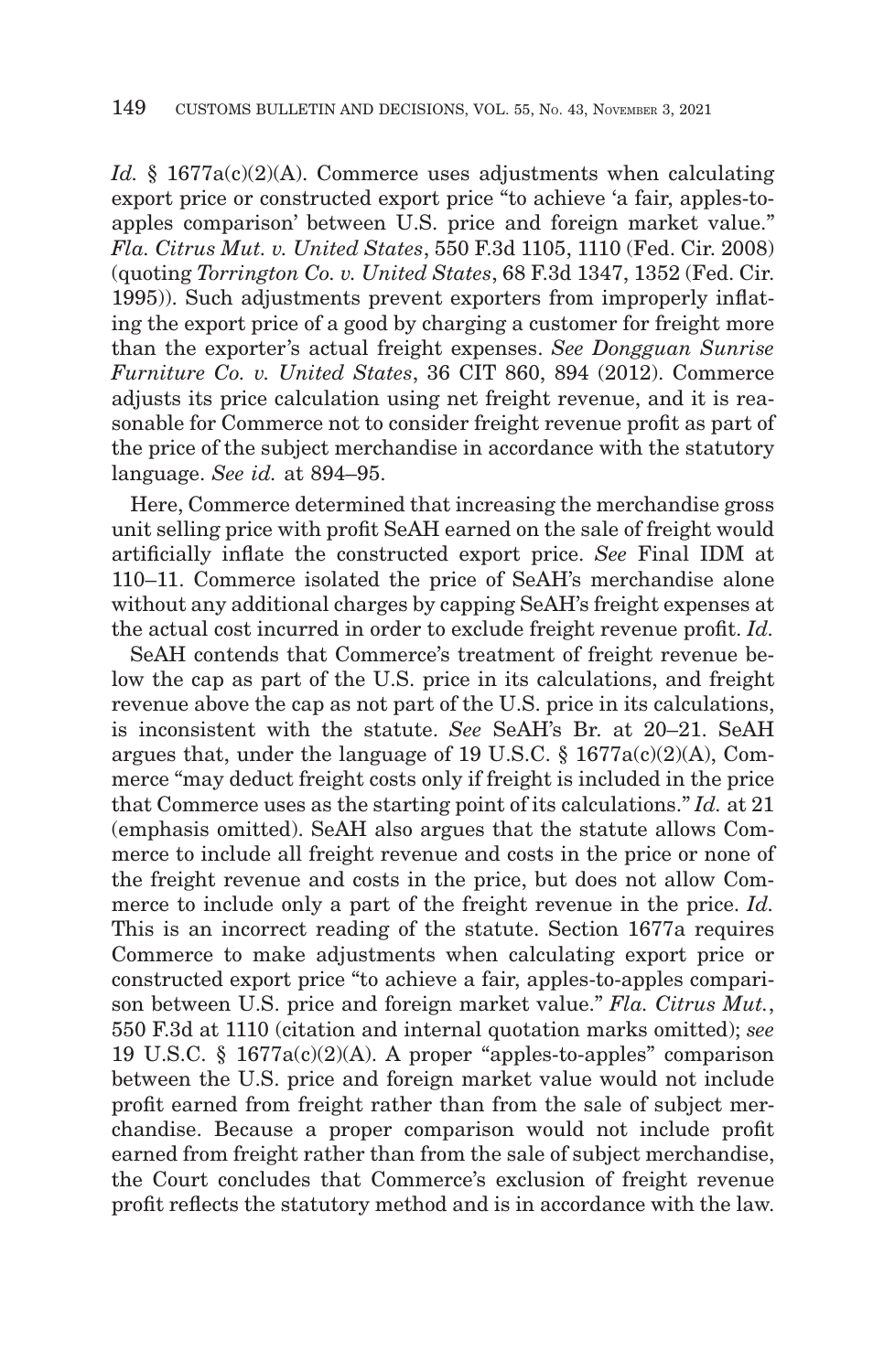*Id.* § 1677a(c)(2)(A). Commerce uses adjustments when calculating export price or constructed export price "to achieve 'a fair, apples-to-apples comparison' between U.S. price and foreign market value." *Fla. Citrus Mut. v. United States*, 550 F.3d 1105, 1110 (Fed. Cir. 2008) (quoting *Torrington Co. v. United States*, 68 F.3d 1347, 1352 (Fed. Cir. 1995)). Such adjustments prevent exporters from improperly inflating the export price of a good by charging a customer for freight more than the exporter's actual freight expenses. *See Dongguan Sunrise Furniture Co. v. United States*, 36 CIT 860, 894 (2012). Commerce adjusts its price calculation using net freight revenue, and it is reasonable for Commerce not to consider freight revenue profit as part of the price of the subject merchandise in accordance with the statutory language. *See id.* at 894–95.

Here, Commerce determined that increasing the merchandise gross unit selling price with profit SeAH earned on the sale of freight would artificially inflate the constructed export price. *See* Final IDM at 110–11. Commerce isolated the price of SeAH's merchandise alone without any additional charges by capping SeAH's freight expenses at the actual cost incurred in order to exclude freight revenue profit. *Id.*

SeAH contends that Commerce's treatment of freight revenue below the cap as part of the U.S. price in its calculations, and freight revenue above the cap as not part of the U.S. price in its calculations, is inconsistent with the statute. *See* SeAH's Br. at 20–21. SeAH argues that, under the language of 19 U.S.C. § 1677a(c)(2)(A), Commerce "may deduct freight costs only if freight is included in the price that Commerce uses as the starting point of its calculations." *Id.* at 21 (emphasis omitted). SeAH also argues that the statute allows Commerce to include all freight revenue and costs in the price or none of the freight revenue and costs in the price, but does not allow Commerce to include only a part of the freight revenue in the price. *Id.* This is an incorrect reading of the statute. Section 1677a requires Commerce to make adjustments when calculating export price or constructed export price "to achieve a fair, apples-to-apples comparison between U.S. price and foreign market value." *Fla. Citrus Mut.*, 550 F.3d at 1110 (citation and internal quotation marks omitted); *see* 19 U.S.C. § 1677a(c)(2)(A). A proper "apples-to-apples" comparison between the U.S. price and foreign market value would not include profit earned from freight rather than from the sale of subject merchandise. Because a proper comparison would not include profit earned from freight rather than from the sale of subject merchandise, the Court concludes that Commerce's exclusion of freight revenue profit reflects the statutory method and is in accordance with the law.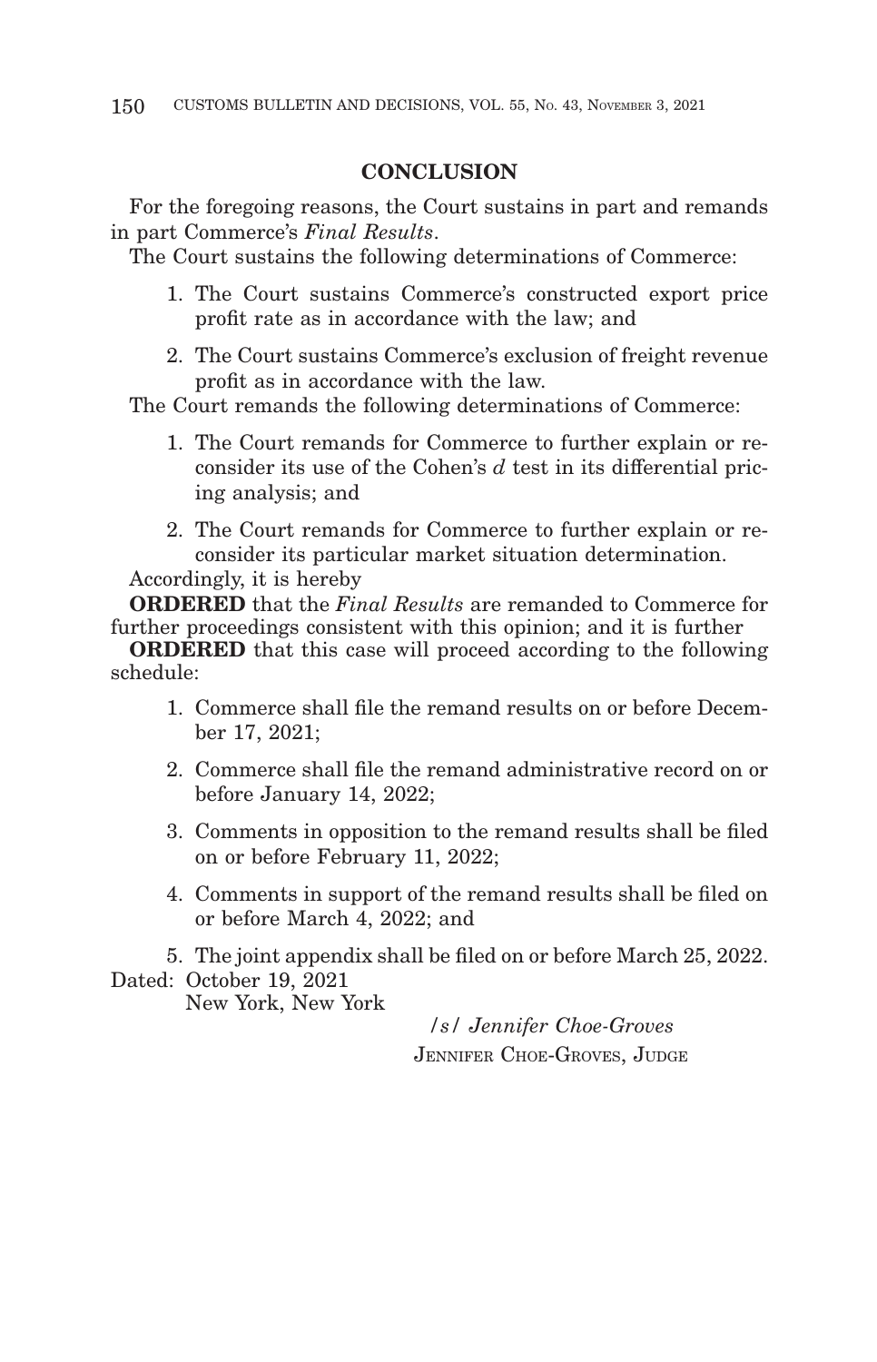## CONCLUSION

For the foregoing reasons, the Court sustains in part and remands in part Commerce's *Final Results*.

The Court sustains the following determinations of Commerce:

1. The Court sustains Commerce's constructed export price profit rate as in accordance with the law; and
2. The Court sustains Commerce's exclusion of freight revenue profit as in accordance with the law.

The Court remands the following determinations of Commerce:

1. The Court remands for Commerce to further explain or reconsider its use of the Cohen's *d* test in its differential pricing analysis; and
2. The Court remands for Commerce to further explain or reconsider its particular market situation determination.

Accordingly, it is hereby

**ORDERED** that the *Final Results* are remanded to Commerce for further proceedings consistent with this opinion; and it is further

**ORDERED** that this case will proceed according to the following schedule:

1. Commerce shall file the remand results on or before December 17, 2021;
2. Commerce shall file the remand administrative record on or before January 14, 2022;
3. Comments in opposition to the remand results shall be filed on or before February 11, 2022;
4. Comments in support of the remand results shall be filed on or before March 4, 2022; and
5. The joint appendix shall be filed on or before March 25, 2022.

Dated: October 19, 2021
New York, New York

*/s/ Jennifer Choe-Groves*
JENNIFER CHOE-GROVES, JUDGE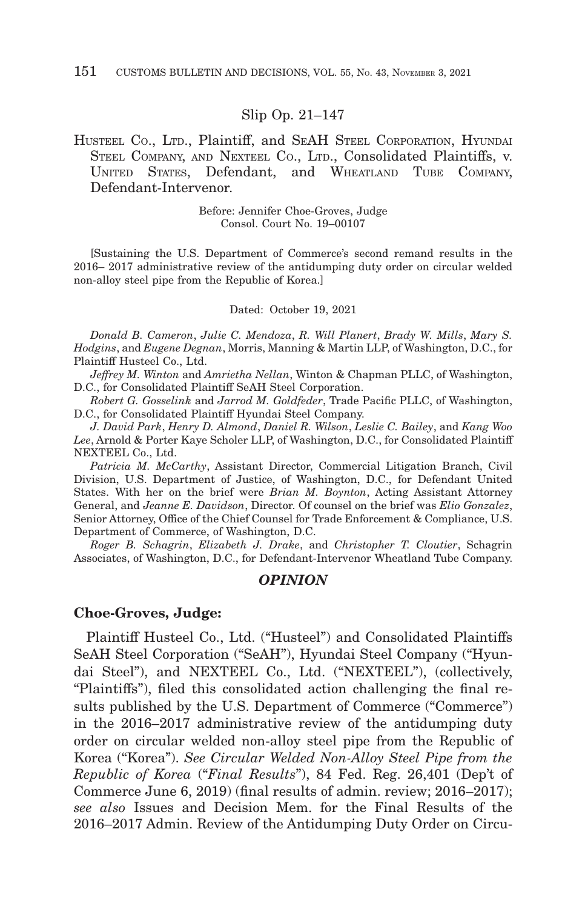Slip Op. 21–147

HUSTEEL CO., LTD., Plaintiff, and SEAH STEEL CORPORATION, HYUNDAI STEEL COMPANY, AND NEXTEEL CO., LTD., Consolidated Plaintiffs, v. UNITED STATES, Defendant, and WHEATLAND TUBE COMPANY, Defendant-Intervenor.

Before: Jennifer Choe-Groves, Judge
Consol. Court No. 19–00107

[Sustaining the U.S. Department of Commerce's second remand results in the 2016– 2017 administrative review of the antidumping duty order on circular welded non-alloy steel pipe from the Republic of Korea.]

Dated: October 19, 2021

*Donald B. Cameron*, *Julie C. Mendoza*, *R. Will Planert*, *Brady W. Mills*, *Mary S. Hodgins*, and *Eugene Degnan*, Morris, Manning & Martin LLP, of Washington, D.C., for Plaintiff Husteel Co., Ltd.

*Jeffrey M. Winton* and *Amrietha Nellan*, Winton & Chapman PLLC, of Washington, D.C., for Consolidated Plaintiff SeAH Steel Corporation.

*Robert G. Gosselink* and *Jarrod M. Goldfeder*, Trade Pacific PLLC, of Washington, D.C., for Consolidated Plaintiff Hyundai Steel Company.

*J. David Park*, *Henry D. Almond*, *Daniel R. Wilson*, *Leslie C. Bailey*, and *Kang Woo Lee*, Arnold & Porter Kaye Scholer LLP, of Washington, D.C., for Consolidated Plaintiff NEXTEEL Co., Ltd.

*Patricia M. McCarthy*, Assistant Director, Commercial Litigation Branch, Civil Division, U.S. Department of Justice, of Washington, D.C., for Defendant United States. With her on the brief were *Brian M. Boynton*, Acting Assistant Attorney General, and *Jeanne E. Davidson*, Director. Of counsel on the brief was *Elio Gonzalez*, Senior Attorney, Office of the Chief Counsel for Trade Enforcement & Compliance, U.S. Department of Commerce, of Washington, D.C.

*Roger B. Schagrin*, *Elizabeth J. Drake*, and *Christopher T. Cloutier*, Schagrin Associates, of Washington, D.C., for Defendant-Intervenor Wheatland Tube Company.

## *OPINION*

**Choe-Groves, Judge:**

Plaintiff Husteel Co., Ltd. ("Husteel") and Consolidated Plaintiffs SeAH Steel Corporation ("SeAH"), Hyundai Steel Company ("Hyundai Steel"), and NEXTEEL Co., Ltd. ("NEXTEEL"), (collectively, "Plaintiffs"), filed this consolidated action challenging the final results published by the U.S. Department of Commerce ("Commerce") in the 2016–2017 administrative review of the antidumping duty order on circular welded non-alloy steel pipe from the Republic of Korea ("Korea"). *See Circular Welded Non-Alloy Steel Pipe from the Republic of Korea* ("*Final Results*"), 84 Fed. Reg. 26,401 (Dep't of Commerce June 6, 2019) (final results of admin. review; 2016–2017); *see also* Issues and Decision Mem. for the Final Results of the 2016–2017 Admin. Review of the Antidumping Duty Order on Circu-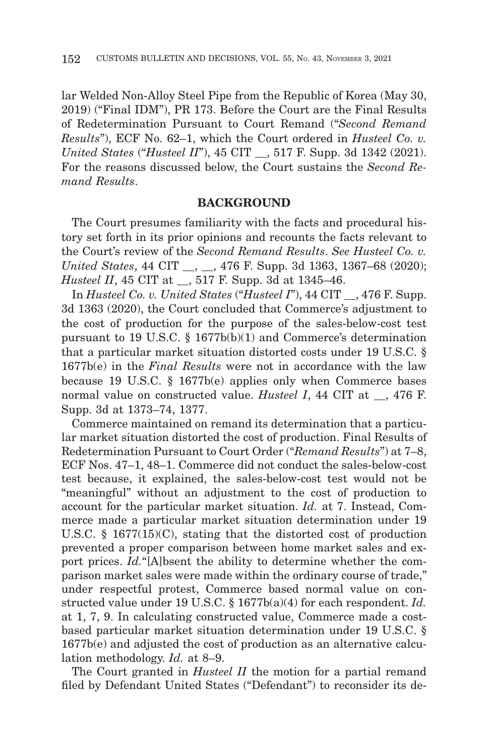lar Welded Non-Alloy Steel Pipe from the Republic of Korea (May 30, 2019) ("Final IDM"), PR 173. Before the Court are the Final Results of Redetermination Pursuant to Court Remand ("*Second Remand Results*"), ECF No. 62–1, which the Court ordered in *Husteel Co. v. United States* ("*Husteel II*"), 45 CIT __, 517 F. Supp. 3d 1342 (2021). For the reasons discussed below, the Court sustains the *Second Remand Results*.

## BACKGROUND

The Court presumes familiarity with the facts and procedural history set forth in its prior opinions and recounts the facts relevant to the Court's review of the *Second Remand Results*. *See Husteel Co. v. United States*, 44 CIT __, __, 476 F. Supp. 3d 1363, 1367–68 (2020); *Husteel II*, 45 CIT at __, 517 F. Supp. 3d at 1345–46.

In *Husteel Co. v. United States* ("*Husteel I*"), 44 CIT __, 476 F. Supp. 3d 1363 (2020), the Court concluded that Commerce's adjustment to the cost of production for the purpose of the sales-below-cost test pursuant to 19 U.S.C. § 1677b(b)(1) and Commerce's determination that a particular market situation distorted costs under 19 U.S.C. § 1677b(e) in the *Final Results* were not in accordance with the law because 19 U.S.C. § 1677b(e) applies only when Commerce bases normal value on constructed value. *Husteel I*, 44 CIT at __, 476 F. Supp. 3d at 1373–74, 1377.

Commerce maintained on remand its determination that a particular market situation distorted the cost of production. Final Results of Redetermination Pursuant to Court Order ("*Remand Results*") at 7–8, ECF Nos. 47–1, 48–1. Commerce did not conduct the sales-below-cost test because, it explained, the sales-below-cost test would not be "meaningful" without an adjustment to the cost of production to account for the particular market situation. *Id.* at 7. Instead, Commerce made a particular market situation determination under 19 U.S.C. § 1677(15)(C), stating that the distorted cost of production prevented a proper comparison between home market sales and export prices. *Id.*"[A]bsent the ability to determine whether the comparison market sales were made within the ordinary course of trade," under respectful protest, Commerce based normal value on constructed value under 19 U.S.C. § 1677b(a)(4) for each respondent. *Id.* at 1, 7, 9. In calculating constructed value, Commerce made a cost-based particular market situation determination under 19 U.S.C. § 1677b(e) and adjusted the cost of production as an alternative calculation methodology. *Id.* at 8–9.

The Court granted in *Husteel II* the motion for a partial remand filed by Defendant United States ("Defendant") to reconsider its de-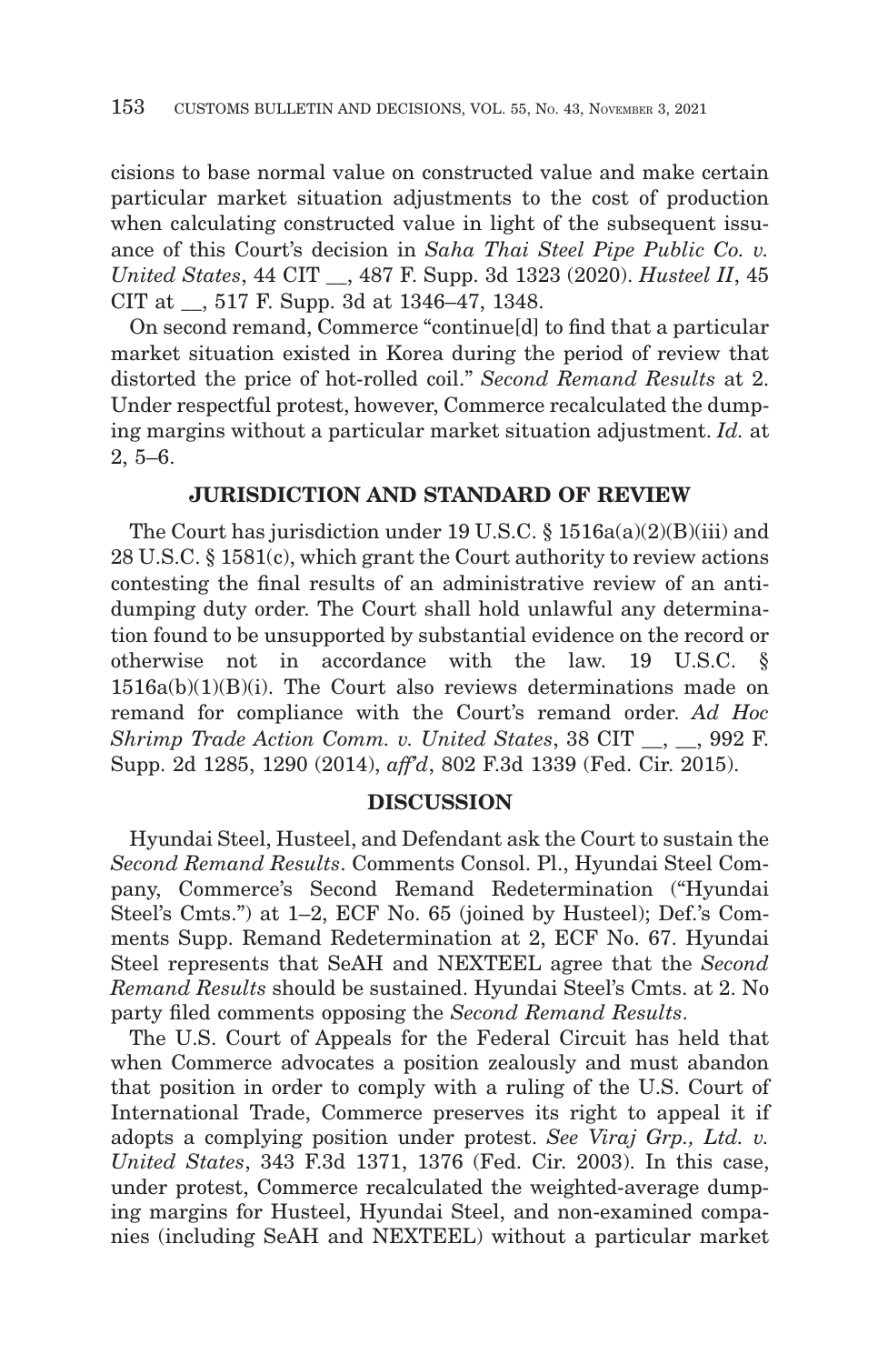cisions to base normal value on constructed value and make certain particular market situation adjustments to the cost of production when calculating constructed value in light of the subsequent issuance of this Court's decision in *Saha Thai Steel Pipe Public Co. v. United States*, 44 CIT __, 487 F. Supp. 3d 1323 (2020). *Husteel II*, 45 CIT at __, 517 F. Supp. 3d at 1346–47, 1348.

On second remand, Commerce "continue[d] to find that a particular market situation existed in Korea during the period of review that distorted the price of hot-rolled coil." *Second Remand Results* at 2. Under respectful protest, however, Commerce recalculated the dumping margins without a particular market situation adjustment. *Id.* at 2, 5–6.

## JURISDICTION AND STANDARD OF REVIEW

The Court has jurisdiction under 19 U.S.C. § 1516a(a)(2)(B)(iii) and 28 U.S.C. § 1581(c), which grant the Court authority to review actions contesting the final results of an administrative review of an antidumping duty order. The Court shall hold unlawful any determination found to be unsupported by substantial evidence on the record or otherwise not in accordance with the law. 19 U.S.C. § 1516a(b)(1)(B)(i). The Court also reviews determinations made on remand for compliance with the Court's remand order. *Ad Hoc Shrimp Trade Action Comm. v. United States*, 38 CIT __, __, 992 F. Supp. 2d 1285, 1290 (2014), *aff'd*, 802 F.3d 1339 (Fed. Cir. 2015).

## DISCUSSION

Hyundai Steel, Husteel, and Defendant ask the Court to sustain the *Second Remand Results*. Comments Consol. Pl., Hyundai Steel Company, Commerce's Second Remand Redetermination ("Hyundai Steel's Cmts.") at 1–2, ECF No. 65 (joined by Husteel); Def.'s Comments Supp. Remand Redetermination at 2, ECF No. 67. Hyundai Steel represents that SeAH and NEXTEEL agree that the *Second Remand Results* should be sustained. Hyundai Steel's Cmts. at 2. No party filed comments opposing the *Second Remand Results*.

The U.S. Court of Appeals for the Federal Circuit has held that when Commerce advocates a position zealously and must abandon that position in order to comply with a ruling of the U.S. Court of International Trade, Commerce preserves its right to appeal it if adopts a complying position under protest. *See Viraj Grp., Ltd. v. United States*, 343 F.3d 1371, 1376 (Fed. Cir. 2003). In this case, under protest, Commerce recalculated the weighted-average dumping margins for Husteel, Hyundai Steel, and non-examined companies (including SeAH and NEXTEEL) without a particular market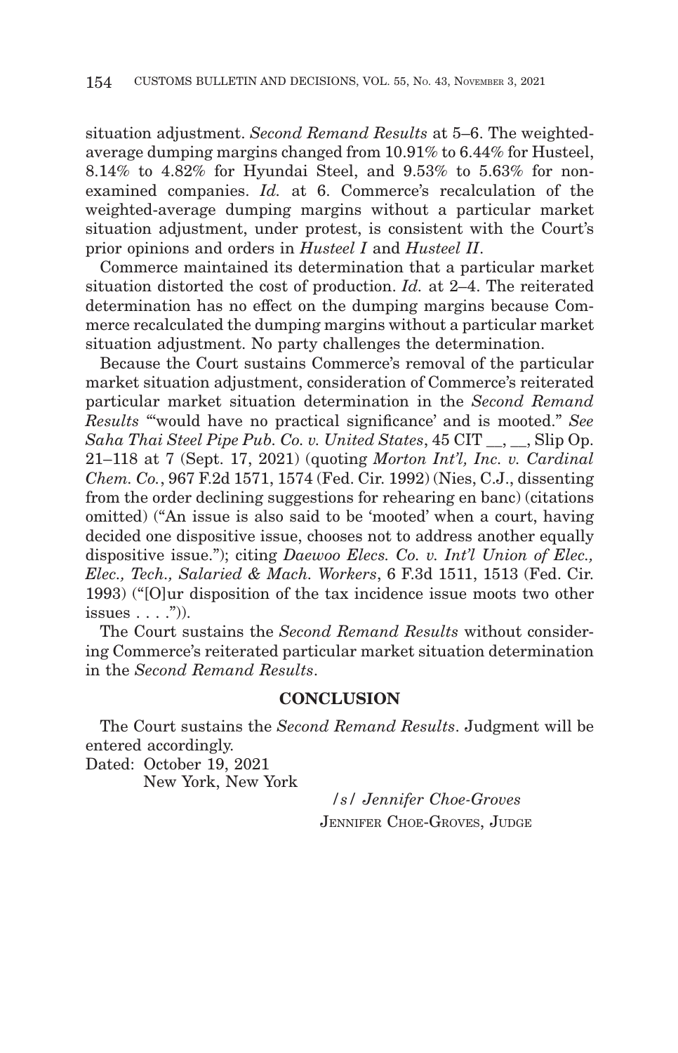situation adjustment. *Second Remand Results* at 5–6. The weighted-average dumping margins changed from 10.91% to 6.44% for Husteel, 8.14% to 4.82% for Hyundai Steel, and 9.53% to 5.63% for non-examined companies. *Id.* at 6. Commerce's recalculation of the weighted-average dumping margins without a particular market situation adjustment, under protest, is consistent with the Court's prior opinions and orders in *Husteel I* and *Husteel II*.

Commerce maintained its determination that a particular market situation distorted the cost of production. *Id.* at 2–4. The reiterated determination has no effect on the dumping margins because Commerce recalculated the dumping margins without a particular market situation adjustment. No party challenges the determination.

Because the Court sustains Commerce's removal of the particular market situation adjustment, consideration of Commerce's reiterated particular market situation determination in the *Second Remand Results* "'would have no practical significance' and is mooted." *See Saha Thai Steel Pipe Pub. Co. v. United States*, 45 CIT \_\_, \_\_, Slip Op. 21–118 at 7 (Sept. 17, 2021) (quoting *Morton Int'l, Inc. v. Cardinal Chem. Co.*, 967 F.2d 1571, 1574 (Fed. Cir. 1992) (Nies, C.J., dissenting from the order declining suggestions for rehearing en banc) (citations omitted) ("An issue is also said to be 'mooted' when a court, having decided one dispositive issue, chooses not to address another equally dispositive issue."); citing *Daewoo Elecs. Co. v. Int'l Union of Elec., Elec., Tech., Salaried & Mach. Workers*, 6 F.3d 1511, 1513 (Fed. Cir. 1993) ("[O]ur disposition of the tax incidence issue moots two other issues . . . .")).

The Court sustains the *Second Remand Results* without considering Commerce's reiterated particular market situation determination in the *Second Remand Results*.

## CONCLUSION

The Court sustains the *Second Remand Results*. Judgment will be entered accordingly.

Dated: October 19, 2021
New York, New York

/s/ *Jennifer Choe-Groves*
JENNIFER CHOE-GROVES, JUDGE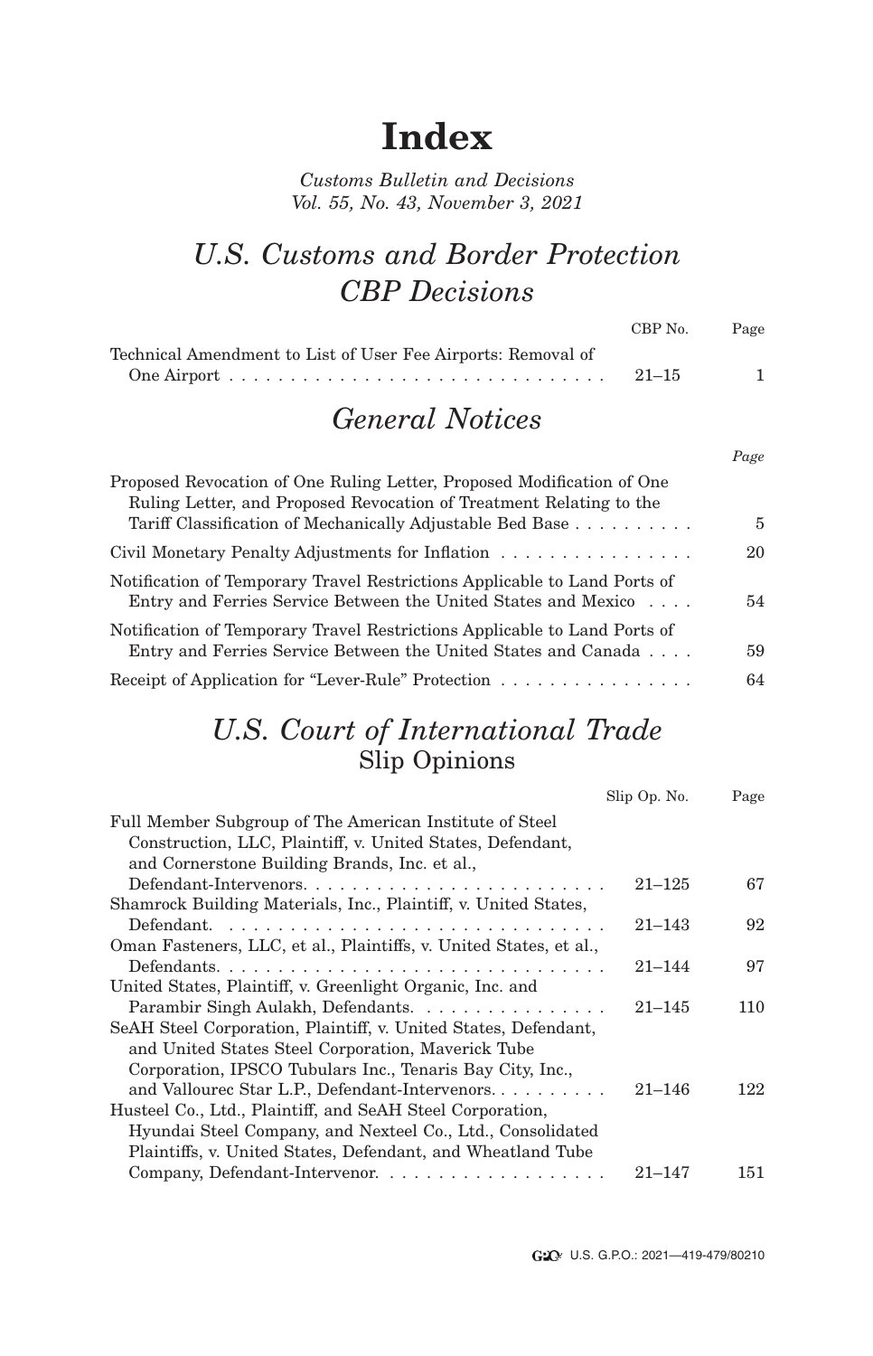# Index

*Customs Bulletin and Decisions*
*Vol. 55, No. 43, November 3, 2021*

## *U.S. Customs and Border Protection*
## *CBP Decisions*

| | CBP No. | Page |
|---|---|---|
| Technical Amendment to List of User Fee Airports: Removal of One Airport | 21–15 | 1 |

## *General Notices*

| | *Page* |
|---|---|
| Proposed Revocation of One Ruling Letter, Proposed Modification of One Ruling Letter, and Proposed Revocation of Treatment Relating to the Tariff Classification of Mechanically Adjustable Bed Base | 5 |
| Civil Monetary Penalty Adjustments for Inflation | 20 |
| Notification of Temporary Travel Restrictions Applicable to Land Ports of Entry and Ferries Service Between the United States and Mexico | 54 |
| Notification of Temporary Travel Restrictions Applicable to Land Ports of Entry and Ferries Service Between the United States and Canada | 59 |
| Receipt of Application for "Lever-Rule" Protection | 64 |

## *U.S. Court of International Trade*
### Slip Opinions

| | Slip Op. No. | Page |
|---|---|---|
| Full Member Subgroup of The American Institute of Steel Construction, LLC, Plaintiff, v. United States, Defendant, and Cornerstone Building Brands, Inc. et al., Defendant-Intervenors. | 21–125 | 67 |
| Shamrock Building Materials, Inc., Plaintiff, v. United States, Defendant. | 21–143 | 92 |
| Oman Fasteners, LLC, et al., Plaintiffs, v. United States, et al., Defendants. | 21–144 | 97 |
| United States, Plaintiff, v. Greenlight Organic, Inc. and Parambir Singh Aulakh, Defendants. | 21–145 | 110 |
| SeAH Steel Corporation, Plaintiff, v. United States, Defendant, and United States Steel Corporation, Maverick Tube Corporation, IPSCO Tubulars Inc., Tenaris Bay City, Inc., and Vallourec Star L.P., Defendant-Intervenors. | 21–146 | 122 |
| Husteel Co., Ltd., Plaintiff, and SeAH Steel Corporation, Hyundai Steel Company, and Nexteel Co., Ltd., Consolidated Plaintiffs, v. United States, Defendant, and Wheatland Tube Company, Defendant-Intervenor. | 21–147 | 151 |

U.S. G.P.O.: 2021—419-479/80210